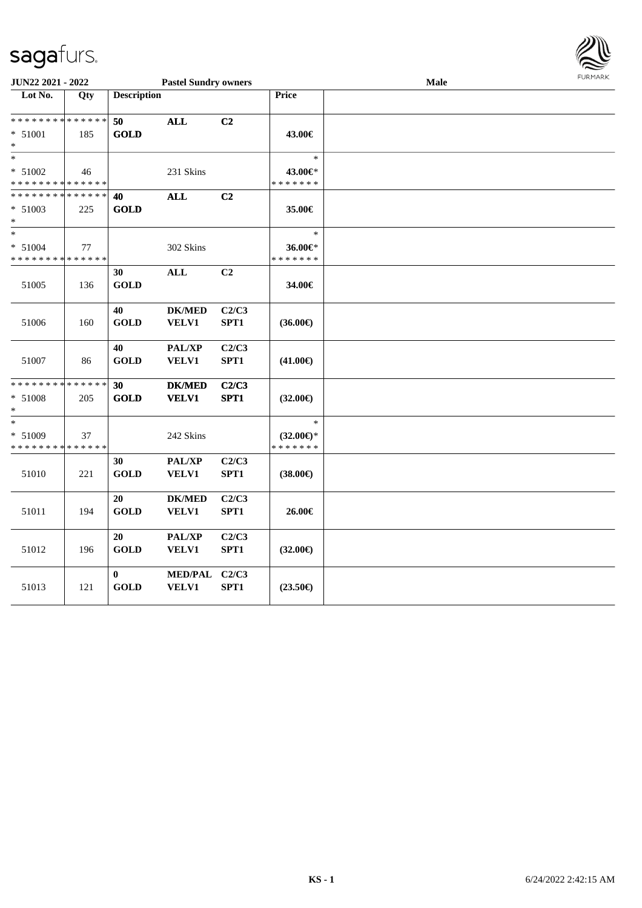JUN22 2021 - 2022 — Pastel Sundry owners — Male

| Lot No. | Qty | Description | | | Price | |
|---|---|---|---|---|---|---|
| * * * * * * * * * * * * * * | | 50 | ALL | C2 | | |
| * 51001 | 185 | GOLD | | | 43.00€ | |
| * | | | | | | |
| * | | | | | * | |
| * 51002 | 46 | | 231 Skins | | 43.00€* | |
| * * * * * * * * * * * * * * | | | | | * * * * * * * | |
| * * * * * * * * * * * * * * | | 40 | ALL | C2 | | |
| * 51003 | 225 | GOLD | | | 35.00€ | |
| * | | | | | | |
| * | | | | | * | |
| * 51004 | 77 | | 302 Skins | | 36.00€* | |
| * * * * * * * * * * * * * * | | | | | * * * * * * * | |
| 51005 | 136 | 30 GOLD | ALL | C2 | 34.00€ | |
| 51006 | 160 | 40 GOLD | DK/MED VELV1 | C2/C3 SPT1 | (36.00€) | |
| 51007 | 86 | 40 GOLD | PAL/XP VELV1 | C2/C3 SPT1 | (41.00€) | |
| * * * * * * * * * * * * * * | | 30 | DK/MED | C2/C3 | | |
| * 51008 | 205 | GOLD | VELV1 | SPT1 | (32.00€) | |
| * | | | | | | |
| * | | | | | * | |
| * 51009 | 37 | | 242 Skins | | (32.00€)* | |
| * * * * * * * * * * * * * * | | | | | * * * * * * * | |
| 51010 | 221 | 30 GOLD | PAL/XP VELV1 | C2/C3 SPT1 | (38.00€) | |
| 51011 | 194 | 20 GOLD | DK/MED VELV1 | C2/C3 SPT1 | 26.00€ | |
| 51012 | 196 | 20 GOLD | PAL/XP VELV1 | C2/C3 SPT1 | (32.00€) | |
| 51013 | 121 | 0 GOLD | MED/PAL VELV1 | C2/C3 SPT1 | (23.50€) | |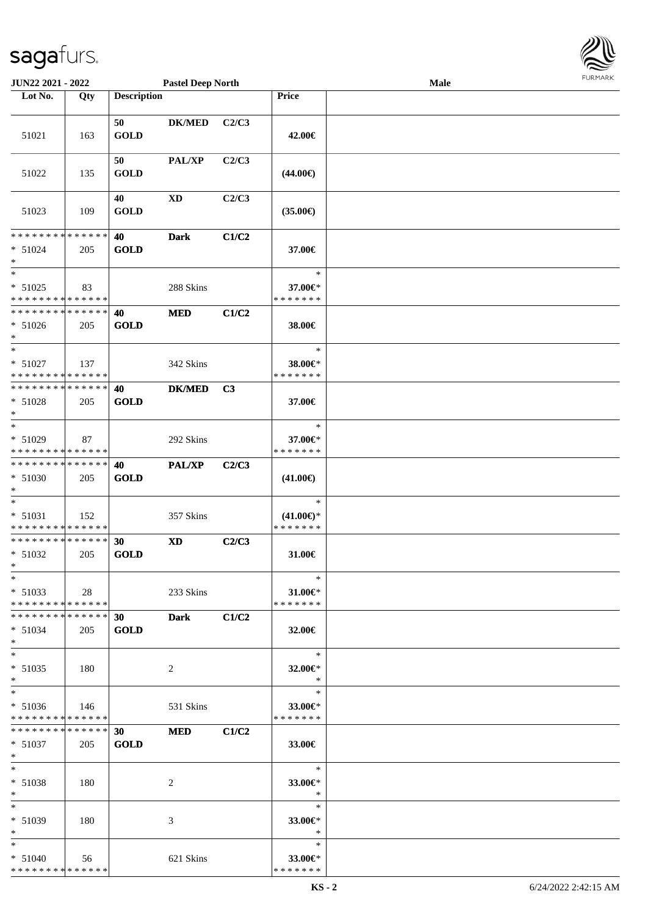JUN22 2021 - 2022 | Pastel Deep North | Male

| Lot No. | Qty | Description | | | Price | |
|---|---|---|---|---|---|---|
| 51021 | 163 | 50 GOLD | DK/MED | C2/C3 | 42.00€ | |
| 51022 | 135 | 50 GOLD | PAL/XP | C2/C3 | (44.00€) | |
| 51023 | 109 | 40 GOLD | XD | C2/C3 | (35.00€) | |
| * * * * * * * * * * * * * * * 51024 * | 205 | 40 GOLD | Dark | C1/C2 | 37.00€ | |
| * * 51025 * * * * * * * * * * * * * * | 83 | | 288 Skins | | * 37.00€* * * * * * * * | |
| * * * * * * * * * * * * * * * 51026 * | 205 | 40 GOLD | MED | C1/C2 | 38.00€ | |
| * * 51027 * * * * * * * * * * * * * * | 137 | | 342 Skins | | * 38.00€* * * * * * * * | |
| * * * * * * * * * * * * * * * 51028 * | 205 | 40 GOLD | DK/MED | C3 | 37.00€ | |
| * * 51029 * * * * * * * * * * * * * * | 87 | | 292 Skins | | * 37.00€* * * * * * * * | |
| * * * * * * * * * * * * * * * 51030 * | 205 | 40 GOLD | PAL/XP | C2/C3 | (41.00€) | |
| * * 51031 * * * * * * * * * * * * * * | 152 | | 357 Skins | | * (41.00€)* * * * * * * * | |
| * * * * * * * * * * * * * * * 51032 * | 205 | 30 GOLD | XD | C2/C3 | 31.00€ | |
| * * 51033 * * * * * * * * * * * * * * | 28 | | 233 Skins | | * 31.00€* * * * * * * * | |
| * * * * * * * * * * * * * * * 51034 * | 205 | 30 GOLD | Dark | C1/C2 | 32.00€ | |
| * * 51035 * | 180 | | 2 | | * 32.00€* * | |
| * * 51036 * * * * * * * * * * * * * * | 146 | | 531 Skins | | * 33.00€* * * * * * * * | |
| * * * * * * * * * * * * * * * 51037 * | 205 | 30 GOLD | MED | C1/C2 | 33.00€ | |
| * * 51038 * | 180 | | 2 | | * 33.00€* * | |
| * * 51039 * | 180 | | 3 | | * 33.00€* * | |
| * * 51040 * * * * * * * * * * * * * * | 56 | | 621 Skins | | * 33.00€* * * * * * * * | |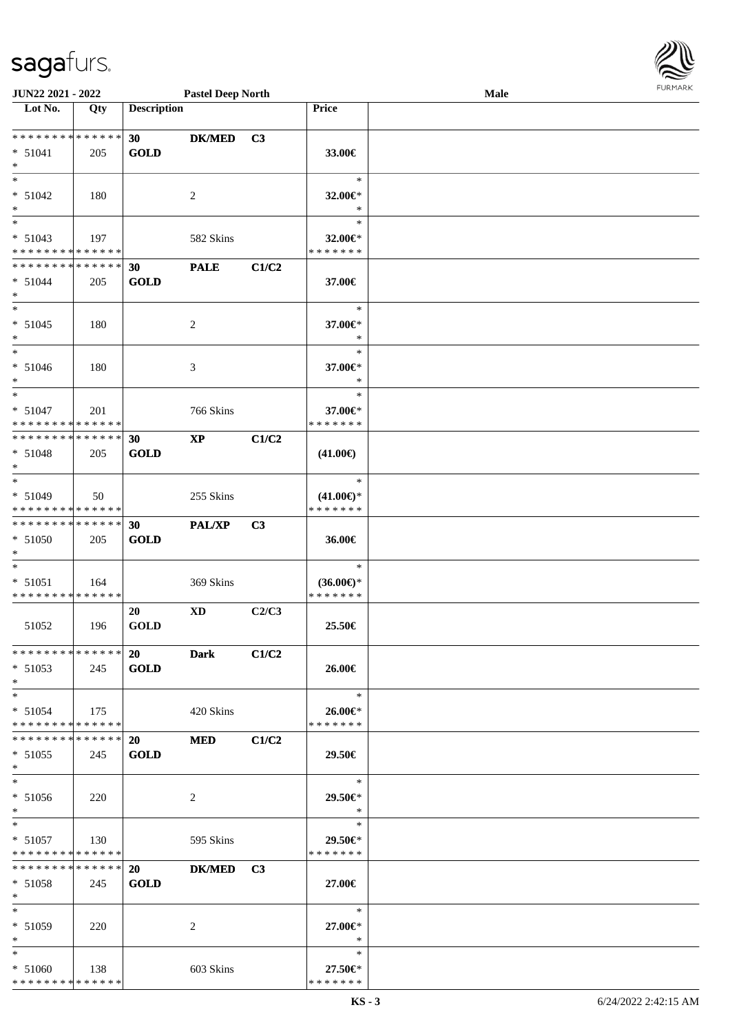JUN22 2021 - 2022 | Pastel Deep North | Male

| Lot No. | Qty | Description | | | Price | |
|---|---|---|---|---|---|---|
| * * * * * * * * * * * * * * | | 30 | DK/MED | C3 | | |
| * 51041 | 205 | GOLD | | | 33.00€ | |
| * | | | | | | |
| * | | | | | * | |
| * 51042 | 180 | | 2 | | 32.00€* | |
| * | | | | | * | |
| * | | | | | * | |
| * 51043 | 197 | | 582 Skins | | 32.00€* | |
| * * * * * * * * * * * * * * | | | | | * * * * * * * | |
| * * * * * * * * * * * * * * | | 30 | PALE | C1/C2 | | |
| * 51044 | 205 | GOLD | | | 37.00€ | |
| * | | | | | | |
| * | | | | | * | |
| * 51045 | 180 | | 2 | | 37.00€* | |
| * | | | | | * | |
| * | | | | | * | |
| * 51046 | 180 | | 3 | | 37.00€* | |
| * | | | | | * | |
| * | | | | | * | |
| * 51047 | 201 | | 766 Skins | | 37.00€* | |
| * * * * * * * * * * * * * * | | | | | * * * * * * * | |
| * * * * * * * * * * * * * * | | 30 | XP | C1/C2 | | |
| * 51048 | 205 | GOLD | | | (41.00€) | |
| * | | | | | | |
| * | | | | | * | |
| * 51049 | 50 | | 255 Skins | | (41.00€)* | |
| * * * * * * * * * * * * * * | | | | | * * * * * * * | |
| * * * * * * * * * * * * * * | | 30 | PAL/XP | C3 | | |
| * 51050 | 205 | GOLD | | | 36.00€ | |
| * | | | | | | |
| * | | | | | * | |
| * 51051 | 164 | | 369 Skins | | (36.00€)* | |
| * * * * * * * * * * * * * * | | | | | * * * * * * * | |
| | | 20 | XD | C2/C3 | | |
| 51052 | 196 | GOLD | | | 25.50€ | |
| * * * * * * * * * * * * * * | | 20 | Dark | C1/C2 | | |
| * 51053 | 245 | GOLD | | | 26.00€ | |
| * | | | | | | |
| * | | | | | * | |
| * 51054 | 175 | | 420 Skins | | 26.00€* | |
| * * * * * * * * * * * * * * | | | | | * * * * * * * | |
| * * * * * * * * * * * * * * | | 20 | MED | C1/C2 | | |
| * 51055 | 245 | GOLD | | | 29.50€ | |
| * | | | | | | |
| * | | | | | * | |
| * 51056 | 220 | | 2 | | 29.50€* | |
| * | | | | | * | |
| * | | | | | * | |
| * 51057 | 130 | | 595 Skins | | 29.50€* | |
| * * * * * * * * * * * * * * | | | | | * * * * * * * | |
| * * * * * * * * * * * * * * | | 20 | DK/MED | C3 | | |
| * 51058 | 245 | GOLD | | | 27.00€ | |
| * | | | | | | |
| * | | | | | * | |
| * 51059 | 220 | | 2 | | 27.00€* | |
| * | | | | | * | |
| * | | | | | * | |
| * 51060 | 138 | | 603 Skins | | 27.50€* | |
| * * * * * * * * * * * * * * | | | | | * * * * * * * | |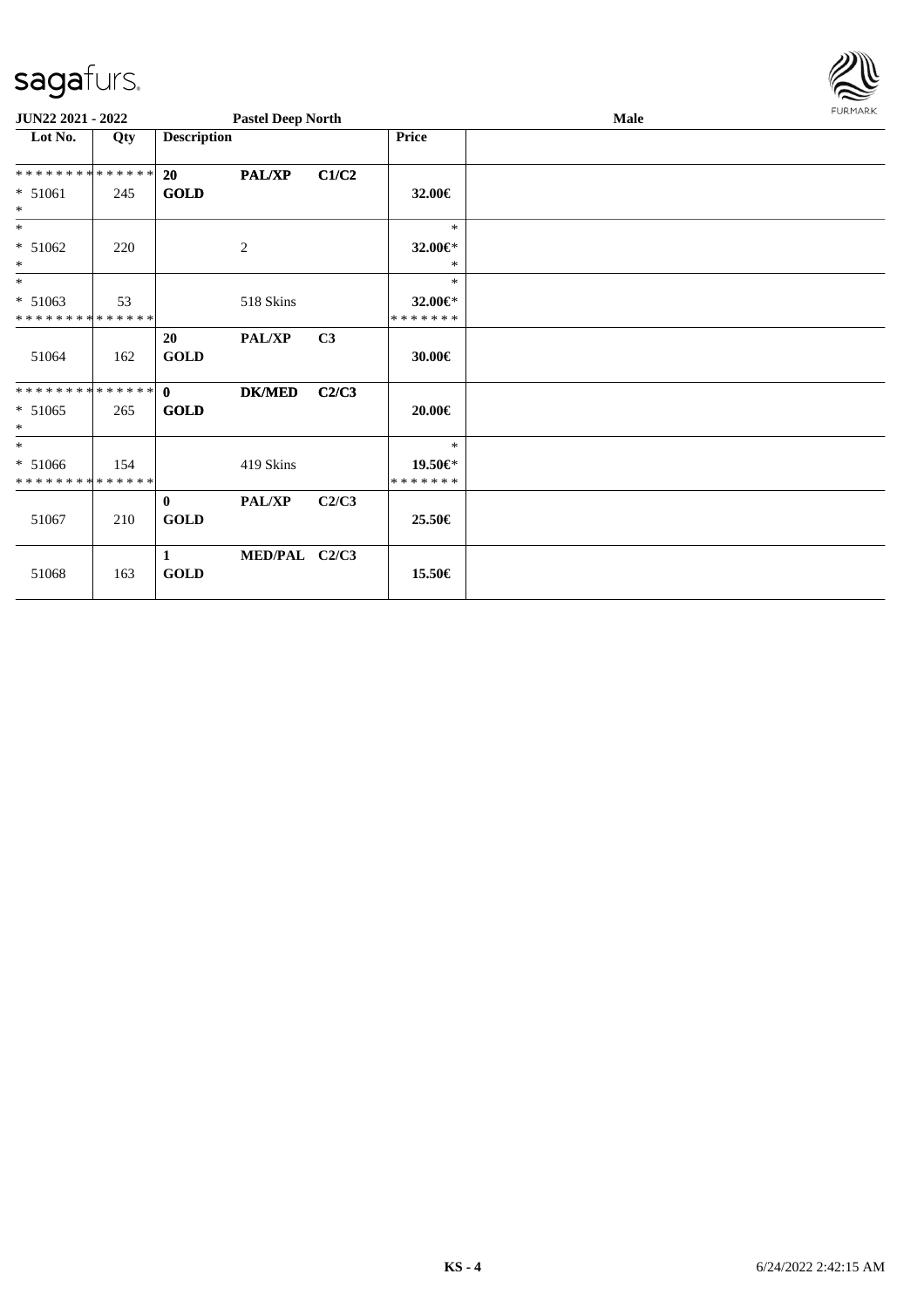| Lot No. | Qty | Description | | | Price | |
|---|---|---|---|---|---|---|
| ************** | | 20 | **PAL/XP** | **C1/C2** | | |
| * 51061 | 245 | **GOLD** | | | **32.00€** | |
| * | | | | | | |
| * | | | | | * | |
| * 51062 | 220 | | 2 | | **32.00€*** | |
| * | | | | | * | |
| * | | | | | * | |
| * 51063 | 53 | | 518 Skins | | **32.00€*** | |
| ************** | | | | | ******* | |
| 51064 | 162 | **20** **GOLD** | **PAL/XP** | **C3** | **30.00€** | |
| ************** | | **0** | **DK/MED** | **C2/C3** | | |
| * 51065 | 265 | **GOLD** | | | **20.00€** | |
| * | | | | | | |
| * | | | | | * | |
| * 51066 | 154 | | 419 Skins | | **19.50€*** | |
| ************** | | | | | ******* | |
| 51067 | 210 | **0** **GOLD** | **PAL/XP** | **C2/C3** | **25.50€** | |
| 51068 | 163 | **1** **GOLD** | **MED/PAL** | **C2/C3** | **15.50€** | |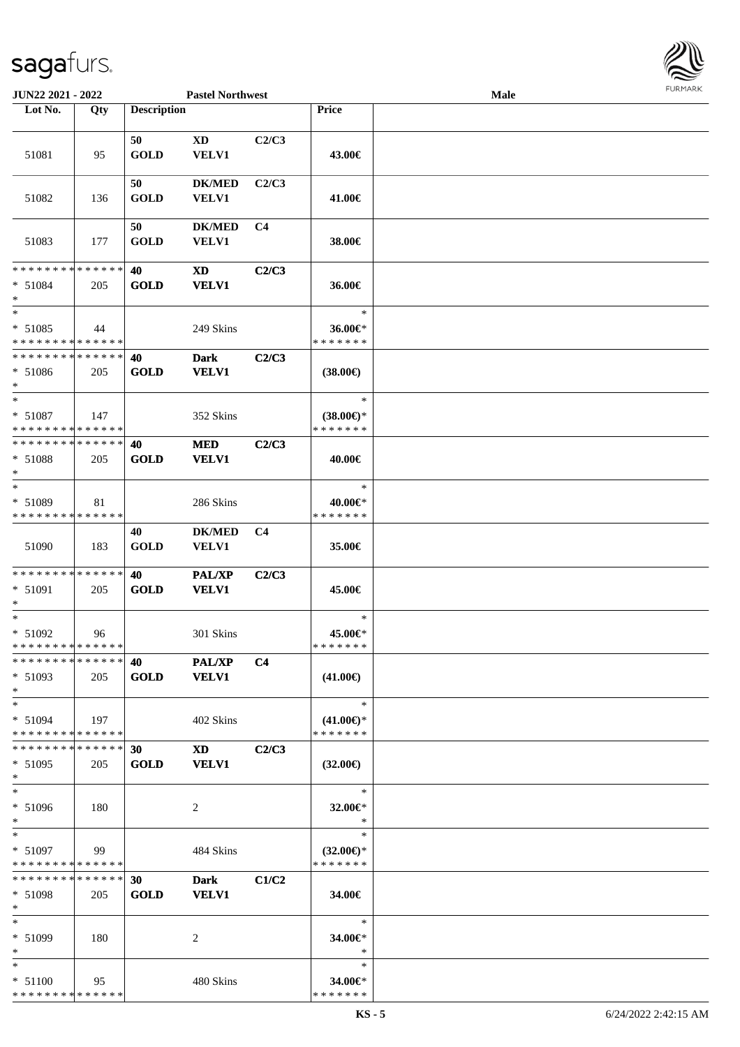JUN22 2021 - 2022 | Pastel Northwest | Male

| Lot No. | Qty | Description | | | Price | |
|---|---|---|---|---|---|---|
| 51081 | 95 | 50 GOLD | XD VELV1 | C2/C3 | 43.00€ | |
| 51082 | 136 | 50 GOLD | DK/MED VELV1 | C2/C3 | 41.00€ | |
| 51083 | 177 | 50 GOLD | DK/MED VELV1 | C4 | 38.00€ | |
| * * * * * * * * * * * * * * * 51084 * | 205 | 40 GOLD | XD VELV1 | C2/C3 | 36.00€ | |
| * * 51085 * * * * * * * * * * * * * * | 44 | | 249 Skins | | * 36.00€* * * * * * * * | |
| * * * * * * * * * * * * * * * 51086 * | 205 | 40 GOLD | Dark VELV1 | C2/C3 | (38.00€) | |
| * * 51087 * * * * * * * * * * * * * * | 147 | | 352 Skins | | * (38.00€)* * * * * * * * | |
| * * * * * * * * * * * * * * * 51088 * | 205 | 40 GOLD | MED VELV1 | C2/C3 | 40.00€ | |
| * * 51089 * * * * * * * * * * * * * * | 81 | | 286 Skins | | * 40.00€* * * * * * * * | |
| 51090 | 183 | 40 GOLD | DK/MED VELV1 | C4 | 35.00€ | |
| * * * * * * * * * * * * * * * 51091 * | 205 | 40 GOLD | PAL/XP VELV1 | C2/C3 | 45.00€ | |
| * * 51092 * * * * * * * * * * * * * * | 96 | | 301 Skins | | * 45.00€* * * * * * * * | |
| * * * * * * * * * * * * * * * 51093 * | 205 | 40 GOLD | PAL/XP VELV1 | C4 | (41.00€) | |
| * * 51094 * * * * * * * * * * * * * * | 197 | | 402 Skins | | * (41.00€)* * * * * * * * | |
| * * * * * * * * * * * * * * * 51095 * | 205 | 30 GOLD | XD VELV1 | C2/C3 | (32.00€) | |
| * * 51096 * | 180 | | 2 | | * 32.00€* * | |
| * * 51097 * * * * * * * * * * * * * * | 99 | | 484 Skins | | * (32.00€)* * * * * * * * | |
| * * * * * * * * * * * * * * * 51098 * | 205 | 30 GOLD | Dark VELV1 | C1/C2 | 34.00€ | |
| * * 51099 * | 180 | | 2 | | * 34.00€* * | |
| * * 51100 * * * * * * * * * * * * * * | 95 | | 480 Skins | | * 34.00€* * * * * * * * | |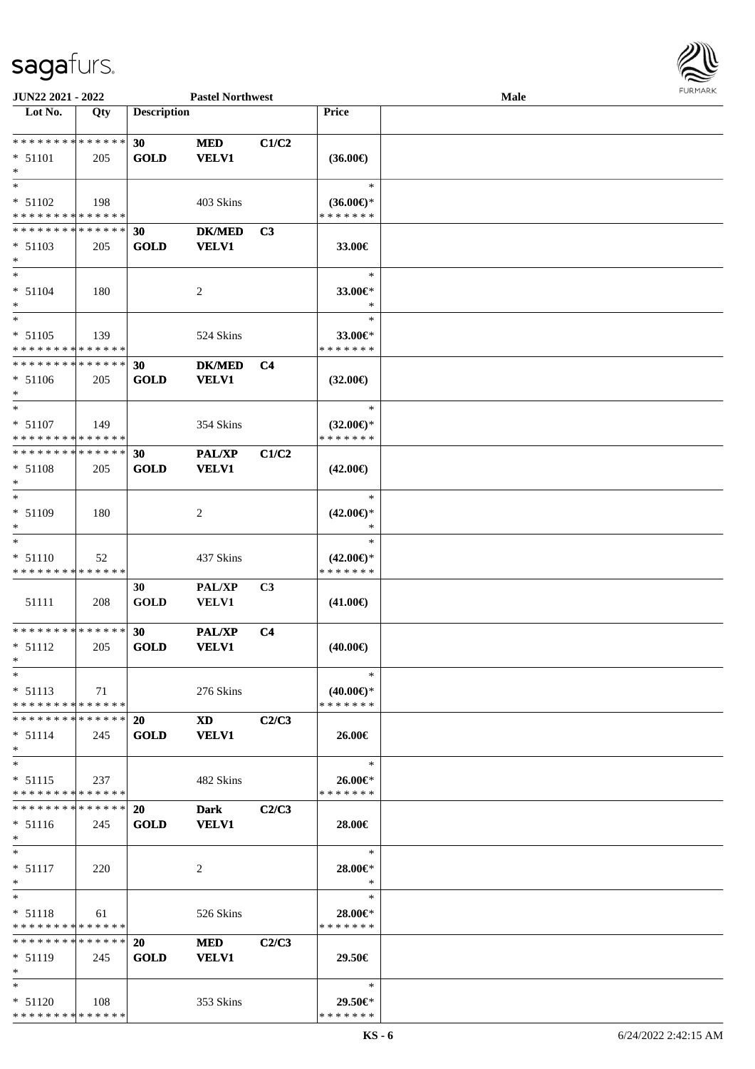| Lot No. | Qty | Description | | | Price | |
|---|---|---|---|---|---|---|
| * * * * * * * * * * * * * * | | 30 | MED | C1/C2 | | |
| * 51101 | 205 | GOLD | VELV1 | | (36.00€) | |
| * | | | | | | |
| * | | | | | * | |
| * 51102 | 198 | | 403 Skins | | (36.00€)* | |
| * * * * * * * * * * * * * * | | | | | * * * * * * * | |
| * * * * * * * * * * * * * * | | 30 | DK/MED | C3 | | |
| * 51103 | 205 | GOLD | VELV1 | | 33.00€ | |
| * | | | | | | |
| * | | | | | * | |
| * 51104 | 180 | | 2 | | 33.00€* | |
| * | | | | | * | |
| * | | | | | * | |
| * 51105 | 139 | | 524 Skins | | 33.00€* | |
| * * * * * * * * * * * * * * | | | | | * * * * * * * | |
| * * * * * * * * * * * * * * | | 30 | DK/MED | C4 | | |
| * 51106 | 205 | GOLD | VELV1 | | (32.00€) | |
| * | | | | | | |
| * | | | | | * | |
| * 51107 | 149 | | 354 Skins | | (32.00€)* | |
| * * * * * * * * * * * * * * | | | | | * * * * * * * | |
| * * * * * * * * * * * * * * | | 30 | PAL/XP | C1/C2 | | |
| * 51108 | 205 | GOLD | VELV1 | | (42.00€) | |
| * | | | | | | |
| * | | | | | * | |
| * 51109 | 180 | | 2 | | (42.00€)* | |
| * | | | | | * | |
| * | | | | | * | |
| * 51110 | 52 | | 437 Skins | | (42.00€)* | |
| * * * * * * * * * * * * * * | | | | | * * * * * * * | |
| | | 30 | PAL/XP | C3 | | |
| 51111 | 208 | GOLD | VELV1 | | (41.00€) | |
| * * * * * * * * * * * * * * | | 30 | PAL/XP | C4 | | |
| * 51112 | 205 | GOLD | VELV1 | | (40.00€) | |
| * | | | | | | |
| * | | | | | * | |
| * 51113 | 71 | | 276 Skins | | (40.00€)* | |
| * * * * * * * * * * * * * * | | | | | * * * * * * * | |
| * * * * * * * * * * * * * * | | 20 | XD | C2/C3 | | |
| * 51114 | 245 | GOLD | VELV1 | | 26.00€ | |
| * | | | | | | |
| * | | | | | * | |
| * 51115 | 237 | | 482 Skins | | 26.00€* | |
| * * * * * * * * * * * * * * | | | | | * * * * * * * | |
| * * * * * * * * * * * * * * | | 20 | Dark | C2/C3 | | |
| * 51116 | 245 | GOLD | VELV1 | | 28.00€ | |
| * | | | | | | |
| * | | | | | * | |
| * 51117 | 220 | | 2 | | 28.00€* | |
| * | | | | | * | |
| * | | | | | * | |
| * 51118 | 61 | | 526 Skins | | 28.00€* | |
| * * * * * * * * * * * * * * | | | | | * * * * * * * | |
| * * * * * * * * * * * * * * | | 20 | MED | C2/C3 | | |
| * 51119 | 245 | GOLD | VELV1 | | 29.50€ | |
| * | | | | | | |
| * | | | | | * | |
| * 51120 | 108 | | 353 Skins | | 29.50€* | |
| * * * * * * * * * * * * * * | | | | | * * * * * * * | |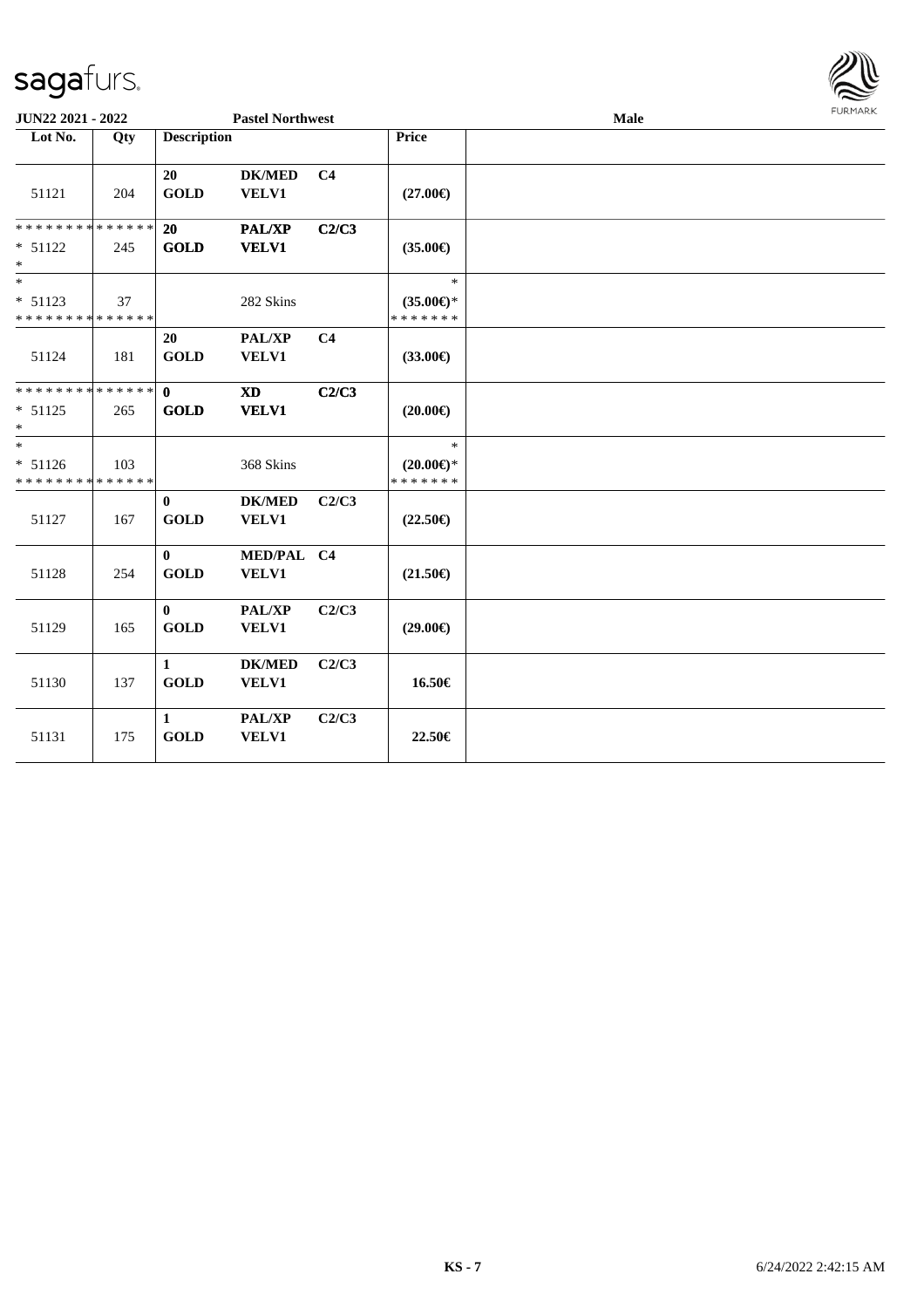| JUN22 2021 - 2022 | | Pastel Northwest | | | | Male |
|---|---|---|---|---|---|---|
| Lot No. | Qty | Description | | | Price | |
| 51121 | 204 | 20 GOLD | DK/MED VELV1 | C4 | (27.00€) | |
| ************** * 51122 * | 245 | 20 GOLD | PAL/XP VELV1 | C2/C3 | (35.00€) | |
| * * 51123 ************** | 37 | | 282 Skins | | * (35.00€)* ******* | |
| 51124 | 181 | 20 GOLD | PAL/XP VELV1 | C4 | (33.00€) | |
| ************** * 51125 * | 265 | 0 GOLD | XD VELV1 | C2/C3 | (20.00€) | |
| * * 51126 ************** | 103 | | 368 Skins | | * (20.00€)* ******* | |
| 51127 | 167 | 0 GOLD | DK/MED VELV1 | C2/C3 | (22.50€) | |
| 51128 | 254 | 0 GOLD | MED/PAL VELV1 | C4 | (21.50€) | |
| 51129 | 165 | 0 GOLD | PAL/XP VELV1 | C2/C3 | (29.00€) | |
| 51130 | 137 | 1 GOLD | DK/MED VELV1 | C2/C3 | 16.50€ | |
| 51131 | 175 | 1 GOLD | PAL/XP VELV1 | C2/C3 | 22.50€ | |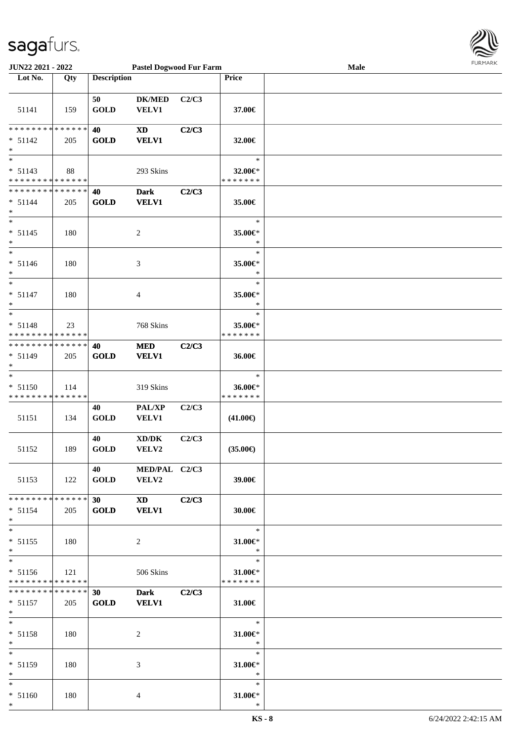JUN22 2021 - 2022 | Pastel Dogwood Fur Farm | Male

| Lot No. | Qty | Description | | | Price | |
|---|---|---|---|---|---|---|
| 51141 | 159 | 50 GOLD | DK/MED VELV1 | C2/C3 | 37.00€ | |
| * * * * * * * * * * * * * * * 51142 * | 205 | 40 GOLD | XD VELV1 | C2/C3 | 32.00€ | |
| * * 51143 * * * * * * * * * * * * * * | 88 | | 293 Skins | | * 32.00€* * * * * * * * | |
| * * * * * * * * * * * * * * * 51144 * | 205 | 40 GOLD | Dark VELV1 | C2/C3 | 35.00€ | |
| * * 51145 * | 180 | | 2 | | * 35.00€* * | |
| * * 51146 * | 180 | | 3 | | * 35.00€* * | |
| * * 51147 * | 180 | | 4 | | * 35.00€* * | |
| * * 51148 * * * * * * * * * * * * * * | 23 | | 768 Skins | | * 35.00€* * * * * * * * | |
| * * * * * * * * * * * * * * * 51149 * | 205 | 40 GOLD | MED VELV1 | C2/C3 | 36.00€ | |
| * * 51150 * * * * * * * * * * * * * * | 114 | | 319 Skins | | * 36.00€* * * * * * * * | |
| 51151 | 134 | 40 GOLD | PAL/XP VELV1 | C2/C3 | (41.00€) | |
| 51152 | 189 | 40 GOLD | XD/DK VELV2 | C2/C3 | (35.00€) | |
| 51153 | 122 | 40 GOLD | MED/PAL VELV2 | C2/C3 | 39.00€ | |
| * * * * * * * * * * * * * * * 51154 * | 205 | 30 GOLD | XD VELV1 | C2/C3 | 30.00€ | |
| * * 51155 * | 180 | | 2 | | * 31.00€* * | |
| * * 51156 * * * * * * * * * * * * * * | 121 | | 506 Skins | | * 31.00€* * * * * * * * | |
| * * * * * * * * * * * * * * * 51157 * | 205 | 30 GOLD | Dark VELV1 | C2/C3 | 31.00€ | |
| * * 51158 * | 180 | | 2 | | * 31.00€* * | |
| * * 51159 * | 180 | | 3 | | * 31.00€* * | |
| * * 51160 * | 180 | | 4 | | * 31.00€* * | |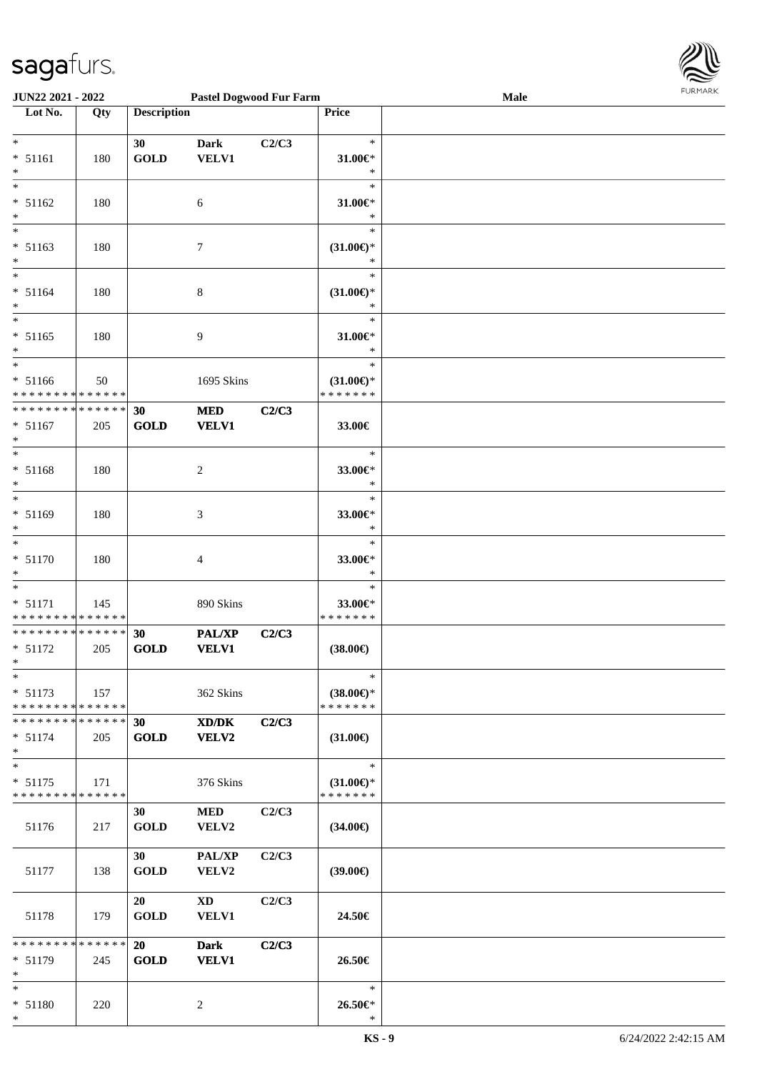**JUN22 2021 - 2022** **Pastel Dogwood Fur Farm** **Male**

| Lot No. | Qty | Description | | | Price |
|---|---|---|---|---|---|
| * 51161 * | 180 | 30 GOLD | Dark VELV1 | C2/C3 | * 31.00€* * |
| * 51162 * | 180 | | 6 | | * 31.00€* * |
| * 51163 * | 180 | | 7 | | * (31.00€)* * |
| * 51164 * | 180 | | 8 | | * (31.00€)* * |
| * 51165 * | 180 | | 9 | | * 31.00€* * |
| * 51166 * * * * * * * * * * * * * * | 50 | | 1695 Skins | | * (31.00€)* * * * * * * * |
| * * * * * * * * * * * * * * 51167 * | 205 | 30 GOLD | MED VELV1 | C2/C3 | 33.00€ |
| * 51168 * | 180 | | 2 | | * 33.00€* * |
| * 51169 * | 180 | | 3 | | * 33.00€* * |
| * 51170 * | 180 | | 4 | | * 33.00€* * |
| * 51171 * * * * * * * * * * * * * * | 145 | | 890 Skins | | * 33.00€* * * * * * * * |
| * * * * * * * * * * * * * * 51172 * | 205 | 30 GOLD | PAL/XP VELV1 | C2/C3 | (38.00€) |
| * 51173 * * * * * * * * * * * * * * | 157 | | 362 Skins | | * (38.00€)* * * * * * * * |
| * * * * * * * * * * * * * * 51174 * | 205 | 30 GOLD | XD/DK VELV2 | C2/C3 | (31.00€) |
| * 51175 * * * * * * * * * * * * * * | 171 | | 376 Skins | | * (31.00€)* * * * * * * * |
| 51176 | 217 | 30 GOLD | MED VELV2 | C2/C3 | (34.00€) |
| 51177 | 138 | 30 GOLD | PAL/XP VELV2 | C2/C3 | (39.00€) |
| 51178 | 179 | 20 GOLD | XD VELV1 | C2/C3 | 24.50€ |
| * * * * * * * * * * * * * * 51179 * | 245 | 20 GOLD | Dark VELV1 | C2/C3 | 26.50€ |
| * 51180 * | 220 | | 2 | | * 26.50€* * |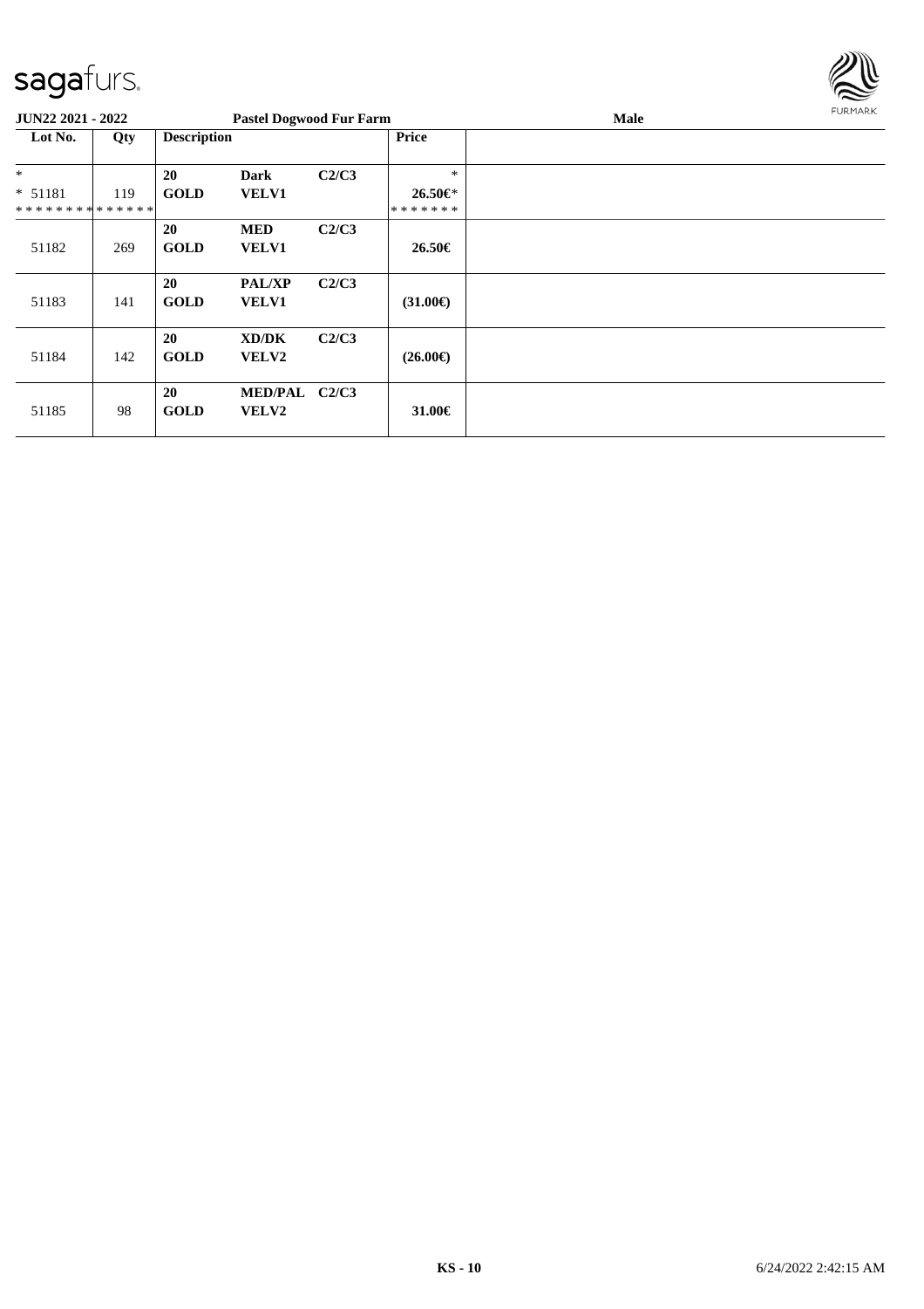**JUN22 2021 - 2022** | **Pastel Dogwood Fur Farm** | **Male**

| Lot No. | Qty | Description | | | Price | |
|---|---|---|---|---|---|---|
| * | | 20 | Dark | C2/C3 | * | |
| * 51181 | 119 | GOLD | VELV1 | | 26.50€* | |
| ************** | | | | | ******* | |
| 51182 | 269 | 20 GOLD | MED VELV1 | C2/C3 | 26.50€ | |
| 51183 | 141 | 20 GOLD | PAL/XP VELV1 | C2/C3 | (31.00€) | |
| 51184 | 142 | 20 GOLD | XD/DK VELV2 | C2/C3 | (26.00€) | |
| 51185 | 98 | 20 GOLD | MED/PAL VELV2 | C2/C3 | 31.00€ | |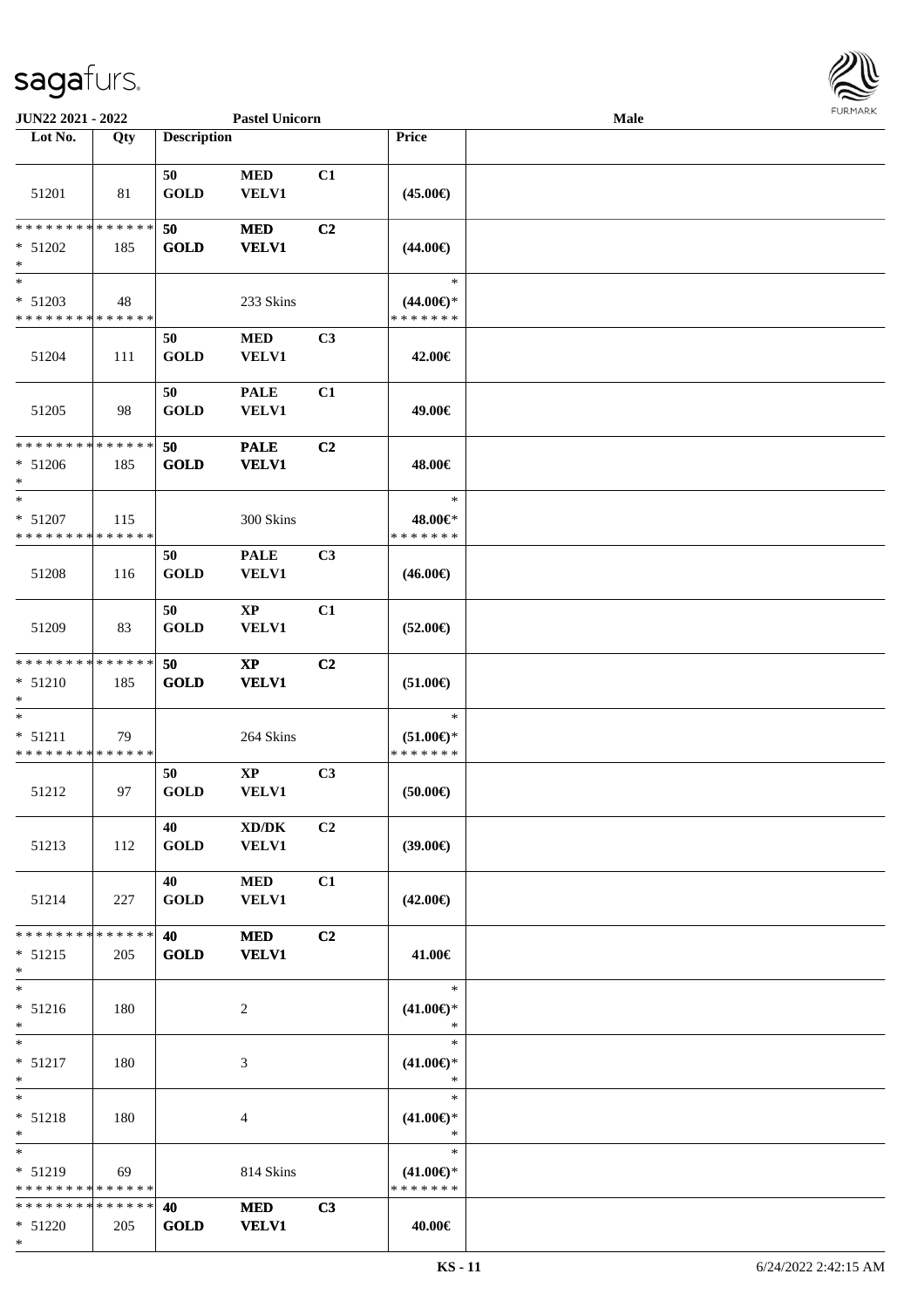| Lot No. | Qty | Description | | | Price |
|---|---|---|---|---|---|
| 51201 | 81 | 50 GOLD | MED VELV1 | C1 | (45.00€) |
| * * * * * * * * * * * * * * * 51202 * | 185 | 50 GOLD | MED VELV1 | C2 | (44.00€) |
| * * 51203 * * * * * * * * * * * * * * | 48 | | 233 Skins | | * (44.00€)* * * * * * * * |
| 51204 | 111 | 50 GOLD | MED VELV1 | C3 | 42.00€ |
| 51205 | 98 | 50 GOLD | PALE VELV1 | C1 | 49.00€ |
| * * * * * * * * * * * * * * * 51206 * | 185 | 50 GOLD | PALE VELV1 | C2 | 48.00€ |
| * * 51207 * * * * * * * * * * * * * * | 115 | | 300 Skins | | * 48.00€* * * * * * * * |
| 51208 | 116 | 50 GOLD | PALE VELV1 | C3 | (46.00€) |
| 51209 | 83 | 50 GOLD | XP VELV1 | C1 | (52.00€) |
| * * * * * * * * * * * * * * * 51210 * | 185 | 50 GOLD | XP VELV1 | C2 | (51.00€) |
| * * 51211 * * * * * * * * * * * * * * | 79 | | 264 Skins | | * (51.00€)* * * * * * * * |
| 51212 | 97 | 50 GOLD | XP VELV1 | C3 | (50.00€) |
| 51213 | 112 | 40 GOLD | XD/DK VELV1 | C2 | (39.00€) |
| 51214 | 227 | 40 GOLD | MED VELV1 | C1 | (42.00€) |
| * * * * * * * * * * * * * * * 51215 * | 205 | 40 GOLD | MED VELV1 | C2 | 41.00€ |
| * * 51216 * | 180 | | 2 | | * (41.00€)* * |
| * * 51217 * | 180 | | 3 | | * (41.00€)* * |
| * * 51218 * | 180 | | 4 | | * (41.00€)* * |
| * * 51219 * * * * * * * * * * * * * * | 69 | | 814 Skins | | * (41.00€)* * * * * * * * |
| * * * * * * * * * * * * * * * 51220 * | 205 | 40 GOLD | MED VELV1 | C3 | 40.00€ |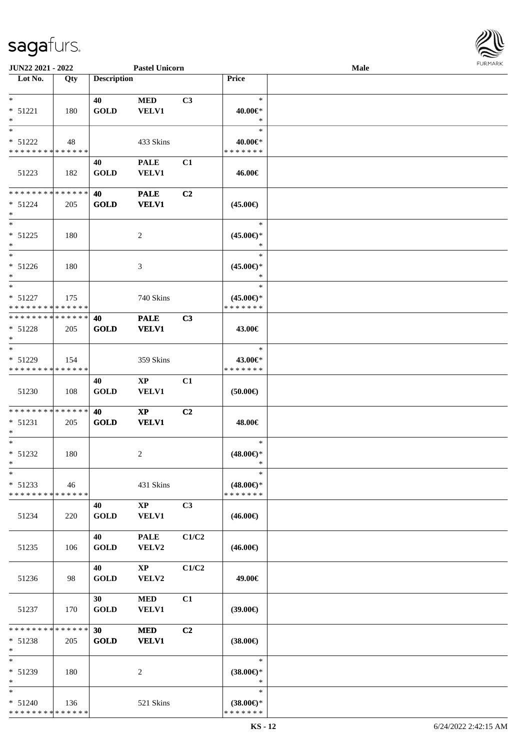| Lot No. | Qty | Description | | | Price |
|---|---|---|---|---|---|
| * | | 40 | MED | C3 | * |
| * 51221 | 180 | GOLD | VELV1 | | 40.00€* |
| * | | | | | * |
| * | | | | | * |
| * 51222 | 48 | | 433 Skins | | 40.00€* |
| * * * * * * * * * * * * * * | | | | | * * * * * * * |
| | | 40 | PALE | C1 | |
| 51223 | 182 | GOLD | VELV1 | | 46.00€ |
| * * * * * * * * * * * * * * | | 40 | PALE | C2 | |
| * 51224 | 205 | GOLD | VELV1 | | (45.00€) |
| * | | | | | |
| * | | | | | * |
| * 51225 | 180 | | 2 | | (45.00€)* |
| * | | | | | * |
| * | | | | | * |
| * 51226 | 180 | | 3 | | (45.00€)* |
| * | | | | | * |
| * | | | | | * |
| * 51227 | 175 | | 740 Skins | | (45.00€)* |
| * * * * * * * * * * * * * * | | | | | * * * * * * * |
| * * * * * * * * * * * * * * | | 40 | PALE | C3 | |
| * 51228 | 205 | GOLD | VELV1 | | 43.00€ |
| * | | | | | |
| * | | | | | * |
| * 51229 | 154 | | 359 Skins | | 43.00€* |
| * * * * * * * * * * * * * * | | | | | * * * * * * * |
| | | 40 | XP | C1 | |
| 51230 | 108 | GOLD | VELV1 | | (50.00€) |
| * * * * * * * * * * * * * * | | 40 | XP | C2 | |
| * 51231 | 205 | GOLD | VELV1 | | 48.00€ |
| * | | | | | |
| * | | | | | * |
| * 51232 | 180 | | 2 | | (48.00€)* |
| * | | | | | * |
| * | | | | | * |
| * 51233 | 46 | | 431 Skins | | (48.00€)* |
| * * * * * * * * * * * * * * | | | | | * * * * * * * |
| | | 40 | XP | C3 | |
| 51234 | 220 | GOLD | VELV1 | | (46.00€) |
| | | 40 | PALE | C1/C2 | |
| 51235 | 106 | GOLD | VELV2 | | (46.00€) |
| | | 40 | XP | C1/C2 | |
| 51236 | 98 | GOLD | VELV2 | | 49.00€ |
| | | 30 | MED | C1 | |
| 51237 | 170 | GOLD | VELV1 | | (39.00€) |
| * * * * * * * * * * * * * * | | 30 | MED | C2 | |
| * 51238 | 205 | GOLD | VELV1 | | (38.00€) |
| * | | | | | |
| * | | | | | * |
| * 51239 | 180 | | 2 | | (38.00€)* |
| * | | | | | * |
| * | | | | | * |
| * 51240 | 136 | | 521 Skins | | (38.00€)* |
| * * * * * * * * * * * * * * | | | | | * * * * * * * |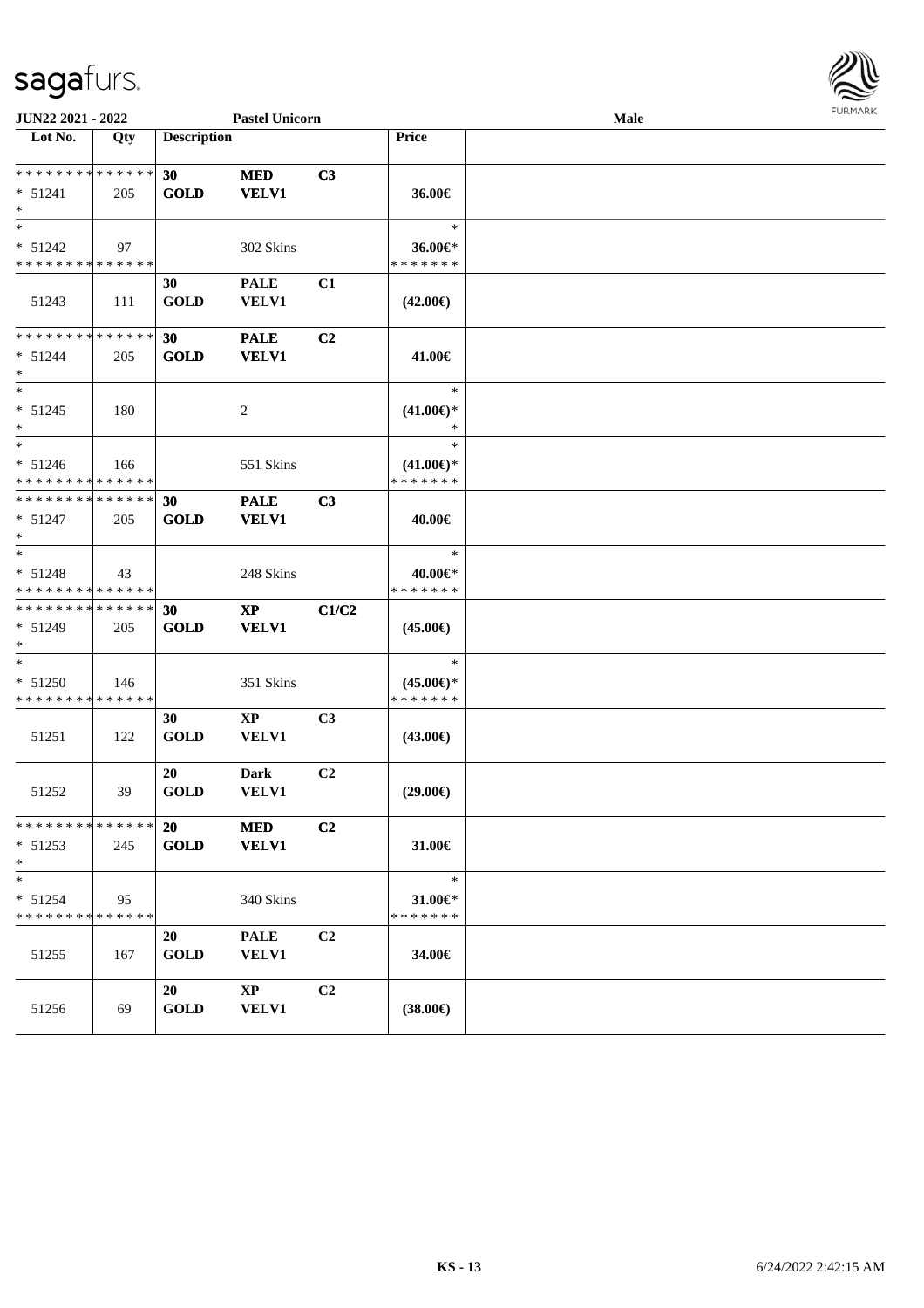**JUN22 2021 - 2022** | **Pastel Unicorn** | **Male**

| Lot No. | Qty | Description | | | Price | |
|---|---|---|---|---|---|---|
| * * * * * * * * * * * * * * | | **30** | **MED** | **C3** | | |
| * 51241 | 205 | **GOLD** | **VELV1** | | **36.00€** | |
| * | | | | | | |
| * | | | | | * | |
| * 51242 | 97 | | 302 Skins | | **36.00€*** | |
| * * * * * * * * * * * * * * | | | | | * * * * * * * | |
| | | **30** | **PALE** | **C1** | | |
| 51243 | 111 | **GOLD** | **VELV1** | | **(42.00€)** | |
| * * * * * * * * * * * * * * | | **30** | **PALE** | **C2** | | |
| * 51244 | 205 | **GOLD** | **VELV1** | | **41.00€** | |
| * | | | | | | |
| * | | | | | * | |
| * 51245 | 180 | | 2 | | **(41.00€)*** | |
| * | | | | | * | |
| * | | | | | * | |
| * 51246 | 166 | | 551 Skins | | **(41.00€)*** | |
| * * * * * * * * * * * * * * | | | | | * * * * * * * | |
| * * * * * * * * * * * * * * | | **30** | **PALE** | **C3** | | |
| * 51247 | 205 | **GOLD** | **VELV1** | | **40.00€** | |
| * | | | | | | |
| * | | | | | * | |
| * 51248 | 43 | | 248 Skins | | **40.00€*** | |
| * * * * * * * * * * * * * * | | | | | * * * * * * * | |
| * * * * * * * * * * * * * * | | **30** | **XP** | **C1/C2** | | |
| * 51249 | 205 | **GOLD** | **VELV1** | | **(45.00€)** | |
| * | | | | | | |
| * | | | | | * | |
| * 51250 | 146 | | 351 Skins | | **(45.00€)*** | |
| * * * * * * * * * * * * * * | | | | | * * * * * * * | |
| | | **30** | **XP** | **C3** | | |
| 51251 | 122 | **GOLD** | **VELV1** | | **(43.00€)** | |
| | | **20** | **Dark** | **C2** | | |
| 51252 | 39 | **GOLD** | **VELV1** | | **(29.00€)** | |
| * * * * * * * * * * * * * * | | **20** | **MED** | **C2** | | |
| * 51253 | 245 | **GOLD** | **VELV1** | | **31.00€** | |
| * | | | | | | |
| * | | | | | * | |
| * 51254 | 95 | | 340 Skins | | **31.00€*** | |
| * * * * * * * * * * * * * * | | | | | * * * * * * * | |
| | | **20** | **PALE** | **C2** | | |
| 51255 | 167 | **GOLD** | **VELV1** | | **34.00€** | |
| | | **20** | **XP** | **C2** | | |
| 51256 | 69 | **GOLD** | **VELV1** | | **(38.00€)** | |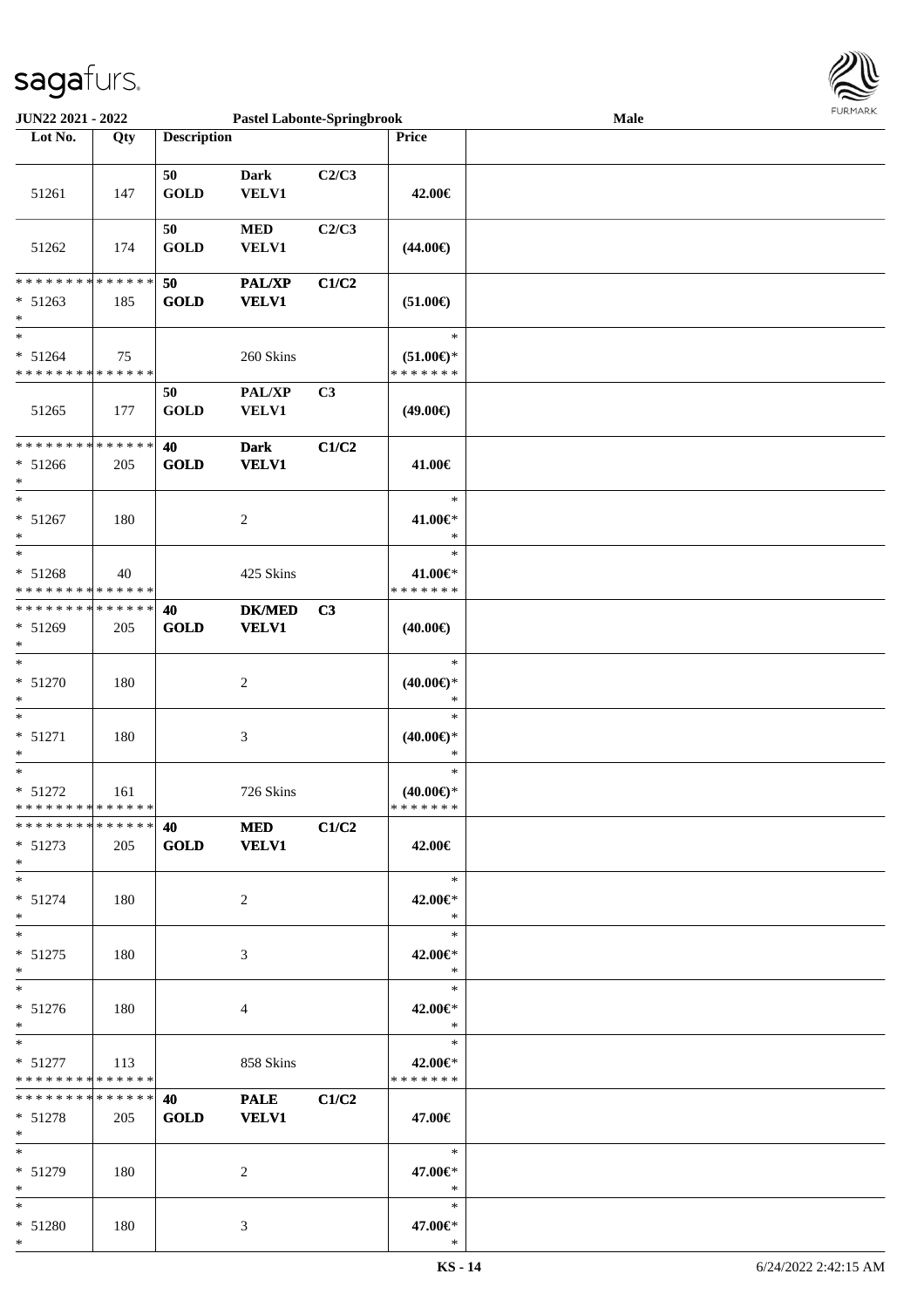**JUN22 2021 - 2022** **Pastel Labonte-Springbrook** **Male**

| Lot No. | Qty | Description | | | Price | |
|---|---|---|---|---|---|---|
| 51261 | 147 | 50 GOLD | Dark VELV1 | C2/C3 | 42.00€ | |
| 51262 | 174 | 50 GOLD | MED VELV1 | C2/C3 | (44.00€) | |
| * * * * * * * * * * * * * * <br>* 51263<br>* | 185 | 50 GOLD | PAL/XP VELV1 | C1/C2 | (51.00€) | |
| *<br>* 51264<br>* * * * * * * * * * * * * * | 75 | | 260 Skins | | *<br>(51.00€)*<br>* * * * * * * | |
| 51265 | 177 | 50 GOLD | PAL/XP VELV1 | C3 | (49.00€) | |
| * * * * * * * * * * * * * * <br>* 51266<br>* | 205 | 40 GOLD | Dark VELV1 | C1/C2 | 41.00€ | |
| *<br>* 51267<br>* | 180 | | 2 | | *<br>41.00€*<br>* | |
| *<br>* 51268<br>* * * * * * * * * * * * * * | 40 | | 425 Skins | | *<br>41.00€*<br>* * * * * * * | |
| * * * * * * * * * * * * * * <br>* 51269<br>* | 205 | 40 GOLD | DK/MED VELV1 | C3 | (40.00€) | |
| *<br>* 51270<br>* | 180 | | 2 | | *<br>(40.00€)*<br>* | |
| *<br>* 51271<br>* | 180 | | 3 | | *<br>(40.00€)*<br>* | |
| *<br>* 51272<br>* * * * * * * * * * * * * * | 161 | | 726 Skins | | *<br>(40.00€)*<br>* * * * * * * | |
| * * * * * * * * * * * * * * <br>* 51273<br>* | 205 | 40 GOLD | MED VELV1 | C1/C2 | 42.00€ | |
| *<br>* 51274<br>* | 180 | | 2 | | *<br>42.00€*<br>* | |
| *<br>* 51275<br>* | 180 | | 3 | | *<br>42.00€*<br>* | |
| *<br>* 51276<br>* | 180 | | 4 | | *<br>42.00€*<br>* | |
| *<br>* 51277<br>* * * * * * * * * * * * * * | 113 | | 858 Skins | | *<br>42.00€*<br>* * * * * * * | |
| * * * * * * * * * * * * * * <br>* 51278<br>* | 205 | 40 GOLD | PALE VELV1 | C1/C2 | 47.00€ | |
| *<br>* 51279<br>* | 180 | | 2 | | *<br>47.00€*<br>* | |
| *<br>* 51280<br>* | 180 | | 3 | | *<br>47.00€*<br>* | |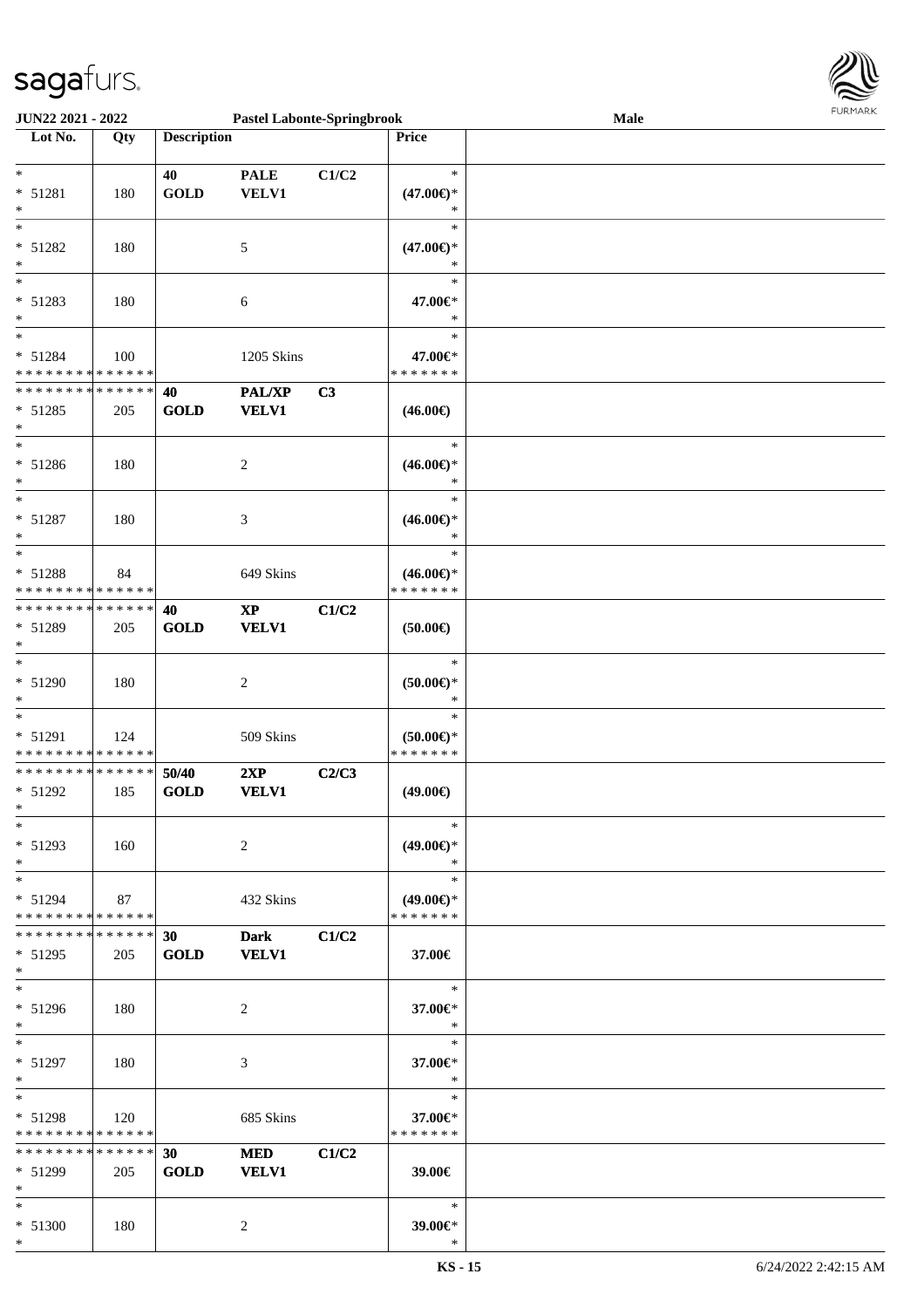| Lot No. | Qty | Description | | | Price |
|---|---|---|---|---|---|
| * | | 40 | PALE | C1/C2 | * |
| * 51281 | 180 | GOLD | VELV1 | | (47.00€)* |
| * | | | | | * |
| * | | | | | * |
| * 51282 | 180 | | 5 | | (47.00€)* |
| * | | | | | * |
| * | | | | | * |
| * 51283 | 180 | | 6 | | 47.00€* |
| * | | | | | * |
| * | | | | | * |
| * 51284 | 100 | | 1205 Skins | | 47.00€* |
| * * * * * * * * * * * * * * | | | | | * * * * * * * |
| * * * * * * * * * * * * * * | | 40 | PAL/XP | C3 | |
| * 51285 | 205 | GOLD | VELV1 | | (46.00€) |
| * | | | | | |
| * | | | | | * |
| * 51286 | 180 | | 2 | | (46.00€)* |
| * | | | | | * |
| * | | | | | * |
| * 51287 | 180 | | 3 | | (46.00€)* |
| * | | | | | * |
| * | | | | | * |
| * 51288 | 84 | | 649 Skins | | (46.00€)* |
| * * * * * * * * * * * * * * | | | | | * * * * * * * |
| * * * * * * * * * * * * * * | | 40 | XP | C1/C2 | |
| * 51289 | 205 | GOLD | VELV1 | | (50.00€) |
| * | | | | | |
| * | | | | | * |
| * 51290 | 180 | | 2 | | (50.00€)* |
| * | | | | | * |
| * | | | | | * |
| * 51291 | 124 | | 509 Skins | | (50.00€)* |
| * * * * * * * * * * * * * * | | | | | * * * * * * * |
| * * * * * * * * * * * * * * | | 50/40 | 2XP | C2/C3 | |
| * 51292 | 185 | GOLD | VELV1 | | (49.00€) |
| * | | | | | |
| * | | | | | * |
| * 51293 | 160 | | 2 | | (49.00€)* |
| * | | | | | * |
| * | | | | | * |
| * 51294 | 87 | | 432 Skins | | (49.00€)* |
| * * * * * * * * * * * * * * | | | | | * * * * * * * |
| * * * * * * * * * * * * * * | | 30 | Dark | C1/C2 | |
| * 51295 | 205 | GOLD | VELV1 | | 37.00€ |
| * | | | | | |
| * | | | | | * |
| * 51296 | 180 | | 2 | | 37.00€* |
| * | | | | | * |
| * | | | | | * |
| * 51297 | 180 | | 3 | | 37.00€* |
| * | | | | | * |
| * | | | | | * |
| * 51298 | 120 | | 685 Skins | | 37.00€* |
| * * * * * * * * * * * * * * | | | | | * * * * * * * |
| * * * * * * * * * * * * * * | | 30 | MED | C1/C2 | |
| * 51299 | 205 | GOLD | VELV1 | | 39.00€ |
| * | | | | | |
| * | | | | | * |
| * 51300 | 180 | | 2 | | 39.00€* |
| * | | | | | * |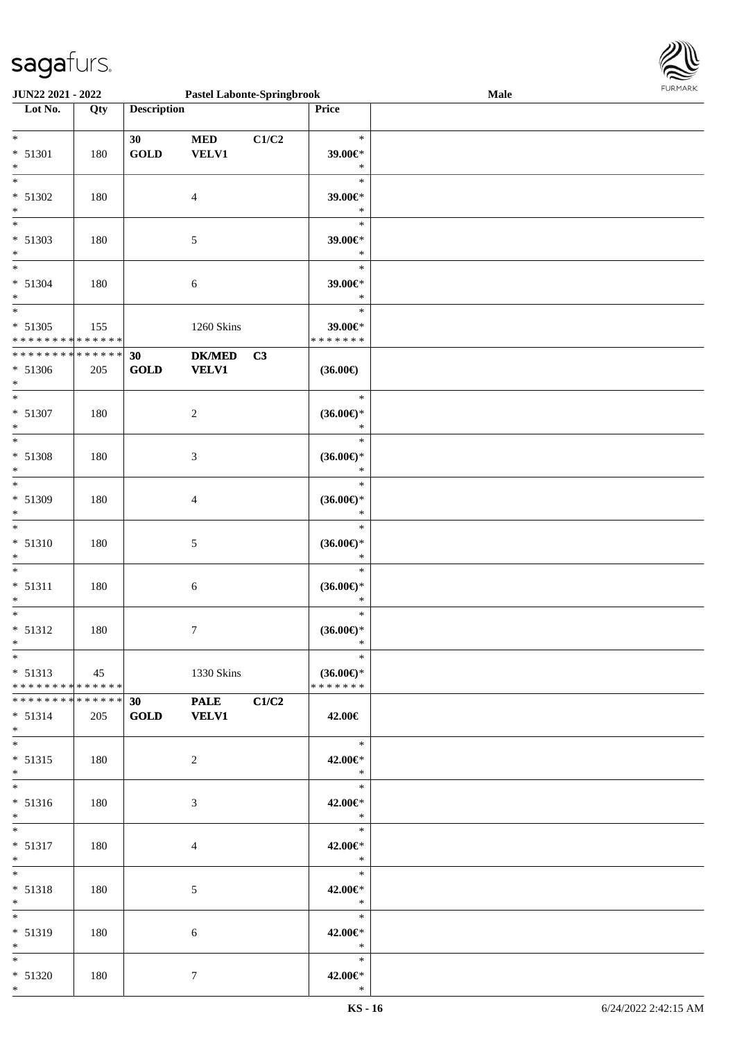| Lot No. | Qty | Description | | | Price |
|---|---|---|---|---|---|
| * | | 30 | MED | C1/C2 | * |
| * 51301 | 180 | GOLD | VELV1 | | 39.00€* |
| * | | | | | * |
| * 51302 | 180 | | 4 | | 39.00€* |
| * | | | | | * |
| * 51303 | 180 | | 5 | | 39.00€* |
| * | | | | | * |
| * 51304 | 180 | | 6 | | 39.00€* |
| * | | | | | * |
| * 51305 | 155 | | 1260 Skins | | 39.00€* |
| * * * * * * * * * * * * * * | | | | | * * * * * * * |
| * * * * * * * * * * * * * * | | 30 | DK/MED | C3 | |
| * 51306 | 205 | GOLD | VELV1 | | (36.00€) |
| * | | | | | * |
| * 51307 | 180 | | 2 | | (36.00€)* |
| * | | | | | * |
| * 51308 | 180 | | 3 | | (36.00€)* |
| * | | | | | * |
| * 51309 | 180 | | 4 | | (36.00€)* |
| * | | | | | * |
| * 51310 | 180 | | 5 | | (36.00€)* |
| * | | | | | * |
| * 51311 | 180 | | 6 | | (36.00€)* |
| * | | | | | * |
| * 51312 | 180 | | 7 | | (36.00€)* |
| * | | | | | * |
| * 51313 | 45 | | 1330 Skins | | (36.00€)* |
| * * * * * * * * * * * * * * | | | | | * * * * * * * |
| * * * * * * * * * * * * * * | | 30 | PALE | C1/C2 | |
| * 51314 | 205 | GOLD | VELV1 | | 42.00€ |
| * | | | | | * |
| * 51315 | 180 | | 2 | | 42.00€* |
| * | | | | | * |
| * 51316 | 180 | | 3 | | 42.00€* |
| * | | | | | * |
| * 51317 | 180 | | 4 | | 42.00€* |
| * | | | | | * |
| * 51318 | 180 | | 5 | | 42.00€* |
| * | | | | | * |
| * 51319 | 180 | | 6 | | 42.00€* |
| * | | | | | * |
| * 51320 | 180 | | 7 | | 42.00€* |
| * | | | | | * |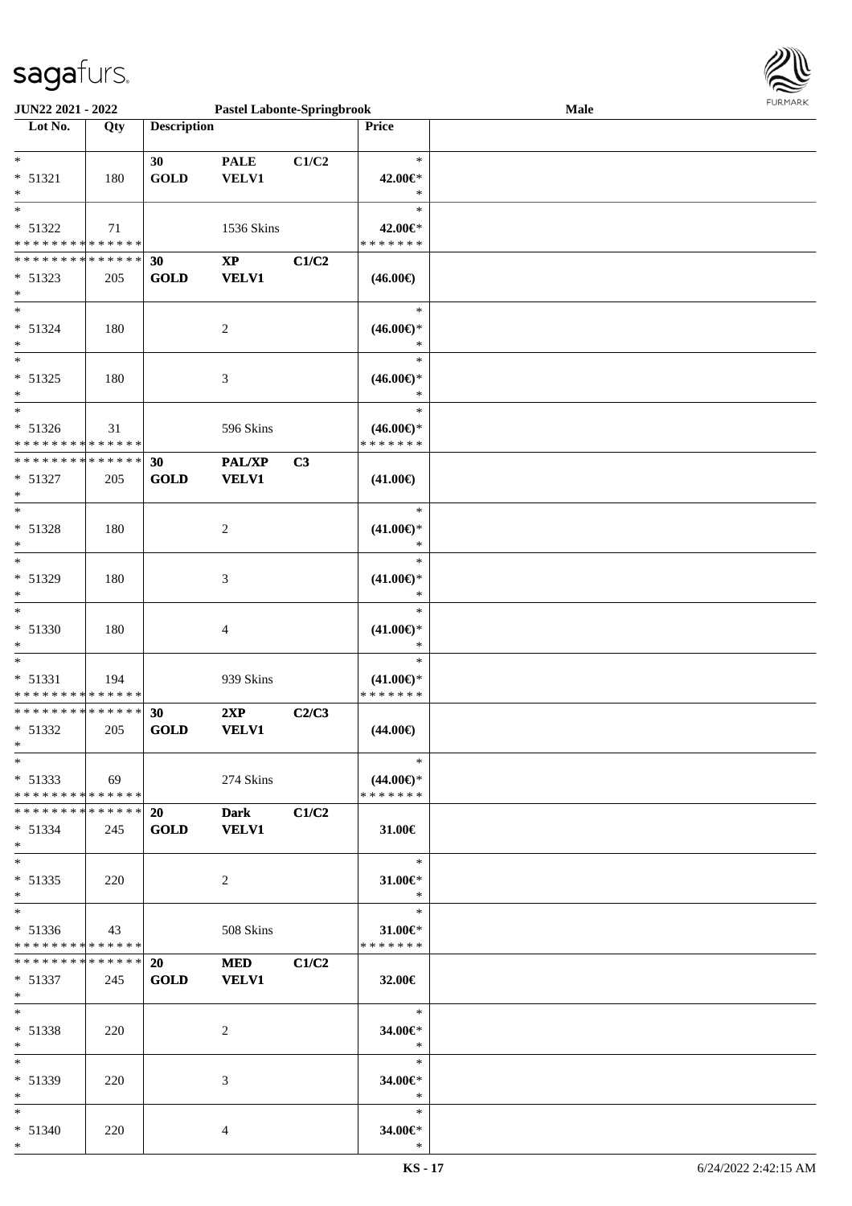JUN22 2021 - 2022 | Pastel Labonte-Springbrook | Male

| Lot No. | Qty | Description | | | Price | |
|---|---|---|---|---|---|---|
| * | | 30 | PALE | C1/C2 | * | |
| * 51321 | 180 | GOLD | VELV1 | | 42.00€* | |
| * | | | | | * | |
| * | | | | | * | |
| * 51322 | 71 | | 1536 Skins | | 42.00€* | |
| * * * * * * * * * * * * * * | | | | | * * * * * * * | |
| * * * * * * * * * * * * * * | | 30 | XP | C1/C2 | | |
| * 51323 | 205 | GOLD | VELV1 | | (46.00€) | |
| * | | | | | | |
| * | | | | | * | |
| * 51324 | 180 | | 2 | | (46.00€)* | |
| * | | | | | * | |
| * | | | | | * | |
| * 51325 | 180 | | 3 | | (46.00€)* | |
| * | | | | | * | |
| * | | | | | * | |
| * 51326 | 31 | | 596 Skins | | (46.00€)* | |
| * * * * * * * * * * * * * * | | | | | * * * * * * * | |
| * * * * * * * * * * * * * * | | 30 | PAL/XP | C3 | | |
| * 51327 | 205 | GOLD | VELV1 | | (41.00€) | |
| * | | | | | | |
| * | | | | | * | |
| * 51328 | 180 | | 2 | | (41.00€)* | |
| * | | | | | * | |
| * | | | | | * | |
| * 51329 | 180 | | 3 | | (41.00€)* | |
| * | | | | | * | |
| * | | | | | * | |
| * 51330 | 180 | | 4 | | (41.00€)* | |
| * | | | | | * | |
| * | | | | | * | |
| * 51331 | 194 | | 939 Skins | | (41.00€)* | |
| * * * * * * * * * * * * * * | | | | | * * * * * * * | |
| * * * * * * * * * * * * * * | | 30 | 2XP | C2/C3 | | |
| * 51332 | 205 | GOLD | VELV1 | | (44.00€) | |
| * | | | | | | |
| * | | | | | * | |
| * 51333 | 69 | | 274 Skins | | (44.00€)* | |
| * * * * * * * * * * * * * * | | | | | * * * * * * * | |
| * * * * * * * * * * * * * * | | 20 | Dark | C1/C2 | | |
| * 51334 | 245 | GOLD | VELV1 | | 31.00€ | |
| * | | | | | | |
| * | | | | | * | |
| * 51335 | 220 | | 2 | | 31.00€* | |
| * | | | | | * | |
| * | | | | | * | |
| * 51336 | 43 | | 508 Skins | | 31.00€* | |
| * * * * * * * * * * * * * * | | | | | * * * * * * * | |
| * * * * * * * * * * * * * * | | 20 | MED | C1/C2 | | |
| * 51337 | 245 | GOLD | VELV1 | | 32.00€ | |
| * | | | | | | |
| * | | | | | * | |
| * 51338 | 220 | | 2 | | 34.00€* | |
| * | | | | | * | |
| * | | | | | * | |
| * 51339 | 220 | | 3 | | 34.00€* | |
| * | | | | | * | |
| * | | | | | * | |
| * 51340 | 220 | | 4 | | 34.00€* | |
| * | | | | | * | |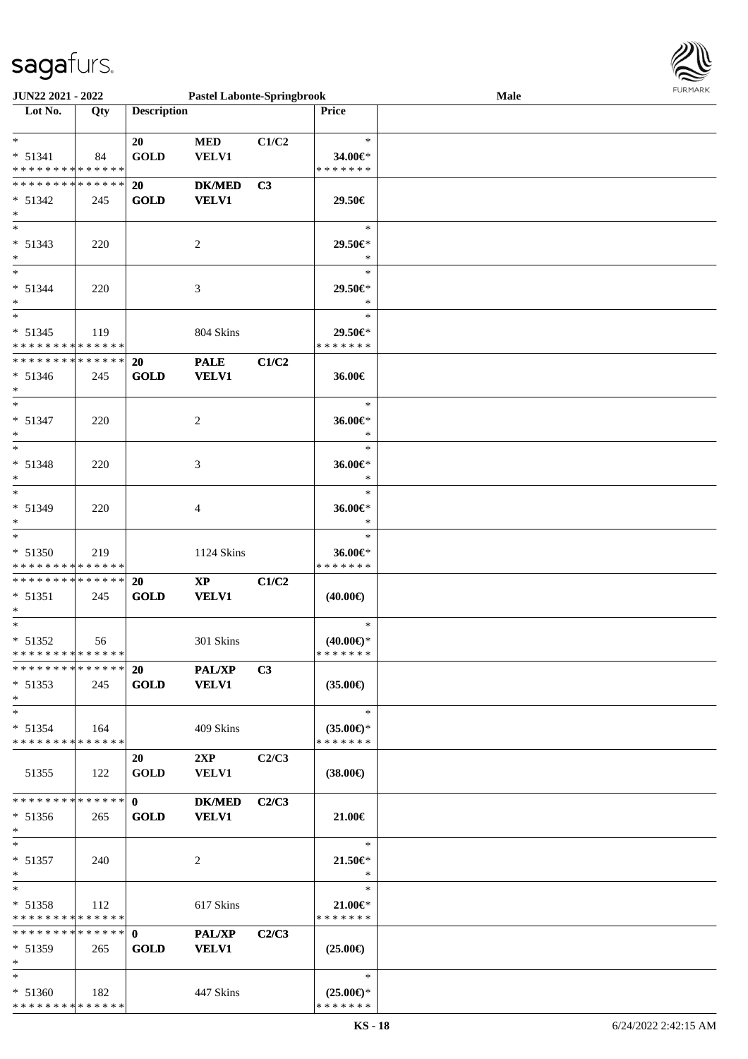JUN22 2021 - 2022 | Pastel Labonte-Springbrook | Male

| Lot No. | Qty | Description | | | Price |
|---|---|---|---|---|---|
| * | | 20 | MED | C1/C2 | * |
| * 51341 | 84 | GOLD | VELV1 | | 34.00€* |
| * * * * * * * * * * * * * * | | | | | * * * * * * * |
| * * * * * * * * * * * * * * | | 20 | DK/MED | C3 | |
| * 51342 | 245 | GOLD | VELV1 | | 29.50€ |
| * | | | | | |
| * | | | | | * |
| * 51343 | 220 | | 2 | | 29.50€* |
| * | | | | | * |
| * | | | | | * |
| * 51344 | 220 | | 3 | | 29.50€* |
| * | | | | | * |
| * | | | | | * |
| * 51345 | 119 | | 804 Skins | | 29.50€* |
| * * * * * * * * * * * * * * | | | | | * * * * * * * |
| * * * * * * * * * * * * * * | | 20 | PALE | C1/C2 | |
| * 51346 | 245 | GOLD | VELV1 | | 36.00€ |
| * | | | | | |
| * | | | | | * |
| * 51347 | 220 | | 2 | | 36.00€* |
| * | | | | | * |
| * | | | | | * |
| * 51348 | 220 | | 3 | | 36.00€* |
| * | | | | | * |
| * | | | | | * |
| * 51349 | 220 | | 4 | | 36.00€* |
| * | | | | | * |
| * | | | | | * |
| * 51350 | 219 | | 1124 Skins | | 36.00€* |
| * * * * * * * * * * * * * * | | | | | * * * * * * * |
| * * * * * * * * * * * * * * | | 20 | XP | C1/C2 | |
| * 51351 | 245 | GOLD | VELV1 | | (40.00€) |
| * | | | | | |
| * | | | | | * |
| * 51352 | 56 | | 301 Skins | | (40.00€)* |
| * * * * * * * * * * * * * * | | | | | * * * * * * * |
| * * * * * * * * * * * * * * | | 20 | PAL/XP | C3 | |
| * 51353 | 245 | GOLD | VELV1 | | (35.00€) |
| * | | | | | |
| * | | | | | * |
| * 51354 | 164 | | 409 Skins | | (35.00€)* |
| * * * * * * * * * * * * * * | | | | | * * * * * * * |
| | | 20 | 2XP | C2/C3 | |
| 51355 | 122 | GOLD | VELV1 | | (38.00€) |
| * * * * * * * * * * * * * * | | 0 | DK/MED | C2/C3 | |
| * 51356 | 265 | GOLD | VELV1 | | 21.00€ |
| * | | | | | |
| * | | | | | * |
| * 51357 | 240 | | 2 | | 21.50€* |
| * | | | | | * |
| * | | | | | * |
| * 51358 | 112 | | 617 Skins | | 21.00€* |
| * * * * * * * * * * * * * * | | | | | * * * * * * * |
| * * * * * * * * * * * * * * | | 0 | PAL/XP | C2/C3 | |
| * 51359 | 265 | GOLD | VELV1 | | (25.00€) |
| * | | | | | |
| * | | | | | * |
| * 51360 | 182 | | 447 Skins | | (25.00€)* |
| * * * * * * * * * * * * * * | | | | | * * * * * * * |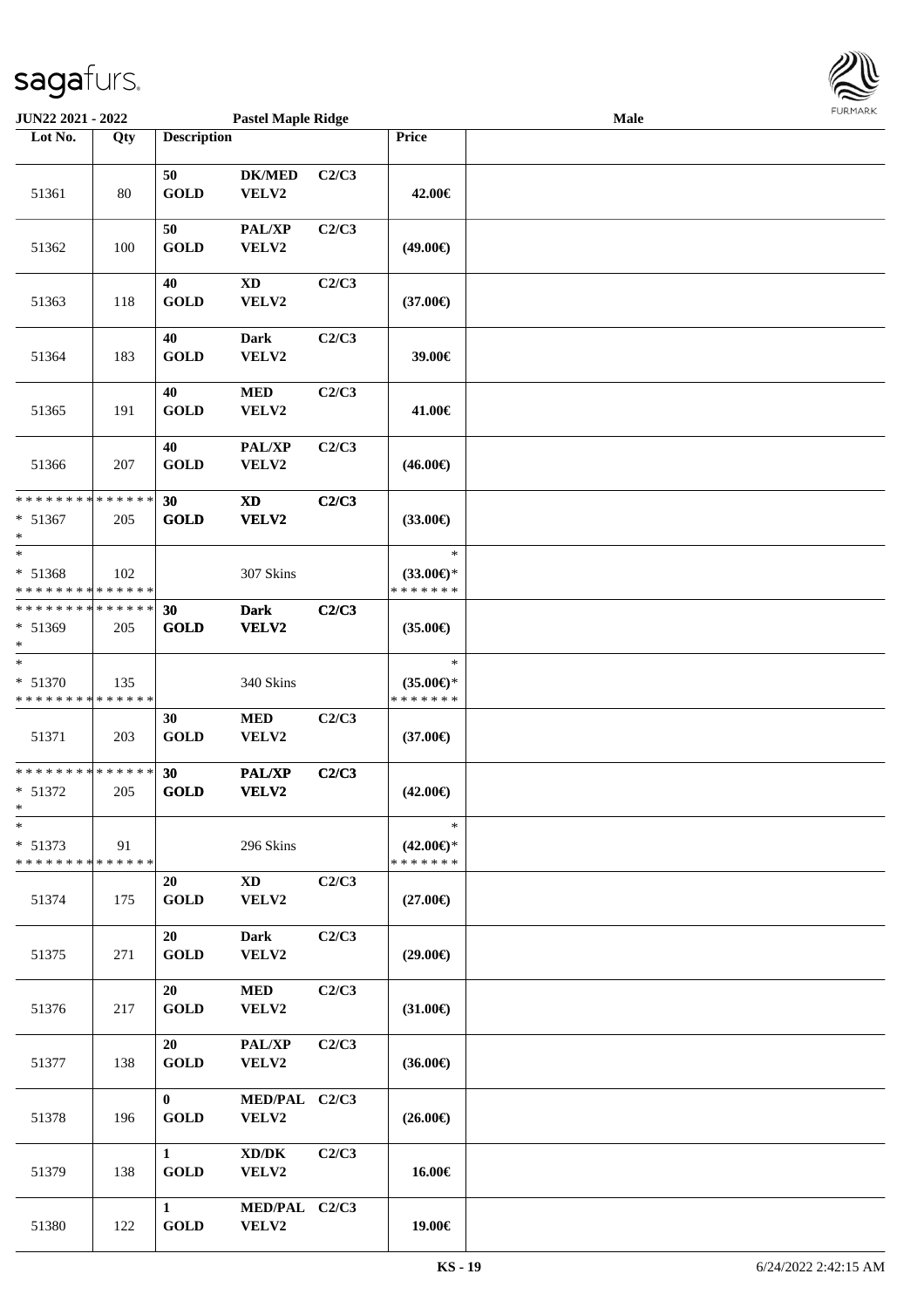**JUN22 2021 - 2022** **Pastel Maple Ridge** **Male**

| Lot No. | Qty | Description | | | Price | |
|---|---|---|---|---|---|---|
| 51361 | 80 | 50 GOLD | DK/MED VELV2 | C2/C3 | 42.00€ | |
| 51362 | 100 | 50 GOLD | PAL/XP VELV2 | C2/C3 | (49.00€) | |
| 51363 | 118 | 40 GOLD | XD VELV2 | C2/C3 | (37.00€) | |
| 51364 | 183 | 40 GOLD | Dark VELV2 | C2/C3 | 39.00€ | |
| 51365 | 191 | 40 GOLD | MED VELV2 | C2/C3 | 41.00€ | |
| 51366 | 207 | 40 GOLD | PAL/XP VELV2 | C2/C3 | (46.00€) | |
| * * * * * * * * * * * * * * <br> * 51367 <br> * | 205 | 30 GOLD | XD VELV2 | C2/C3 | (33.00€) | |
| * <br> * 51368 <br> * * * * * * * * * * * * * * | 102 | | 307 Skins | | * <br> (33.00€)* <br> * * * * * * * | |
| * * * * * * * * * * * * * * <br> * 51369 <br> * | 205 | 30 GOLD | Dark VELV2 | C2/C3 | (35.00€) | |
| * <br> * 51370 <br> * * * * * * * * * * * * * * | 135 | | 340 Skins | | * <br> (35.00€)* <br> * * * * * * * | |
| 51371 | 203 | 30 GOLD | MED VELV2 | C2/C3 | (37.00€) | |
| * * * * * * * * * * * * * * <br> * 51372 <br> * | 205 | 30 GOLD | PAL/XP VELV2 | C2/C3 | (42.00€) | |
| * <br> * 51373 <br> * * * * * * * * * * * * * * | 91 | | 296 Skins | | * <br> (42.00€)* <br> * * * * * * * | |
| 51374 | 175 | 20 GOLD | XD VELV2 | C2/C3 | (27.00€) | |
| 51375 | 271 | 20 GOLD | Dark VELV2 | C2/C3 | (29.00€) | |
| 51376 | 217 | 20 GOLD | MED VELV2 | C2/C3 | (31.00€) | |
| 51377 | 138 | 20 GOLD | PAL/XP VELV2 | C2/C3 | (36.00€) | |
| 51378 | 196 | 0 GOLD | MED/PAL VELV2 | C2/C3 | (26.00€) | |
| 51379 | 138 | 1 GOLD | XD/DK VELV2 | C2/C3 | 16.00€ | |
| 51380 | 122 | 1 GOLD | MED/PAL VELV2 | C2/C3 | 19.00€ | |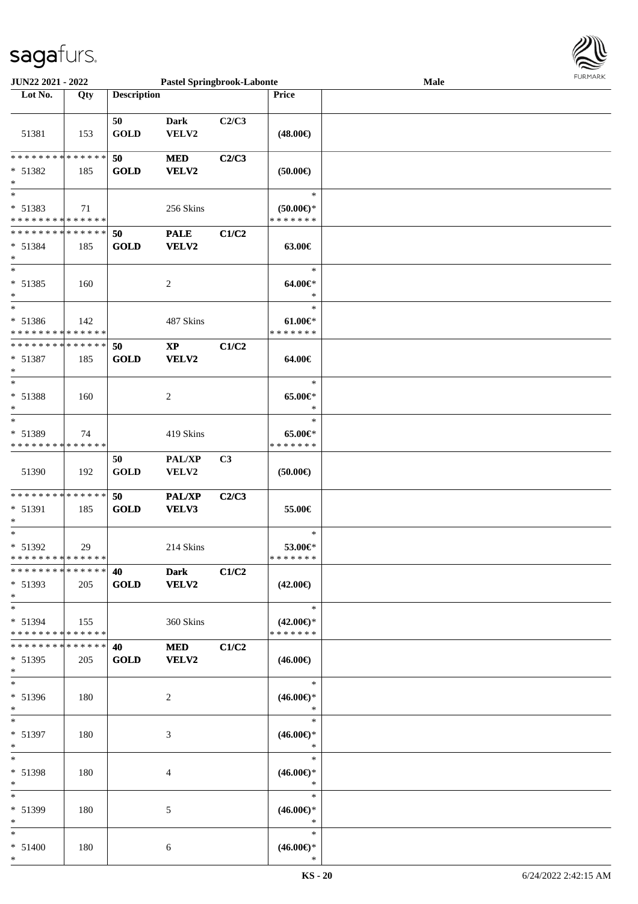| Lot No. | Qty | Description | | | Price | |
|---|---|---|---|---|---|---|
| 51381 | 153 | 50 GOLD | Dark VELV2 | C2/C3 | (48.00€) | |
| * * * * * * * * * * * * * * * 51382 * | 185 | 50 GOLD | MED VELV2 | C2/C3 | (50.00€) | |
| * * 51383 * * * * * * * * * * * * * * | 71 | | 256 Skins | | * (50.00€)* * * * * * * * | |
| * * * * * * * * * * * * * * * 51384 * | 185 | 50 GOLD | PALE VELV2 | C1/C2 | 63.00€ | |
| * * 51385 * | 160 | | 2 | | * 64.00€* * | |
| * * 51386 * * * * * * * * * * * * * * | 142 | | 487 Skins | | * 61.00€* * * * * * * * | |
| * * * * * * * * * * * * * * * 51387 * | 185 | 50 GOLD | XP VELV2 | C1/C2 | 64.00€ | |
| * * 51388 * | 160 | | 2 | | * 65.00€* * | |
| * * 51389 * * * * * * * * * * * * * * | 74 | | 419 Skins | | * 65.00€* * * * * * * * | |
| 51390 | 192 | 50 GOLD | PAL/XP VELV2 | C3 | (50.00€) | |
| * * * * * * * * * * * * * * * 51391 * | 185 | 50 GOLD | PAL/XP VELV3 | C2/C3 | 55.00€ | |
| * * 51392 * * * * * * * * * * * * * * | 29 | | 214 Skins | | * 53.00€* * * * * * * * | |
| * * * * * * * * * * * * * * * 51393 * | 205 | 40 GOLD | Dark VELV2 | C1/C2 | (42.00€) | |
| * * 51394 * * * * * * * * * * * * * * | 155 | | 360 Skins | | * (42.00€)* * * * * * * * | |
| * * * * * * * * * * * * * * * 51395 * | 205 | 40 GOLD | MED VELV2 | C1/C2 | (46.00€) | |
| * * 51396 * | 180 | | 2 | | * (46.00€)* * | |
| * * 51397 * | 180 | | 3 | | * (46.00€)* * | |
| * * 51398 * | 180 | | 4 | | * (46.00€)* * | |
| * * 51399 * | 180 | | 5 | | * (46.00€)* * | |
| * * 51400 * | 180 | | 6 | | * (46.00€)* * | |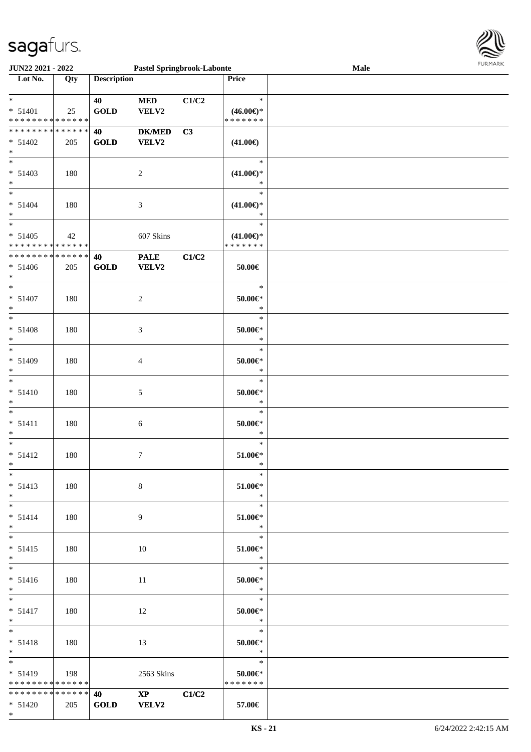JUN22 2021 - 2022 | Pastel Springbrook-Labonte | Male

| Lot No. | Qty | Description | | | Price | |
|---|---|---|---|---|---|---|
| * | | 40 | MED | C1/C2 | * | |
| * 51401 | 25 | GOLD | VELV2 | | (46.00€)* | |
| * * * * * * * * * * * * * * | | | | | * * * * * * * | |
| * * * * * * * * * * * * * * | | 40 | DK/MED | C3 | | |
| * 51402 | 205 | GOLD | VELV2 | | (41.00€) | |
| * | | | | | | |
| * | | | | | * | |
| * 51403 | 180 | | 2 | | (41.00€)* | |
| * | | | | | * | |
| * | | | | | * | |
| * 51404 | 180 | | 3 | | (41.00€)* | |
| * | | | | | * | |
| * | | | | | * | |
| * 51405 | 42 | | 607 Skins | | (41.00€)* | |
| * * * * * * * * * * * * * * | | | | | * * * * * * * | |
| * * * * * * * * * * * * * * | | 40 | PALE | C1/C2 | | |
| * 51406 | 205 | GOLD | VELV2 | | 50.00€ | |
| * | | | | | | |
| * | | | | | * | |
| * 51407 | 180 | | 2 | | 50.00€* | |
| * | | | | | * | |
| * | | | | | * | |
| * 51408 | 180 | | 3 | | 50.00€* | |
| * | | | | | * | |
| * | | | | | * | |
| * 51409 | 180 | | 4 | | 50.00€* | |
| * | | | | | * | |
| * | | | | | * | |
| * 51410 | 180 | | 5 | | 50.00€* | |
| * | | | | | * | |
| * | | | | | * | |
| * 51411 | 180 | | 6 | | 50.00€* | |
| * | | | | | * | |
| * | | | | | * | |
| * 51412 | 180 | | 7 | | 51.00€* | |
| * | | | | | * | |
| * | | | | | * | |
| * 51413 | 180 | | 8 | | 51.00€* | |
| * | | | | | * | |
| * | | | | | * | |
| * 51414 | 180 | | 9 | | 51.00€* | |
| * | | | | | * | |
| * | | | | | * | |
| * 51415 | 180 | | 10 | | 51.00€* | |
| * | | | | | * | |
| * | | | | | * | |
| * 51416 | 180 | | 11 | | 50.00€* | |
| * | | | | | * | |
| * | | | | | * | |
| * 51417 | 180 | | 12 | | 50.00€* | |
| * | | | | | * | |
| * | | | | | * | |
| * 51418 | 180 | | 13 | | 50.00€* | |
| * | | | | | * | |
| * | | | | | * | |
| * 51419 | 198 | | 2563 Skins | | 50.00€* | |
| * * * * * * * * * * * * * * | | | | | * * * * * * * | |
| * * * * * * * * * * * * * * | | 40 | XP | C1/C2 | | |
| * 51420 | 205 | GOLD | VELV2 | | 57.00€ | |
| * | | | | | | |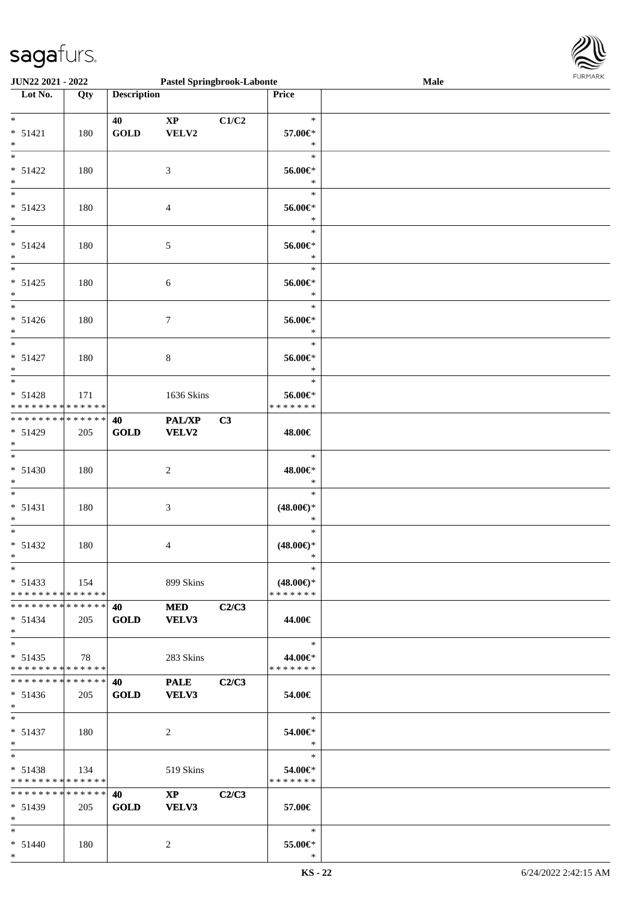| Lot No. | Qty | Description | | | Price | |
|---|---|---|---|---|---|---|
| * | | 40 | XP | C1/C2 | * | |
| * 51421 | 180 | GOLD | VELV2 | | 57.00€* | |
| * | | | | | * | |
| * | | | | | * | |
| * 51422 | 180 | | 3 | | 56.00€* | |
| * | | | | | * | |
| * | | | | | * | |
| * 51423 | 180 | | 4 | | 56.00€* | |
| * | | | | | * | |
| * | | | | | * | |
| * 51424 | 180 | | 5 | | 56.00€* | |
| * | | | | | * | |
| * | | | | | * | |
| * 51425 | 180 | | 6 | | 56.00€* | |
| * | | | | | * | |
| * | | | | | * | |
| * 51426 | 180 | | 7 | | 56.00€* | |
| * | | | | | * | |
| * | | | | | * | |
| * 51427 | 180 | | 8 | | 56.00€* | |
| * | | | | | * | |
| * | | | | | * | |
| * 51428 | 171 | | 1636 Skins | | 56.00€* | |
| * * * * * * * * * * * * * * | | | | | * * * * * * * | |
| * * * * * * * * * * * * * * | | 40 | PAL/XP | C3 | | |
| * 51429 | 205 | GOLD | VELV2 | | 48.00€ | |
| * | | | | | | |
| * | | | | | * | |
| * 51430 | 180 | | 2 | | 48.00€* | |
| * | | | | | * | |
| * | | | | | * | |
| * 51431 | 180 | | 3 | | (48.00€)* | |
| * | | | | | * | |
| * | | | | | * | |
| * 51432 | 180 | | 4 | | (48.00€)* | |
| * | | | | | * | |
| * | | | | | * | |
| * 51433 | 154 | | 899 Skins | | (48.00€)* | |
| * * * * * * * * * * * * * * | | | | | * * * * * * * | |
| * * * * * * * * * * * * * * | | 40 | MED | C2/C3 | | |
| * 51434 | 205 | GOLD | VELV3 | | 44.00€ | |
| * | | | | | | |
| * | | | | | * | |
| * 51435 | 78 | | 283 Skins | | 44.00€* | |
| * * * * * * * * * * * * * * | | | | | * * * * * * * | |
| * * * * * * * * * * * * * * | | 40 | PALE | C2/C3 | | |
| * 51436 | 205 | GOLD | VELV3 | | 54.00€ | |
| * | | | | | | |
| * | | | | | * | |
| * 51437 | 180 | | 2 | | 54.00€* | |
| * | | | | | * | |
| * | | | | | * | |
| * 51438 | 134 | | 519 Skins | | 54.00€* | |
| * * * * * * * * * * * * * * | | | | | * * * * * * * | |
| * * * * * * * * * * * * * * | | 40 | XP | C2/C3 | | |
| * 51439 | 205 | GOLD | VELV3 | | 57.00€ | |
| * | | | | | | |
| * | | | | | * | |
| * 51440 | 180 | | 2 | | 55.00€* | |
| * | | | | | * | |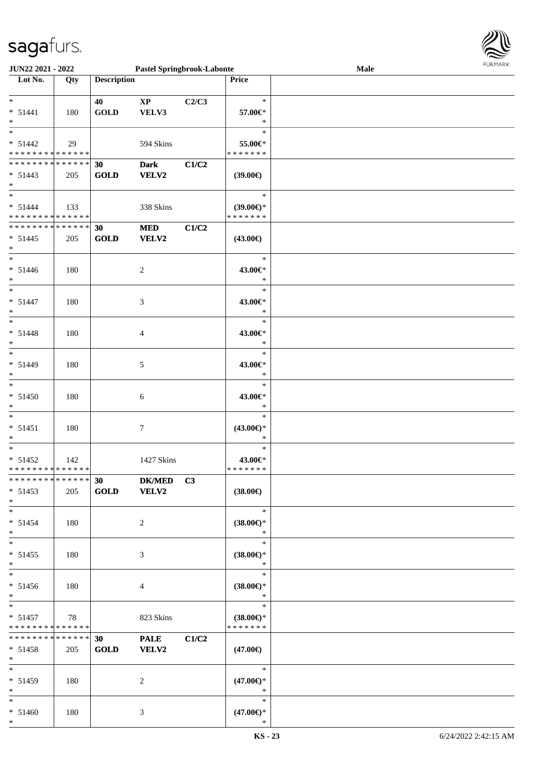JUN22 2021 - 2022 | Pastel Springbrook-Labonte | Male

| Lot No. | Qty | Description | | | Price | |
|---|---|---|---|---|---|---|
| * 51441 * | 180 | 40 GOLD | XP VELV3 | C2/C3 | * 57.00€* * | |
| * 51442 * * * * * * * * * * * * * * | 29 | | 594 Skins | | * 55.00€* * * * * * * * | |
| * * * * * * * * * * * * * * 51443 * | 205 | 30 GOLD | Dark VELV2 | C1/C2 | (39.00€) | |
| * 51444 * * * * * * * * * * * * * * | 133 | | 338 Skins | | * (39.00€)* * * * * * * * | |
| * * * * * * * * * * * * * * 51445 * | 205 | 30 GOLD | MED VELV2 | C1/C2 | (43.00€) | |
| * 51446 * | 180 | | 2 | | * 43.00€* * | |
| * 51447 * | 180 | | 3 | | * 43.00€* * | |
| * 51448 * | 180 | | 4 | | * 43.00€* * | |
| * 51449 * | 180 | | 5 | | * 43.00€* * | |
| * 51450 * | 180 | | 6 | | * 43.00€* * | |
| * 51451 * | 180 | | 7 | | * (43.00€)* * | |
| * 51452 * * * * * * * * * * * * * * | 142 | | 1427 Skins | | * 43.00€* * * * * * * * | |
| * * * * * * * * * * * * * * 51453 * | 205 | 30 GOLD | DK/MED VELV2 | C3 | (38.00€) | |
| * 51454 * | 180 | | 2 | | * (38.00€)* * | |
| * 51455 * | 180 | | 3 | | * (38.00€)* * | |
| * 51456 * | 180 | | 4 | | * (38.00€)* * | |
| * 51457 * * * * * * * * * * * * * * | 78 | | 823 Skins | | * (38.00€)* * * * * * * * | |
| * * * * * * * * * * * * * * 51458 * | 205 | 30 GOLD | PALE VELV2 | C1/C2 | (47.00€) | |
| * 51459 * | 180 | | 2 | | * (47.00€)* * | |
| * 51460 * | 180 | | 3 | | * (47.00€)* * | |

KS - 23 | 6/24/2022 2:42:15 AM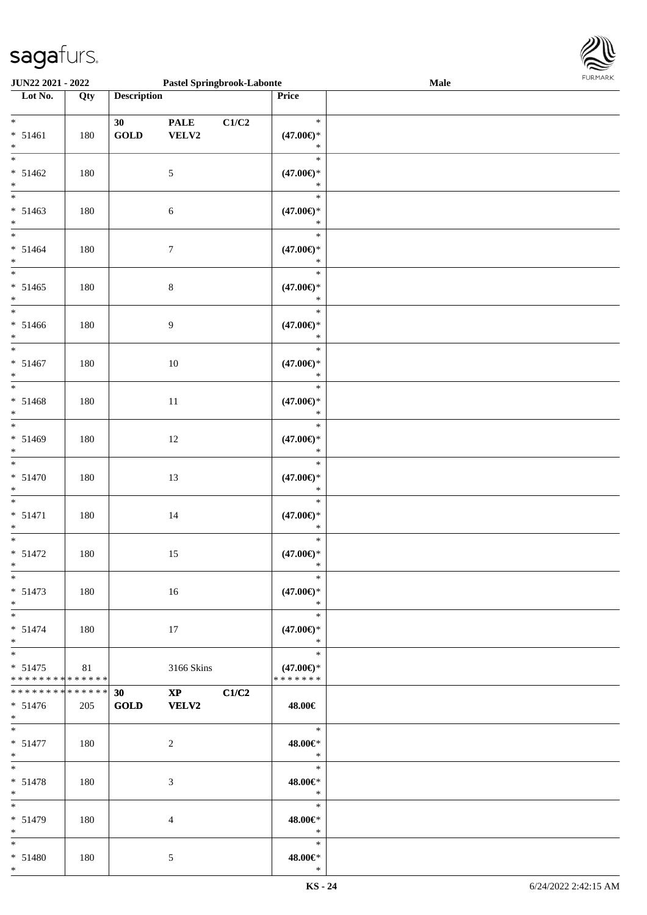| Lot No. | Qty | Description | | | Price | |
|---|---|---|---|---|---|---|
| * <br> * 51461 <br> * | 180 | 30 GOLD | PALE VELV2 | C1/C2 | * <br> (47.00€)* <br> * | |
| * <br> * 51462 <br> * | 180 | | 5 | | * <br> (47.00€)* <br> * | |
| * <br> * 51463 <br> * | 180 | | 6 | | * <br> (47.00€)* <br> * | |
| * <br> * 51464 <br> * | 180 | | 7 | | * <br> (47.00€)* <br> * | |
| * <br> * 51465 <br> * | 180 | | 8 | | * <br> (47.00€)* <br> * | |
| * <br> * 51466 <br> * | 180 | | 9 | | * <br> (47.00€)* <br> * | |
| * <br> * 51467 <br> * | 180 | | 10 | | * <br> (47.00€)* <br> * | |
| * <br> * 51468 <br> * | 180 | | 11 | | * <br> (47.00€)* <br> * | |
| * <br> * 51469 <br> * | 180 | | 12 | | * <br> (47.00€)* <br> * | |
| * <br> * 51470 <br> * | 180 | | 13 | | * <br> (47.00€)* <br> * | |
| * <br> * 51471 <br> * | 180 | | 14 | | * <br> (47.00€)* <br> * | |
| * <br> * 51472 <br> * | 180 | | 15 | | * <br> (47.00€)* <br> * | |
| * <br> * 51473 <br> * | 180 | | 16 | | * <br> (47.00€)* <br> * | |
| * <br> * 51474 <br> * | 180 | | 17 | | * <br> (47.00€)* <br> * | |
| * <br> * 51475 <br> ************** | 81 | | 3166 Skins | | * <br> (47.00€)* <br> ******* | |
| ************** <br> * 51476 <br> * | 205 | 30 GOLD | XP VELV2 | C1/C2 | 48.00€ | |
| * <br> * 51477 <br> * | 180 | | 2 | | * <br> 48.00€* <br> * | |
| * <br> * 51478 <br> * | 180 | | 3 | | * <br> 48.00€* <br> * | |
| * <br> * 51479 <br> * | 180 | | 4 | | * <br> 48.00€* <br> * | |
| * <br> * 51480 <br> * | 180 | | 5 | | * <br> 48.00€* <br> * | |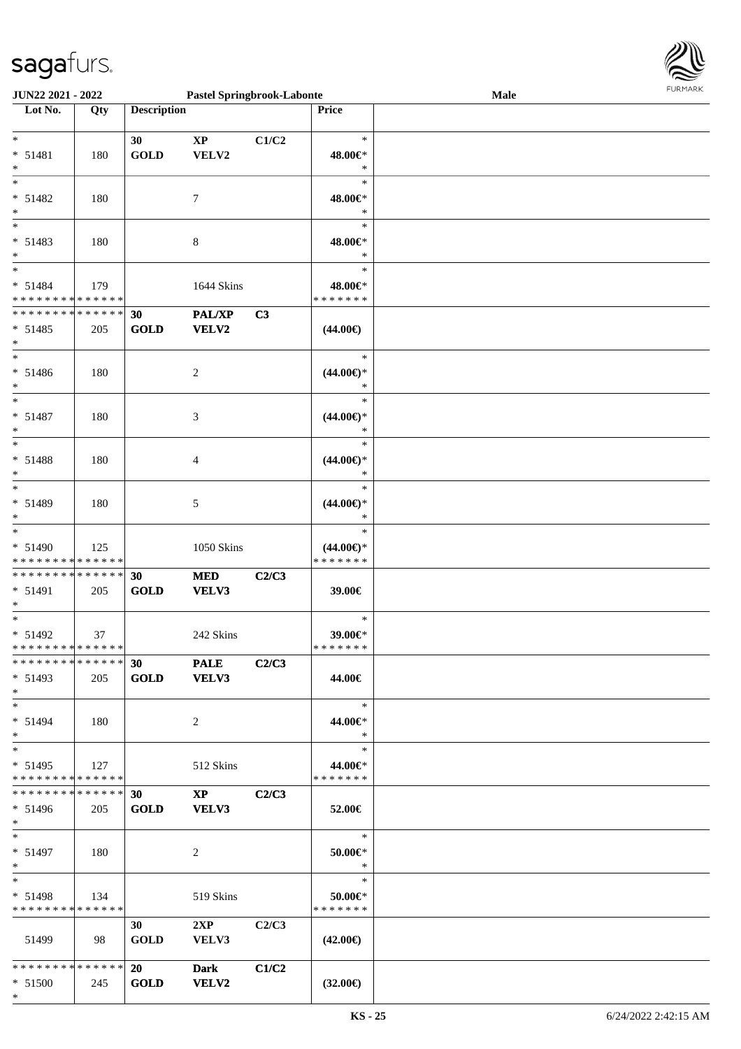| Lot No. | Qty | Description | | | Price | |
|---|---|---|---|---|---|---|
| * | | 30 | XP | C1/C2 | * | |
| * 51481 | 180 | GOLD | VELV2 | | 48.00€* | |
| * | | | | | * | |
| * | | | | | * | |
| * 51482 | 180 | | 7 | | 48.00€* | |
| * | | | | | * | |
| * | | | | | * | |
| * 51483 | 180 | | 8 | | 48.00€* | |
| * | | | | | * | |
| * | | | | | * | |
| * 51484 | 179 | | 1644 Skins | | 48.00€* | |
| * * * * * * * * * * * * * * | | | | | * * * * * * * | |
| * * * * * * * * * * * * * * | | 30 | PAL/XP | C3 | | |
| * 51485 | 205 | GOLD | VELV2 | | (44.00€) | |
| * | | | | | | |
| * | | | | | * | |
| * 51486 | 180 | | 2 | | (44.00€)* | |
| * | | | | | * | |
| * | | | | | * | |
| * 51487 | 180 | | 3 | | (44.00€)* | |
| * | | | | | * | |
| * | | | | | * | |
| * 51488 | 180 | | 4 | | (44.00€)* | |
| * | | | | | * | |
| * | | | | | * | |
| * 51489 | 180 | | 5 | | (44.00€)* | |
| * | | | | | * | |
| * | | | | | * | |
| * 51490 | 125 | | 1050 Skins | | (44.00€)* | |
| * * * * * * * * * * * * * * | | | | | * * * * * * * | |
| * * * * * * * * * * * * * * | | 30 | MED | C2/C3 | | |
| * 51491 | 205 | GOLD | VELV3 | | 39.00€ | |
| * | | | | | | |
| * | | | | | * | |
| * 51492 | 37 | | 242 Skins | | 39.00€* | |
| * * * * * * * * * * * * * * | | | | | * * * * * * * | |
| * * * * * * * * * * * * * * | | 30 | PALE | C2/C3 | | |
| * 51493 | 205 | GOLD | VELV3 | | 44.00€ | |
| * | | | | | | |
| * | | | | | * | |
| * 51494 | 180 | | 2 | | 44.00€* | |
| * | | | | | * | |
| * | | | | | * | |
| * 51495 | 127 | | 512 Skins | | 44.00€* | |
| * * * * * * * * * * * * * * | | | | | * * * * * * * | |
| * * * * * * * * * * * * * * | | 30 | XP | C2/C3 | | |
| * 51496 | 205 | GOLD | VELV3 | | 52.00€ | |
| * | | | | | | |
| * | | | | | * | |
| * 51497 | 180 | | 2 | | 50.00€* | |
| * | | | | | * | |
| * | | | | | * | |
| * 51498 | 134 | | 519 Skins | | 50.00€* | |
| * * * * * * * * * * * * * * | | | | | * * * * * * * | |
| | | 30 | 2XP | C2/C3 | | |
| 51499 | 98 | GOLD | VELV3 | | (42.00€) | |
| * * * * * * * * * * * * * * | | 20 | Dark | C1/C2 | | |
| * 51500 | 245 | GOLD | VELV2 | | (32.00€) | |
| * | | | | | | |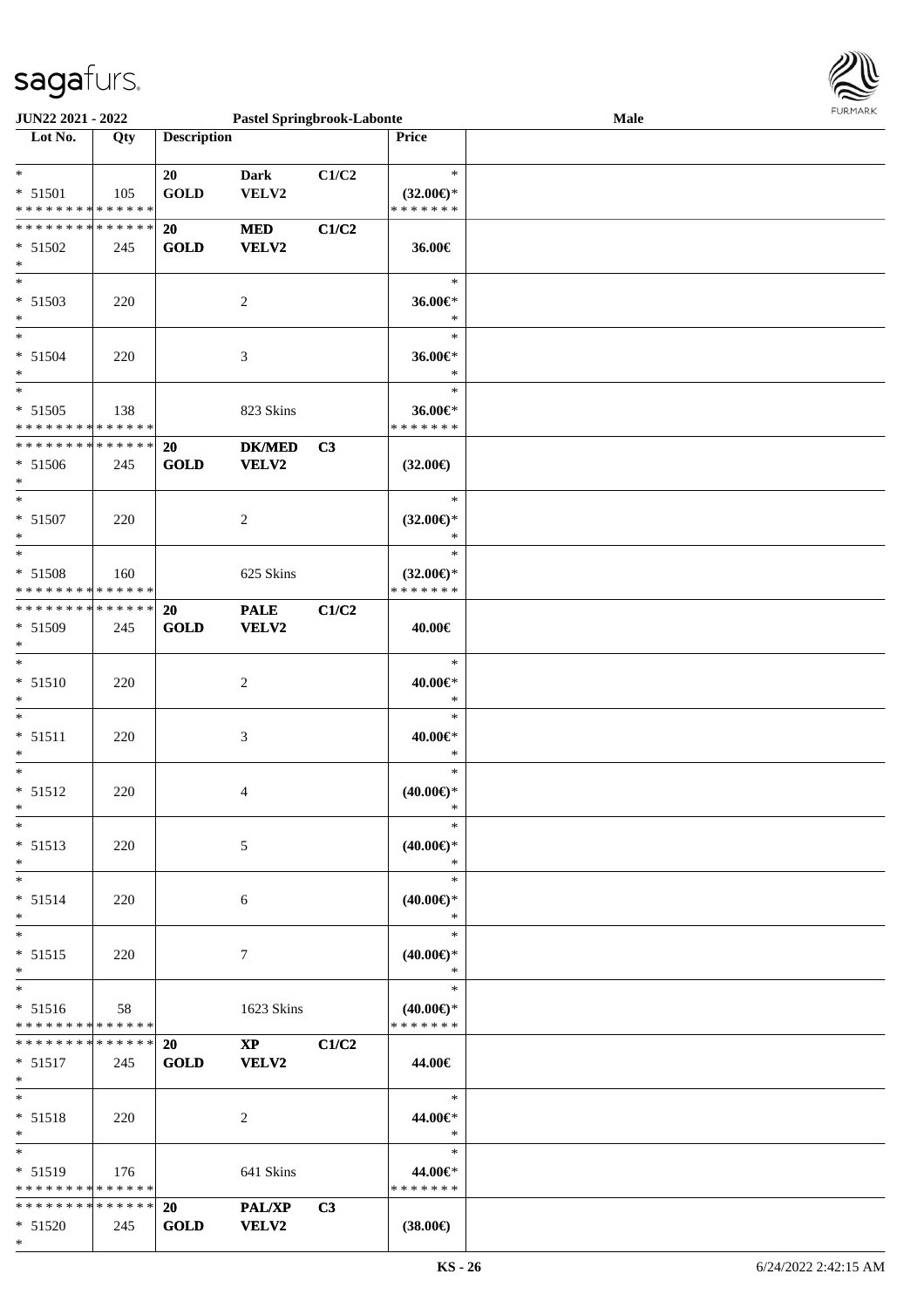JUN22 2021 - 2022 | Pastel Springbrook-Labonte | Male

| Lot No. | Qty | Description | | | Price | |
|---|---|---|---|---|---|---|
| * | | 20 | Dark | C1/C2 | * | |
| * 51501 | 105 | GOLD | VELV2 | | (32.00€)* | |
| * * * * * * * * * * * * * * | | | | | * * * * * * * | |
| * * * * * * * * * * * * * * | | 20 | MED | C1/C2 | | |
| * 51502 | 245 | GOLD | VELV2 | | 36.00€ | |
| * | | | | | | |
| * | | | | | * | |
| * 51503 | 220 | | 2 | | 36.00€* | |
| * | | | | | * | |
| * | | | | | * | |
| * 51504 | 220 | | 3 | | 36.00€* | |
| * | | | | | * | |
| * | | | | | * | |
| * 51505 | 138 | | 823 Skins | | 36.00€* | |
| * * * * * * * * * * * * * * | | | | | * * * * * * * | |
| * * * * * * * * * * * * * * | | 20 | DK/MED | C3 | | |
| * 51506 | 245 | GOLD | VELV2 | | (32.00€) | |
| * | | | | | | |
| * | | | | | * | |
| * 51507 | 220 | | 2 | | (32.00€)* | |
| * | | | | | * | |
| * | | | | | * | |
| * 51508 | 160 | | 625 Skins | | (32.00€)* | |
| * * * * * * * * * * * * * * | | | | | * * * * * * * | |
| * * * * * * * * * * * * * * | | 20 | PALE | C1/C2 | | |
| * 51509 | 245 | GOLD | VELV2 | | 40.00€ | |
| * | | | | | | |
| * | | | | | * | |
| * 51510 | 220 | | 2 | | 40.00€* | |
| * | | | | | * | |
| * | | | | | * | |
| * 51511 | 220 | | 3 | | 40.00€* | |
| * | | | | | * | |
| * | | | | | * | |
| * 51512 | 220 | | 4 | | (40.00€)* | |
| * | | | | | * | |
| * | | | | | * | |
| * 51513 | 220 | | 5 | | (40.00€)* | |
| * | | | | | * | |
| * | | | | | * | |
| * 51514 | 220 | | 6 | | (40.00€)* | |
| * | | | | | * | |
| * | | | | | * | |
| * 51515 | 220 | | 7 | | (40.00€)* | |
| * | | | | | * | |
| * | | | | | * | |
| * 51516 | 58 | | 1623 Skins | | (40.00€)* | |
| * * * * * * * * * * * * * * | | | | | * * * * * * * | |
| * * * * * * * * * * * * * * | | 20 | XP | C1/C2 | | |
| * 51517 | 245 | GOLD | VELV2 | | 44.00€ | |
| * | | | | | | |
| * | | | | | * | |
| * 51518 | 220 | | 2 | | 44.00€* | |
| * | | | | | * | |
| * | | | | | * | |
| * 51519 | 176 | | 641 Skins | | 44.00€* | |
| * * * * * * * * * * * * * * | | | | | * * * * * * * | |
| * * * * * * * * * * * * * * | | 20 | PAL/XP | C3 | | |
| * 51520 | 245 | GOLD | VELV2 | | (38.00€) | |
| * | | | | | | |

KS - 26 | 6/24/2022 2:42:15 AM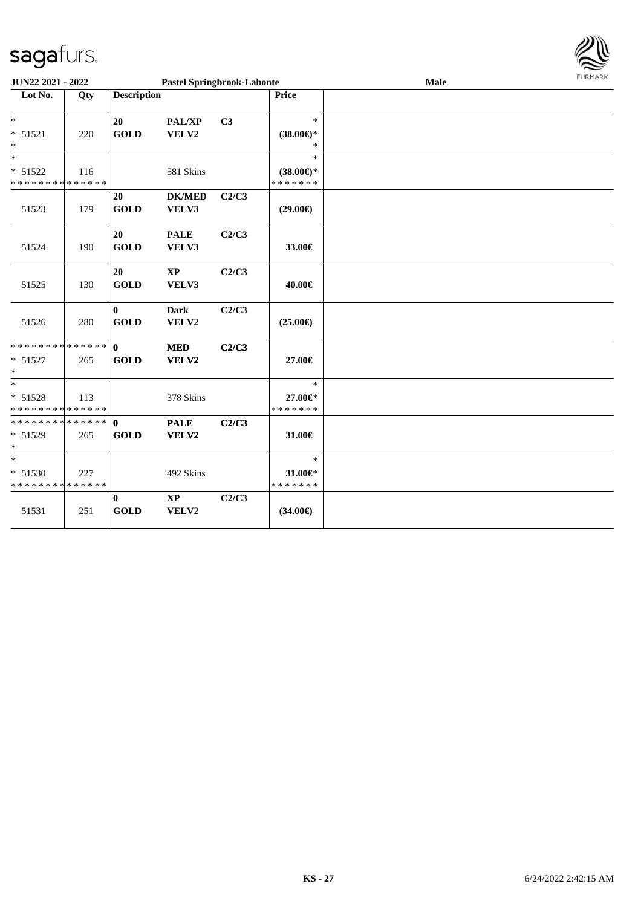sagafurs.

**JUN22 2021 - 2022** **Pastel Springbrook-Labonte** **Male**

| Lot No. | Qty | Description | | | Price | |
|---|---|---|---|---|---|---|
| *<br>* 51521<br>* | 220 | 20<br>GOLD | PAL/XP<br>VELV2 | C3 | *<br>(38.00€)*<br>* | |
| *<br>* 51522<br>* * * * * * * * * * * * * * | 116 | | 581 Skins | | *<br>(38.00€)*<br>* * * * * * * | |
| 51523 | 179 | 20<br>GOLD | DK/MED<br>VELV3 | C2/C3 | (29.00€) | |
| 51524 | 190 | 20<br>GOLD | PALE<br>VELV3 | C2/C3 | 33.00€ | |
| 51525 | 130 | 20<br>GOLD | XP<br>VELV3 | C2/C3 | 40.00€ | |
| 51526 | 280 | 0<br>GOLD | Dark<br>VELV2 | C2/C3 | (25.00€) | |
| * * * * * * * * * * * * * *<br>* 51527<br>* | 265 | 0<br>GOLD | MED<br>VELV2 | C2/C3 | 27.00€ | |
| *<br>* 51528<br>* * * * * * * * * * * * * * | 113 | | 378 Skins | | *<br>27.00€*<br>* * * * * * * | |
| * * * * * * * * * * * * * *<br>* 51529<br>* | 265 | 0<br>GOLD | PALE<br>VELV2 | C2/C3 | 31.00€ | |
| *<br>* 51530<br>* * * * * * * * * * * * * * | 227 | | 492 Skins | | *<br>31.00€*<br>* * * * * * * | |
| 51531 | 251 | 0<br>GOLD | XP<br>VELV2 | C2/C3 | (34.00€) | |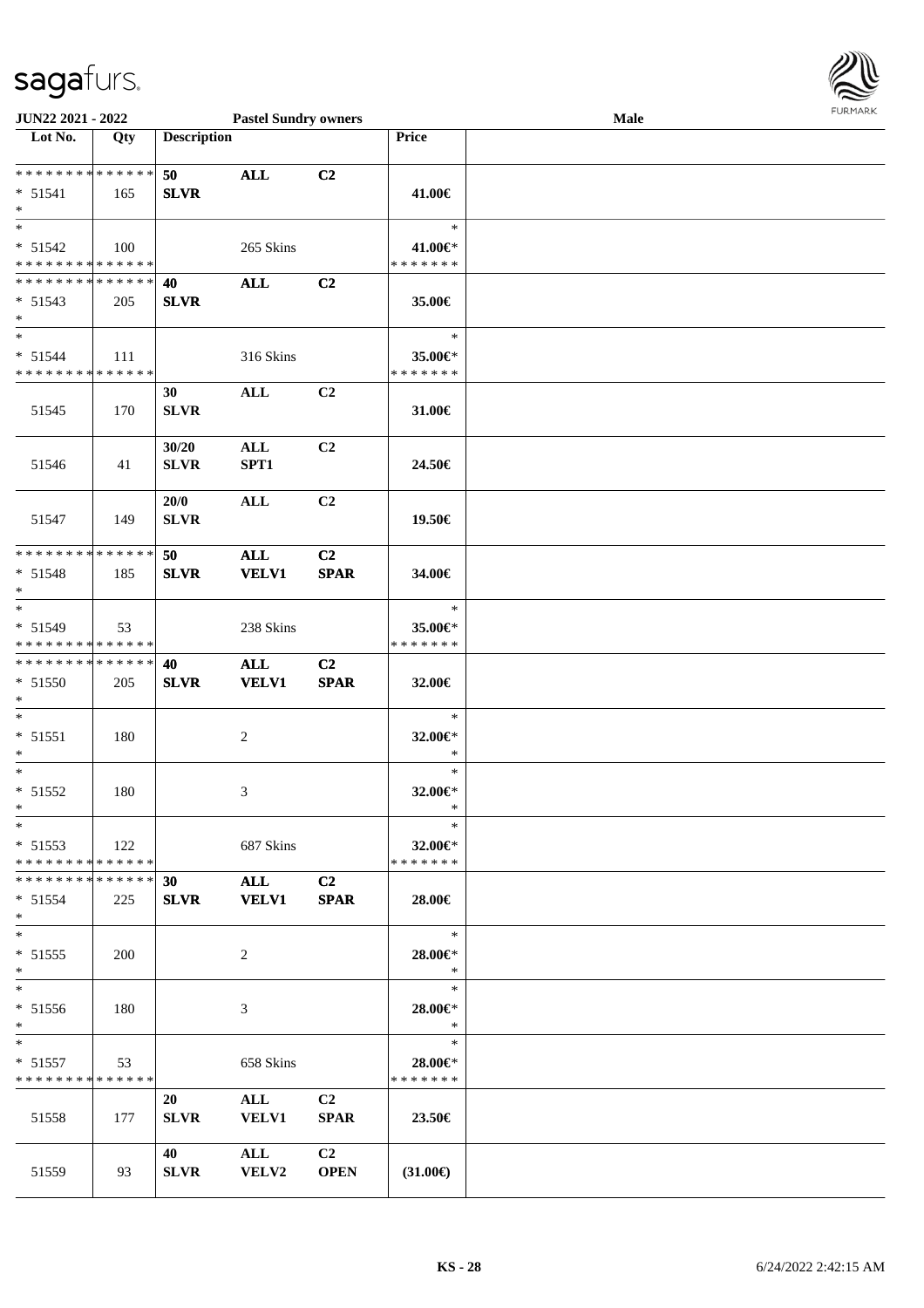| Lot No. | Qty | Description | | | Price | |
|---|---|---|---|---|---|---|
| * * * * * * * * * * * * * * | | 50 | ALL | C2 | | |
| * 51541 | 165 | SLVR | | | 41.00€ | |
| * | | | | | | |
| * | | | | | * | |
| * 51542 | 100 | | 265 Skins | | 41.00€* | |
| * * * * * * * * * * * * * * | | | | | * * * * * * * | |
| * * * * * * * * * * * * * * | | 40 | ALL | C2 | | |
| * 51543 | 205 | SLVR | | | 35.00€ | |
| * | | | | | | |
| * | | | | | * | |
| * 51544 | 111 | | 316 Skins | | 35.00€* | |
| * * * * * * * * * * * * * * | | | | | * * * * * * * | |
| 51545 | 170 | 30 SLVR | ALL | C2 | 31.00€ | |
| 51546 | 41 | 30/20 SLVR | ALL SPT1 | C2 | 24.50€ | |
| 51547 | 149 | 20/0 SLVR | ALL | C2 | 19.50€ | |
| * * * * * * * * * * * * * * | | 50 | ALL | C2 | | |
| * 51548 | 185 | SLVR | VELV1 | SPAR | 34.00€ | |
| * | | | | | | |
| * | | | | | * | |
| * 51549 | 53 | | 238 Skins | | 35.00€* | |
| * * * * * * * * * * * * * * | | | | | * * * * * * * | |
| * * * * * * * * * * * * * * | | 40 | ALL | C2 | | |
| * 51550 | 205 | SLVR | VELV1 | SPAR | 32.00€ | |
| * | | | | | | |
| * | | | | | * | |
| * 51551 | 180 | | 2 | | 32.00€* | |
| * | | | | | * | |
| * | | | | | * | |
| * 51552 | 180 | | 3 | | 32.00€* | |
| * | | | | | * | |
| * | | | | | * | |
| * 51553 | 122 | | 687 Skins | | 32.00€* | |
| * * * * * * * * * * * * * * | | | | | * * * * * * * | |
| * * * * * * * * * * * * * * | | 30 | ALL | C2 | | |
| * 51554 | 225 | SLVR | VELV1 | SPAR | 28.00€ | |
| * | | | | | | |
| * | | | | | * | |
| * 51555 | 200 | | 2 | | 28.00€* | |
| * | | | | | * | |
| * | | | | | * | |
| * 51556 | 180 | | 3 | | 28.00€* | |
| * | | | | | * | |
| * | | | | | * | |
| * 51557 | 53 | | 658 Skins | | 28.00€* | |
| * * * * * * * * * * * * * * | | | | | * * * * * * * | |
| 51558 | 177 | 20 SLVR | ALL VELV1 | C2 SPAR | 23.50€ | |
| 51559 | 93 | 40 SLVR | ALL VELV2 | C2 OPEN | (31.00€) | |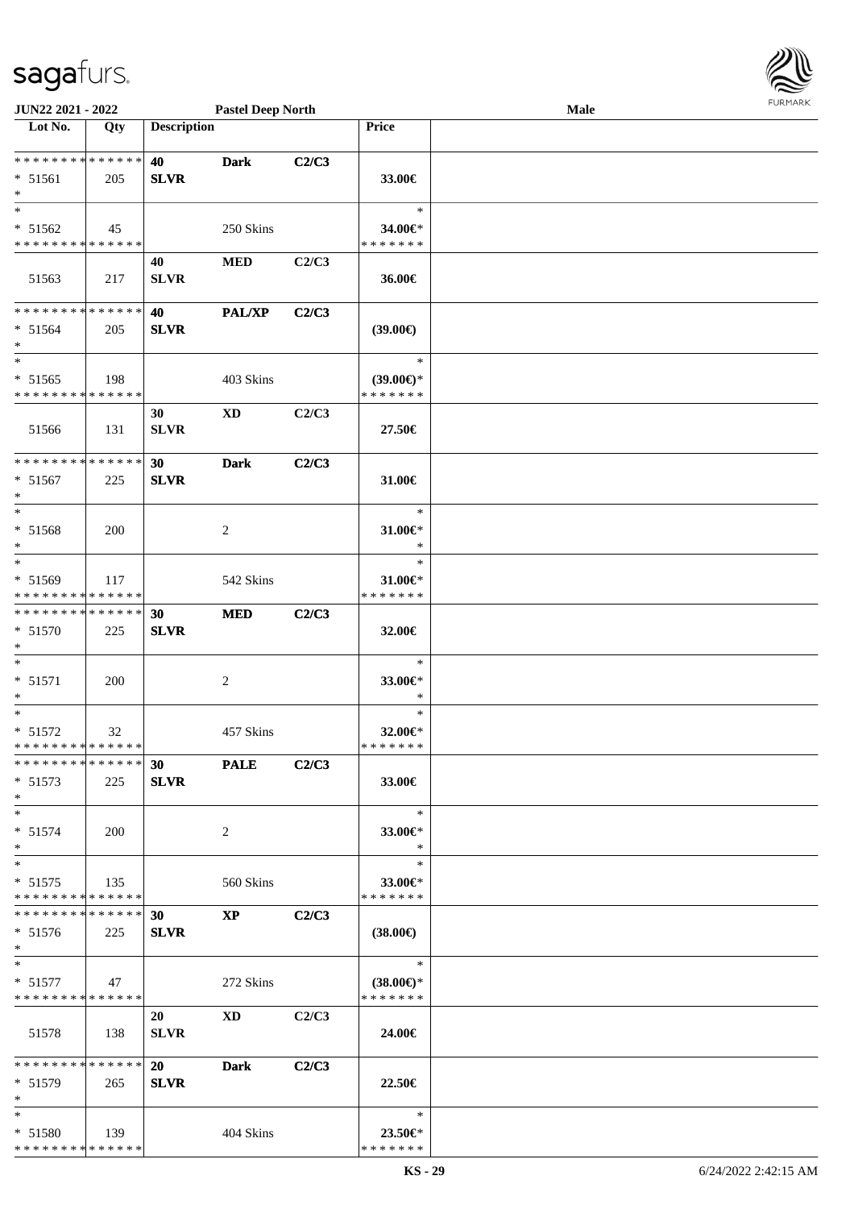**JUN22 2021 - 2022** | **Pastel Deep North** | **Male**

| Lot No. | Qty | Description | | | Price | |
|---|---|---|---|---|---|---|
| * * * * * * * * * * * * * * | | 40 | Dark | C2/C3 | | |
| * 51561 | 205 | SLVR | | | 33.00€ | |
| * | | | | | | |
| * | | | | | * | |
| * 51562 | 45 | | 250 Skins | | 34.00€* | |
| * * * * * * * * * * * * * * | | | | | * * * * * * * | |
| | | 40 | MED | C2/C3 | | |
| 51563 | 217 | SLVR | | | 36.00€ | |
| * * * * * * * * * * * * * * | | 40 | PAL/XP | C2/C3 | | |
| * 51564 | 205 | SLVR | | | (39.00€) | |
| * | | | | | | |
| * | | | | | * | |
| * 51565 | 198 | | 403 Skins | | (39.00€)* | |
| * * * * * * * * * * * * * * | | | | | * * * * * * * | |
| | | 30 | XD | C2/C3 | | |
| 51566 | 131 | SLVR | | | 27.50€ | |
| * * * * * * * * * * * * * * | | 30 | Dark | C2/C3 | | |
| * 51567 | 225 | SLVR | | | 31.00€ | |
| * | | | | | | |
| * | | | | | * | |
| * 51568 | 200 | | 2 | | 31.00€* | |
| * | | | | | * | |
| * | | | | | * | |
| * 51569 | 117 | | 542 Skins | | 31.00€* | |
| * * * * * * * * * * * * * * | | | | | * * * * * * * | |
| * * * * * * * * * * * * * * | | 30 | MED | C2/C3 | | |
| * 51570 | 225 | SLVR | | | 32.00€ | |
| * | | | | | | |
| * | | | | | * | |
| * 51571 | 200 | | 2 | | 33.00€* | |
| * | | | | | * | |
| * | | | | | * | |
| * 51572 | 32 | | 457 Skins | | 32.00€* | |
| * * * * * * * * * * * * * * | | | | | * * * * * * * | |
| * * * * * * * * * * * * * * | | 30 | PALE | C2/C3 | | |
| * 51573 | 225 | SLVR | | | 33.00€ | |
| * | | | | | | |
| * | | | | | * | |
| * 51574 | 200 | | 2 | | 33.00€* | |
| * | | | | | * | |
| * | | | | | * | |
| * 51575 | 135 | | 560 Skins | | 33.00€* | |
| * * * * * * * * * * * * * * | | | | | * * * * * * * | |
| * * * * * * * * * * * * * * | | 30 | XP | C2/C3 | | |
| * 51576 | 225 | SLVR | | | (38.00€) | |
| * | | | | | | |
| * | | | | | * | |
| * 51577 | 47 | | 272 Skins | | (38.00€)* | |
| * * * * * * * * * * * * * * | | | | | * * * * * * * | |
| | | 20 | XD | C2/C3 | | |
| 51578 | 138 | SLVR | | | 24.00€ | |
| * * * * * * * * * * * * * * | | 20 | Dark | C2/C3 | | |
| * 51579 | 265 | SLVR | | | 22.50€ | |
| * | | | | | | |
| * | | | | | * | |
| * 51580 | 139 | | 404 Skins | | 23.50€* | |
| * * * * * * * * * * * * * * | | | | | * * * * * * * | |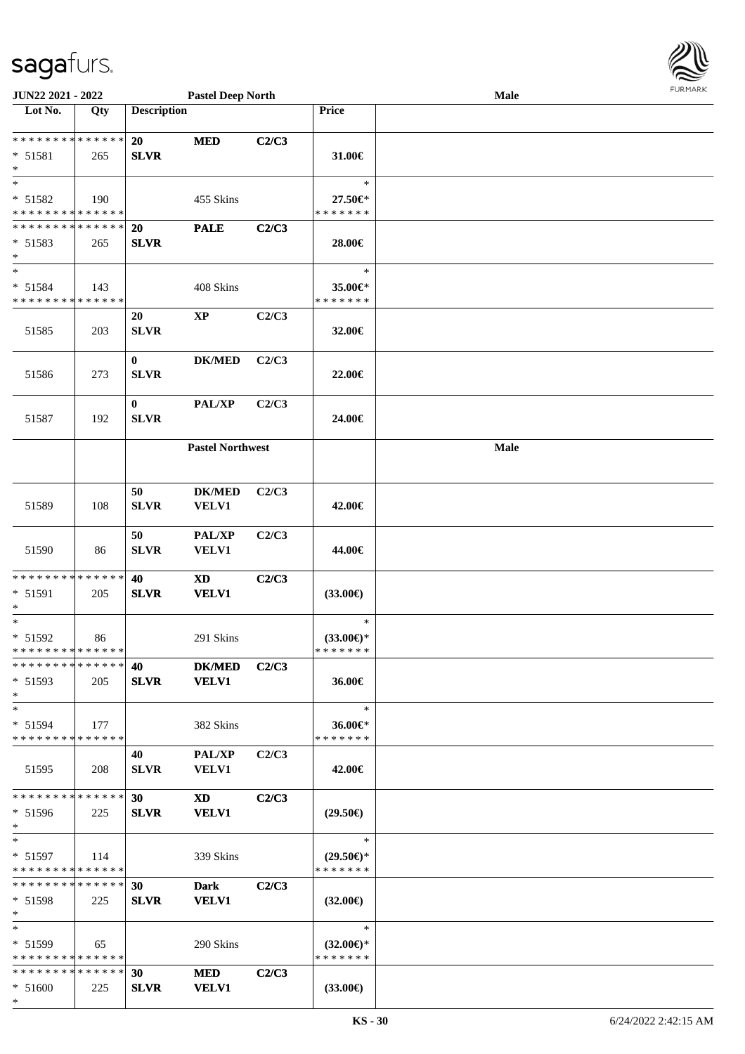**JUN22 2021 - 2022** — **Pastel Deep North** — **Male**

| Lot No. | Qty | Description | | | Price | |
|---|---|---|---|---|---|---|
| * * * * * * * * * * * * * * | | 20 | MED | C2/C3 | | |
| * 51581 | 265 | SLVR | | | 31.00€ | |
| * | | | | | | |
| * | | | | | * | |
| * 51582 | 190 | | 455 Skins | | 27.50€* | |
| * * * * * * * * * * * * * * | | | | | * * * * * * * | |
| * * * * * * * * * * * * * * | | 20 | PALE | C2/C3 | | |
| * 51583 | 265 | SLVR | | | 28.00€ | |
| * | | | | | | |
| * | | | | | * | |
| * 51584 | 143 | | 408 Skins | | 35.00€* | |
| * * * * * * * * * * * * * * | | | | | * * * * * * * | |
| | | 20 | XP | C2/C3 | | |
| 51585 | 203 | SLVR | | | 32.00€ | |
| | | 0 | DK/MED | C2/C3 | | |
| 51586 | 273 | SLVR | | | 22.00€ | |
| | | 0 | PAL/XP | C2/C3 | | |
| 51587 | 192 | SLVR | | | 24.00€ | |
| | | | **Pastel Northwest** | | | **Male** |
| | | 50 | DK/MED | C2/C3 | | |
| 51589 | 108 | SLVR | VELV1 | | 42.00€ | |
| | | 50 | PAL/XP | C2/C3 | | |
| 51590 | 86 | SLVR | VELV1 | | 44.00€ | |
| * * * * * * * * * * * * * * | | 40 | XD | C2/C3 | | |
| * 51591 | 205 | SLVR | VELV1 | | (33.00€) | |
| * | | | | | | |
| * | | | | | * | |
| * 51592 | 86 | | 291 Skins | | (33.00€)* | |
| * * * * * * * * * * * * * * | | | | | * * * * * * * | |
| * * * * * * * * * * * * * * | | 40 | DK/MED | C2/C3 | | |
| * 51593 | 205 | SLVR | VELV1 | | 36.00€ | |
| * | | | | | | |
| * | | | | | * | |
| * 51594 | 177 | | 382 Skins | | 36.00€* | |
| * * * * * * * * * * * * * * | | | | | * * * * * * * | |
| | | 40 | PAL/XP | C2/C3 | | |
| 51595 | 208 | SLVR | VELV1 | | 42.00€ | |
| * * * * * * * * * * * * * * | | 30 | XD | C2/C3 | | |
| * 51596 | 225 | SLVR | VELV1 | | (29.50€) | |
| * | | | | | | |
| * | | | | | * | |
| * 51597 | 114 | | 339 Skins | | (29.50€)* | |
| * * * * * * * * * * * * * * | | | | | * * * * * * * | |
| * * * * * * * * * * * * * * | | 30 | Dark | C2/C3 | | |
| * 51598 | 225 | SLVR | VELV1 | | (32.00€) | |
| * | | | | | | |
| * | | | | | * | |
| * 51599 | 65 | | 290 Skins | | (32.00€)* | |
| * * * * * * * * * * * * * * | | | | | * * * * * * * | |
| * * * * * * * * * * * * * * | | 30 | MED | C2/C3 | | |
| * 51600 | 225 | SLVR | VELV1 | | (33.00€) | |
| * | | | | | | |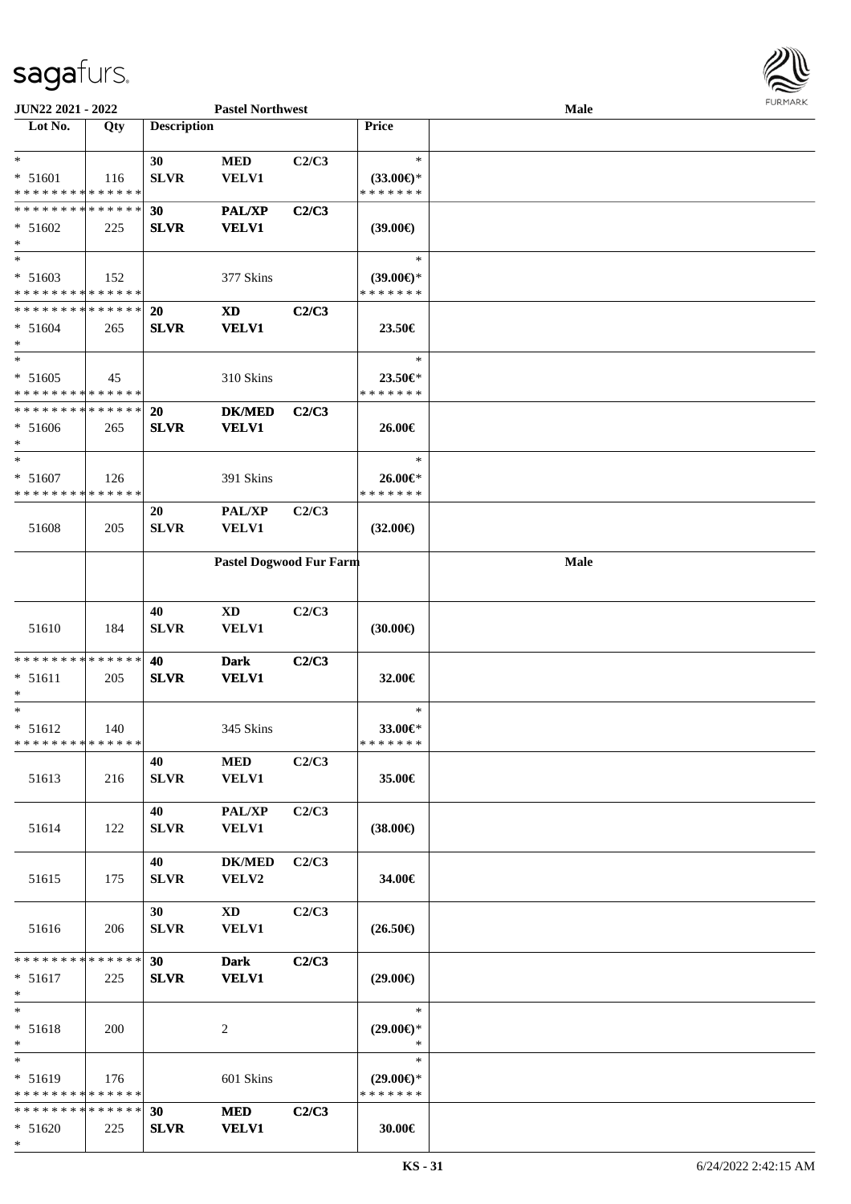**JUN22 2021 - 2022** **Pastel Northwest** **Male**

| Lot No. | Qty | Description | | | Price | |
|---|---|---|---|---|---|---|
| * | | 30 | MED | C2/C3 | * | |
| * 51601 | 116 | SLVR | VELV1 | | (33.00€)* | |
| * * * * * * * * * * * * * * | | | | | * * * * * * * | |
| * * * * * * * * * * * * * * | | 30 | PAL/XP | C2/C3 | | |
| * 51602 | 225 | SLVR | VELV1 | | (39.00€) | |
| * | | | | | | |
| * | | | | | * | |
| * 51603 | 152 | | 377 Skins | | (39.00€)* | |
| * * * * * * * * * * * * * * | | | | | * * * * * * * | |
| * * * * * * * * * * * * * * | | 20 | XD | C2/C3 | | |
| * 51604 | 265 | SLVR | VELV1 | | 23.50€ | |
| * | | | | | | |
| * | | | | | * | |
| * 51605 | 45 | | 310 Skins | | 23.50€* | |
| * * * * * * * * * * * * * * | | | | | * * * * * * * | |
| * * * * * * * * * * * * * * | | 20 | DK/MED | C2/C3 | | |
| * 51606 | 265 | SLVR | VELV1 | | 26.00€ | |
| * | | | | | | |
| * | | | | | * | |
| * 51607 | 126 | | 391 Skins | | 26.00€* | |
| * * * * * * * * * * * * * * | | | | | * * * * * * * | |
| 51608 | 205 | 20 SLVR | PAL/XP VELV1 | C2/C3 | (32.00€) | |
| | | **Pastel Dogwood Fur Farm** | | | | **Male** |
| 51610 | 184 | 40 SLVR | XD VELV1 | C2/C3 | (30.00€) | |
| * * * * * * * * * * * * * * | | 40 | Dark | C2/C3 | | |
| * 51611 | 205 | SLVR | VELV1 | | 32.00€ | |
| * | | | | | | |
| * | | | | | * | |
| * 51612 | 140 | | 345 Skins | | 33.00€* | |
| * * * * * * * * * * * * * * | | | | | * * * * * * * | |
| 51613 | 216 | 40 SLVR | MED VELV1 | C2/C3 | 35.00€ | |
| 51614 | 122 | 40 SLVR | PAL/XP VELV1 | C2/C3 | (38.00€) | |
| 51615 | 175 | 40 SLVR | DK/MED VELV2 | C2/C3 | 34.00€ | |
| 51616 | 206 | 30 SLVR | XD VELV1 | C2/C3 | (26.50€) | |
| * * * * * * * * * * * * * * | | 30 | Dark | C2/C3 | | |
| * 51617 | 225 | SLVR | VELV1 | | (29.00€) | |
| * | | | | | | |
| * | | | | | * | |
| * 51618 | 200 | | 2 | | (29.00€)* | |
| * | | | | | * | |
| * | | | | | * | |
| * 51619 | 176 | | 601 Skins | | (29.00€)* | |
| * * * * * * * * * * * * * * | | | | | * * * * * * * | |
| * * * * * * * * * * * * * * | | 30 | MED | C2/C3 | | |
| * 51620 | 225 | SLVR | VELV1 | | 30.00€ | |
| * | | | | | | |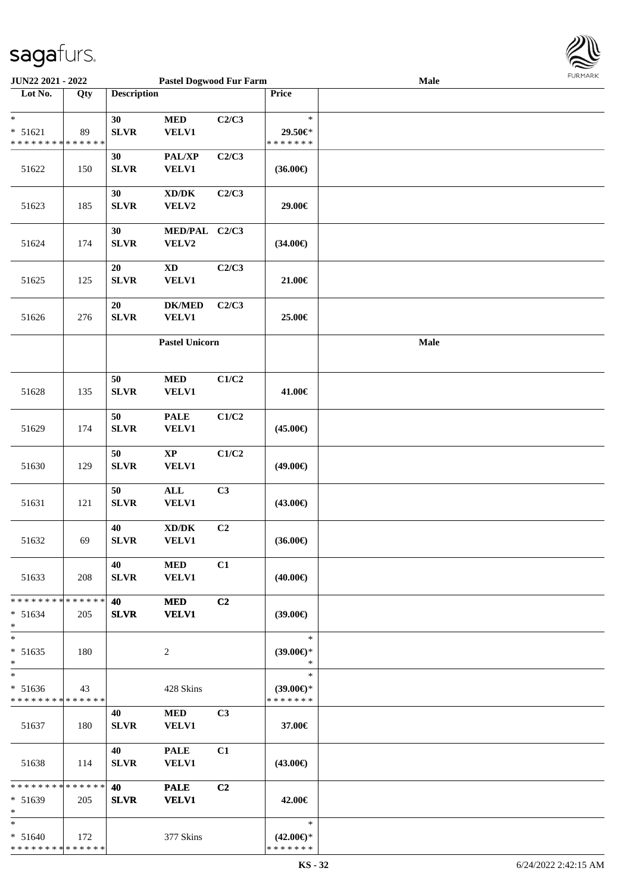**JUN22 2021 - 2022** **Pastel Dogwood Fur Farm** **Male**

| Lot No. | Qty | Description | | | Price | |
|---|---|---|---|---|---|---|
| *<br>* 51621<br>* * * * * * * * * * * * * * | 89 | 30<br>SLVR | MED<br>VELV1 | C2/C3 | *<br>29.50€*<br>* * * * * * * | |
| 51622 | 150 | 30<br>SLVR | PAL/XP<br>VELV1 | C2/C3 | (36.00€) | |
| 51623 | 185 | 30<br>SLVR | XD/DK<br>VELV2 | C2/C3 | 29.00€ | |
| 51624 | 174 | 30<br>SLVR | MED/PAL<br>VELV2 | C2/C3 | (34.00€) | |
| 51625 | 125 | 20<br>SLVR | XD<br>VELV1 | C2/C3 | 21.00€ | |
| 51626 | 276 | 20<br>SLVR | DK/MED<br>VELV1 | C2/C3 | 25.00€ | |
| | | **Pastel Unicorn** | | | | **Male** |
| 51628 | 135 | 50<br>SLVR | MED<br>VELV1 | C1/C2 | 41.00€ | |
| 51629 | 174 | 50<br>SLVR | PALE<br>VELV1 | C1/C2 | (45.00€) | |
| 51630 | 129 | 50<br>SLVR | XP<br>VELV1 | C1/C2 | (49.00€) | |
| 51631 | 121 | 50<br>SLVR | ALL<br>VELV1 | C3 | (43.00€) | |
| 51632 | 69 | 40<br>SLVR | XD/DK<br>VELV1 | C2 | (36.00€) | |
| 51633 | 208 | 40<br>SLVR | MED<br>VELV1 | C1 | (40.00€) | |
| * * * * * * * * * * * * * *<br>* 51634<br>* | 205 | 40<br>SLVR | MED<br>VELV1 | C2 | (39.00€) | |
| *<br>* 51635<br>* | 180 | | 2 | | *<br>(39.00€)*<br>* | |
| *<br>* 51636<br>* * * * * * * * * * * * * * | 43 | | 428 Skins | | *<br>(39.00€)*<br>* * * * * * * | |
| 51637 | 180 | 40<br>SLVR | MED<br>VELV1 | C3 | 37.00€ | |
| 51638 | 114 | 40<br>SLVR | PALE<br>VELV1 | C1 | (43.00€) | |
| * * * * * * * * * * * * * *<br>* 51639<br>* | 205 | 40<br>SLVR | PALE<br>VELV1 | C2 | 42.00€ | |
| *<br>* 51640<br>* * * * * * * * * * * * * * | 172 | | 377 Skins | | *<br>(42.00€)*<br>* * * * * * * | |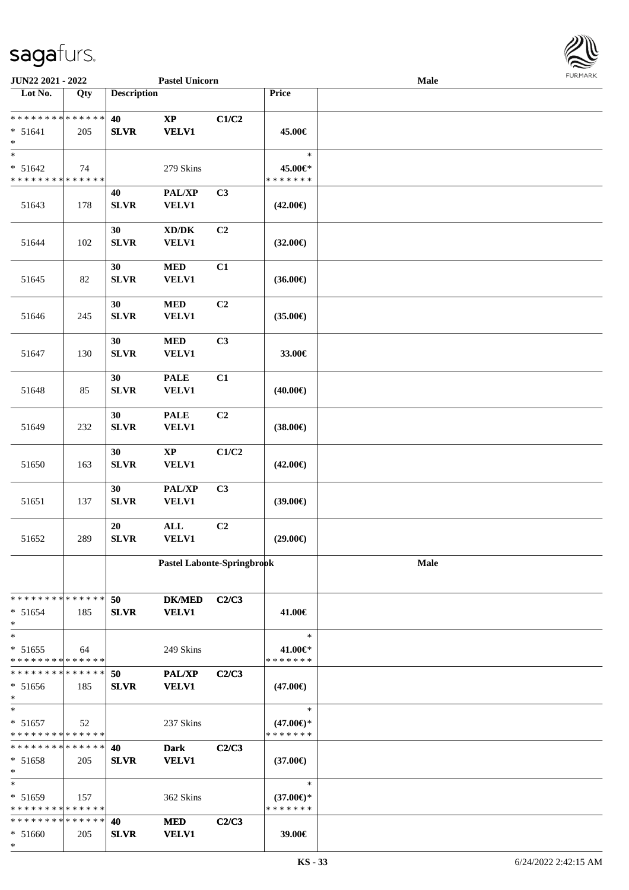**JUN22 2021 - 2022** — **Pastel Unicorn** — **Male**

| Lot No. | Qty | Description | | | Price | |
|---|---|---|---|---|---|---|
| * * * * * * * * * * * * * * | | 40 | XP | C1/C2 | | |
| * 51641 | 205 | SLVR | VELV1 | | 45.00€ | |
| * | | | | | | |
| * | | | | | * | |
| * 51642 | 74 | | 279 Skins | | 45.00€* | |
| * * * * * * * * * * * * * * | | | | | * * * * * * * | |
| 51643 | 178 | 40 SLVR | PAL/XP VELV1 | C3 | (42.00€) | |
| 51644 | 102 | 30 SLVR | XD/DK VELV1 | C2 | (32.00€) | |
| 51645 | 82 | 30 SLVR | MED VELV1 | C1 | (36.00€) | |
| 51646 | 245 | 30 SLVR | MED VELV1 | C2 | (35.00€) | |
| 51647 | 130 | 30 SLVR | MED VELV1 | C3 | 33.00€ | |
| 51648 | 85 | 30 SLVR | PALE VELV1 | C1 | (40.00€) | |
| 51649 | 232 | 30 SLVR | PALE VELV1 | C2 | (38.00€) | |
| 51650 | 163 | 30 SLVR | XP VELV1 | C1/C2 | (42.00€) | |
| 51651 | 137 | 30 SLVR | PAL/XP VELV1 | C3 | (39.00€) | |
| 51652 | 289 | 20 SLVR | ALL VELV1 | C2 | (29.00€) | |
| | | **Pastel Labonte-Springbrook** | | | | **Male** |
| * * * * * * * * * * * * * * | | 50 | DK/MED | C2/C3 | | |
| * 51654 | 185 | SLVR | VELV1 | | 41.00€ | |
| * | | | | | | |
| * | | | | | * | |
| * 51655 | 64 | | 249 Skins | | 41.00€* | |
| * * * * * * * * * * * * * * | | | | | * * * * * * * | |
| * * * * * * * * * * * * * * | | 50 | PAL/XP | C2/C3 | | |
| * 51656 | 185 | SLVR | VELV1 | | (47.00€) | |
| * | | | | | | |
| * | | | | | * | |
| * 51657 | 52 | | 237 Skins | | (47.00€)* | |
| * * * * * * * * * * * * * * | | | | | * * * * * * * | |
| * * * * * * * * * * * * * * | | 40 | Dark | C2/C3 | | |
| * 51658 | 205 | SLVR | VELV1 | | (37.00€) | |
| * | | | | | | |
| * | | | | | * | |
| * 51659 | 157 | | 362 Skins | | (37.00€)* | |
| * * * * * * * * * * * * * * | | | | | * * * * * * * | |
| * * * * * * * * * * * * * * | | 40 | MED | C2/C3 | | |
| * 51660 | 205 | SLVR | VELV1 | | 39.00€ | |
| * | | | | | | |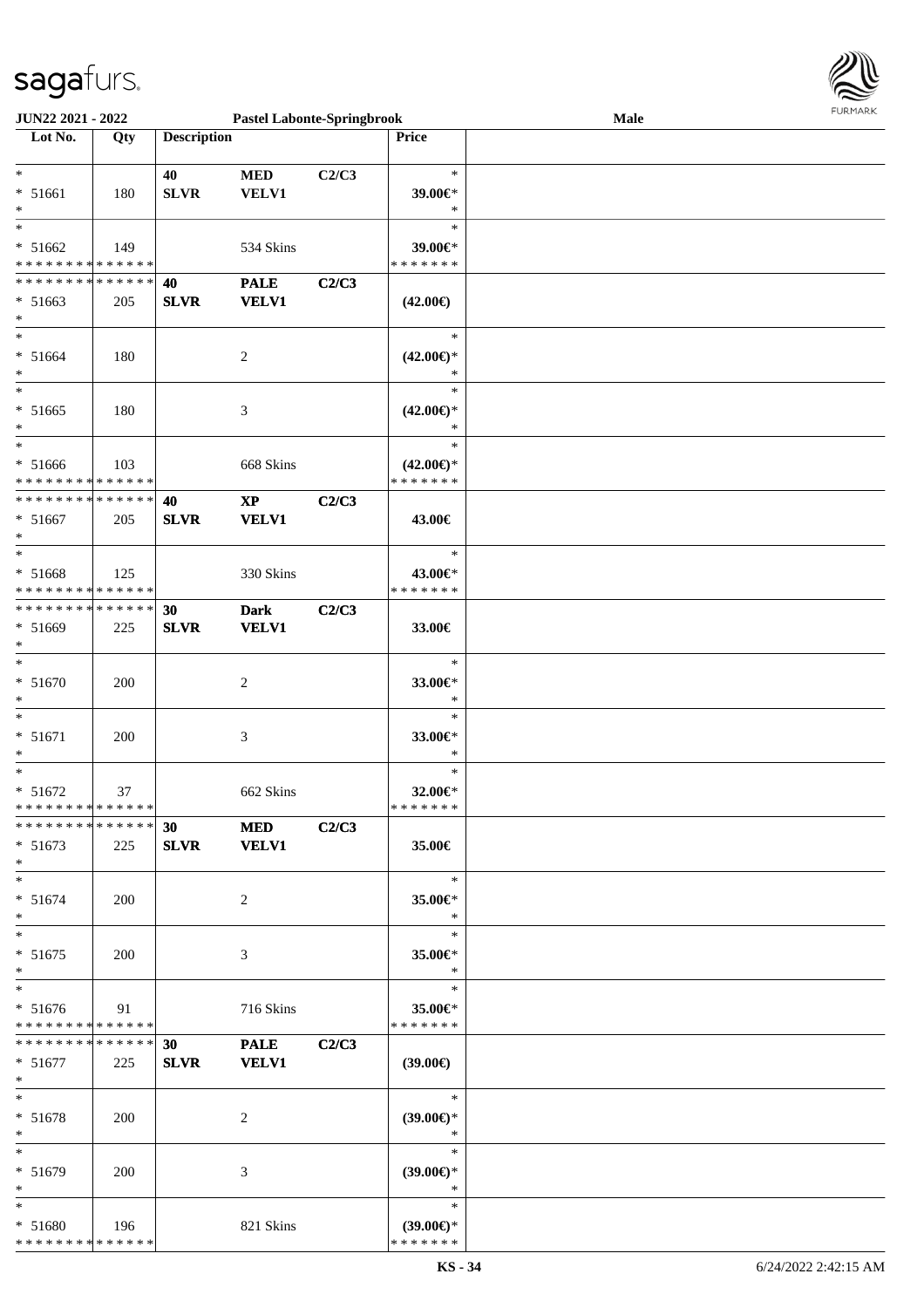JUN22 2021 - 2022 | Pastel Labonte-Springbrook | Male

| Lot No. | Qty | Description | | | Price | |
|---|---|---|---|---|---|---|
| * | | 40 | MED | C2/C3 | * | |
| * 51661 | 180 | SLVR | VELV1 | | 39.00€* | |
| * | | | | | * | |
| * | | | | | * | |
| * 51662 | 149 | | 534 Skins | | 39.00€* | |
| * * * * * * * * * * * * * * | | | | | * * * * * * * | |
| * * * * * * * * * * * * * * | | 40 | PALE | C2/C3 | | |
| * 51663 | 205 | SLVR | VELV1 | | (42.00€) | |
| * | | | | | | |
| * | | | | | * | |
| * 51664 | 180 | | 2 | | (42.00€)* | |
| * | | | | | * | |
| * | | | | | * | |
| * 51665 | 180 | | 3 | | (42.00€)* | |
| * | | | | | * | |
| * | | | | | * | |
| * 51666 | 103 | | 668 Skins | | (42.00€)* | |
| * * * * * * * * * * * * * * | | | | | * * * * * * * | |
| * * * * * * * * * * * * * * | | 40 | XP | C2/C3 | | |
| * 51667 | 205 | SLVR | VELV1 | | 43.00€ | |
| * | | | | | | |
| * | | | | | * | |
| * 51668 | 125 | | 330 Skins | | 43.00€* | |
| * * * * * * * * * * * * * * | | | | | * * * * * * * | |
| * * * * * * * * * * * * * * | | 30 | Dark | C2/C3 | | |
| * 51669 | 225 | SLVR | VELV1 | | 33.00€ | |
| * | | | | | | |
| * | | | | | * | |
| * 51670 | 200 | | 2 | | 33.00€* | |
| * | | | | | * | |
| * | | | | | * | |
| * 51671 | 200 | | 3 | | 33.00€* | |
| * | | | | | * | |
| * | | | | | * | |
| * 51672 | 37 | | 662 Skins | | 32.00€* | |
| * * * * * * * * * * * * * * | | | | | * * * * * * * | |
| * * * * * * * * * * * * * * | | 30 | MED | C2/C3 | | |
| * 51673 | 225 | SLVR | VELV1 | | 35.00€ | |
| * | | | | | | |
| * | | | | | * | |
| * 51674 | 200 | | 2 | | 35.00€* | |
| * | | | | | * | |
| * | | | | | * | |
| * 51675 | 200 | | 3 | | 35.00€* | |
| * | | | | | * | |
| * | | | | | * | |
| * 51676 | 91 | | 716 Skins | | 35.00€* | |
| * * * * * * * * * * * * * * | | | | | * * * * * * * | |
| * * * * * * * * * * * * * * | | 30 | PALE | C2/C3 | | |
| * 51677 | 225 | SLVR | VELV1 | | (39.00€) | |
| * | | | | | | |
| * | | | | | * | |
| * 51678 | 200 | | 2 | | (39.00€)* | |
| * | | | | | * | |
| * | | | | | * | |
| * 51679 | 200 | | 3 | | (39.00€)* | |
| * | | | | | * | |
| * | | | | | * | |
| * 51680 | 196 | | 821 Skins | | (39.00€)* | |
| * * * * * * * * * * * * * * | | | | | * * * * * * * | |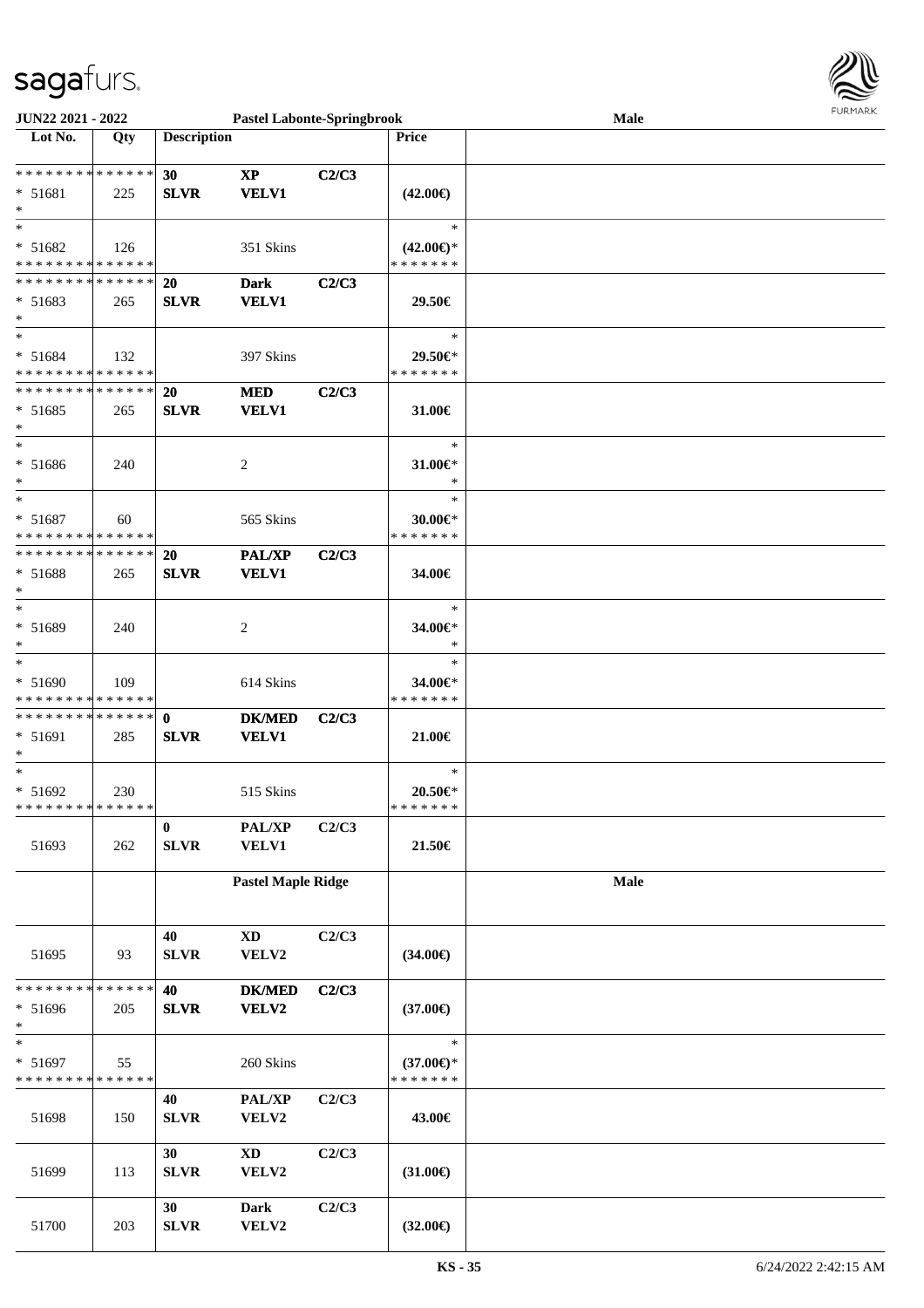**JUN22 2021 - 2022** | **Pastel Labonte-Springbrook** | **Male**

| Lot No. | Qty | Description | | | Price | |
|---|---|---|---|---|---|---|
| * * * * * * * * * * * * * * | | 30 | XP | C2/C3 | | |
| * 51681 | 225 | SLVR | VELV1 | | (42.00€) | |
| * | | | | | | |
| * | | | | | * | |
| * 51682 | 126 | | 351 Skins | | (42.00€)* | |
| * * * * * * * * * * * * * * | | | | | * * * * * * * | |
| * * * * * * * * * * * * * * | | 20 | Dark | C2/C3 | | |
| * 51683 | 265 | SLVR | VELV1 | | 29.50€ | |
| * | | | | | | |
| * | | | | | * | |
| * 51684 | 132 | | 397 Skins | | 29.50€* | |
| * * * * * * * * * * * * * * | | | | | * * * * * * * | |
| * * * * * * * * * * * * * * | | 20 | MED | C2/C3 | | |
| * 51685 | 265 | SLVR | VELV1 | | 31.00€ | |
| * | | | | | | |
| * | | | | | * | |
| * 51686 | 240 | | 2 | | 31.00€* | |
| * | | | | | * | |
| * | | | | | * | |
| * 51687 | 60 | | 565 Skins | | 30.00€* | |
| * * * * * * * * * * * * * * | | | | | * * * * * * * | |
| * * * * * * * * * * * * * * | | 20 | PAL/XP | C2/C3 | | |
| * 51688 | 265 | SLVR | VELV1 | | 34.00€ | |
| * | | | | | | |
| * | | | | | * | |
| * 51689 | 240 | | 2 | | 34.00€* | |
| * | | | | | * | |
| * | | | | | * | |
| * 51690 | 109 | | 614 Skins | | 34.00€* | |
| * * * * * * * * * * * * * * | | | | | * * * * * * * | |
| * * * * * * * * * * * * * * | | 0 | DK/MED | C2/C3 | | |
| * 51691 | 285 | SLVR | VELV1 | | 21.00€ | |
| * | | | | | | |
| * | | | | | * | |
| * 51692 | 230 | | 515 Skins | | 20.50€* | |
| * * * * * * * * * * * * * * | | | | | * * * * * * * | |
| | | 0 | PAL/XP | C2/C3 | | |
| 51693 | 262 | SLVR | VELV1 | | 21.50€ | |
| | | **Pastel Maple Ridge** | | | | **Male** |
| | | 40 | XD | C2/C3 | | |
| 51695 | 93 | SLVR | VELV2 | | (34.00€) | |
| * * * * * * * * * * * * * * | | 40 | DK/MED | C2/C3 | | |
| * 51696 | 205 | SLVR | VELV2 | | (37.00€) | |
| * | | | | | | |
| * | | | | | * | |
| * 51697 | 55 | | 260 Skins | | (37.00€)* | |
| * * * * * * * * * * * * * * | | | | | * * * * * * * | |
| | | 40 | PAL/XP | C2/C3 | | |
| 51698 | 150 | SLVR | VELV2 | | 43.00€ | |
| | | 30 | XD | C2/C3 | | |
| 51699 | 113 | SLVR | VELV2 | | (31.00€) | |
| | | 30 | Dark | C2/C3 | | |
| 51700 | 203 | SLVR | VELV2 | | (32.00€) | |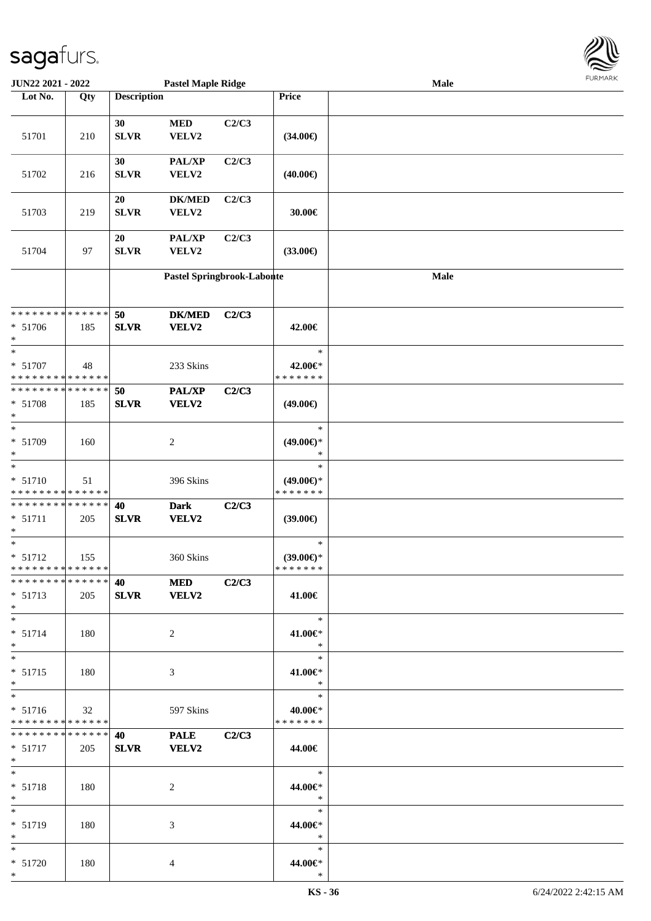**JUN22 2021 - 2022** | **Pastel Maple Ridge** | **Male**

| Lot No. | Qty | Description | | | Price | |
|---|---|---|---|---|---|---|
| 51701 | 210 | 30 SLVR | MED VELV2 | C2/C3 | (34.00€) | |
| 51702 | 216 | 30 SLVR | PAL/XP VELV2 | C2/C3 | (40.00€) | |
| 51703 | 219 | 20 SLVR | DK/MED VELV2 | C2/C3 | 30.00€ | |
| 51704 | 97 | 20 SLVR | PAL/XP VELV2 | C2/C3 | (33.00€) | |
| | | | **Pastel Springbrook-Labonte** | | | **Male** |
| * * * * * * * * * * * * * * <br>* 51706<br>* | 185 | **50 SLVR** | **DK/MED VELV2** | **C2/C3** | **42.00€** | |
| *<br>* 51707<br>* * * * * * * * * * * * * * | 48 | | 233 Skins | | *<br>42.00€*<br>* * * * * * * | |
| * * * * * * * * * * * * * * <br>* 51708<br>* | 185 | **50 SLVR** | **PAL/XP VELV2** | **C2/C3** | **(49.00€)** | |
| *<br>* 51709<br>* | 160 | | 2 | | *<br>(49.00€)*<br>* | |
| *<br>* 51710<br>* * * * * * * * * * * * * * | 51 | | 396 Skins | | *<br>(49.00€)*<br>* * * * * * * | |
| * * * * * * * * * * * * * * <br>* 51711<br>* | 205 | **40 SLVR** | **Dark VELV2** | **C2/C3** | **(39.00€)** | |
| *<br>* 51712<br>* * * * * * * * * * * * * * | 155 | | 360 Skins | | *<br>(39.00€)*<br>* * * * * * * | |
| * * * * * * * * * * * * * * <br>* 51713<br>* | 205 | **40 SLVR** | **MED VELV2** | **C2/C3** | **41.00€** | |
| *<br>* 51714<br>* | 180 | | 2 | | *<br>41.00€*<br>* | |
| *<br>* 51715<br>* | 180 | | 3 | | *<br>41.00€*<br>* | |
| *<br>* 51716<br>* * * * * * * * * * * * * * | 32 | | 597 Skins | | *<br>40.00€*<br>* * * * * * * | |
| * * * * * * * * * * * * * * <br>* 51717<br>* | 205 | **40 SLVR** | **PALE VELV2** | **C2/C3** | **44.00€** | |
| *<br>* 51718<br>* | 180 | | 2 | | *<br>44.00€*<br>* | |
| *<br>* 51719<br>* | 180 | | 3 | | *<br>44.00€*<br>* | |
| *<br>* 51720<br>* | 180 | | 4 | | *<br>44.00€*<br>* | |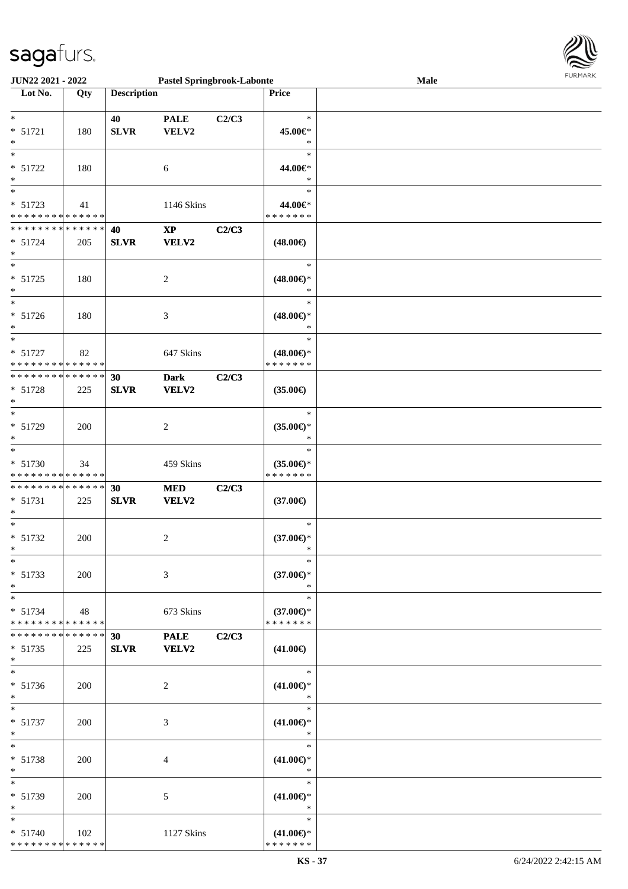| Lot No. | Qty | Description | | | Price | |
|---|---|---|---|---|---|---|
| * | | 40 | PALE | C2/C3 | * | |
| * 51721 | 180 | SLVR | VELV2 | | 45.00€* | |
| * | | | | | * | |
| * 51722 | 180 | | 6 | | 44.00€* | |
| * | | | | | * | |
| * 51723 | 41 | | 1146 Skins | | 44.00€* | |
| * * * * * * * * * * * * * * | | 40 | XP | C2/C3 | | |
| * 51724 | 205 | SLVR | VELV2 | | (48.00€) | |
| * | | | | | * | |
| * 51725 | 180 | | 2 | | (48.00€)* | |
| * | | | | | * | |
| * 51726 | 180 | | 3 | | (48.00€)* | |
| * | | | | | * | |
| * 51727 | 82 | | 647 Skins | | (48.00€)* | |
| * * * * * * * * * * * * * * | | 30 | Dark | C2/C3 | | |
| * 51728 | 225 | SLVR | VELV2 | | (35.00€) | |
| * | | | | | * | |
| * 51729 | 200 | | 2 | | (35.00€)* | |
| * | | | | | * | |
| * 51730 | 34 | | 459 Skins | | (35.00€)* | |
| * * * * * * * * * * * * * * | | 30 | MED | C2/C3 | | |
| * 51731 | 225 | SLVR | VELV2 | | (37.00€) | |
| * | | | | | * | |
| * 51732 | 200 | | 2 | | (37.00€)* | |
| * | | | | | * | |
| * 51733 | 200 | | 3 | | (37.00€)* | |
| * | | | | | * | |
| * 51734 | 48 | | 673 Skins | | (37.00€)* | |
| * * * * * * * * * * * * * * | | 30 | PALE | C2/C3 | | |
| * 51735 | 225 | SLVR | VELV2 | | (41.00€) | |
| * | | | | | * | |
| * 51736 | 200 | | 2 | | (41.00€)* | |
| * | | | | | * | |
| * 51737 | 200 | | 3 | | (41.00€)* | |
| * | | | | | * | |
| * 51738 | 200 | | 4 | | (41.00€)* | |
| * | | | | | * | |
| * 51739 | 200 | | 5 | | (41.00€)* | |
| * | | | | | * | |
| * 51740 | 102 | | 1127 Skins | | (41.00€)* | |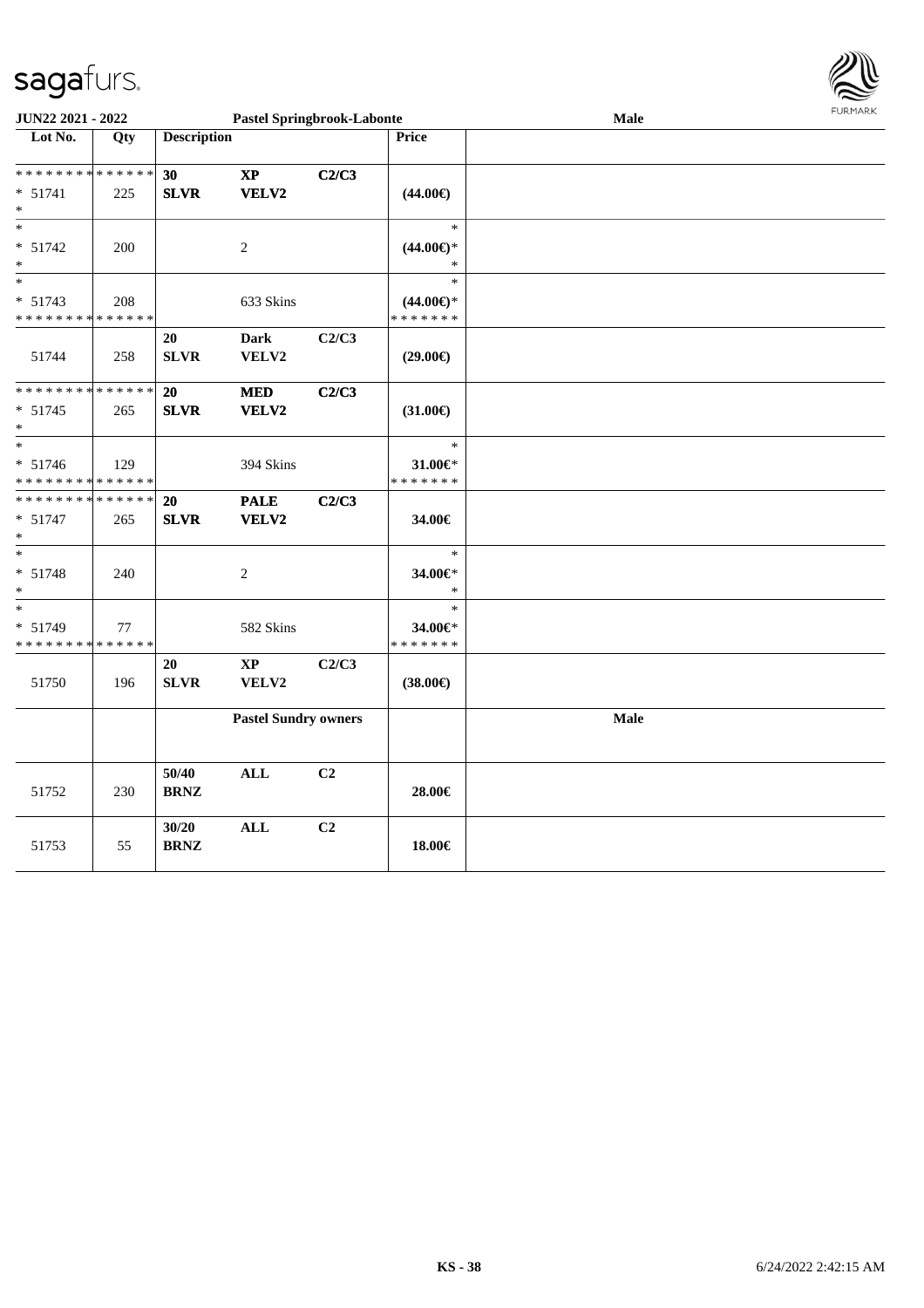| Lot No. | Qty | Description | | | Price | |
|---|---|---|---|---|---|---|
| * * * * * * * * * * * * * * | | 30 | XP | C2/C3 | | |
| * 51741 | 225 | SLVR | VELV2 | | (44.00€) | |
| * | | | | | | |
| * | | | | | * | |
| * 51742 | 200 | | 2 | | (44.00€)* | |
| * | | | | | * | |
| * | | | | | * | |
| * 51743 | 208 | | 633 Skins | | (44.00€)* | |
| * * * * * * * * * * * * * * | | | | | * * * * * * * | |
| | | 20 | Dark | C2/C3 | | |
| 51744 | 258 | SLVR | VELV2 | | (29.00€) | |
| * * * * * * * * * * * * * * | | 20 | MED | C2/C3 | | |
| * 51745 | 265 | SLVR | VELV2 | | (31.00€) | |
| * | | | | | | |
| * | | | | | * | |
| * 51746 | 129 | | 394 Skins | | 31.00€* | |
| * * * * * * * * * * * * * * | | | | | * * * * * * * | |
| * * * * * * * * * * * * * * | | 20 | PALE | C2/C3 | | |
| * 51747 | 265 | SLVR | VELV2 | | 34.00€ | |
| * | | | | | | |
| * | | | | | * | |
| * 51748 | 240 | | 2 | | 34.00€* | |
| * | | | | | * | |
| * | | | | | * | |
| * 51749 | 77 | | 582 Skins | | 34.00€* | |
| * * * * * * * * * * * * * * | | | | | * * * * * * * | |
| | | 20 | XP | C2/C3 | | |
| 51750 | 196 | SLVR | VELV2 | | (38.00€) | |
| | | Pastel Sundry owners | | | | Male |
| | | 50/40 | ALL | C2 | | |
| 51752 | 230 | BRNZ | | | 28.00€ | |
| | | 30/20 | ALL | C2 | | |
| 51753 | 55 | BRNZ | | | 18.00€ | |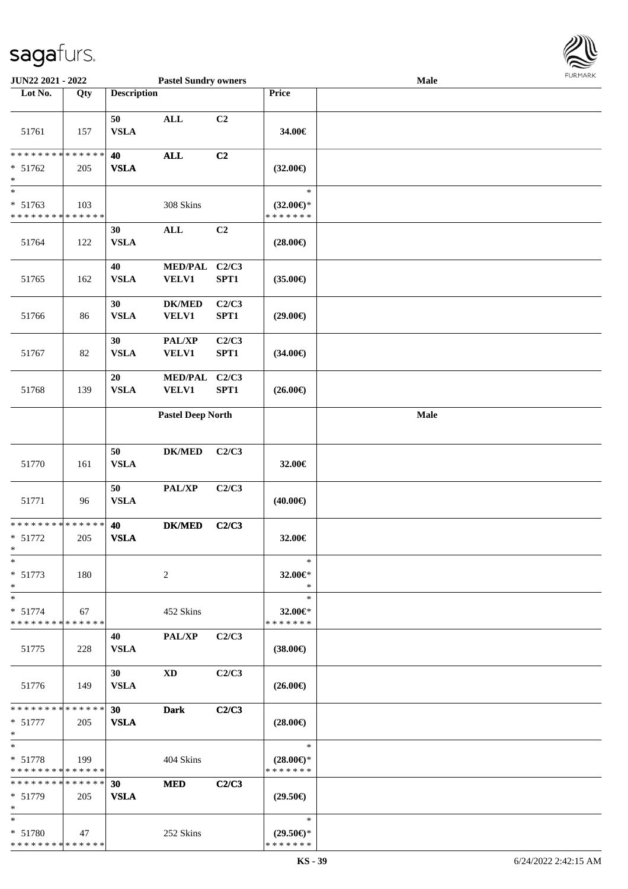**JUN22 2021 - 2022** | **Pastel Sundry owners** | **Male**

| Lot No. | Qty | Description | | | Price | |
|---|---|---|---|---|---|---|
| 51761 | 157 | 50 VSLA | ALL | C2 | 34.00€ | |
| * * * * * * * * * * * * * * * 51762 * | 205 | 40 VSLA | ALL | C2 | (32.00€) | |
| * * 51763 * * * * * * * * * * * * * * | 103 | | 308 Skins | | * (32.00€)* * * * * * * * | |
| 51764 | 122 | 30 VSLA | ALL | C2 | (28.00€) | |
| 51765 | 162 | 40 VSLA | MED/PAL VELV1 | C2/C3 SPT1 | (35.00€) | |
| 51766 | 86 | 30 VSLA | DK/MED VELV1 | C2/C3 SPT1 | (29.00€) | |
| 51767 | 82 | 30 VSLA | PAL/XP VELV1 | C2/C3 SPT1 | (34.00€) | |
| 51768 | 139 | 20 VSLA | MED/PAL VELV1 | C2/C3 SPT1 | (26.00€) | |
| | | **Pastel Deep North** | | | | **Male** |
| 51770 | 161 | 50 VSLA | DK/MED | C2/C3 | 32.00€ | |
| 51771 | 96 | 50 VSLA | PAL/XP | C2/C3 | (40.00€) | |
| * * * * * * * * * * * * * * * 51772 * | 205 | 40 VSLA | DK/MED | C2/C3 | 32.00€ | |
| * * 51773 * | 180 | | 2 | | * 32.00€* * | |
| * * 51774 * * * * * * * * * * * * * * | 67 | | 452 Skins | | * 32.00€* * * * * * * * | |
| 51775 | 228 | 40 VSLA | PAL/XP | C2/C3 | (38.00€) | |
| 51776 | 149 | 30 VSLA | XD | C2/C3 | (26.00€) | |
| * * * * * * * * * * * * * * * 51777 * | 205 | 30 VSLA | Dark | C2/C3 | (28.00€) | |
| * * 51778 * * * * * * * * * * * * * * | 199 | | 404 Skins | | * (28.00€)* * * * * * * * | |
| * * * * * * * * * * * * * * * 51779 * | 205 | 30 VSLA | MED | C2/C3 | (29.50€) | |
| * * 51780 * * * * * * * * * * * * * * | 47 | | 252 Skins | | * (29.50€)* * * * * * * * | |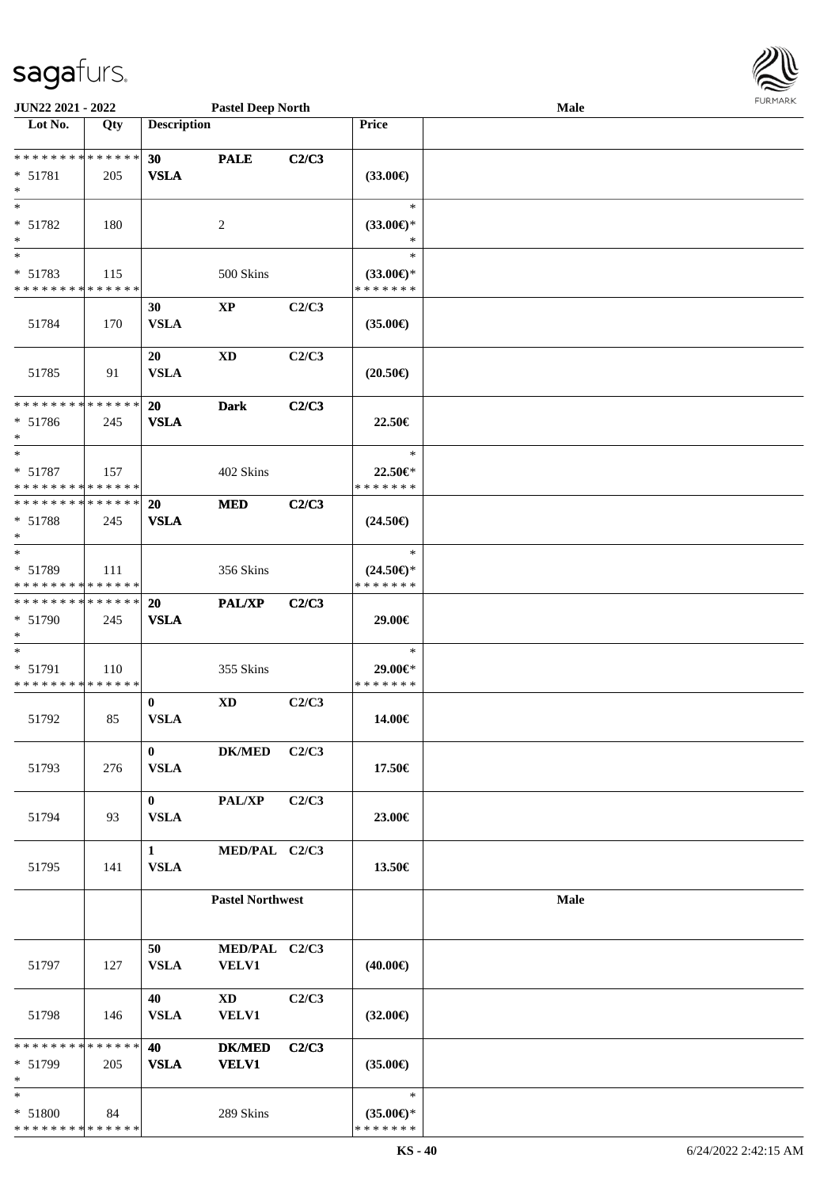| Lot No. | Qty | Description | | | Price | Male |
|---|---|---|---|---|---|---|
| | | **Pastel Deep North** | | | | |
| * * * * * * * * * * * * * * | | **30** | **PALE** | **C2/C3** | | |
| * 51781 | 205 | **VSLA** | | | **(33.00€)** | |
| * | | | | | | |
| * | | | | | * | |
| * 51782 | 180 | | 2 | | **(33.00€)*** | |
| * | | | | | * | |
| * | | | | | * | |
| * 51783 | 115 | | 500 Skins | | **(33.00€)*** | |
| * * * * * * * * * * * * * * | | | | | * * * * * * * | |
| | | **30** | **XP** | **C2/C3** | | |
| 51784 | 170 | **VSLA** | | | **(35.00€)** | |
| | | **20** | **XD** | **C2/C3** | | |
| 51785 | 91 | **VSLA** | | | **(20.50€)** | |
| * * * * * * * * * * * * * * | | **20** | **Dark** | **C2/C3** | | |
| * 51786 | 245 | **VSLA** | | | **22.50€** | |
| * | | | | | | |
| * | | | | | * | |
| * 51787 | 157 | | 402 Skins | | **22.50€*** | |
| * * * * * * * * * * * * * * | | | | | * * * * * * * | |
| * * * * * * * * * * * * * * | | **20** | **MED** | **C2/C3** | | |
| * 51788 | 245 | **VSLA** | | | **(24.50€)** | |
| * | | | | | | |
| * | | | | | * | |
| * 51789 | 111 | | 356 Skins | | **(24.50€)*** | |
| * * * * * * * * * * * * * * | | | | | * * * * * * * | |
| * * * * * * * * * * * * * * | | **20** | **PAL/XP** | **C2/C3** | | |
| * 51790 | 245 | **VSLA** | | | **29.00€** | |
| * | | | | | | |
| * | | | | | * | |
| * 51791 | 110 | | 355 Skins | | **29.00€*** | |
| * * * * * * * * * * * * * * | | | | | * * * * * * * | |
| | | **0** | **XD** | **C2/C3** | | |
| 51792 | 85 | **VSLA** | | | **14.00€** | |
| | | **0** | **DK/MED** | **C2/C3** | | |
| 51793 | 276 | **VSLA** | | | **17.50€** | |
| | | **0** | **PAL/XP** | **C2/C3** | | |
| 51794 | 93 | **VSLA** | | | **23.00€** | |
| | | **1** | **MED/PAL** | **C2/C3** | | |
| 51795 | 141 | **VSLA** | | | **13.50€** | |
| | | **Pastel Northwest** | | | | **Male** |
| | | **50** | **MED/PAL** | **C2/C3** | | |
| 51797 | 127 | **VSLA** | **VELV1** | | **(40.00€)** | |
| | | **40** | **XD** | **C2/C3** | | |
| 51798 | 146 | **VSLA** | **VELV1** | | **(32.00€)** | |
| * * * * * * * * * * * * * * | | **40** | **DK/MED** | **C2/C3** | | |
| * 51799 | 205 | **VSLA** | **VELV1** | | **(35.00€)** | |
| * | | | | | | |
| * | | | | | * | |
| * 51800 | 84 | | 289 Skins | | **(35.00€)*** | |
| * * * * * * * * * * * * * * | | | | | * * * * * * * | |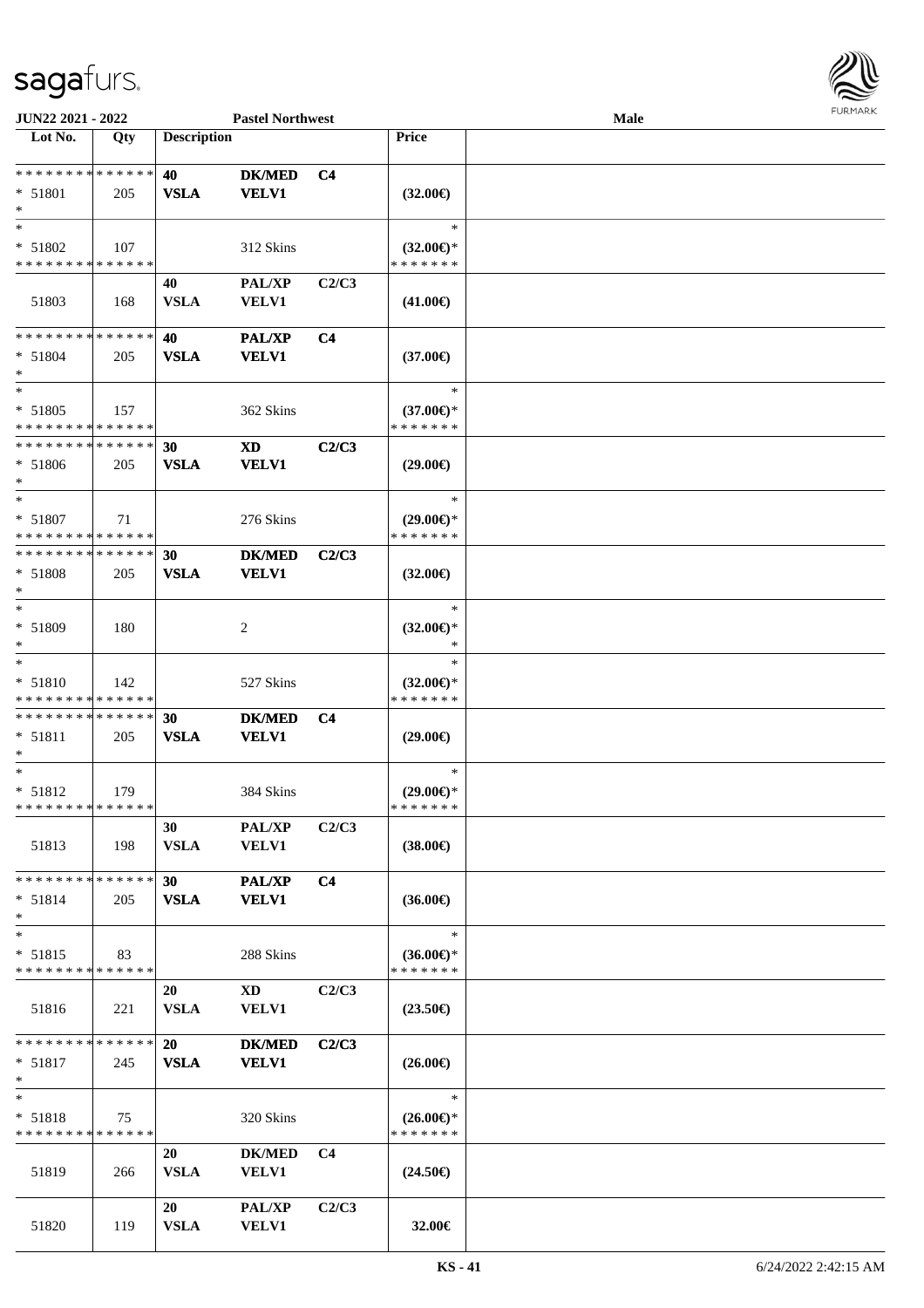JUN22 2021 - 2022 &nbsp;&nbsp;&nbsp;&nbsp; Pastel Northwest &nbsp;&nbsp;&nbsp;&nbsp; Male

| Lot No. | Qty | Description | | | Price | |
|---|---|---|---|---|---|---|
| * * * * * * * * * * * * * * | | 40 | DK/MED | C4 | | |
| * 51801 | 205 | VSLA | VELV1 | | (32.00€) | |
| * | | | | | | |
| * | | | | | * | |
| * 51802 | 107 | | 312 Skins | | (32.00€)* | |
| * * * * * * * * * * * * * * | | | | | * * * * * * * | |
| | | 40 | PAL/XP | C2/C3 | | |
| 51803 | 168 | VSLA | VELV1 | | (41.00€) | |
| * * * * * * * * * * * * * * | | 40 | PAL/XP | C4 | | |
| * 51804 | 205 | VSLA | VELV1 | | (37.00€) | |
| * | | | | | | |
| * | | | | | * | |
| * 51805 | 157 | | 362 Skins | | (37.00€)* | |
| * * * * * * * * * * * * * * | | | | | * * * * * * * | |
| * * * * * * * * * * * * * * | | 30 | XD | C2/C3 | | |
| * 51806 | 205 | VSLA | VELV1 | | (29.00€) | |
| * | | | | | | |
| * | | | | | * | |
| * 51807 | 71 | | 276 Skins | | (29.00€)* | |
| * * * * * * * * * * * * * * | | | | | * * * * * * * | |
| * * * * * * * * * * * * * * | | 30 | DK/MED | C2/C3 | | |
| * 51808 | 205 | VSLA | VELV1 | | (32.00€) | |
| * | | | | | | |
| * | | | | | * | |
| * 51809 | 180 | | 2 | | (32.00€)* | |
| * | | | | | * | |
| * | | | | | * | |
| * 51810 | 142 | | 527 Skins | | (32.00€)* | |
| * * * * * * * * * * * * * * | | | | | * * * * * * * | |
| * * * * * * * * * * * * * * | | 30 | DK/MED | C4 | | |
| * 51811 | 205 | VSLA | VELV1 | | (29.00€) | |
| * | | | | | | |
| * | | | | | * | |
| * 51812 | 179 | | 384 Skins | | (29.00€)* | |
| * * * * * * * * * * * * * * | | | | | * * * * * * * | |
| | | 30 | PAL/XP | C2/C3 | | |
| 51813 | 198 | VSLA | VELV1 | | (38.00€) | |
| * * * * * * * * * * * * * * | | 30 | PAL/XP | C4 | | |
| * 51814 | 205 | VSLA | VELV1 | | (36.00€) | |
| * | | | | | | |
| * | | | | | * | |
| * 51815 | 83 | | 288 Skins | | (36.00€)* | |
| * * * * * * * * * * * * * * | | | | | * * * * * * * | |
| | | 20 | XD | C2/C3 | | |
| 51816 | 221 | VSLA | VELV1 | | (23.50€) | |
| * * * * * * * * * * * * * * | | 20 | DK/MED | C2/C3 | | |
| * 51817 | 245 | VSLA | VELV1 | | (26.00€) | |
| * | | | | | | |
| * | | | | | * | |
| * 51818 | 75 | | 320 Skins | | (26.00€)* | |
| * * * * * * * * * * * * * * | | | | | * * * * * * * | |
| | | 20 | DK/MED | C4 | | |
| 51819 | 266 | VSLA | VELV1 | | (24.50€) | |
| | | 20 | PAL/XP | C2/C3 | | |
| 51820 | 119 | VSLA | VELV1 | | 32.00€ | |

KS - 41 &nbsp;&nbsp;&nbsp;&nbsp; 6/24/2022 2:42:15 AM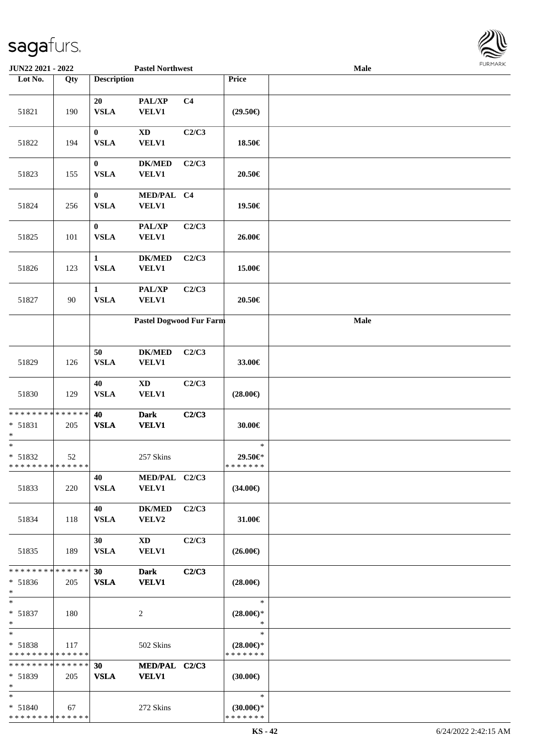| Lot No. | Qty | Description | | | Price | |
|---|---|---|---|---|---|---|
| | | | **Pastel Northwest** | | | **Male** |
| 51821 | 190 | **20** **VSLA** | **PAL/XP** **VELV1** | **C4** | **(29.50€)** | |
| 51822 | 194 | **0** **VSLA** | **XD** **VELV1** | **C2/C3** | **18.50€** | |
| 51823 | 155 | **0** **VSLA** | **DK/MED** **VELV1** | **C2/C3** | **20.50€** | |
| 51824 | 256 | **0** **VSLA** | **MED/PAL** **VELV1** | **C4** | **19.50€** | |
| 51825 | 101 | **0** **VSLA** | **PAL/XP** **VELV1** | **C2/C3** | **26.00€** | |
| 51826 | 123 | **1** **VSLA** | **DK/MED** **VELV1** | **C2/C3** | **15.00€** | |
| 51827 | 90 | **1** **VSLA** | **PAL/XP** **VELV1** | **C2/C3** | **20.50€** | |
| | | | **Pastel Dogwood Fur Farm** | | | **Male** |
| 51829 | 126 | **50** **VSLA** | **DK/MED** **VELV1** | **C2/C3** | **33.00€** | |
| 51830 | 129 | **40** **VSLA** | **XD** **VELV1** | **C2/C3** | **(28.00€)** | |
| * * * * * * * * * * * * * * <br>* 51831<br>* | 205 | **40** **VSLA** | **Dark** **VELV1** | **C2/C3** | **30.00€** | |
| *<br>* 51832<br>* * * * * * * * * * * * * * | 52 | | 257 Skins | | *<br>**29.50€***<br>* * * * * * * | |
| 51833 | 220 | **40** **VSLA** | **MED/PAL** **VELV1** | **C2/C3** | **(34.00€)** | |
| 51834 | 118 | **40** **VSLA** | **DK/MED** **VELV2** | **C2/C3** | **31.00€** | |
| 51835 | 189 | **30** **VSLA** | **XD** **VELV1** | **C2/C3** | **(26.00€)** | |
| * * * * * * * * * * * * * * <br>* 51836<br>* | 205 | **30** **VSLA** | **Dark** **VELV1** | **C2/C3** | **(28.00€)** | |
| *<br>* 51837<br>* | 180 | | 2 | | *<br>**(28.00€)***<br>* | |
| *<br>* 51838<br>* * * * * * * * * * * * * * | 117 | | 502 Skins | | *<br>**(28.00€)***<br>* * * * * * * | |
| * * * * * * * * * * * * * * <br>* 51839<br>* | 205 | **30** **VSLA** | **MED/PAL** **VELV1** | **C2/C3** | **(30.00€)** | |
| *<br>* 51840<br>* * * * * * * * * * * * * * | 67 | | 272 Skins | | *<br>**(30.00€)***<br>* * * * * * * | |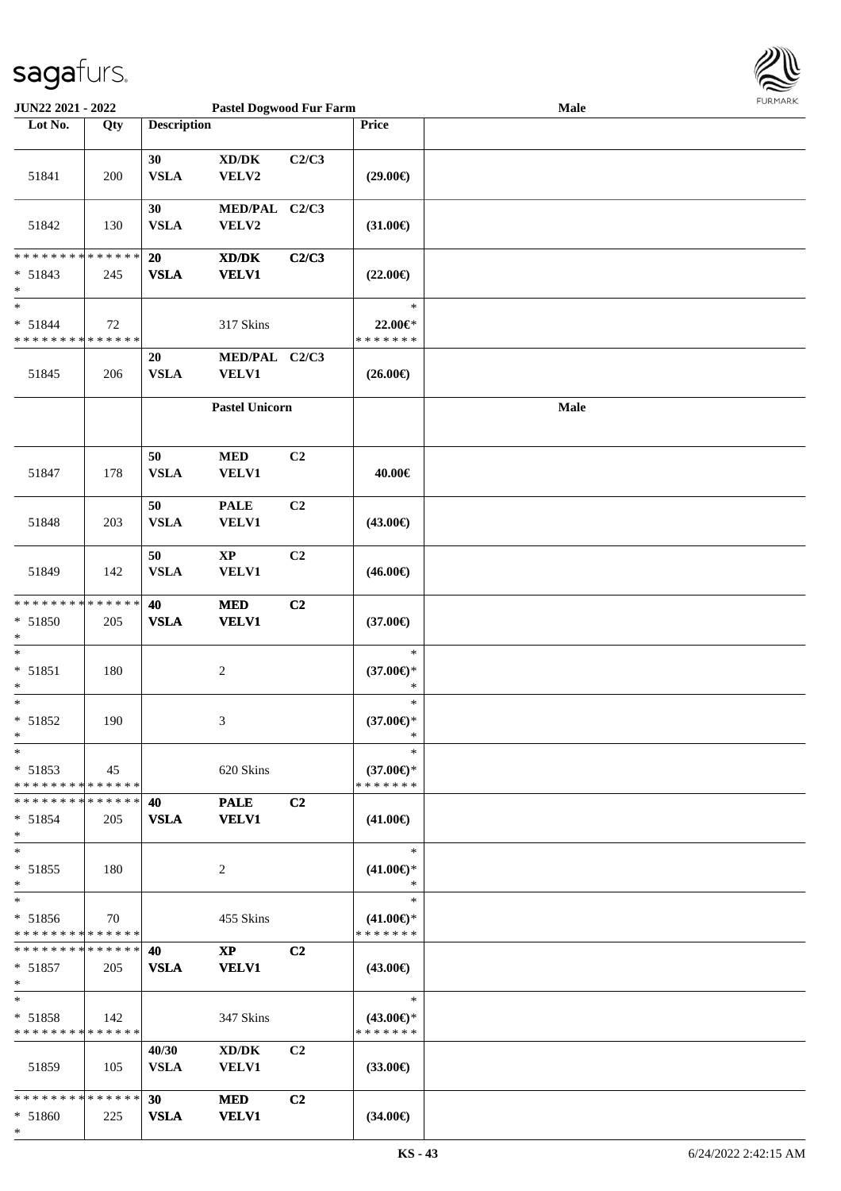| Lot No. | Qty | Description | | | Price | |
|---|---|---|---|---|---|---|
| 51841 | 200 | 30 VSLA | XD/DK VELV2 | C2/C3 | (29.00€) | |
| 51842 | 130 | 30 VSLA | MED/PAL VELV2 | C2/C3 | (31.00€) | |
| * * * * * * * * * * * * * * * 51843 * | 245 | 20 VSLA | XD/DK VELV1 | C2/C3 | (22.00€) | |
| * * 51844 * * * * * * * * * * * * * * | 72 | | 317 Skins | | * 22.00€* * * * * * * * | |
| 51845 | 206 | 20 VSLA | MED/PAL VELV1 | C2/C3 | (26.00€) | |
| | | | Pastel Unicorn | | | Male |
| 51847 | 178 | 50 VSLA | MED VELV1 | C2 | 40.00€ | |
| 51848 | 203 | 50 VSLA | PALE VELV1 | C2 | (43.00€) | |
| 51849 | 142 | 50 VSLA | XP VELV1 | C2 | (46.00€) | |
| * * * * * * * * * * * * * * * 51850 * | 205 | 40 VSLA | MED VELV1 | C2 | (37.00€) | |
| * * 51851 * | 180 | | 2 | | * (37.00€)* * | |
| * * 51852 * | 190 | | 3 | | * (37.00€)* * | |
| * * 51853 * * * * * * * * * * * * * * | 45 | | 620 Skins | | * (37.00€)* * * * * * * * | |
| * * * * * * * * * * * * * * * 51854 * | 205 | 40 VSLA | PALE VELV1 | C2 | (41.00€) | |
| * * 51855 * | 180 | | 2 | | * (41.00€)* * | |
| * * 51856 * * * * * * * * * * * * * * | 70 | | 455 Skins | | * (41.00€)* * * * * * * * | |
| * * * * * * * * * * * * * * * 51857 * | 205 | 40 VSLA | XP VELV1 | C2 | (43.00€) | |
| * * 51858 * * * * * * * * * * * * * * | 142 | | 347 Skins | | * (43.00€)* * * * * * * * | |
| 51859 | 105 | 40/30 VSLA | XD/DK VELV1 | C2 | (33.00€) | |
| * * * * * * * * * * * * * * * 51860 * | 225 | 30 VSLA | MED VELV1 | C2 | (34.00€) | |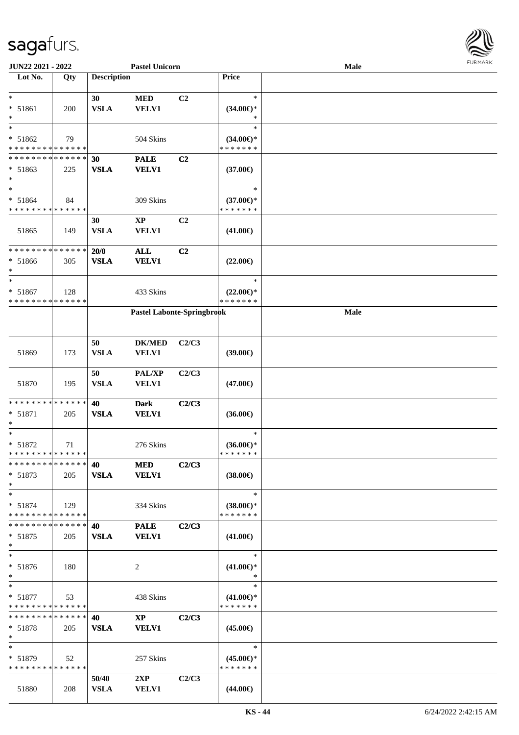**JUN22 2021 - 2022** **Pastel Unicorn** **Male**

| Lot No. | Qty | Description | | | Price | |
|---|---|---|---|---|---|---|
| * <br> * 51861 <br> * | 200 | 30 <br> VSLA | MED <br> VELV1 | C2 | * <br> (34.00€)* <br> * | |
| * <br> * 51862 <br> * * * * * * * * * * * * * * | 79 | | 504 Skins | | * <br> (34.00€)* <br> * * * * * * * | |
| * * * * * * * * * * * * * * <br> * 51863 <br> * | 225 | 30 <br> VSLA | PALE <br> VELV1 | C2 | (37.00€) | |
| * <br> * 51864 <br> * * * * * * * * * * * * * * | 84 | | 309 Skins | | * <br> (37.00€)* <br> * * * * * * * | |
| 51865 | 149 | 30 <br> VSLA | XP <br> VELV1 | C2 | (41.00€) | |
| * * * * * * * * * * * * * * <br> * 51866 <br> * | 305 | 20/0 <br> VSLA | ALL <br> VELV1 | C2 | (22.00€) | |
| * <br> * 51867 <br> * * * * * * * * * * * * * * | 128 | | 433 Skins | | * <br> (22.00€)* <br> * * * * * * * | |
| | | **Pastel Labonte-Springbrook** | | | | **Male** |
| 51869 | 173 | 50 <br> VSLA | DK/MED <br> VELV1 | C2/C3 | (39.00€) | |
| 51870 | 195 | 50 <br> VSLA | PAL/XP <br> VELV1 | C2/C3 | (47.00€) | |
| * * * * * * * * * * * * * * <br> * 51871 <br> * | 205 | 40 <br> VSLA | Dark <br> VELV1 | C2/C3 | (36.00€) | |
| * <br> * 51872 <br> * * * * * * * * * * * * * * | 71 | | 276 Skins | | * <br> (36.00€)* <br> * * * * * * * | |
| * * * * * * * * * * * * * * <br> * 51873 <br> * | 205 | 40 <br> VSLA | MED <br> VELV1 | C2/C3 | (38.00€) | |
| * <br> * 51874 <br> * * * * * * * * * * * * * * | 129 | | 334 Skins | | * <br> (38.00€)* <br> * * * * * * * | |
| * * * * * * * * * * * * * * <br> * 51875 <br> * | 205 | 40 <br> VSLA | PALE <br> VELV1 | C2/C3 | (41.00€) | |
| * <br> * 51876 <br> * | 180 | | 2 | | * <br> (41.00€)* <br> * | |
| * <br> * 51877 <br> * * * * * * * * * * * * * * | 53 | | 438 Skins | | * <br> (41.00€)* <br> * * * * * * * | |
| * * * * * * * * * * * * * * <br> * 51878 <br> * | 205 | 40 <br> VSLA | XP <br> VELV1 | C2/C3 | (45.00€) | |
| * <br> * 51879 <br> * * * * * * * * * * * * * * | 52 | | 257 Skins | | * <br> (45.00€)* <br> * * * * * * * | |
| 51880 | 208 | 50/40 <br> VSLA | 2XP <br> VELV1 | C2/C3 | (44.00€) | |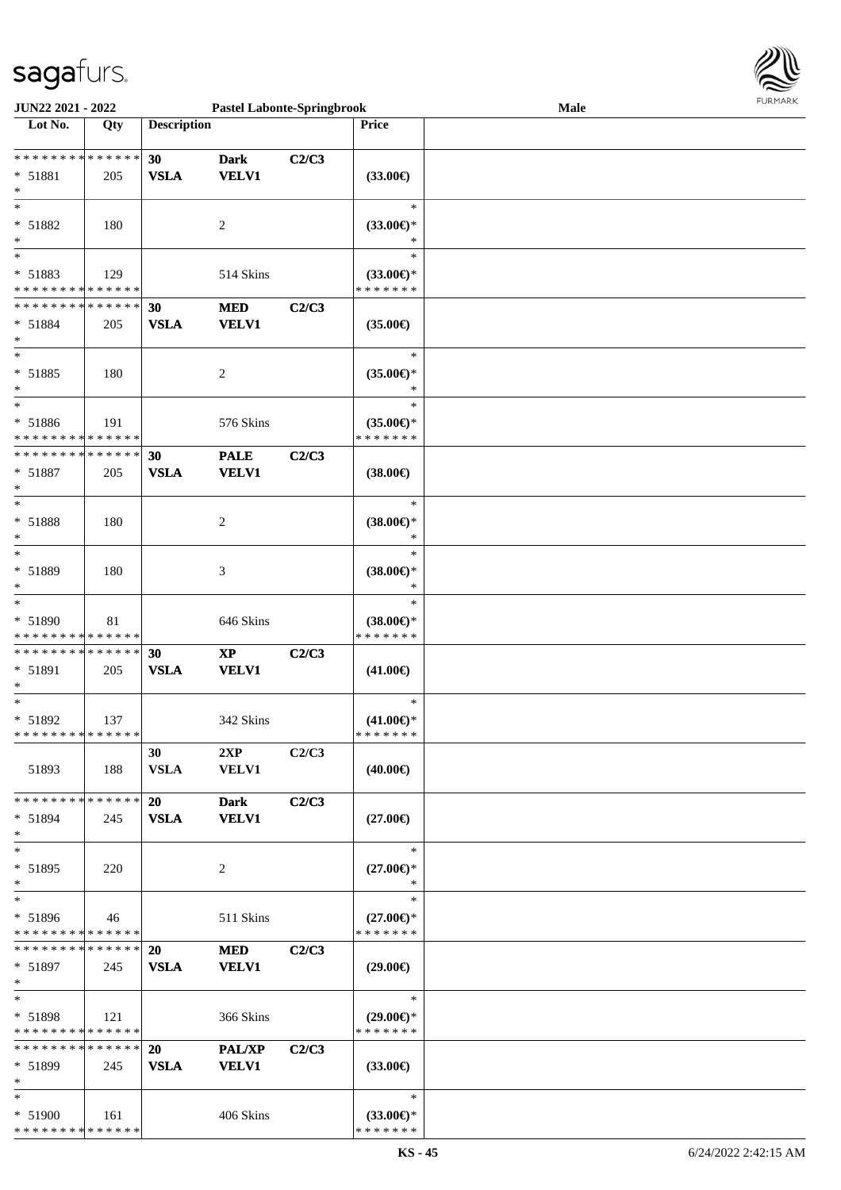JUN22 2021 - 2022 | Pastel Labonte-Springbrook | Male

| Lot No. | Qty | Description | | | Price | |
|---|---|---|---|---|---|---|
| * * * * * * * * * * * * * * | | 30 | Dark | C2/C3 | | |
| * 51881 | 205 | VSLA | VELV1 | | (33.00€) | |
| * | | | | | | |
| * | | | | | * | |
| * 51882 | 180 | | 2 | | (33.00€)* | |
| * | | | | | * | |
| * | | | | | * | |
| * 51883 | 129 | | 514 Skins | | (33.00€)* | |
| * * * * * * * * * * * * * * | | | | | * * * * * * * | |
| * * * * * * * * * * * * * * | | 30 | MED | C2/C3 | | |
| * 51884 | 205 | VSLA | VELV1 | | (35.00€) | |
| * | | | | | | |
| * | | | | | * | |
| * 51885 | 180 | | 2 | | (35.00€)* | |
| * | | | | | * | |
| * | | | | | * | |
| * 51886 | 191 | | 576 Skins | | (35.00€)* | |
| * * * * * * * * * * * * * * | | | | | * * * * * * * | |
| * * * * * * * * * * * * * * | | 30 | PALE | C2/C3 | | |
| * 51887 | 205 | VSLA | VELV1 | | (38.00€) | |
| * | | | | | | |
| * | | | | | * | |
| * 51888 | 180 | | 2 | | (38.00€)* | |
| * | | | | | * | |
| * | | | | | * | |
| * 51889 | 180 | | 3 | | (38.00€)* | |
| * | | | | | * | |
| * | | | | | * | |
| * 51890 | 81 | | 646 Skins | | (38.00€)* | |
| * * * * * * * * * * * * * * | | | | | * * * * * * * | |
| * * * * * * * * * * * * * * | | 30 | XP | C2/C3 | | |
| * 51891 | 205 | VSLA | VELV1 | | (41.00€) | |
| * | | | | | | |
| * | | | | | * | |
| * 51892 | 137 | | 342 Skins | | (41.00€)* | |
| * * * * * * * * * * * * * * | | | | | * * * * * * * | |
| | | 30 | 2XP | C2/C3 | | |
| 51893 | 188 | VSLA | VELV1 | | (40.00€) | |
| * * * * * * * * * * * * * * | | 20 | Dark | C2/C3 | | |
| * 51894 | 245 | VSLA | VELV1 | | (27.00€) | |
| * | | | | | | |
| * | | | | | * | |
| * 51895 | 220 | | 2 | | (27.00€)* | |
| * | | | | | * | |
| * | | | | | * | |
| * 51896 | 46 | | 511 Skins | | (27.00€)* | |
| * * * * * * * * * * * * * * | | | | | * * * * * * * | |
| * * * * * * * * * * * * * * | | 20 | MED | C2/C3 | | |
| * 51897 | 245 | VSLA | VELV1 | | (29.00€) | |
| * | | | | | | |
| * | | | | | * | |
| * 51898 | 121 | | 366 Skins | | (29.00€)* | |
| * * * * * * * * * * * * * * | | | | | * * * * * * * | |
| * * * * * * * * * * * * * * | | 20 | PAL/XP | C2/C3 | | |
| * 51899 | 245 | VSLA | VELV1 | | (33.00€) | |
| * | | | | | | |
| * | | | | | * | |
| * 51900 | 161 | | 406 Skins | | (33.00€)* | |
| * * * * * * * * * * * * * * | | | | | * * * * * * * | |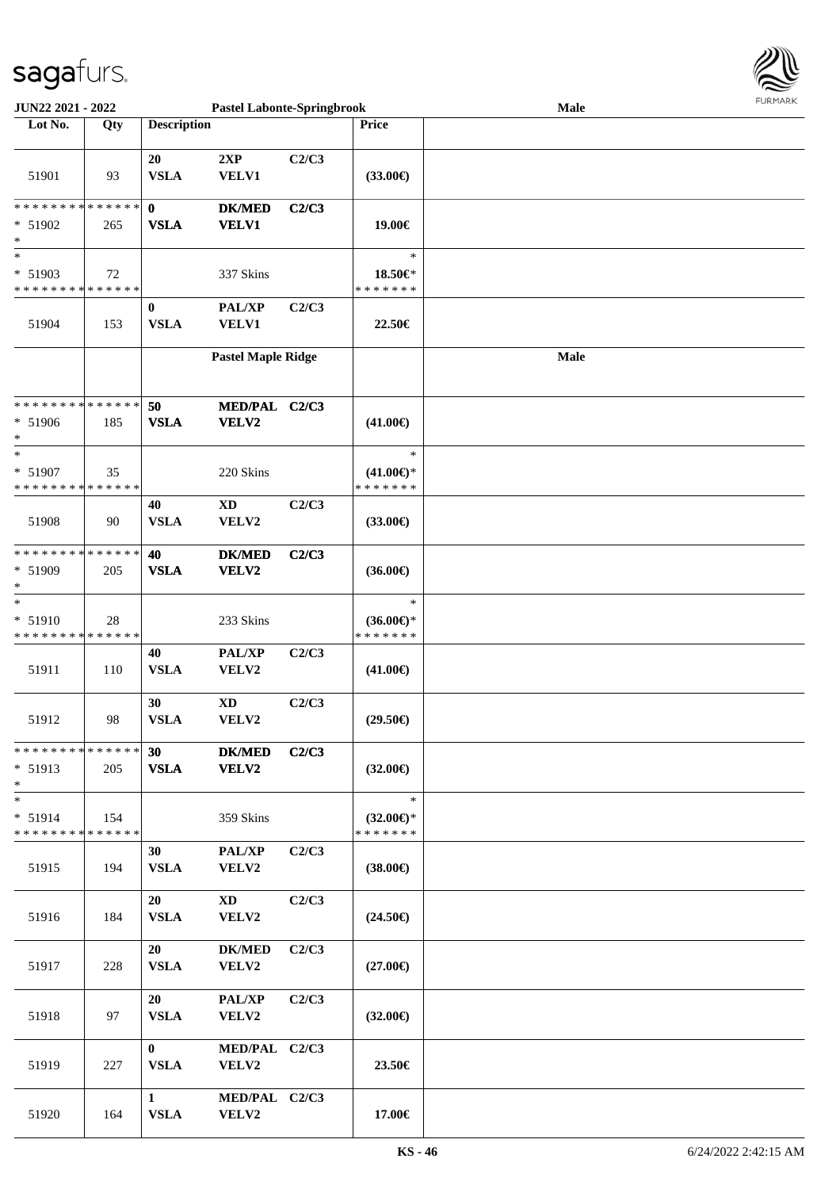**JUN22 2021 - 2022** **Pastel Labonte-Springbrook** **Male**

| Lot No. | Qty | Description | | | Price | |
|---|---|---|---|---|---|---|
| 51901 | 93 | 20 VSLA | 2XP VELV1 | C2/C3 | (33.00€) | |
| * * * * * * * * * * * * * * * 51902 * | 265 | 0 VSLA | DK/MED VELV1 | C2/C3 | 19.00€ | |
| * * 51903 * * * * * * * * * * * * * * | 72 | | 337 Skins | | * 18.50€* * * * * * * * | |
| 51904 | 153 | 0 VSLA | PAL/XP VELV1 | C2/C3 | 22.50€ | |
| | | **Pastel Maple Ridge** | | | | **Male** |
| * * * * * * * * * * * * * * * 51906 * | 185 | 50 VSLA | MED/PAL VELV2 | C2/C3 | (41.00€) | |
| * * 51907 * * * * * * * * * * * * * * | 35 | | 220 Skins | | * (41.00€)* * * * * * * * | |
| 51908 | 90 | 40 VSLA | XD VELV2 | C2/C3 | (33.00€) | |
| * * * * * * * * * * * * * * * 51909 * | 205 | 40 VSLA | DK/MED VELV2 | C2/C3 | (36.00€) | |
| * * 51910 * * * * * * * * * * * * * * | 28 | | 233 Skins | | * (36.00€)* * * * * * * * | |
| 51911 | 110 | 40 VSLA | PAL/XP VELV2 | C2/C3 | (41.00€) | |
| 51912 | 98 | 30 VSLA | XD VELV2 | C2/C3 | (29.50€) | |
| * * * * * * * * * * * * * * * 51913 * | 205 | 30 VSLA | DK/MED VELV2 | C2/C3 | (32.00€) | |
| * * 51914 * * * * * * * * * * * * * * | 154 | | 359 Skins | | * (32.00€)* * * * * * * * | |
| 51915 | 194 | 30 VSLA | PAL/XP VELV2 | C2/C3 | (38.00€) | |
| 51916 | 184 | 20 VSLA | XD VELV2 | C2/C3 | (24.50€) | |
| 51917 | 228 | 20 VSLA | DK/MED VELV2 | C2/C3 | (27.00€) | |
| 51918 | 97 | 20 VSLA | PAL/XP VELV2 | C2/C3 | (32.00€) | |
| 51919 | 227 | 0 VSLA | MED/PAL VELV2 | C2/C3 | 23.50€ | |
| 51920 | 164 | 1 VSLA | MED/PAL VELV2 | C2/C3 | 17.00€ | |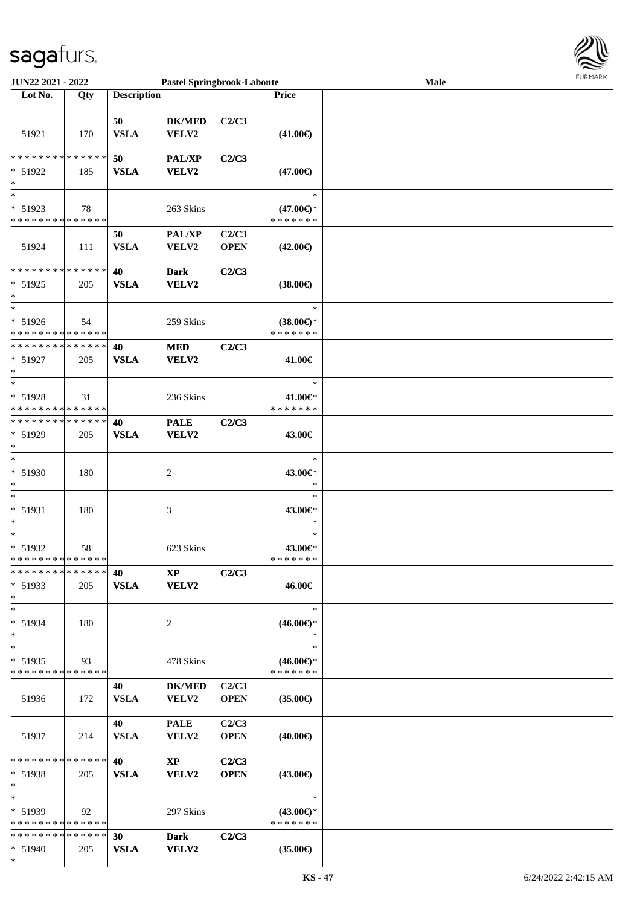| Lot No. | Qty | Description | | | Price | |
|---|---|---|---|---|---|---|
| 51921 | 170 | 50 VSLA | DK/MED VELV2 | C2/C3 | (41.00€) | |
| * * * * * * * * * * * * * * * 51922 * | 185 | 50 VSLA | PAL/XP VELV2 | C2/C3 | (47.00€) | |
| * * 51923 * * * * * * * * * * * * * * | 78 | | 263 Skins | | * (47.00€)* * * * * * * * | |
| 51924 | 111 | 50 VSLA | PAL/XP VELV2 | C2/C3 OPEN | (42.00€) | |
| * * * * * * * * * * * * * * * 51925 * | 205 | 40 VSLA | Dark VELV2 | C2/C3 | (38.00€) | |
| * * 51926 * * * * * * * * * * * * * * | 54 | | 259 Skins | | * (38.00€)* * * * * * * * | |
| * * * * * * * * * * * * * * * 51927 * | 205 | 40 VSLA | MED VELV2 | C2/C3 | 41.00€ | |
| * * 51928 * * * * * * * * * * * * * * | 31 | | 236 Skins | | * 41.00€* * * * * * * * | |
| * * * * * * * * * * * * * * * 51929 * | 205 | 40 VSLA | PALE VELV2 | C2/C3 | 43.00€ | |
| * * 51930 * | 180 | | 2 | | * 43.00€* * | |
| * * 51931 * | 180 | | 3 | | * 43.00€* * | |
| * * 51932 * * * * * * * * * * * * * * | 58 | | 623 Skins | | * 43.00€* * * * * * * * | |
| * * * * * * * * * * * * * * * 51933 * | 205 | 40 VSLA | XP VELV2 | C2/C3 | 46.00€ | |
| * * 51934 * | 180 | | 2 | | * (46.00€)* * | |
| * * 51935 * * * * * * * * * * * * * * | 93 | | 478 Skins | | * (46.00€)* * * * * * * * | |
| 51936 | 172 | 40 VSLA | DK/MED VELV2 | C2/C3 OPEN | (35.00€) | |
| 51937 | 214 | 40 VSLA | PALE VELV2 | C2/C3 OPEN | (40.00€) | |
| * * * * * * * * * * * * * * * 51938 * | 205 | 40 VSLA | XP VELV2 | C2/C3 OPEN | (43.00€) | |
| * * 51939 * * * * * * * * * * * * * * | 92 | | 297 Skins | | * (43.00€)* * * * * * * * | |
| * * * * * * * * * * * * * * * 51940 * | 205 | 30 VSLA | Dark VELV2 | C2/C3 | (35.00€) | |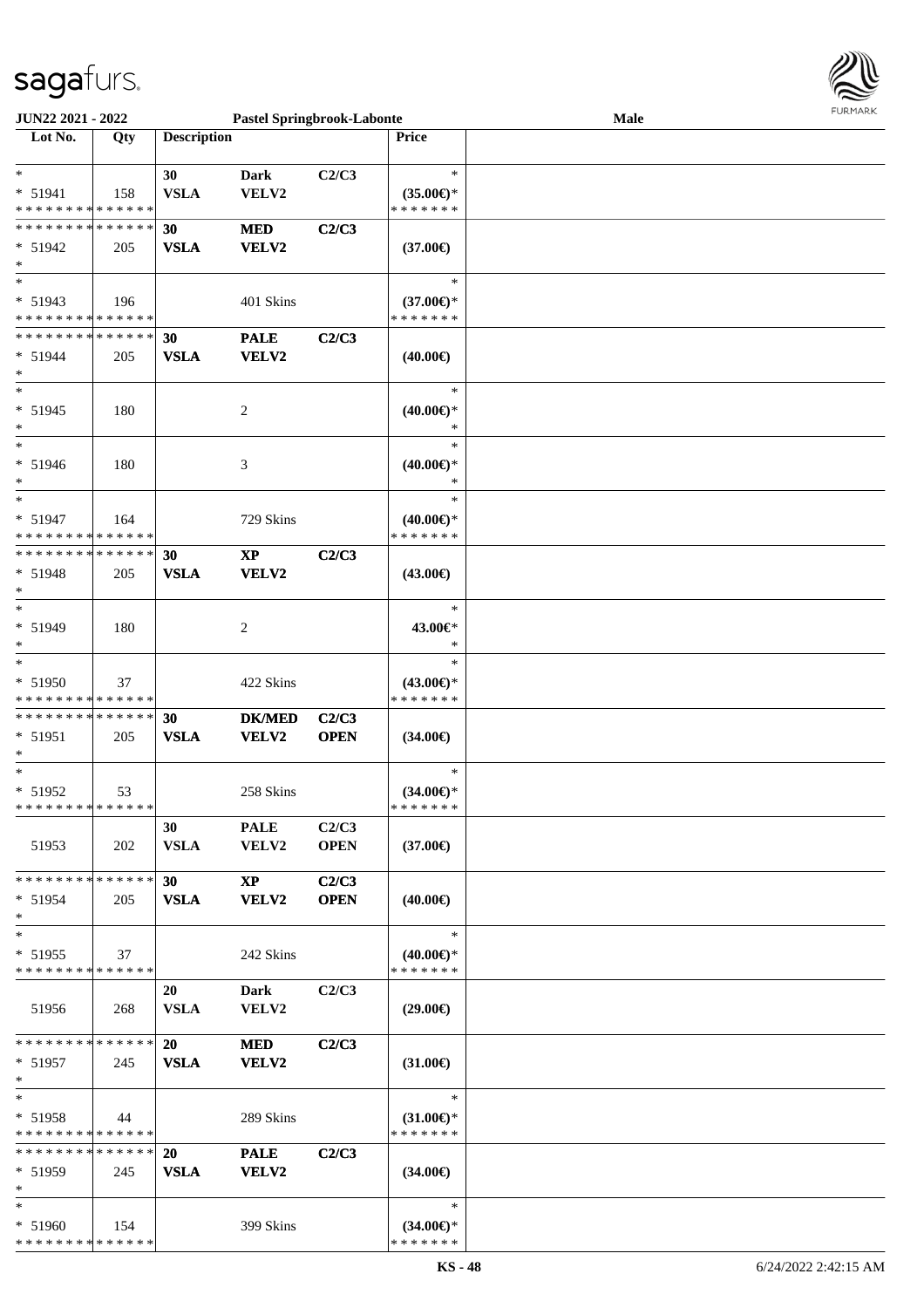| Lot No. | Qty | Description | | | Price |
|---|---|---|---|---|---|
| * | | 30 | Dark | C2/C3 | * |
| * 51941 | 158 | VSLA | VELV2 | | (35.00€)* |
| * * * * * * * * * * * * * * | | | | | * * * * * * * |
| * * * * * * * * * * * * * * | | 30 | MED | C2/C3 | |
| * 51942 | 205 | VSLA | VELV2 | | (37.00€) |
| * | | | | | |
| * | | | | | * |
| * 51943 | 196 | | 401 Skins | | (37.00€)* |
| * * * * * * * * * * * * * * | | | | | * * * * * * * |
| * * * * * * * * * * * * * * | | 30 | PALE | C2/C3 | |
| * 51944 | 205 | VSLA | VELV2 | | (40.00€) |
| * | | | | | |
| * | | | | | * |
| * 51945 | 180 | | 2 | | (40.00€)* |
| * | | | | | * |
| * | | | | | * |
| * 51946 | 180 | | 3 | | (40.00€)* |
| * | | | | | * |
| * | | | | | * |
| * 51947 | 164 | | 729 Skins | | (40.00€)* |
| * * * * * * * * * * * * * * | | | | | * * * * * * * |
| * * * * * * * * * * * * * * | | 30 | XP | C2/C3 | |
| * 51948 | 205 | VSLA | VELV2 | | (43.00€) |
| * | | | | | |
| * | | | | | * |
| * 51949 | 180 | | 2 | | 43.00€* |
| * | | | | | * |
| * | | | | | * |
| * 51950 | 37 | | 422 Skins | | (43.00€)* |
| * * * * * * * * * * * * * * | | | | | * * * * * * * |
| * * * * * * * * * * * * * * | | 30 | DK/MED | C2/C3 | |
| * 51951 | 205 | VSLA | VELV2 | OPEN | (34.00€) |
| * | | | | | |
| * | | | | | * |
| * 51952 | 53 | | 258 Skins | | (34.00€)* |
| * * * * * * * * * * * * * * | | | | | * * * * * * * |
| | | 30 | PALE | C2/C3 | |
| 51953 | 202 | VSLA | VELV2 | OPEN | (37.00€) |
| * * * * * * * * * * * * * * | | 30 | XP | C2/C3 | |
| * 51954 | 205 | VSLA | VELV2 | OPEN | (40.00€) |
| * | | | | | |
| * | | | | | * |
| * 51955 | 37 | | 242 Skins | | (40.00€)* |
| * * * * * * * * * * * * * * | | | | | * * * * * * * |
| | | 20 | Dark | C2/C3 | |
| 51956 | 268 | VSLA | VELV2 | | (29.00€) |
| * * * * * * * * * * * * * * | | 20 | MED | C2/C3 | |
| * 51957 | 245 | VSLA | VELV2 | | (31.00€) |
| * | | | | | |
| * | | | | | * |
| * 51958 | 44 | | 289 Skins | | (31.00€)* |
| * * * * * * * * * * * * * * | | | | | * * * * * * * |
| * * * * * * * * * * * * * * | | 20 | PALE | C2/C3 | |
| * 51959 | 245 | VSLA | VELV2 | | (34.00€) |
| * | | | | | |
| * | | | | | * |
| * 51960 | 154 | | 399 Skins | | (34.00€)* |
| * * * * * * * * * * * * * * | | | | | * * * * * * * |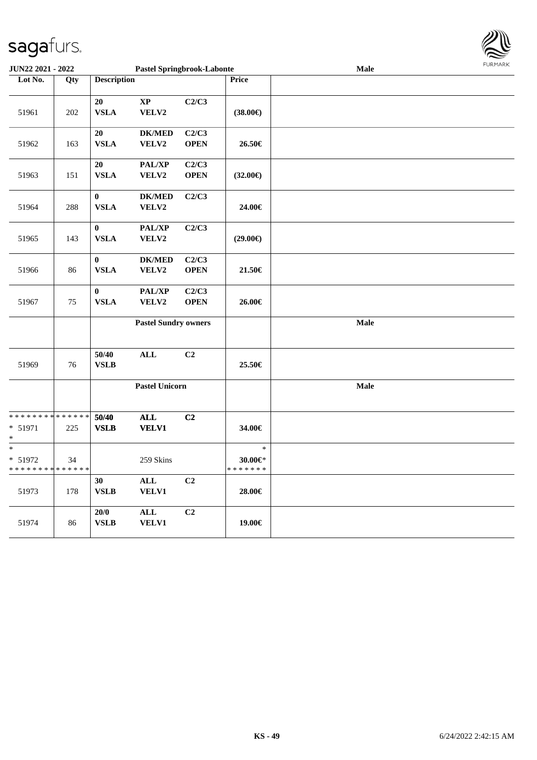| Lot No. | Qty | Description | | | Price | Male |
|---|---|---|---|---|---|---|
| 51961 | 202 | 20 VSLA | XP VELV2 | C2/C3 | (38.00€) | |
| 51962 | 163 | 20 VSLA | DK/MED VELV2 | C2/C3 OPEN | 26.50€ | |
| 51963 | 151 | 20 VSLA | PAL/XP VELV2 | C2/C3 OPEN | (32.00€) | |
| 51964 | 288 | 0 VSLA | DK/MED VELV2 | C2/C3 | 24.00€ | |
| 51965 | 143 | 0 VSLA | PAL/XP VELV2 | C2/C3 | (29.00€) | |
| 51966 | 86 | 0 VSLA | DK/MED VELV2 | C2/C3 OPEN | 21.50€ | |
| 51967 | 75 | 0 VSLA | PAL/XP VELV2 | C2/C3 OPEN | 26.00€ | |
| | | | **Pastel Sundry owners** | | | **Male** |
| 51969 | 76 | 50/40 VSLB | ALL | C2 | 25.50€ | |
| | | | **Pastel Unicorn** | | | **Male** |
| * * * * * * * * * * * * * * <br>* 51971<br>* | 225 | 50/40 VSLB | ALL VELV1 | C2 | 34.00€ | |
| *<br>* 51972<br>* * * * * * * * * * * * * * | 34 | | 259 Skins | | *<br>30.00€*<br>* * * * * * * | |
| 51973 | 178 | 30 VSLB | ALL VELV1 | C2 | 28.00€ | |
| 51974 | 86 | 20/0 VSLB | ALL VELV1 | C2 | 19.00€ | |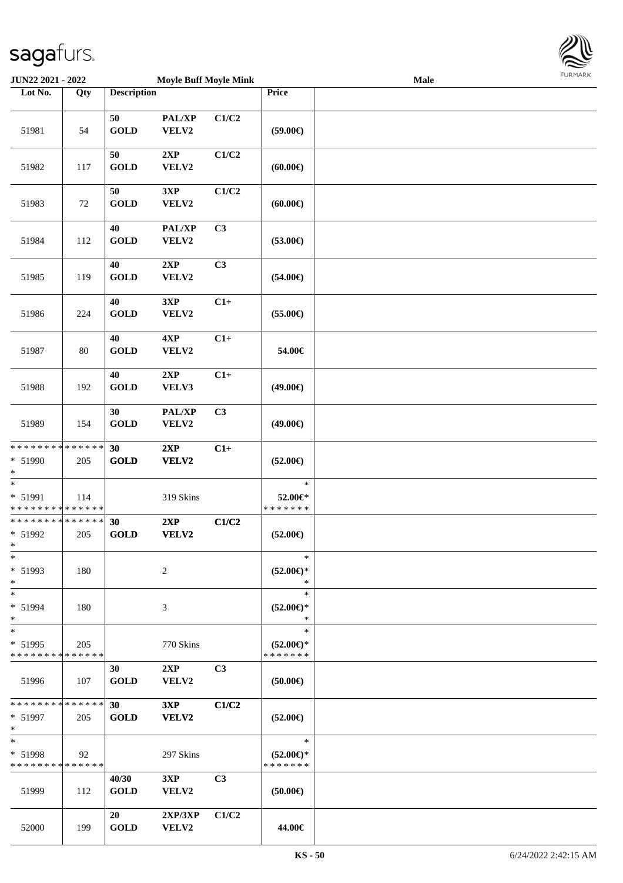**JUN22 2021 - 2022** | **Moyle Buff Moyle Mink** | **Male**

| Lot No. | Qty | Description | | | Price | |
|---|---|---|---|---|---|---|
| 51981 | 54 | 50 GOLD | PAL/XP VELV2 | C1/C2 | (59.00€) | |
| 51982 | 117 | 50 GOLD | 2XP VELV2 | C1/C2 | (60.00€) | |
| 51983 | 72 | 50 GOLD | 3XP VELV2 | C1/C2 | (60.00€) | |
| 51984 | 112 | 40 GOLD | PAL/XP VELV2 | C3 | (53.00€) | |
| 51985 | 119 | 40 GOLD | 2XP VELV2 | C3 | (54.00€) | |
| 51986 | 224 | 40 GOLD | 3XP VELV2 | C1+ | (55.00€) | |
| 51987 | 80 | 40 GOLD | 4XP VELV2 | C1+ | 54.00€ | |
| 51988 | 192 | 40 GOLD | 2XP VELV3 | C1+ | (49.00€) | |
| 51989 | 154 | 30 GOLD | PAL/XP VELV2 | C3 | (49.00€) | |
| * 51990 | 205 | 30 GOLD | 2XP VELV2 | C1+ | (52.00€) | |
| * 51991 | 114 | | 319 Skins | | 52.00€* | |
| * 51992 | 205 | 30 GOLD | 2XP VELV2 | C1/C2 | (52.00€) | |
| * 51993 | 180 | | 2 | | (52.00€)* | |
| * 51994 | 180 | | 3 | | (52.00€)* | |
| * 51995 | 205 | | 770 Skins | | (52.00€)* | |
| 51996 | 107 | 30 GOLD | 2XP VELV2 | C3 | (50.00€) | |
| * 51997 | 205 | 30 GOLD | 3XP VELV2 | C1/C2 | (52.00€) | |
| * 51998 | 92 | | 297 Skins | | (52.00€)* | |
| 51999 | 112 | 40/30 GOLD | 3XP VELV2 | C3 | (50.00€) | |
| 52000 | 199 | 20 GOLD | 2XP/3XP VELV2 | C1/C2 | 44.00€ | |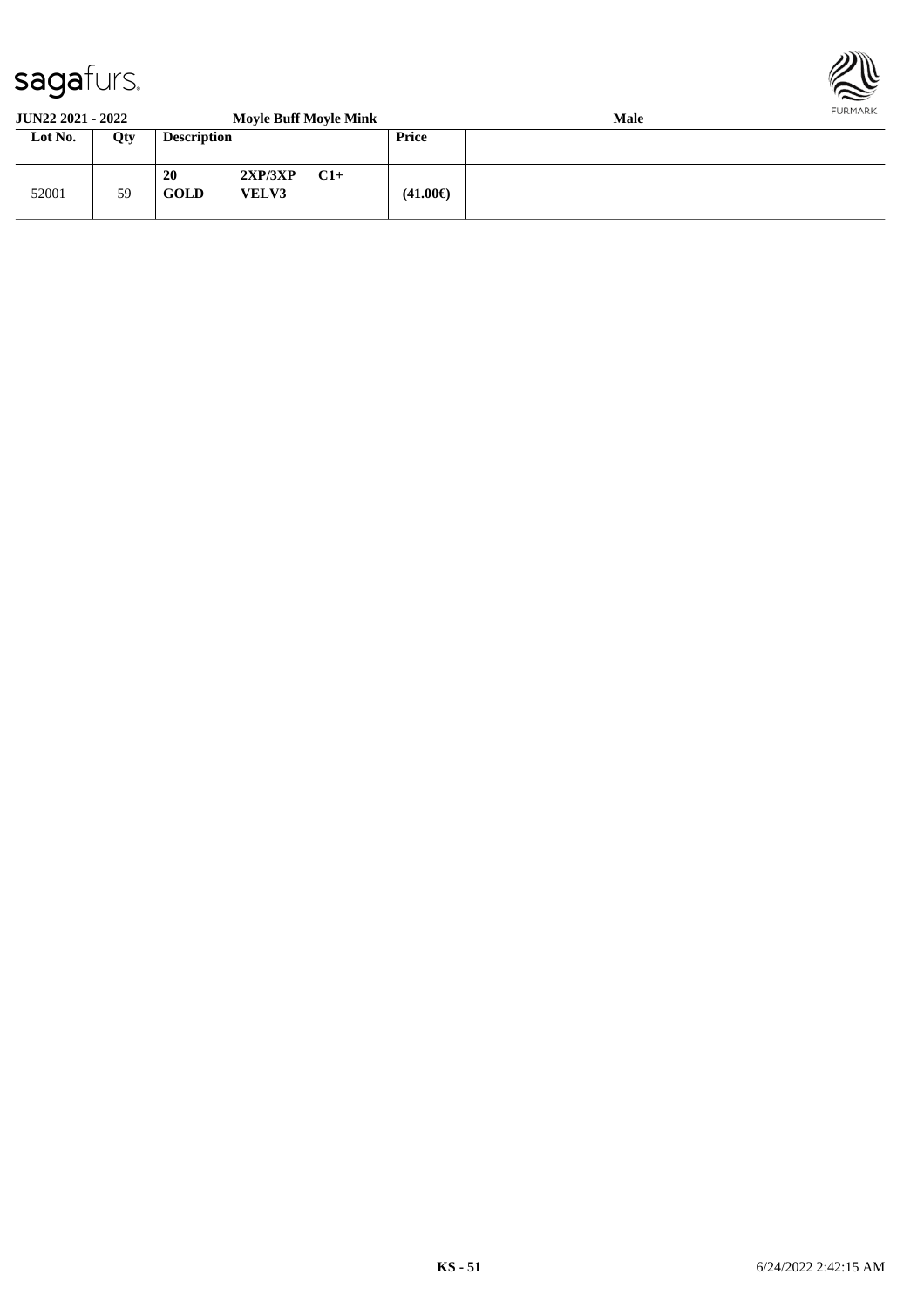**JUN22 2021 - 2022** **Moyle Buff Moyle Mink** **Male**

| Lot No. | Qty | Description | Price | |
|---|---|---|---|---|
| 52001 | 59 | **20** **2XP/3XP** **C1+** **GOLD** **VELV3** | **(41.00€)** | |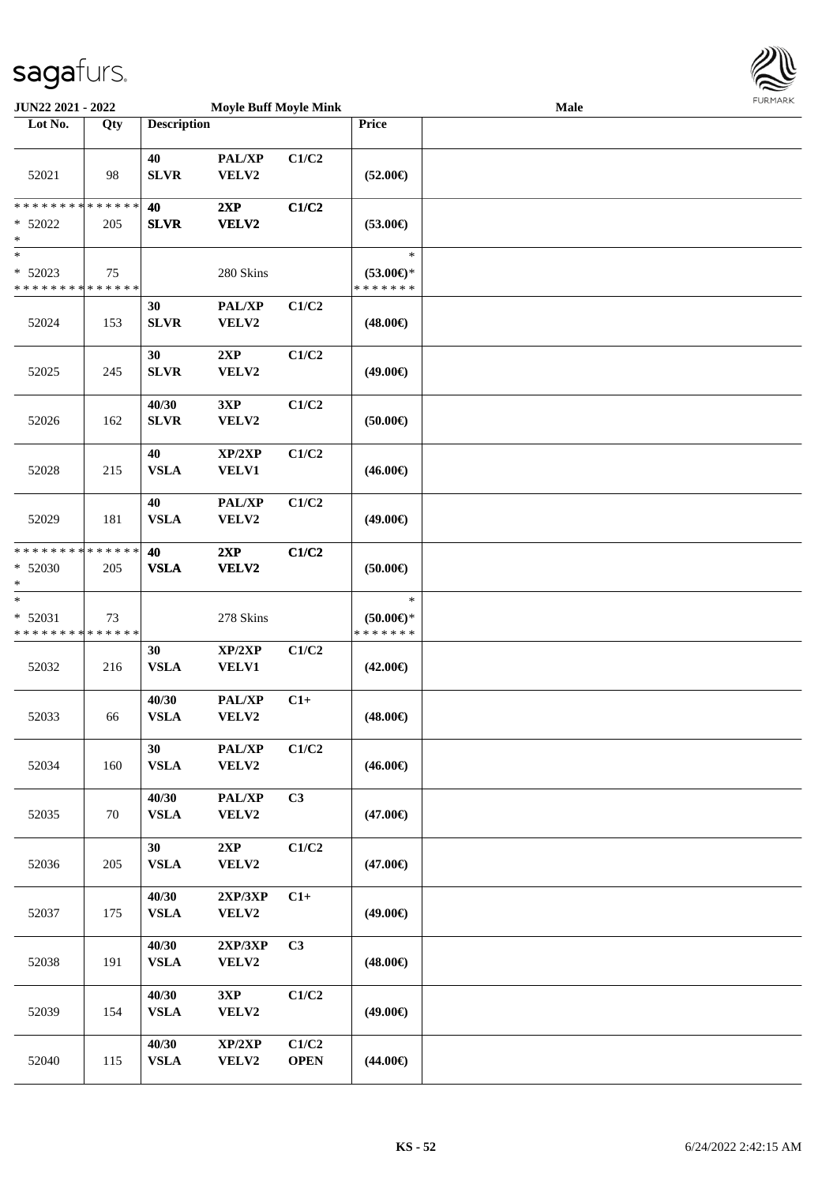JUN22 2021 - 2022 | Moyle Buff Moyle Mink | Male

| Lot No. | Qty | Description | | | Price | |
|---|---|---|---|---|---|---|
| 52021 | 98 | 40 SLVR | PAL/XP VELV2 | C1/C2 | (52.00€) | |
| ************** * 52022 * | 205 | 40 SLVR | 2XP VELV2 | C1/C2 | (53.00€) | |
| * * 52023 ************** | 75 | | 280 Skins | | * (53.00€)* ******* | |
| 52024 | 153 | 30 SLVR | PAL/XP VELV2 | C1/C2 | (48.00€) | |
| 52025 | 245 | 30 SLVR | 2XP VELV2 | C1/C2 | (49.00€) | |
| 52026 | 162 | 40/30 SLVR | 3XP VELV2 | C1/C2 | (50.00€) | |
| 52028 | 215 | 40 VSLA | XP/2XP VELV1 | C1/C2 | (46.00€) | |
| 52029 | 181 | 40 VSLA | PAL/XP VELV2 | C1/C2 | (49.00€) | |
| ************** * 52030 * | 205 | 40 VSLA | 2XP VELV2 | C1/C2 | (50.00€) | |
| * * 52031 ************** | 73 | | 278 Skins | | * (50.00€)* ******* | |
| 52032 | 216 | 30 VSLA | XP/2XP VELV1 | C1/C2 | (42.00€) | |
| 52033 | 66 | 40/30 VSLA | PAL/XP VELV2 | C1+ | (48.00€) | |
| 52034 | 160 | 30 VSLA | PAL/XP VELV2 | C1/C2 | (46.00€) | |
| 52035 | 70 | 40/30 VSLA | PAL/XP VELV2 | C3 | (47.00€) | |
| 52036 | 205 | 30 VSLA | 2XP VELV2 | C1/C2 | (47.00€) | |
| 52037 | 175 | 40/30 VSLA | 2XP/3XP VELV2 | C1+ | (49.00€) | |
| 52038 | 191 | 40/30 VSLA | 2XP/3XP VELV2 | C3 | (48.00€) | |
| 52039 | 154 | 40/30 VSLA | 3XP VELV2 | C1/C2 | (49.00€) | |
| 52040 | 115 | 40/30 VSLA | XP/2XP VELV2 | C1/C2 OPEN | (44.00€) | |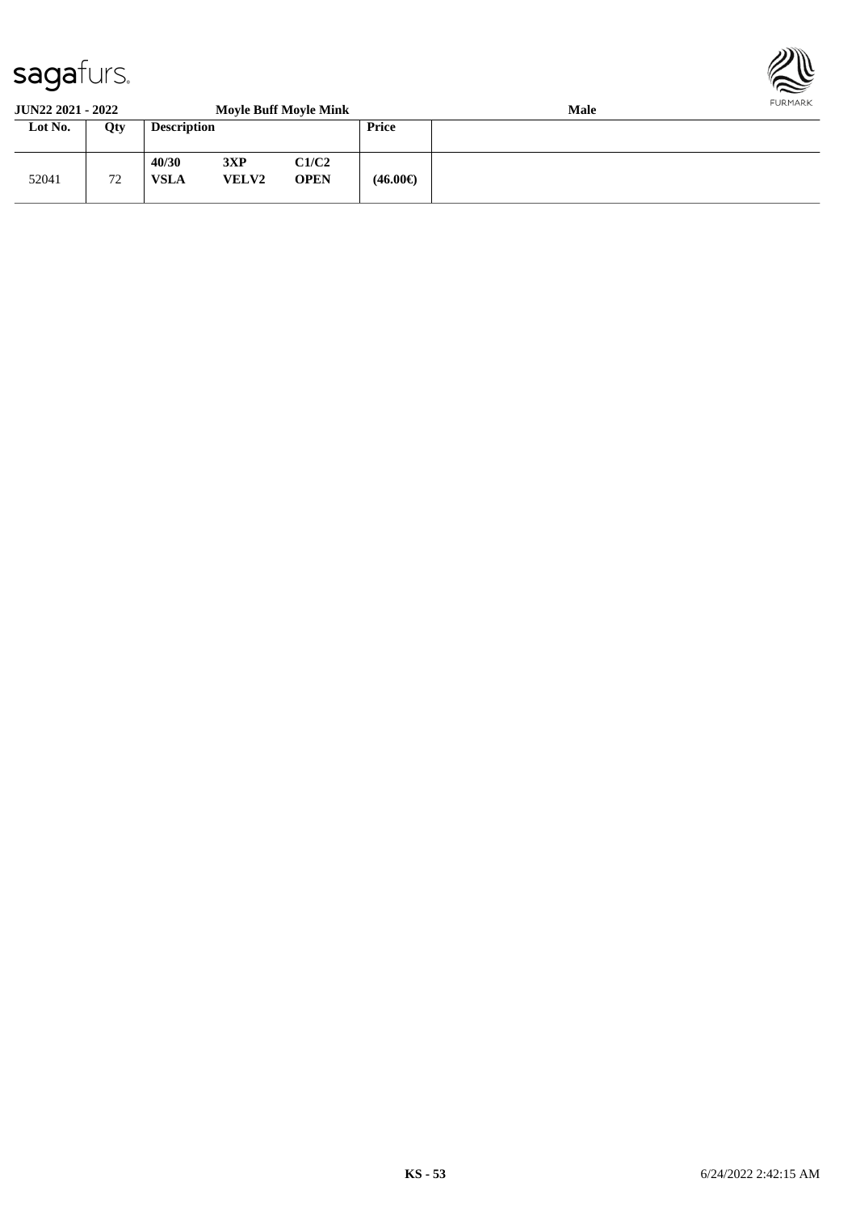**JUN22 2021 - 2022** **Moyle Buff Moyle Mink** **Male**

| Lot No. | Qty | Description | | | Price | |
|---|---|---|---|---|---|---|
| 52041 | 72 | **40/30 VSLA** | **3XP VELV2** | **C1/C2 OPEN** | **(46.00€)** | |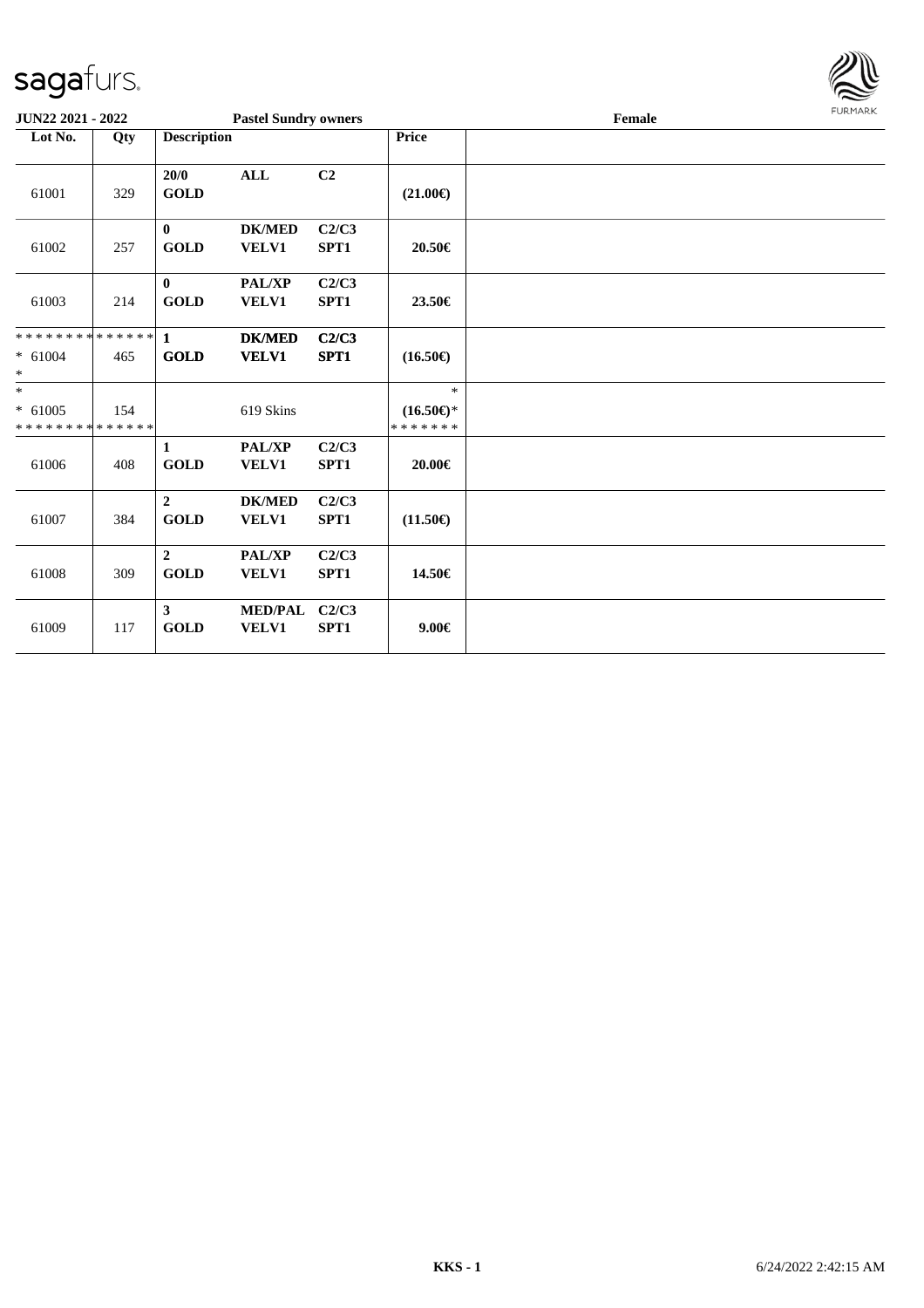**JUN22 2021 - 2022** | **Pastel Sundry owners** | **Female**

| Lot No. | Qty | Description | | | Price | |
|---|---|---|---|---|---|---|
| 61001 | 329 | **20/0 GOLD** | **ALL** | **C2** | **(21.00€)** | |
| 61002 | 257 | **0 GOLD** | **DK/MED VELV1** | **C2/C3 SPT1** | **20.50€** | |
| 61003 | 214 | **0 GOLD** | **PAL/XP VELV1** | **C2/C3 SPT1** | **23.50€** | |
| ************** * 61004 * | 465 | **1 GOLD** | **DK/MED VELV1** | **C2/C3 SPT1** | **(16.50€)** | |
| * * 61005 ************** | 154 | | 619 Skins | | * **(16.50€)*** ******* | |
| 61006 | 408 | **1 GOLD** | **PAL/XP VELV1** | **C2/C3 SPT1** | **20.00€** | |
| 61007 | 384 | **2 GOLD** | **DK/MED VELV1** | **C2/C3 SPT1** | **(11.50€)** | |
| 61008 | 309 | **2 GOLD** | **PAL/XP VELV1** | **C2/C3 SPT1** | **14.50€** | |
| 61009 | 117 | **3 GOLD** | **MED/PAL VELV1** | **C2/C3 SPT1** | **9.00€** | |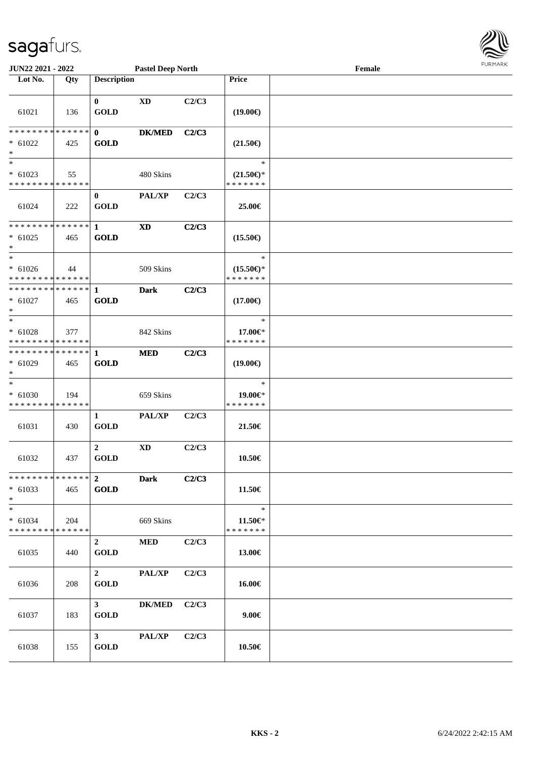**JUN22 2021 - 2022** | **Pastel Deep North** | **Female**

| Lot No. | Qty | Description | | | Price | |
|---|---|---|---|---|---|---|
| 61021 | 136 | 0 GOLD | XD | C2/C3 | (19.00€) | |
| * * * * * * * * * * * * * * * 61022 * | 425 | 0 GOLD | DK/MED | C2/C3 | (21.50€) | |
| * * 61023 * * * * * * * * * * * * * * | 55 | | 480 Skins | | * (21.50€)* * * * * * * * | |
| 61024 | 222 | 0 GOLD | PAL/XP | C2/C3 | 25.00€ | |
| * * * * * * * * * * * * * * * 61025 * | 465 | 1 GOLD | XD | C2/C3 | (15.50€) | |
| * * 61026 * * * * * * * * * * * * * * | 44 | | 509 Skins | | * (15.50€)* * * * * * * * | |
| * * * * * * * * * * * * * * * 61027 * | 465 | 1 GOLD | Dark | C2/C3 | (17.00€) | |
| * * 61028 * * * * * * * * * * * * * * | 377 | | 842 Skins | | * 17.00€* * * * * * * * | |
| * * * * * * * * * * * * * * * 61029 * | 465 | 1 GOLD | MED | C2/C3 | (19.00€) | |
| * * 61030 * * * * * * * * * * * * * * | 194 | | 659 Skins | | * 19.00€* * * * * * * * | |
| 61031 | 430 | 1 GOLD | PAL/XP | C2/C3 | 21.50€ | |
| 61032 | 437 | 2 GOLD | XD | C2/C3 | 10.50€ | |
| * * * * * * * * * * * * * * * 61033 * | 465 | 2 GOLD | Dark | C2/C3 | 11.50€ | |
| * * 61034 * * * * * * * * * * * * * * | 204 | | 669 Skins | | * 11.50€* * * * * * * * | |
| 61035 | 440 | 2 GOLD | MED | C2/C3 | 13.00€ | |
| 61036 | 208 | 2 GOLD | PAL/XP | C2/C3 | 16.00€ | |
| 61037 | 183 | 3 GOLD | DK/MED | C2/C3 | 9.00€ | |
| 61038 | 155 | 3 GOLD | PAL/XP | C2/C3 | 10.50€ | |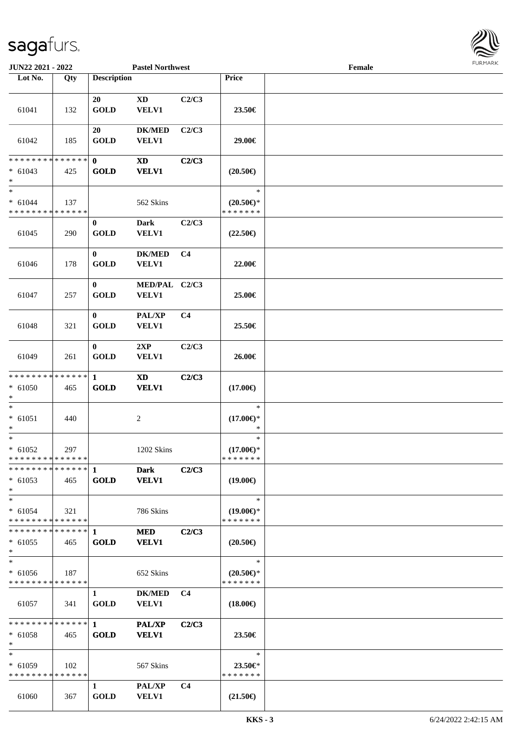JUN22 2021 - 2022 | Pastel Northwest | Female

| Lot No. | Qty | Description | | | Price | |
|---|---|---|---|---|---|---|
| 61041 | 132 | 20 GOLD | XD VELV1 | C2/C3 | 23.50€ | |
| 61042 | 185 | 20 GOLD | DK/MED VELV1 | C2/C3 | 29.00€ | |
| * * * * * * * * * * * * * * <br>* 61043<br>* | 425 | 0 GOLD | XD VELV1 | C2/C3 | (20.50€) | |
| *<br>* 61044<br>* * * * * * * * * * * * * * | 137 | | 562 Skins | | *<br>(20.50€)*<br>* * * * * * * | |
| 61045 | 290 | 0 GOLD | Dark VELV1 | C2/C3 | (22.50€) | |
| 61046 | 178 | 0 GOLD | DK/MED VELV1 | C4 | 22.00€ | |
| 61047 | 257 | 0 GOLD | MED/PAL VELV1 | C2/C3 | 25.00€ | |
| 61048 | 321 | 0 GOLD | PAL/XP VELV1 | C4 | 25.50€ | |
| 61049 | 261 | 0 GOLD | 2XP VELV1 | C2/C3 | 26.00€ | |
| * * * * * * * * * * * * * * <br>* 61050<br>* | 465 | 1 GOLD | XD VELV1 | C2/C3 | (17.00€) | |
| *<br>* 61051<br>* | 440 | | 2 | | *<br>(17.00€)*<br>* | |
| *<br>* 61052<br>* * * * * * * * * * * * * * | 297 | | 1202 Skins | | *<br>(17.00€)*<br>* * * * * * * | |
| * * * * * * * * * * * * * * <br>* 61053<br>* | 465 | 1 GOLD | Dark VELV1 | C2/C3 | (19.00€) | |
| *<br>* 61054<br>* * * * * * * * * * * * * * | 321 | | 786 Skins | | *<br>(19.00€)*<br>* * * * * * * | |
| * * * * * * * * * * * * * * <br>* 61055<br>* | 465 | 1 GOLD | MED VELV1 | C2/C3 | (20.50€) | |
| *<br>* 61056<br>* * * * * * * * * * * * * * | 187 | | 652 Skins | | *<br>(20.50€)*<br>* * * * * * * | |
| 61057 | 341 | 1 GOLD | DK/MED VELV1 | C4 | (18.00€) | |
| * * * * * * * * * * * * * * <br>* 61058<br>* | 465 | 1 GOLD | PAL/XP VELV1 | C2/C3 | 23.50€ | |
| *<br>* 61059<br>* * * * * * * * * * * * * * | 102 | | 567 Skins | | *<br>23.50€*<br>* * * * * * * | |
| 61060 | 367 | 1 GOLD | PAL/XP VELV1 | C4 | (21.50€) | |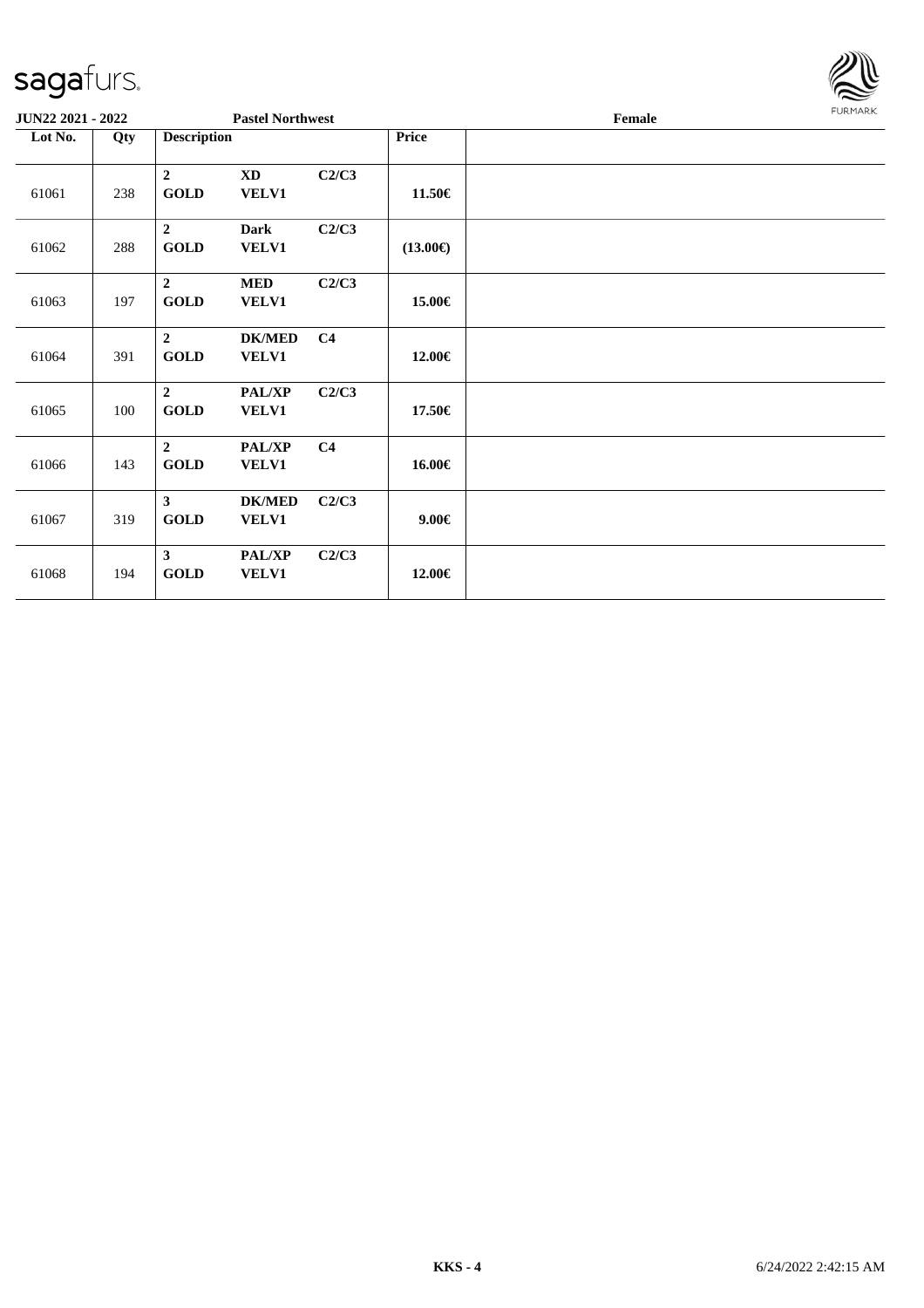| Lot No. | Qty | Description | | | Price | |
|---|---|---|---|---|---|---|
| 61061 | 238 | **2** **GOLD** | **XD** **VELV1** | **C2/C3** | **11.50€** | |
| 61062 | 288 | **2** **GOLD** | **Dark** **VELV1** | **C2/C3** | **(13.00€)** | |
| 61063 | 197 | **2** **GOLD** | **MED** **VELV1** | **C2/C3** | **15.00€** | |
| 61064 | 391 | **2** **GOLD** | **DK/MED** **VELV1** | **C4** | **12.00€** | |
| 61065 | 100 | **2** **GOLD** | **PAL/XP** **VELV1** | **C2/C3** | **17.50€** | |
| 61066 | 143 | **2** **GOLD** | **PAL/XP** **VELV1** | **C4** | **16.00€** | |
| 61067 | 319 | **3** **GOLD** | **DK/MED** **VELV1** | **C2/C3** | **9.00€** | |
| 61068 | 194 | **3** **GOLD** | **PAL/XP** **VELV1** | **C2/C3** | **12.00€** | |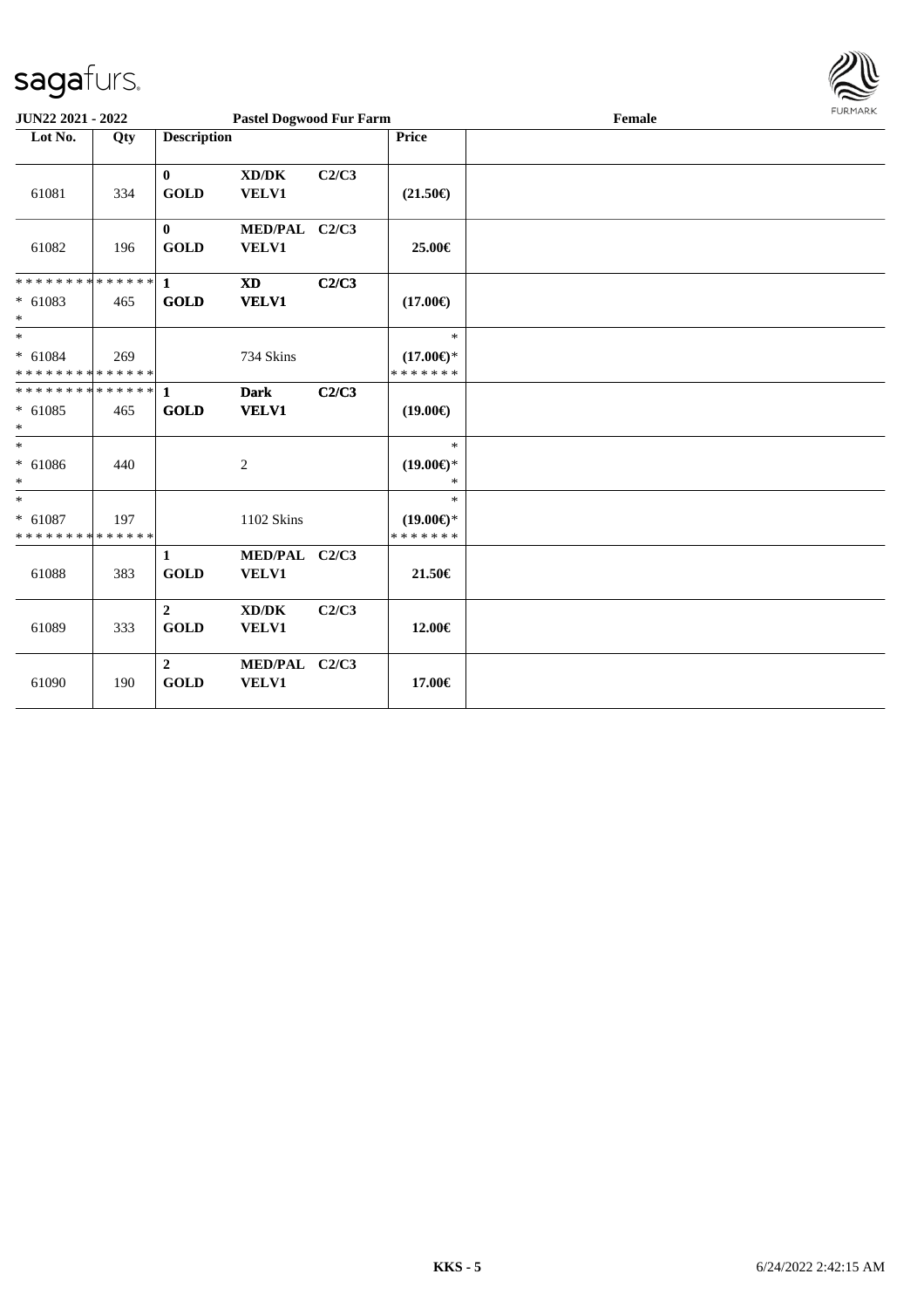JUN22 2021 - 2022 | Pastel Dogwood Fur Farm | Female

| Lot No. | Qty | Description | | | Price | |
|---|---|---|---|---|---|---|
| 61081 | 334 | **0** **GOLD** | **XD/DK** **VELV1** | **C2/C3** | **(21.50€)** | |
| 61082 | 196 | **0** **GOLD** | **MED/PAL** **VELV1** | **C2/C3** | **25.00€** | |
| * * * * * * * * * * * * * * * 61083 * | 465 | **1** **GOLD** | **XD** **VELV1** | **C2/C3** | **(17.00€)** | |
| * * 61084 * * * * * * * * * * * * * * | 269 | | 734 Skins | | * **(17.00€)*** * * * * * * * | |
| * * * * * * * * * * * * * * * 61085 * | 465 | **1** **GOLD** | **Dark** **VELV1** | **C2/C3** | **(19.00€)** | |
| * * 61086 * | 440 | | 2 | | * **(19.00€)*** * | |
| * * 61087 * * * * * * * * * * * * * * | 197 | | 1102 Skins | | * **(19.00€)*** * * * * * * * | |
| 61088 | 383 | **1** **GOLD** | **MED/PAL** **VELV1** | **C2/C3** | **21.50€** | |
| 61089 | 333 | **2** **GOLD** | **XD/DK** **VELV1** | **C2/C3** | **12.00€** | |
| 61090 | 190 | **2** **GOLD** | **MED/PAL** **VELV1** | **C2/C3** | **17.00€** | |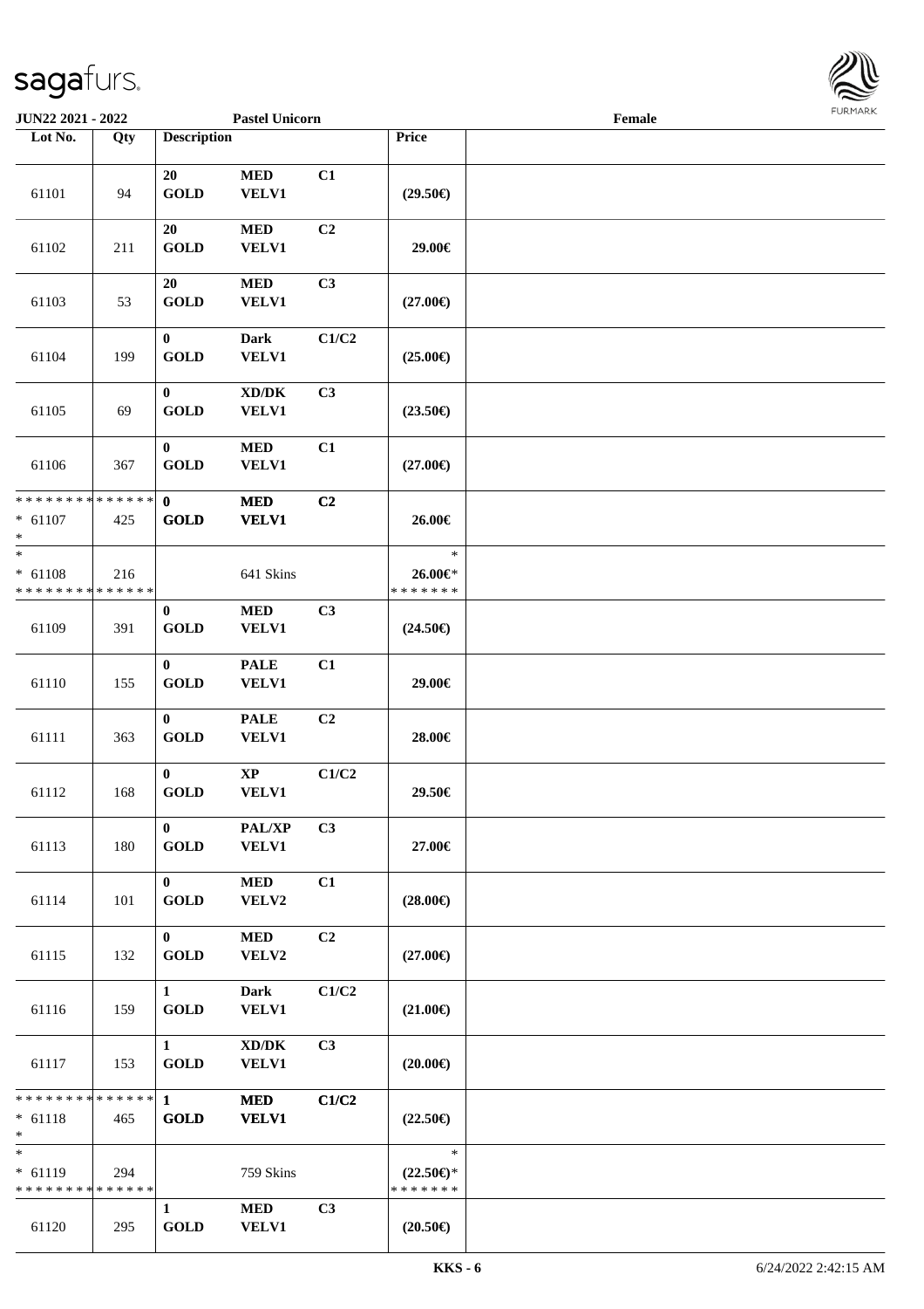JUN22 2021 - 2022 | Pastel Unicorn | Female

| Lot No. | Qty | Description | | | Price | |
|---|---|---|---|---|---|---|
| 61101 | 94 | 20 GOLD | MED VELV1 | C1 | (29.50€) | |
| 61102 | 211 | 20 GOLD | MED VELV1 | C2 | 29.00€ | |
| 61103 | 53 | 20 GOLD | MED VELV1 | C3 | (27.00€) | |
| 61104 | 199 | 0 GOLD | Dark VELV1 | C1/C2 | (25.00€) | |
| 61105 | 69 | 0 GOLD | XD/DK VELV1 | C3 | (23.50€) | |
| 61106 | 367 | 0 GOLD | MED VELV1 | C1 | (27.00€) | |
| * * * * * * * * * * * * * * * 61107 * | 425 | 0 GOLD | MED VELV1 | C2 | 26.00€ | |
| * * 61108 * * * * * * * * * * * * * * | 216 | | 641 Skins | | * 26.00€* * * * * * * * | |
| 61109 | 391 | 0 GOLD | MED VELV1 | C3 | (24.50€) | |
| 61110 | 155 | 0 GOLD | PALE VELV1 | C1 | 29.00€ | |
| 61111 | 363 | 0 GOLD | PALE VELV1 | C2 | 28.00€ | |
| 61112 | 168 | 0 GOLD | XP VELV1 | C1/C2 | 29.50€ | |
| 61113 | 180 | 0 GOLD | PAL/XP VELV1 | C3 | 27.00€ | |
| 61114 | 101 | 0 GOLD | MED VELV2 | C1 | (28.00€) | |
| 61115 | 132 | 0 GOLD | MED VELV2 | C2 | (27.00€) | |
| 61116 | 159 | 1 GOLD | Dark VELV1 | C1/C2 | (21.00€) | |
| 61117 | 153 | 1 GOLD | XD/DK VELV1 | C3 | (20.00€) | |
| * * * * * * * * * * * * * * * 61118 * | 465 | 1 GOLD | MED VELV1 | C1/C2 | (22.50€) | |
| * * 61119 * * * * * * * * * * * * * * | 294 | | 759 Skins | | * (22.50€)* * * * * * * * | |
| 61120 | 295 | 1 GOLD | MED VELV1 | C3 | (20.50€) | |

KKS - 6 | 6/24/2022 2:42:15 AM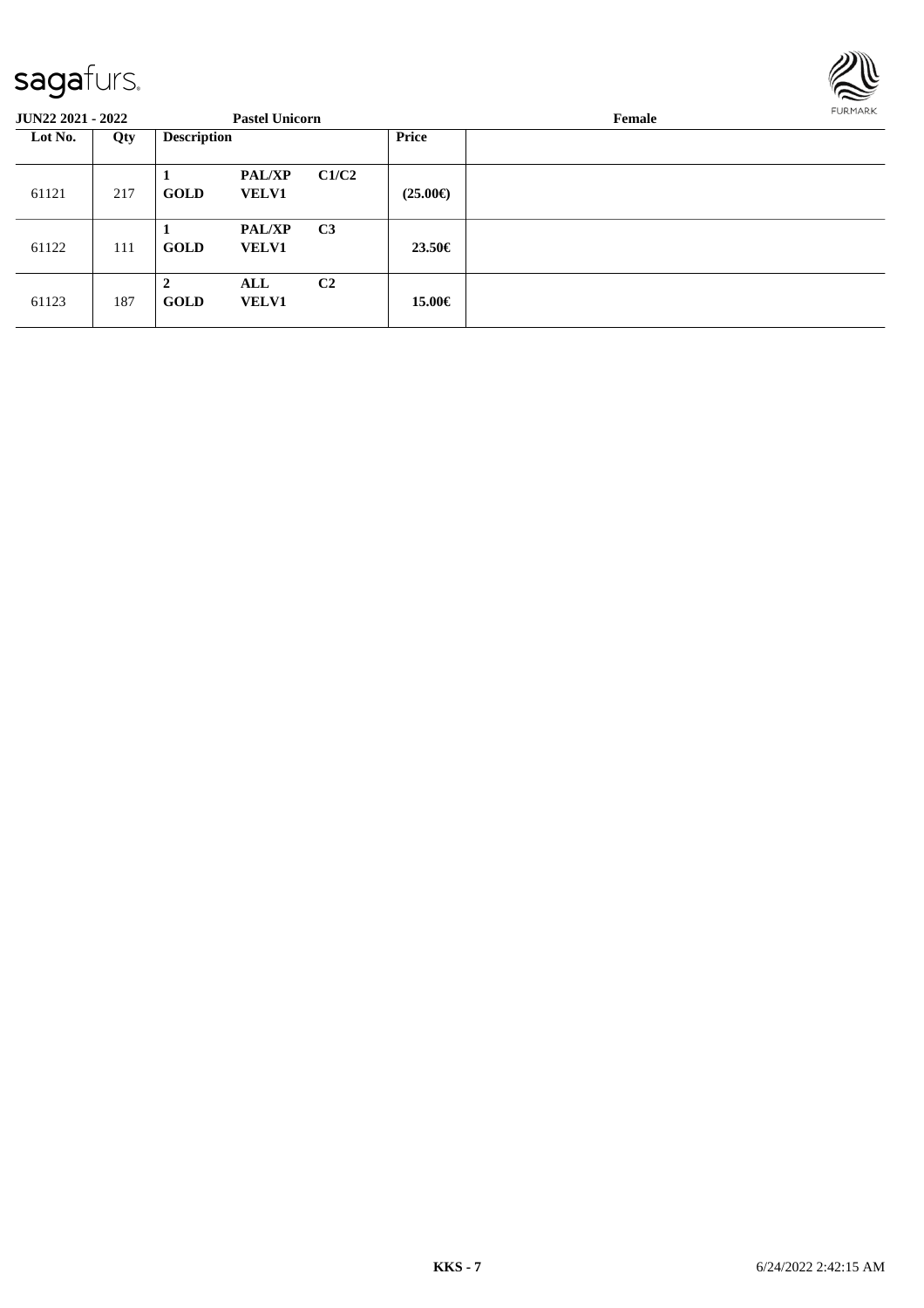**JUN22 2021 - 2022** **Pastel Unicorn** **Female**

| Lot No. | Qty | Description | | | Price | |
|---|---|---|---|---|---|---|
| 61121 | 217 | **1** **GOLD** | **PAL/XP** **VELV1** | **C1/C2** | **(25.00€)** | |
| 61122 | 111 | **1** **GOLD** | **PAL/XP** **VELV1** | **C3** | **23.50€** | |
| 61123 | 187 | **2** **GOLD** | **ALL** **VELV1** | **C2** | **15.00€** | |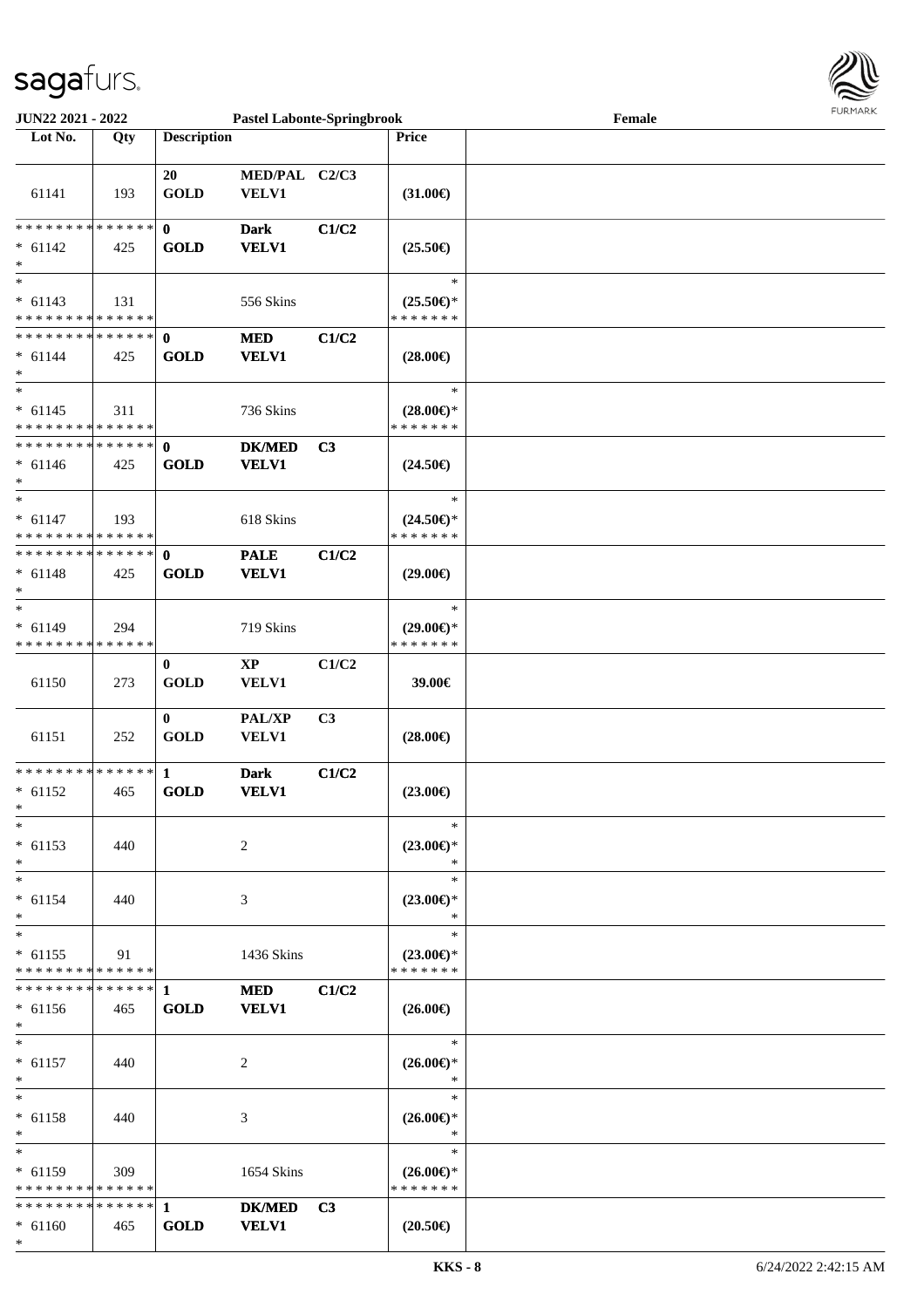**JUN22 2021 - 2022** | **Pastel Labonte-Springbrook** | **Female**

| Lot No. | Qty | Description | | | Price | |
|---|---|---|---|---|---|---|
| 61141 | 193 | 20 GOLD | MED/PAL VELV1 | C2/C3 | (31.00€) | |
| * * * * * * * * * * * * * * * 61142 * | 425 | 0 GOLD | Dark VELV1 | C1/C2 | (25.50€) | |
| * * 61143 * * * * * * * * * * * * * * | 131 | | 556 Skins | | * (25.50€)* * * * * * * * | |
| * * * * * * * * * * * * * * * 61144 * | 425 | 0 GOLD | MED VELV1 | C1/C2 | (28.00€) | |
| * * 61145 * * * * * * * * * * * * * * | 311 | | 736 Skins | | * (28.00€)* * * * * * * * | |
| * * * * * * * * * * * * * * * 61146 * | 425 | 0 GOLD | DK/MED VELV1 | C3 | (24.50€) | |
| * * 61147 * * * * * * * * * * * * * * | 193 | | 618 Skins | | * (24.50€)* * * * * * * * | |
| * * * * * * * * * * * * * * * 61148 * | 425 | 0 GOLD | PALE VELV1 | C1/C2 | (29.00€) | |
| * * 61149 * * * * * * * * * * * * * * | 294 | | 719 Skins | | * (29.00€)* * * * * * * * | |
| 61150 | 273 | 0 GOLD | XP VELV1 | C1/C2 | 39.00€ | |
| 61151 | 252 | 0 GOLD | PAL/XP VELV1 | C3 | (28.00€) | |
| * * * * * * * * * * * * * * * 61152 * | 465 | 1 GOLD | Dark VELV1 | C1/C2 | (23.00€) | |
| * * 61153 * | 440 | | 2 | | * (23.00€)* * | |
| * * 61154 * | 440 | | 3 | | * (23.00€)* * | |
| * * 61155 * * * * * * * * * * * * * * | 91 | | 1436 Skins | | * (23.00€)* * * * * * * * | |
| * * * * * * * * * * * * * * * 61156 * | 465 | 1 GOLD | MED VELV1 | C1/C2 | (26.00€) | |
| * * 61157 * | 440 | | 2 | | * (26.00€)* * | |
| * * 61158 * | 440 | | 3 | | * (26.00€)* * | |
| * * 61159 * * * * * * * * * * * * * * | 309 | | 1654 Skins | | * (26.00€)* * * * * * * * | |
| * * * * * * * * * * * * * * * 61160 * | 465 | 1 GOLD | DK/MED VELV1 | C3 | (20.50€) | |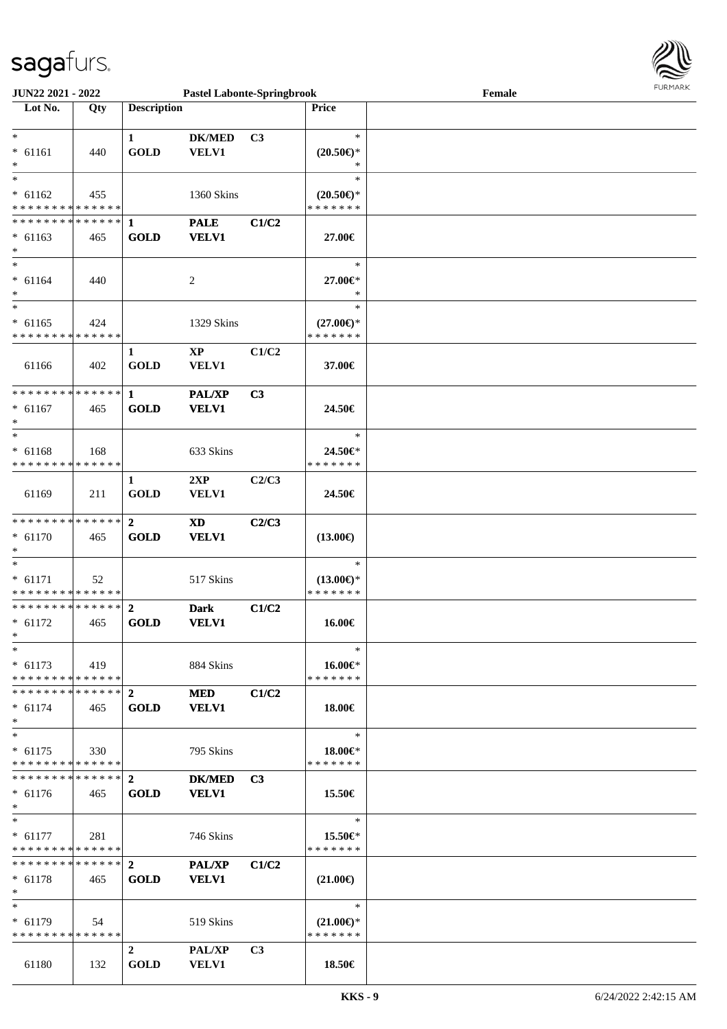**JUN22 2021 - 2022** **Pastel Labonte-Springbrook** **Female**

| Lot No. | Qty | Description | | | Price | |
|---|---|---|---|---|---|---|
| *<br>* 61161<br>* | 440 | 1<br>GOLD | DK/MED<br>VELV1 | C3 | *<br>(20.50€)*<br>* | |
| *<br>* 61162<br>* * * * * * * * * * * * * * | 455 | | 1360 Skins | | *<br>(20.50€)*<br>* * * * * * * | |
| * * * * * * * * * * * * * *<br>* 61163<br>* | 465 | 1<br>GOLD | PALE<br>VELV1 | C1/C2 | 27.00€ | |
| *<br>* 61164<br>* | 440 | | 2 | | *<br>27.00€*<br>* | |
| *<br>* 61165<br>* * * * * * * * * * * * * * | 424 | | 1329 Skins | | *<br>(27.00€)*<br>* * * * * * * | |
| 61166 | 402 | 1<br>GOLD | XP<br>VELV1 | C1/C2 | 37.00€ | |
| * * * * * * * * * * * * * *<br>* 61167<br>* | 465 | 1<br>GOLD | PAL/XP<br>VELV1 | C3 | 24.50€ | |
| *<br>* 61168<br>* * * * * * * * * * * * * * | 168 | | 633 Skins | | *<br>24.50€*<br>* * * * * * * | |
| 61169 | 211 | 1<br>GOLD | 2XP<br>VELV1 | C2/C3 | 24.50€ | |
| * * * * * * * * * * * * * *<br>* 61170<br>* | 465 | 2<br>GOLD | XD<br>VELV1 | C2/C3 | (13.00€) | |
| *<br>* 61171<br>* * * * * * * * * * * * * * | 52 | | 517 Skins | | *<br>(13.00€)*<br>* * * * * * * | |
| * * * * * * * * * * * * * *<br>* 61172<br>* | 465 | 2<br>GOLD | Dark<br>VELV1 | C1/C2 | 16.00€ | |
| *<br>* 61173<br>* * * * * * * * * * * * * * | 419 | | 884 Skins | | *<br>16.00€*<br>* * * * * * * | |
| * * * * * * * * * * * * * *<br>* 61174<br>* | 465 | 2<br>GOLD | MED<br>VELV1 | C1/C2 | 18.00€ | |
| *<br>* 61175<br>* * * * * * * * * * * * * * | 330 | | 795 Skins | | *<br>18.00€*<br>* * * * * * * | |
| * * * * * * * * * * * * * *<br>* 61176<br>* | 465 | 2<br>GOLD | DK/MED<br>VELV1 | C3 | 15.50€ | |
| *<br>* 61177<br>* * * * * * * * * * * * * * | 281 | | 746 Skins | | *<br>15.50€*<br>* * * * * * * | |
| * * * * * * * * * * * * * *<br>* 61178<br>* | 465 | 2<br>GOLD | PAL/XP<br>VELV1 | C1/C2 | (21.00€) | |
| *<br>* 61179<br>* * * * * * * * * * * * * * | 54 | | 519 Skins | | *<br>(21.00€)*<br>* * * * * * * | |
| 61180 | 132 | 2<br>GOLD | PAL/XP<br>VELV1 | C3 | 18.50€ | |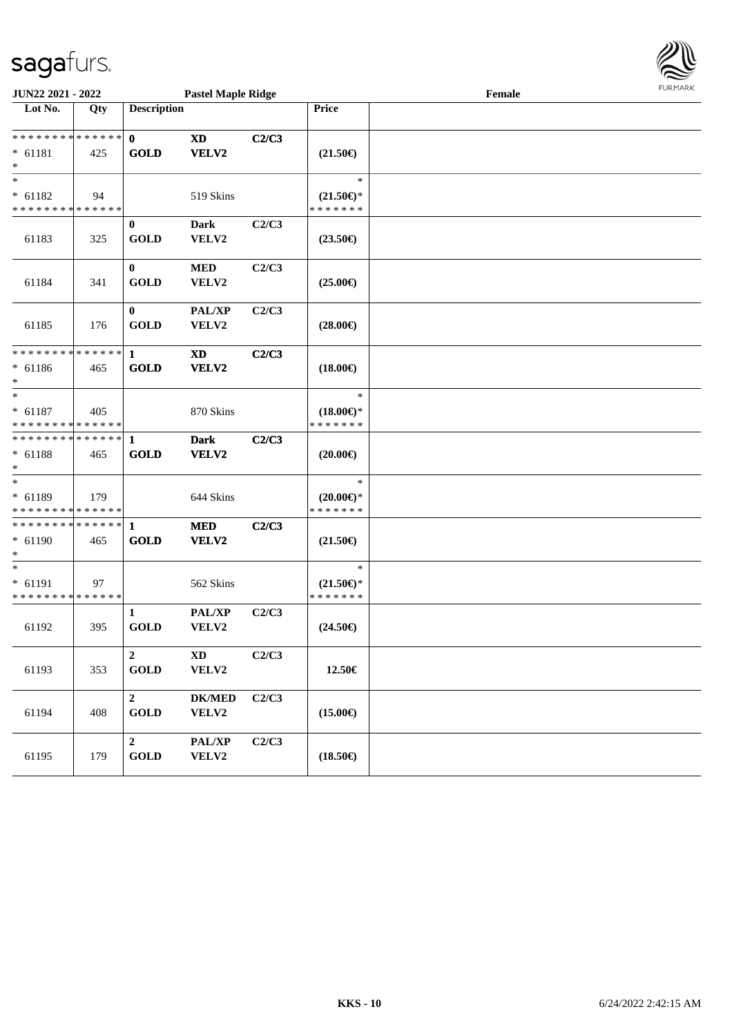JUN22 2021 - 2022 Pastel Maple Ridge Female

| Lot No. | Qty | Description | | | Price | |
|---|---|---|---|---|---|---|
| * * * * * * * * * * * * * * | | 0 | XD | C2/C3 | | |
| * 61181 | 425 | GOLD | VELV2 | | (21.50€) | |
| * | | | | | | |
| * | | | | | * | |
| * 61182 | 94 | | 519 Skins | | (21.50€)* | |
| * * * * * * * * * * * * * * | | | | | * * * * * * * | |
| | | 0 | Dark | C2/C3 | | |
| 61183 | 325 | GOLD | VELV2 | | (23.50€) | |
| | | 0 | MED | C2/C3 | | |
| 61184 | 341 | GOLD | VELV2 | | (25.00€) | |
| | | 0 | PAL/XP | C2/C3 | | |
| 61185 | 176 | GOLD | VELV2 | | (28.00€) | |
| * * * * * * * * * * * * * * | | 1 | XD | C2/C3 | | |
| * 61186 | 465 | GOLD | VELV2 | | (18.00€) | |
| * | | | | | | |
| * | | | | | * | |
| * 61187 | 405 | | 870 Skins | | (18.00€)* | |
| * * * * * * * * * * * * * * | | | | | * * * * * * * | |
| * * * * * * * * * * * * * * | | 1 | Dark | C2/C3 | | |
| * 61188 | 465 | GOLD | VELV2 | | (20.00€) | |
| * | | | | | | |
| * | | | | | * | |
| * 61189 | 179 | | 644 Skins | | (20.00€)* | |
| * * * * * * * * * * * * * * | | | | | * * * * * * * | |
| * * * * * * * * * * * * * * | | 1 | MED | C2/C3 | | |
| * 61190 | 465 | GOLD | VELV2 | | (21.50€) | |
| * | | | | | | |
| * | | | | | * | |
| * 61191 | 97 | | 562 Skins | | (21.50€)* | |
| * * * * * * * * * * * * * * | | | | | * * * * * * * | |
| | | 1 | PAL/XP | C2/C3 | | |
| 61192 | 395 | GOLD | VELV2 | | (24.50€) | |
| | | 2 | XD | C2/C3 | | |
| 61193 | 353 | GOLD | VELV2 | | 12.50€ | |
| | | 2 | DK/MED | C2/C3 | | |
| 61194 | 408 | GOLD | VELV2 | | (15.00€) | |
| | | 2 | PAL/XP | C2/C3 | | |
| 61195 | 179 | GOLD | VELV2 | | (18.50€) | |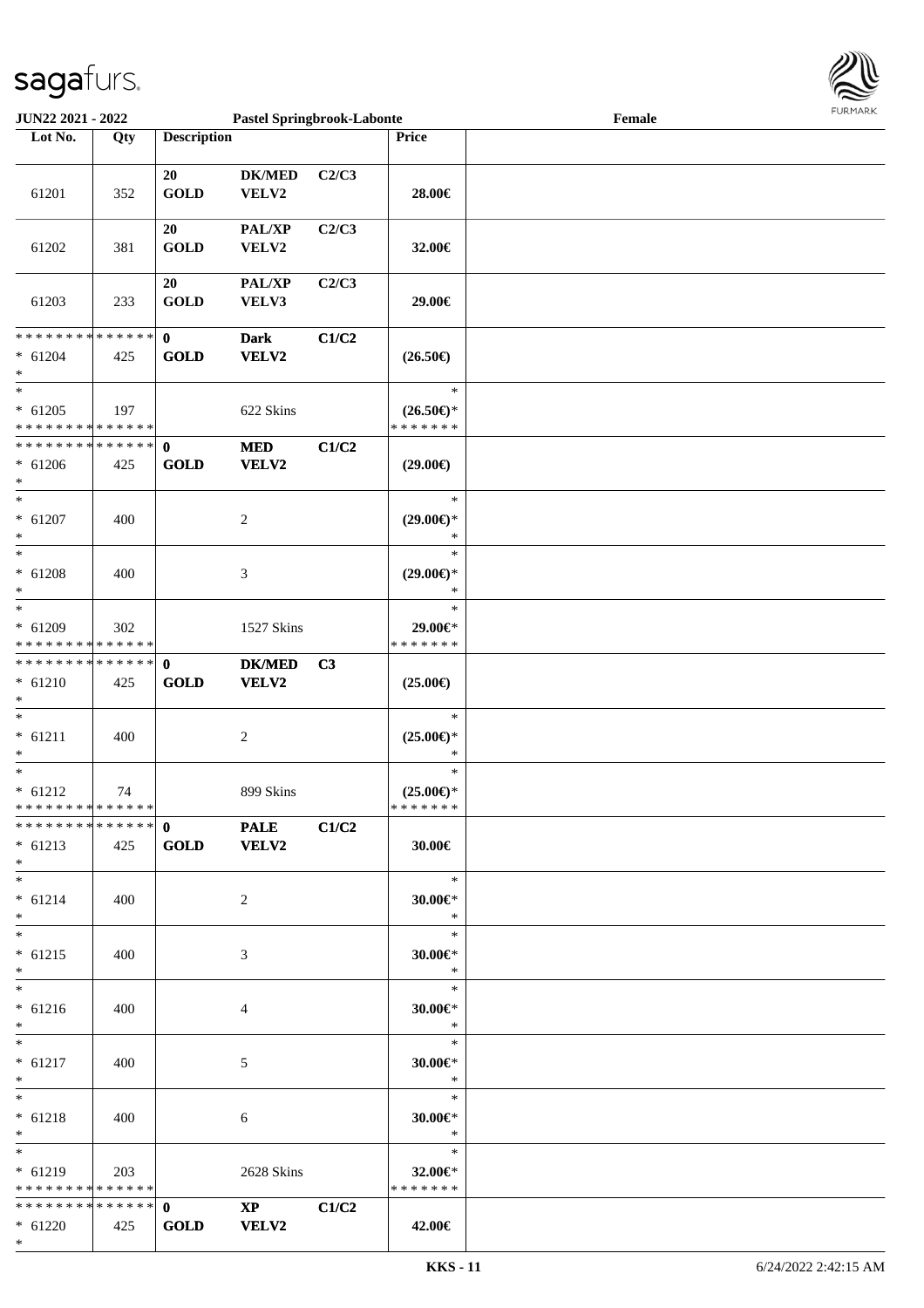| Lot No. | Qty | Description | | | Price | |
|---|---|---|---|---|---|---|
| 61201 | 352 | 20 GOLD | DK/MED VELV2 | C2/C3 | 28.00€ | |
| 61202 | 381 | 20 GOLD | PAL/XP VELV2 | C2/C3 | 32.00€ | |
| 61203 | 233 | 20 GOLD | PAL/XP VELV3 | C2/C3 | 29.00€ | |
| * * * * * * * * * * * * * * * 61204 * | 425 | 0 GOLD | Dark VELV2 | C1/C2 | (26.50€) | |
| * * 61205 * * * * * * * * * * * * * * | 197 | | 622 Skins | | * (26.50€)* * * * * * * * | |
| * * * * * * * * * * * * * * * 61206 * | 425 | 0 GOLD | MED VELV2 | C1/C2 | (29.00€) | |
| * * 61207 * | 400 | | 2 | | * (29.00€)* * | |
| * * 61208 * | 400 | | 3 | | * (29.00€)* * | |
| * * 61209 * * * * * * * * * * * * * * | 302 | | 1527 Skins | | * 29.00€* * * * * * * * | |
| * * * * * * * * * * * * * * * 61210 * | 425 | 0 GOLD | DK/MED VELV2 | C3 | (25.00€) | |
| * * 61211 * | 400 | | 2 | | * (25.00€)* * | |
| * * 61212 * * * * * * * * * * * * * * | 74 | | 899 Skins | | * (25.00€)* * * * * * * * | |
| * * * * * * * * * * * * * * * 61213 * | 425 | 0 GOLD | PALE VELV2 | C1/C2 | 30.00€ | |
| * * 61214 * | 400 | | 2 | | * 30.00€* * | |
| * * 61215 * | 400 | | 3 | | * 30.00€* * | |
| * * 61216 * | 400 | | 4 | | * 30.00€* * | |
| * * 61217 * | 400 | | 5 | | * 30.00€* * | |
| * * 61218 * | 400 | | 6 | | * 30.00€* * | |
| * * 61219 * * * * * * * * * * * * * * | 203 | | 2628 Skins | | * 32.00€* * * * * * * * | |
| * * * * * * * * * * * * * * * 61220 * | 425 | 0 GOLD | XP VELV2 | C1/C2 | 42.00€ | |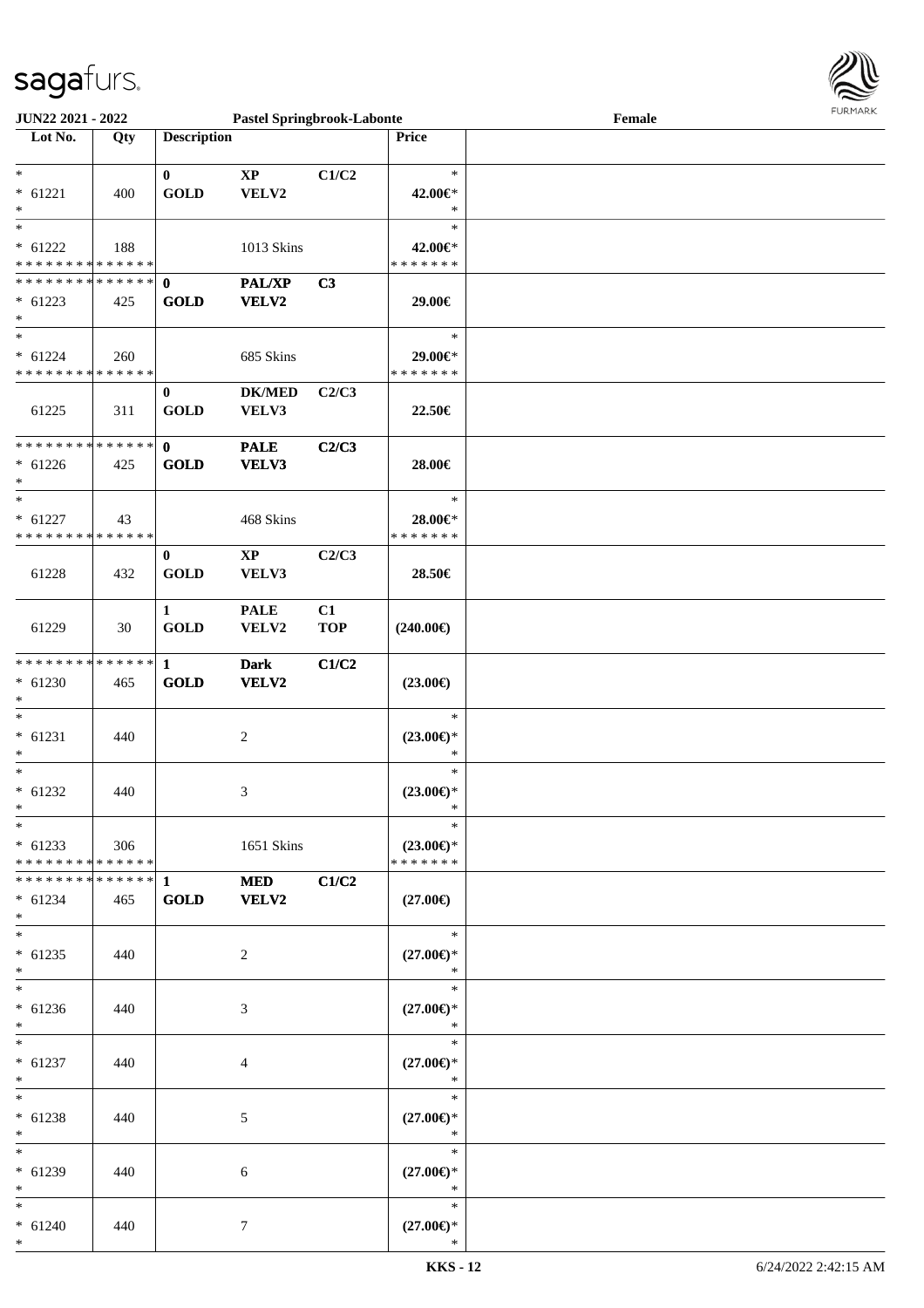**JUN22 2021 - 2022** **Pastel Springbrook-Labonte** **Female**

| Lot No. | Qty | Description | | | Price | |
|---|---|---|---|---|---|---|
| *<br>* 61221<br>* | 400 | **0**<br>**GOLD** | **XP**<br>**VELV2** | **C1/C2** | *<br>**42.00€***<br>* | |
| *<br>* 61222<br>* * * * * * * * * * * * * * | 188 | | 1013 Skins | | *<br>**42.00€***<br>* * * * * * * | |
| * * * * * * * * * * * * * *<br>* 61223<br>* | 425 | **0**<br>**GOLD** | **PAL/XP**<br>**VELV2** | **C3** | **29.00€** | |
| *<br>* 61224<br>* * * * * * * * * * * * * * | 260 | | 685 Skins | | *<br>**29.00€***<br>* * * * * * * | |
| 61225 | 311 | **0**<br>**GOLD** | **DK/MED**<br>**VELV3** | **C2/C3** | **22.50€** | |
| * * * * * * * * * * * * * *<br>* 61226<br>* | 425 | **0**<br>**GOLD** | **PALE**<br>**VELV3** | **C2/C3** | **28.00€** | |
| *<br>* 61227<br>* * * * * * * * * * * * * * | 43 | | 468 Skins | | *<br>**28.00€***<br>* * * * * * * | |
| 61228 | 432 | **0**<br>**GOLD** | **XP**<br>**VELV3** | **C2/C3** | **28.50€** | |
| 61229 | 30 | **1**<br>**GOLD** | **PALE**<br>**VELV2** | **C1**<br>**TOP** | **(240.00€)** | |
| * * * * * * * * * * * * * *<br>* 61230<br>* | 465 | **1**<br>**GOLD** | **Dark**<br>**VELV2** | **C1/C2** | **(23.00€)** | |
| *<br>* 61231<br>* | 440 | | 2 | | *<br>**(23.00€)***<br>* | |
| *<br>* 61232<br>* | 440 | | 3 | | *<br>**(23.00€)***<br>* | |
| *<br>* 61233<br>* * * * * * * * * * * * * * | 306 | | 1651 Skins | | *<br>**(23.00€)***<br>* * * * * * * | |
| * * * * * * * * * * * * * *<br>* 61234<br>* | 465 | **1**<br>**GOLD** | **MED**<br>**VELV2** | **C1/C2** | **(27.00€)** | |
| *<br>* 61235<br>* | 440 | | 2 | | *<br>**(27.00€)***<br>* | |
| *<br>* 61236<br>* | 440 | | 3 | | *<br>**(27.00€)***<br>* | |
| *<br>* 61237<br>* | 440 | | 4 | | *<br>**(27.00€)***<br>* | |
| *<br>* 61238<br>* | 440 | | 5 | | *<br>**(27.00€)***<br>* | |
| *<br>* 61239<br>* | 440 | | 6 | | *<br>**(27.00€)***<br>* | |
| *<br>* 61240<br>* | 440 | | 7 | | *<br>**(27.00€)***<br>* | |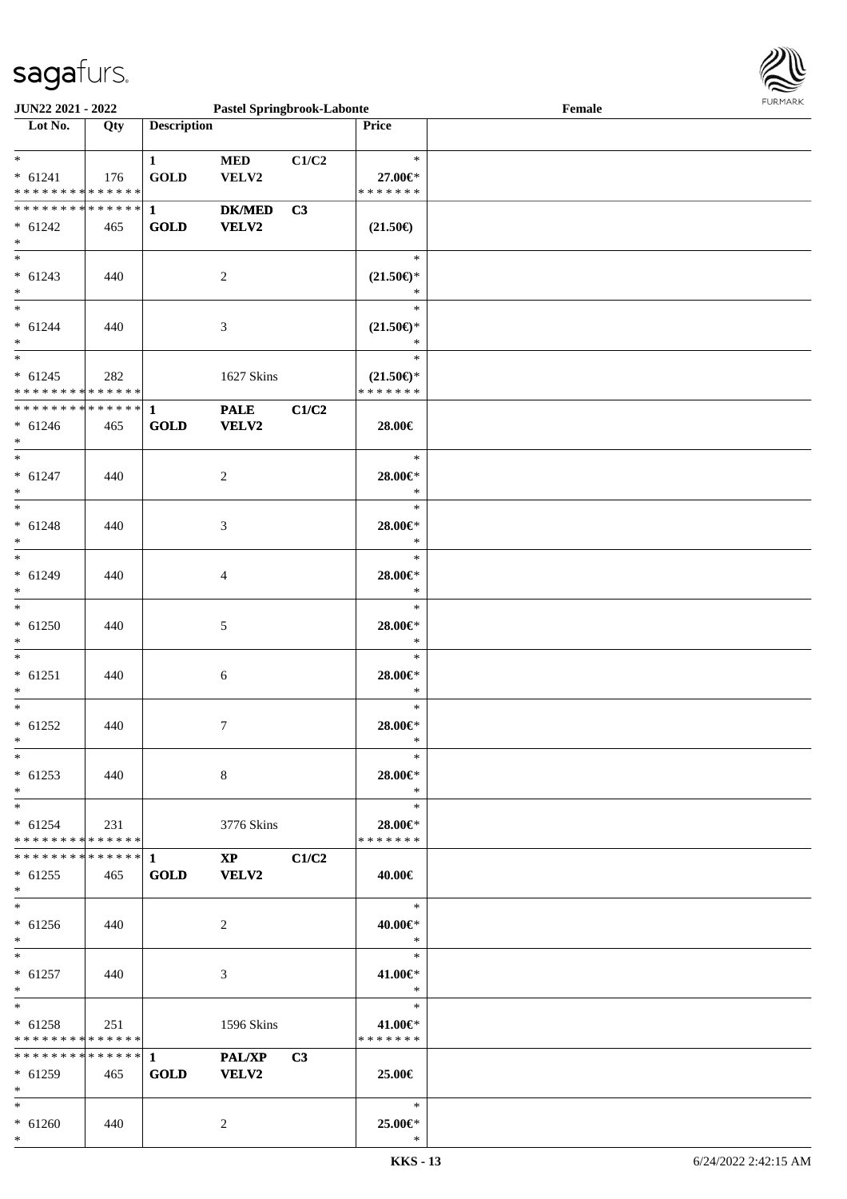| Lot No. | Qty | Description | | | Price |
|---|---|---|---|---|---|
| * | | 1 | MED | C1/C2 | * |
| * 61241 | 176 | GOLD | VELV2 | | 27.00€* |
| * * * * * * * * * * * * * * | | | | | * * * * * * * |
| * * * * * * * * * * * * * * | | 1 | DK/MED | C3 | |
| * 61242 | 465 | GOLD | VELV2 | | (21.50€) |
| * | | | | | |
| * | | | | | * |
| * 61243 | 440 | | 2 | | (21.50€)* |
| * | | | | | * |
| * | | | | | * |
| * 61244 | 440 | | 3 | | (21.50€)* |
| * | | | | | * |
| * | | | | | * |
| * 61245 | 282 | | 1627 Skins | | (21.50€)* |
| * * * * * * * * * * * * * * | | | | | * * * * * * * |
| * * * * * * * * * * * * * * | | 1 | PALE | C1/C2 | |
| * 61246 | 465 | GOLD | VELV2 | | 28.00€ |
| * | | | | | |
| * | | | | | * |
| * 61247 | 440 | | 2 | | 28.00€* |
| * | | | | | * |
| * | | | | | * |
| * 61248 | 440 | | 3 | | 28.00€* |
| * | | | | | * |
| * | | | | | * |
| * 61249 | 440 | | 4 | | 28.00€* |
| * | | | | | * |
| * | | | | | * |
| * 61250 | 440 | | 5 | | 28.00€* |
| * | | | | | * |
| * | | | | | * |
| * 61251 | 440 | | 6 | | 28.00€* |
| * | | | | | * |
| * | | | | | * |
| * 61252 | 440 | | 7 | | 28.00€* |
| * | | | | | * |
| * | | | | | * |
| * 61253 | 440 | | 8 | | 28.00€* |
| * | | | | | * |
| * | | | | | * |
| * 61254 | 231 | | 3776 Skins | | 28.00€* |
| * * * * * * * * * * * * * * | | | | | * * * * * * * |
| * * * * * * * * * * * * * * | | 1 | XP | C1/C2 | |
| * 61255 | 465 | GOLD | VELV2 | | 40.00€ |
| * | | | | | |
| * | | | | | * |
| * 61256 | 440 | | 2 | | 40.00€* |
| * | | | | | * |
| * | | | | | * |
| * 61257 | 440 | | 3 | | 41.00€* |
| * | | | | | * |
| * | | | | | * |
| * 61258 | 251 | | 1596 Skins | | 41.00€* |
| * * * * * * * * * * * * * * | | | | | * * * * * * * |
| * * * * * * * * * * * * * * | | 1 | PAL/XP | C3 | |
| * 61259 | 465 | GOLD | VELV2 | | 25.00€ |
| * | | | | | |
| * | | | | | * |
| * 61260 | 440 | | 2 | | 25.00€* |
| * | | | | | * |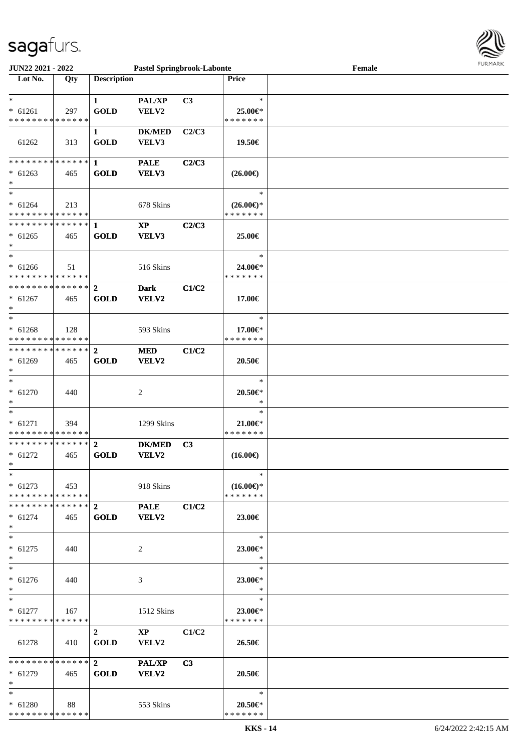JUN22 2021 - 2022 &nbsp;&nbsp;&nbsp; Pastel Springbrook-Labonte &nbsp;&nbsp;&nbsp; Female

| Lot No. | Qty | Description | | | Price | |
|---|---|---|---|---|---|---|
| * | | 1 | PAL/XP | C3 | * | |
| * 61261 | 297 | GOLD | VELV2 | | 25.00€* | |
| * * * * * * * * * * * * * * | | | | | * * * * * * * | |
| | | 1 | DK/MED | C2/C3 | | |
| 61262 | 313 | GOLD | VELV3 | | 19.50€ | |
| * * * * * * * * * * * * * * | | 1 | PALE | C2/C3 | | |
| * 61263 | 465 | GOLD | VELV3 | | (26.00€) | |
| * | | | | | | |
| * | | | | | * | |
| * 61264 | 213 | | 678 Skins | | (26.00€)* | |
| * * * * * * * * * * * * * * | | | | | * * * * * * * | |
| * * * * * * * * * * * * * * | | 1 | XP | C2/C3 | | |
| * 61265 | 465 | GOLD | VELV3 | | 25.00€ | |
| * | | | | | | |
| * | | | | | * | |
| * 61266 | 51 | | 516 Skins | | 24.00€* | |
| * * * * * * * * * * * * * * | | | | | * * * * * * * | |
| * * * * * * * * * * * * * * | | 2 | Dark | C1/C2 | | |
| * 61267 | 465 | GOLD | VELV2 | | 17.00€ | |
| * | | | | | | |
| * | | | | | * | |
| * 61268 | 128 | | 593 Skins | | 17.00€* | |
| * * * * * * * * * * * * * * | | | | | * * * * * * * | |
| * * * * * * * * * * * * * * | | 2 | MED | C1/C2 | | |
| * 61269 | 465 | GOLD | VELV2 | | 20.50€ | |
| * | | | | | | |
| * | | | | | * | |
| * 61270 | 440 | | 2 | | 20.50€* | |
| * | | | | | * | |
| * | | | | | * | |
| * 61271 | 394 | | 1299 Skins | | 21.00€* | |
| * * * * * * * * * * * * * * | | | | | * * * * * * * | |
| * * * * * * * * * * * * * * | | 2 | DK/MED | C3 | | |
| * 61272 | 465 | GOLD | VELV2 | | (16.00€) | |
| * | | | | | | |
| * | | | | | * | |
| * 61273 | 453 | | 918 Skins | | (16.00€)* | |
| * * * * * * * * * * * * * * | | | | | * * * * * * * | |
| * * * * * * * * * * * * * * | | 2 | PALE | C1/C2 | | |
| * 61274 | 465 | GOLD | VELV2 | | 23.00€ | |
| * | | | | | | |
| * | | | | | * | |
| * 61275 | 440 | | 2 | | 23.00€* | |
| * | | | | | * | |
| * | | | | | * | |
| * 61276 | 440 | | 3 | | 23.00€* | |
| * | | | | | * | |
| * | | | | | * | |
| * 61277 | 167 | | 1512 Skins | | 23.00€* | |
| * * * * * * * * * * * * * * | | | | | * * * * * * * | |
| | | 2 | XP | C1/C2 | | |
| 61278 | 410 | GOLD | VELV2 | | 26.50€ | |
| * * * * * * * * * * * * * * | | 2 | PAL/XP | C3 | | |
| * 61279 | 465 | GOLD | VELV2 | | 20.50€ | |
| * | | | | | | |
| * | | | | | * | |
| * 61280 | 88 | | 553 Skins | | 20.50€* | |
| * * * * * * * * * * * * * * | | | | | * * * * * * * | |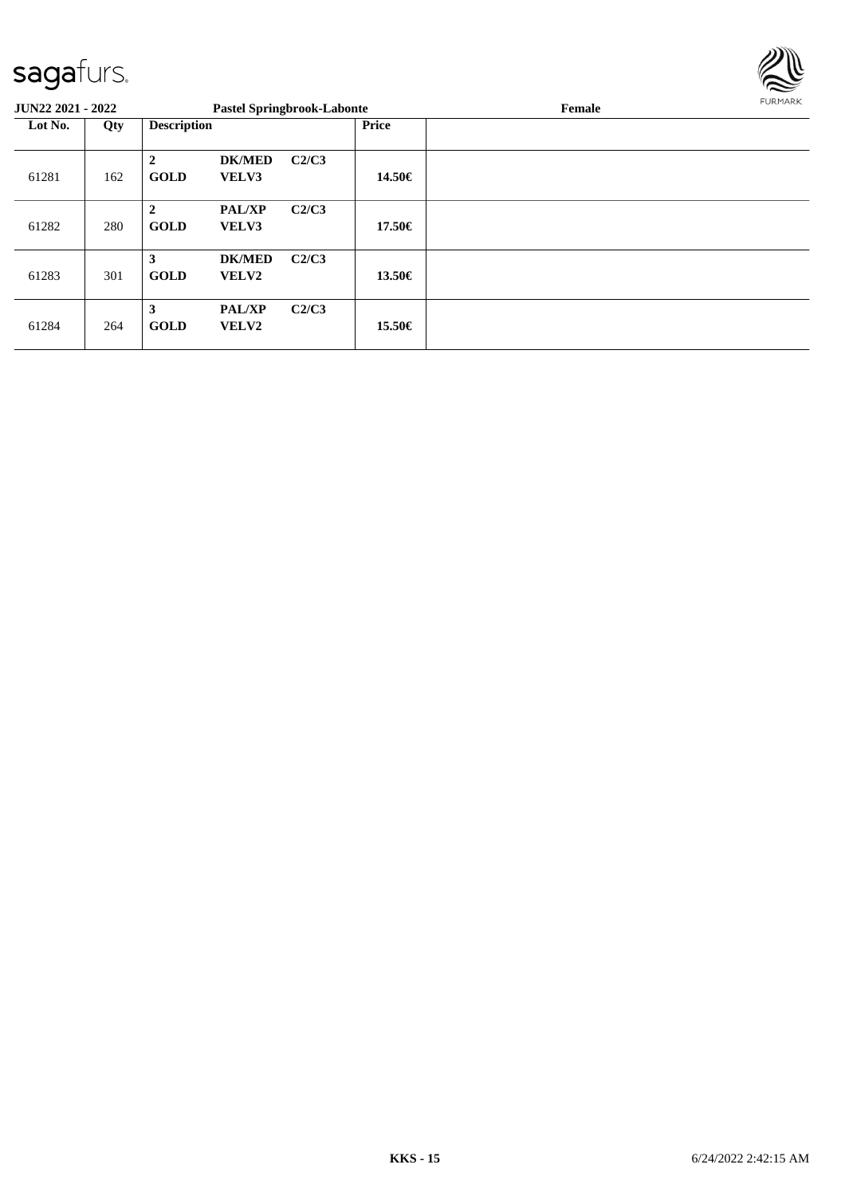**JUN22 2021 - 2022** **Pastel Springbrook-Labonte** **Female**

| Lot No. | Qty | Description | | | Price | |
|---|---|---|---|---|---|---|
| 61281 | 162 | **2 GOLD** | **DK/MED VELV3** | **C2/C3** | **14.50€** | |
| 61282 | 280 | **2 GOLD** | **PAL/XP VELV3** | **C2/C3** | **17.50€** | |
| 61283 | 301 | **3 GOLD** | **DK/MED VELV2** | **C2/C3** | **13.50€** | |
| 61284 | 264 | **3 GOLD** | **PAL/XP VELV2** | **C2/C3** | **15.50€** | |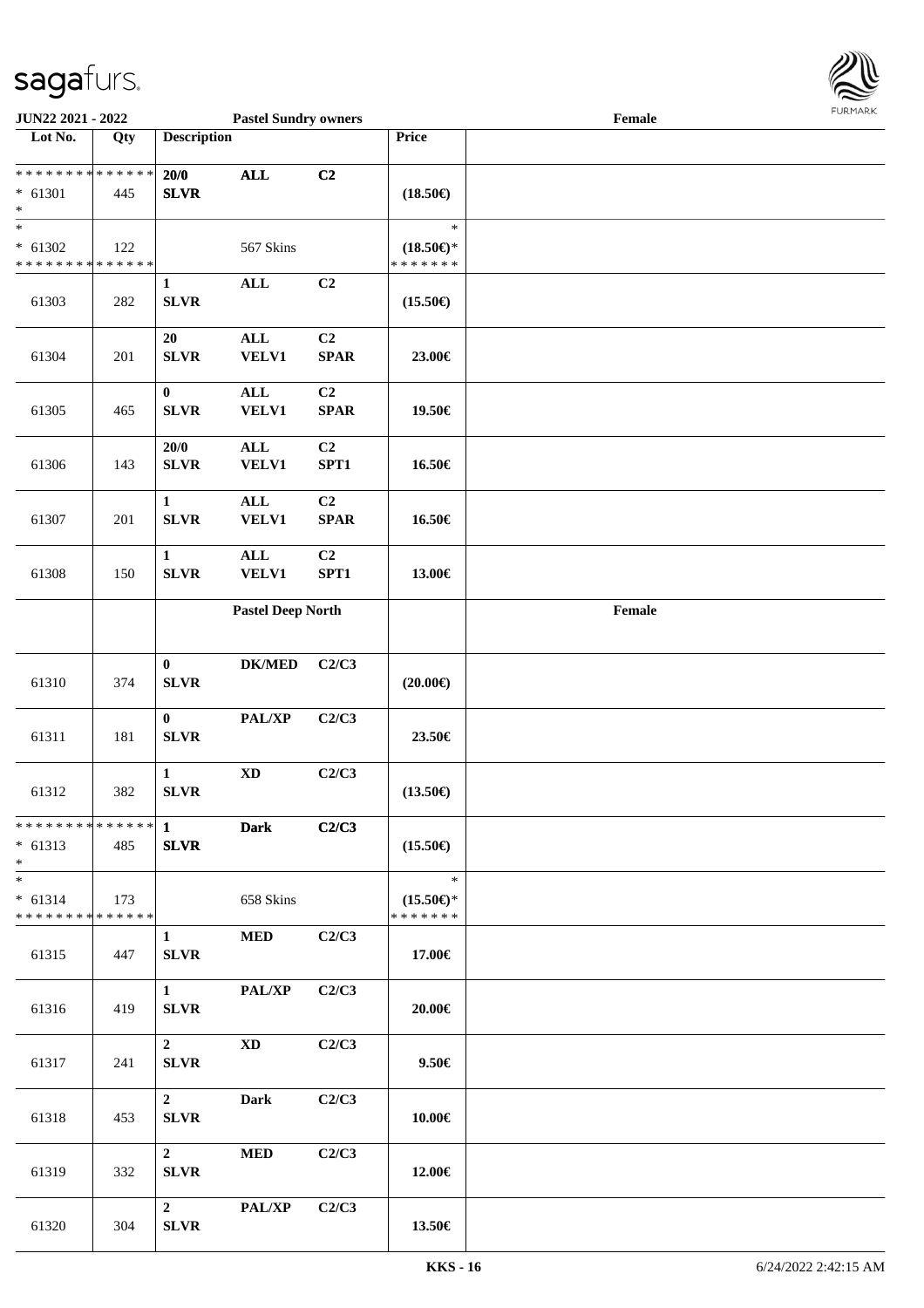**JUN22 2021 - 2022** **Pastel Sundry owners** **Female**

| Lot No. | Qty | Description | | | Price | |
|---|---|---|---|---|---|---|
| * * * * * * * * * * * * * * * * 61301 * | 445 | 20/0 SLVR | ALL | C2 | (18.50€) | |
| * * 61302 * * * * * * * * * * * * * * | 122 | | 567 Skins | | * (18.50€)* * * * * * * * | |
| 61303 | 282 | 1 SLVR | ALL | C2 | (15.50€) | |
| 61304 | 201 | 20 SLVR | ALL VELV1 | C2 SPAR | 23.00€ | |
| 61305 | 465 | 0 SLVR | ALL VELV1 | C2 SPAR | 19.50€ | |
| 61306 | 143 | 20/0 SLVR | ALL VELV1 | C2 SPT1 | 16.50€ | |
| 61307 | 201 | 1 SLVR | ALL VELV1 | C2 SPAR | 16.50€ | |
| 61308 | 150 | 1 SLVR | ALL VELV1 | C2 SPT1 | 13.00€ | |
| | | | **Pastel Deep North** | | | **Female** |
| 61310 | 374 | 0 SLVR | DK/MED | C2/C3 | (20.00€) | |
| 61311 | 181 | 0 SLVR | PAL/XP | C2/C3 | 23.50€ | |
| 61312 | 382 | 1 SLVR | XD | C2/C3 | (13.50€) | |
| * * * * * * * * * * * * * * * * 61313 * | 485 | 1 SLVR | Dark | C2/C3 | (15.50€) | |
| * * 61314 * * * * * * * * * * * * * * | 173 | | 658 Skins | | * (15.50€)* * * * * * * * | |
| 61315 | 447 | 1 SLVR | MED | C2/C3 | 17.00€ | |
| 61316 | 419 | 1 SLVR | PAL/XP | C2/C3 | 20.00€ | |
| 61317 | 241 | 2 SLVR | XD | C2/C3 | 9.50€ | |
| 61318 | 453 | 2 SLVR | Dark | C2/C3 | 10.00€ | |
| 61319 | 332 | 2 SLVR | MED | C2/C3 | 12.00€ | |
| 61320 | 304 | 2 SLVR | PAL/XP | C2/C3 | 13.50€ | |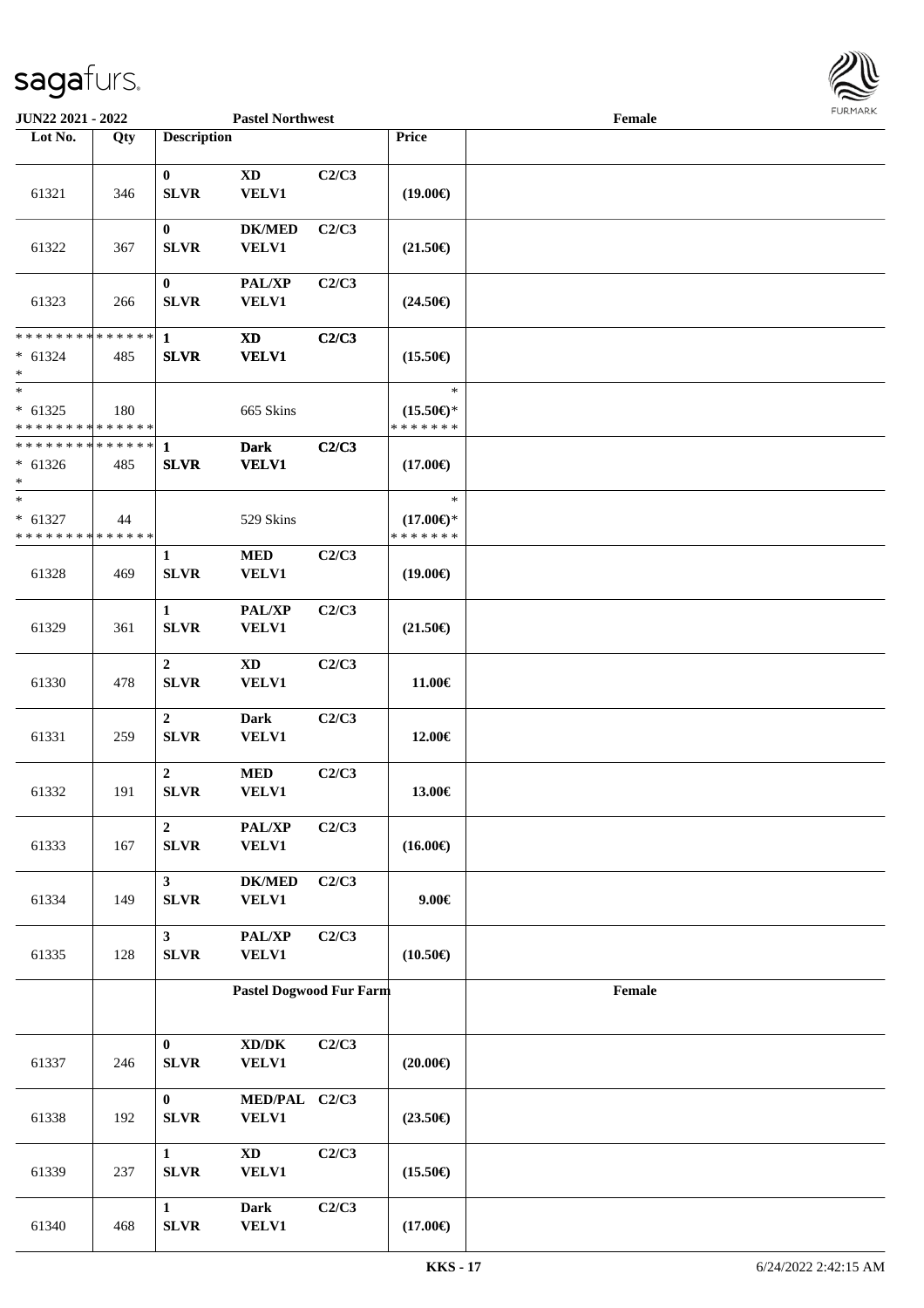| Lot No. | Qty | Description | | | Price | |
|---|---|---|---|---|---|---|
| | | **Pastel Northwest** | | | | **Female** |
| 61321 | 346 | **0** **SLVR** | **XD** **VELV1** | **C2/C3** | **(19.00€)** | |
| 61322 | 367 | **0** **SLVR** | **DK/MED** **VELV1** | **C2/C3** | **(21.50€)** | |
| 61323 | 266 | **0** **SLVR** | **PAL/XP** **VELV1** | **C2/C3** | **(24.50€)** | |
| * * * * * * * * * * * * * * * 61324 * | 485 | **1** **SLVR** | **XD** **VELV1** | **C2/C3** | **(15.50€)** | |
| * * 61325 * * * * * * * * * * * * * * | 180 | | 665 Skins | | * **(15.50€)*** * * * * * * * | |
| * * * * * * * * * * * * * * * 61326 * | 485 | **1** **SLVR** | **Dark** **VELV1** | **C2/C3** | **(17.00€)** | |
| * * 61327 * * * * * * * * * * * * * * | 44 | | 529 Skins | | * **(17.00€)*** * * * * * * * | |
| 61328 | 469 | **1** **SLVR** | **MED** **VELV1** | **C2/C3** | **(19.00€)** | |
| 61329 | 361 | **1** **SLVR** | **PAL/XP** **VELV1** | **C2/C3** | **(21.50€)** | |
| 61330 | 478 | **2** **SLVR** | **XD** **VELV1** | **C2/C3** | **11.00€** | |
| 61331 | 259 | **2** **SLVR** | **Dark** **VELV1** | **C2/C3** | **12.00€** | |
| 61332 | 191 | **2** **SLVR** | **MED** **VELV1** | **C2/C3** | **13.00€** | |
| 61333 | 167 | **2** **SLVR** | **PAL/XP** **VELV1** | **C2/C3** | **(16.00€)** | |
| 61334 | 149 | **3** **SLVR** | **DK/MED** **VELV1** | **C2/C3** | **9.00€** | |
| 61335 | 128 | **3** **SLVR** | **PAL/XP** **VELV1** | **C2/C3** | **(10.50€)** | |
| | | **Pastel Dogwood Fur Farm** | | | | **Female** |
| 61337 | 246 | **0** **SLVR** | **XD/DK** **VELV1** | **C2/C3** | **(20.00€)** | |
| 61338 | 192 | **0** **SLVR** | **MED/PAL** **VELV1** | **C2/C3** | **(23.50€)** | |
| 61339 | 237 | **1** **SLVR** | **XD** **VELV1** | **C2/C3** | **(15.50€)** | |
| 61340 | 468 | **1** **SLVR** | **Dark** **VELV1** | **C2/C3** | **(17.00€)** | |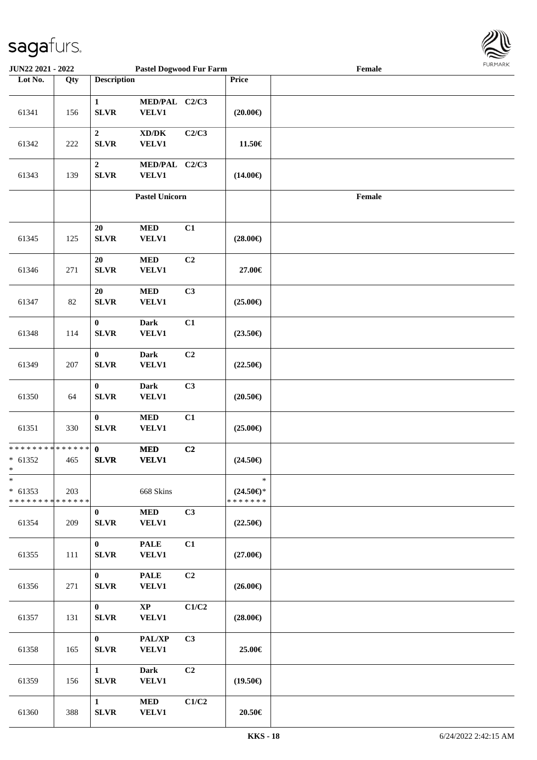JUN22 2021 - 2022 Pastel Dogwood Fur Farm Female

| Lot No. | Qty | Description | | | Price | |
|---|---|---|---|---|---|---|
| 61341 | 156 | 1 SLVR | MED/PAL VELV1 | C2/C3 | (20.00€) | |
| 61342 | 222 | 2 SLVR | XD/DK VELV1 | C2/C3 | 11.50€ | |
| 61343 | 139 | 2 SLVR | MED/PAL VELV1 | C2/C3 | (14.00€) | |
| | | | Pastel Unicorn | | | Female |
| 61345 | 125 | 20 SLVR | MED VELV1 | C1 | (28.00€) | |
| 61346 | 271 | 20 SLVR | MED VELV1 | C2 | 27.00€ | |
| 61347 | 82 | 20 SLVR | MED VELV1 | C3 | (25.00€) | |
| 61348 | 114 | 0 SLVR | Dark VELV1 | C1 | (23.50€) | |
| 61349 | 207 | 0 SLVR | Dark VELV1 | C2 | (22.50€) | |
| 61350 | 64 | 0 SLVR | Dark VELV1 | C3 | (20.50€) | |
| 61351 | 330 | 0 SLVR | MED VELV1 | C1 | (25.00€) | |
| * * * * * * * * * * * * * * * 61352 * | 465 | 0 SLVR | MED VELV1 | C2 | (24.50€) | |
| * * 61353 * * * * * * * * * * * * * * | 203 | | 668 Skins | | * (24.50€)* * * * * * * * | |
| 61354 | 209 | 0 SLVR | MED VELV1 | C3 | (22.50€) | |
| 61355 | 111 | 0 SLVR | PALE VELV1 | C1 | (27.00€) | |
| 61356 | 271 | 0 SLVR | PALE VELV1 | C2 | (26.00€) | |
| 61357 | 131 | 0 SLVR | XP VELV1 | C1/C2 | (28.00€) | |
| 61358 | 165 | 0 SLVR | PAL/XP VELV1 | C3 | 25.00€ | |
| 61359 | 156 | 1 SLVR | Dark VELV1 | C2 | (19.50€) | |
| 61360 | 388 | 1 SLVR | MED VELV1 | C1/C2 | 20.50€ | |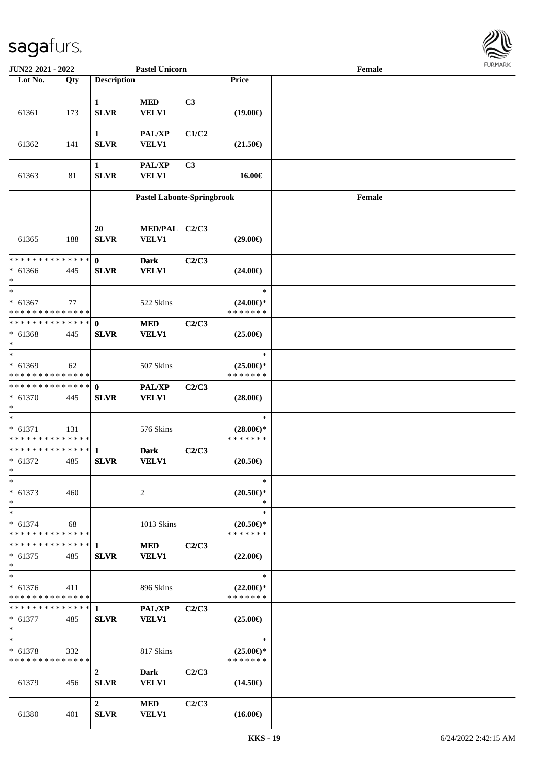| Lot No. | Qty | Description | | | Price | Female |
|---|---|---|---|---|---|---|
| 61361 | 173 | 1 SLVR | MED VELV1 | C3 | (19.00€) | |
| 61362 | 141 | 1 SLVR | PAL/XP VELV1 | C1/C2 | (21.50€) | |
| 61363 | 81 | 1 SLVR | PAL/XP VELV1 | C3 | 16.00€ | |
| | | Pastel Labonte-Springbrook | | | | Female |
| 61365 | 188 | 20 SLVR | MED/PAL VELV1 | C2/C3 | (29.00€) | |
| * * * * * * * * * * * * * * * 61366 * | 445 | 0 SLVR | Dark VELV1 | C2/C3 | (24.00€) | |
| * * 61367 * * * * * * * * * * * * * * | 77 | | 522 Skins | | * (24.00€)* * * * * * * * | |
| * * * * * * * * * * * * * * * 61368 * | 445 | 0 SLVR | MED VELV1 | C2/C3 | (25.00€) | |
| * * 61369 * * * * * * * * * * * * * * | 62 | | 507 Skins | | * (25.00€)* * * * * * * * | |
| * * * * * * * * * * * * * * * 61370 * | 445 | 0 SLVR | PAL/XP VELV1 | C2/C3 | (28.00€) | |
| * * 61371 * * * * * * * * * * * * * * | 131 | | 576 Skins | | * (28.00€)* * * * * * * * | |
| * * * * * * * * * * * * * * * 61372 * | 485 | 1 SLVR | Dark VELV1 | C2/C3 | (20.50€) | |
| * * 61373 * | 460 | | 2 | | * (20.50€)* * | |
| * * 61374 * * * * * * * * * * * * * * | 68 | | 1013 Skins | | * (20.50€)* * * * * * * * | |
| * * * * * * * * * * * * * * * 61375 * | 485 | 1 SLVR | MED VELV1 | C2/C3 | (22.00€) | |
| * * 61376 * * * * * * * * * * * * * * | 411 | | 896 Skins | | * (22.00€)* * * * * * * * | |
| * * * * * * * * * * * * * * * 61377 * | 485 | 1 SLVR | PAL/XP VELV1 | C2/C3 | (25.00€) | |
| * * 61378 * * * * * * * * * * * * * * | 332 | | 817 Skins | | * (25.00€)* * * * * * * * | |
| 61379 | 456 | 2 SLVR | Dark VELV1 | C2/C3 | (14.50€) | |
| 61380 | 401 | 2 SLVR | MED VELV1 | C2/C3 | (16.00€) | |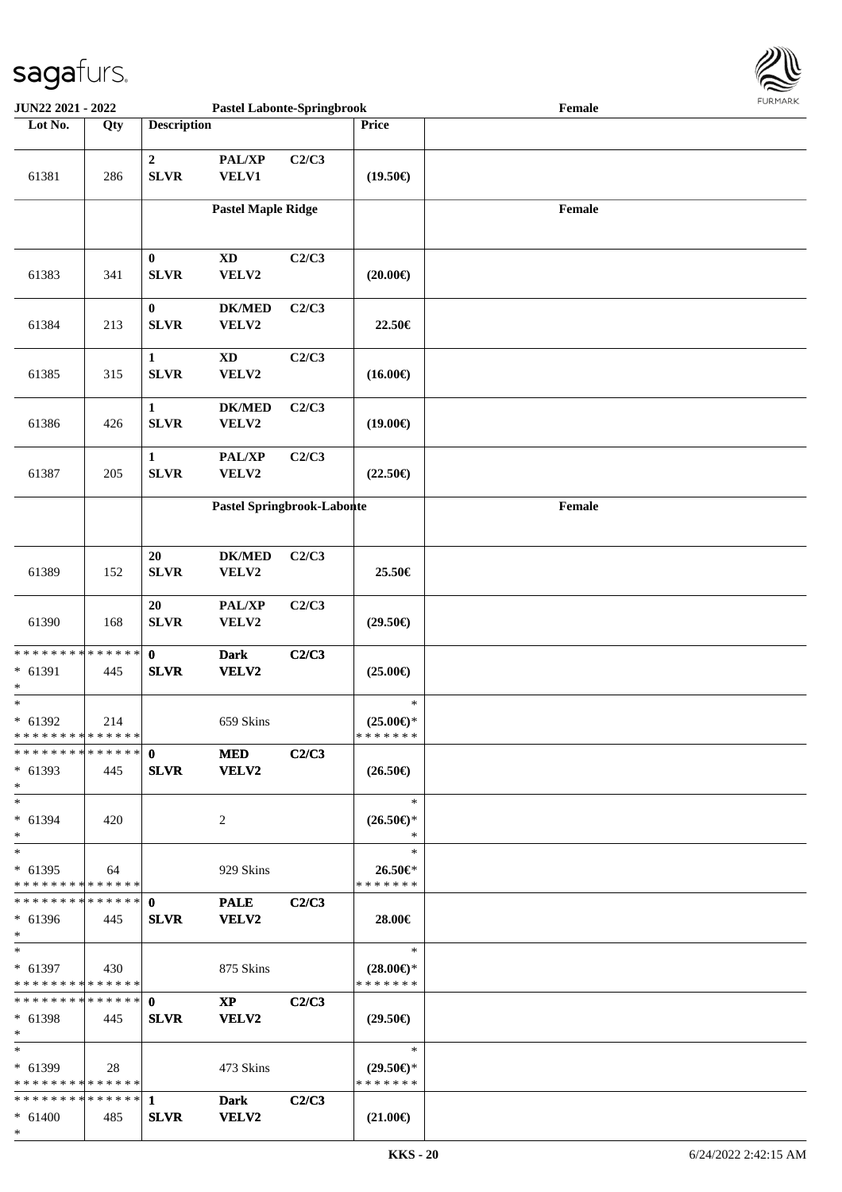| Lot No. | Qty | Description | | | Price | |
|---|---|---|---|---|---|---|
| 61381 | 286 | **2 SLVR** | **PAL/XP VELV1** | **C2/C3** | **(19.50€)** | |
| | | | **Pastel Maple Ridge** | | | **Female** |
| 61383 | 341 | **0 SLVR** | **XD VELV2** | **C2/C3** | **(20.00€)** | |
| 61384 | 213 | **0 SLVR** | **DK/MED VELV2** | **C2/C3** | **22.50€** | |
| 61385 | 315 | **1 SLVR** | **XD VELV2** | **C2/C3** | **(16.00€)** | |
| 61386 | 426 | **1 SLVR** | **DK/MED VELV2** | **C2/C3** | **(19.00€)** | |
| 61387 | 205 | **1 SLVR** | **PAL/XP VELV2** | **C2/C3** | **(22.50€)** | |
| | | | **Pastel Springbrook-Labonte** | | | **Female** |
| 61389 | 152 | **20 SLVR** | **DK/MED VELV2** | **C2/C3** | **25.50€** | |
| 61390 | 168 | **20 SLVR** | **PAL/XP VELV2** | **C2/C3** | **(29.50€)** | |
| * * * * * * * * * * * * * * * 61391 * | 445 | **0 SLVR** | **Dark VELV2** | **C2/C3** | **(25.00€)** | |
| * * 61392 * * * * * * * * * * * * * * | 214 | | 659 Skins | | * **(25.00€)*** * * * * * * * | |
| * * * * * * * * * * * * * * * 61393 * | 445 | **0 SLVR** | **MED VELV2** | **C2/C3** | **(26.50€)** | |
| * * 61394 * | 420 | | 2 | | * **(26.50€)*** * | |
| * * 61395 * * * * * * * * * * * * * * | 64 | | 929 Skins | | * **26.50€*** * * * * * * * | |
| * * * * * * * * * * * * * * * 61396 * | 445 | **0 SLVR** | **PALE VELV2** | **C2/C3** | **28.00€** | |
| * * 61397 * * * * * * * * * * * * * * | 430 | | 875 Skins | | * **(28.00€)*** * * * * * * * | |
| * * * * * * * * * * * * * * * 61398 * | 445 | **0 SLVR** | **XP VELV2** | **C2/C3** | **(29.50€)** | |
| * * 61399 * * * * * * * * * * * * * * | 28 | | 473 Skins | | * **(29.50€)*** * * * * * * * | |
| * * * * * * * * * * * * * * * 61400 * | 485 | **1 SLVR** | **Dark VELV2** | **C2/C3** | **(21.00€)** | |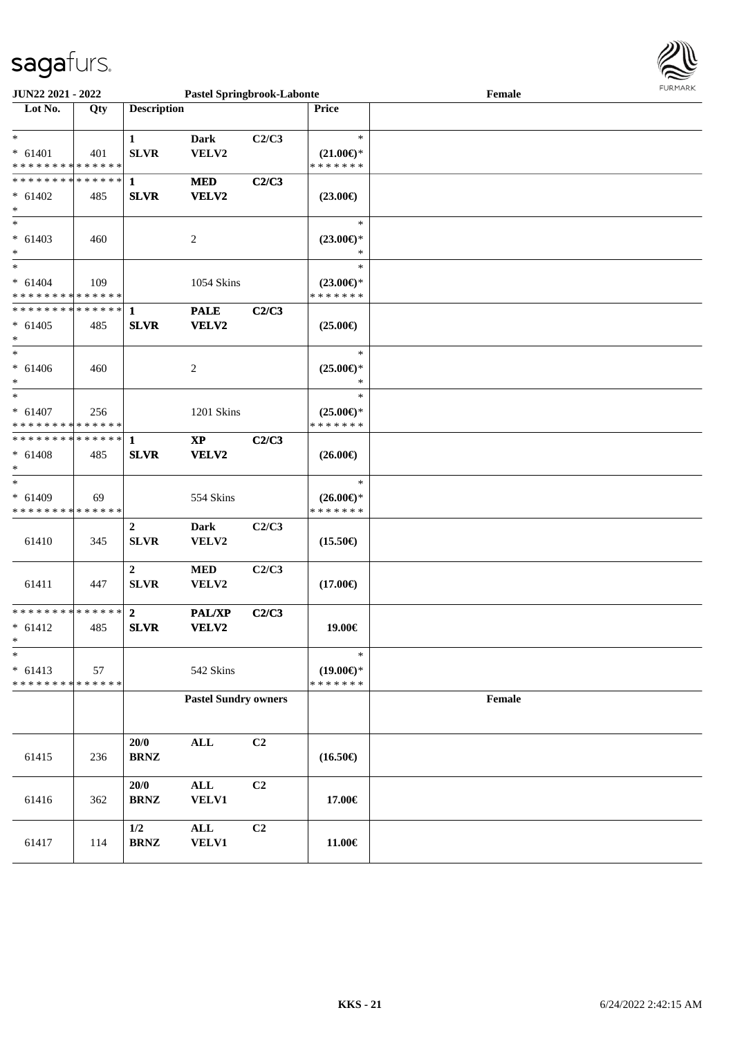sagafurs.

JUN22 2021 - 2022 | Pastel Springbrook-Labonte | Female

| Lot No. | Qty | Description | | | Price | |
|---|---|---|---|---|---|---|
| * | | 1 | Dark | C2/C3 | * | |
| * 61401 | 401 | SLVR | VELV2 | | (21.00€)* | |
| * * * * * * * * * * * * * * | | | | | * * * * * * * | |
| * * * * * * * * * * * * * * | | 1 | MED | C2/C3 | | |
| * 61402 | 485 | SLVR | VELV2 | | (23.00€) | |
| * | | | | | | |
| * | | | | | * | |
| * 61403 | 460 | | 2 | | (23.00€)* | |
| * | | | | | * | |
| * | | | | | * | |
| * 61404 | 109 | | 1054 Skins | | (23.00€)* | |
| * * * * * * * * * * * * * * | | | | | * * * * * * * | |
| * * * * * * * * * * * * * * | | 1 | PALE | C2/C3 | | |
| * 61405 | 485 | SLVR | VELV2 | | (25.00€) | |
| * | | | | | | |
| * | | | | | * | |
| * 61406 | 460 | | 2 | | (25.00€)* | |
| * | | | | | * | |
| * | | | | | * | |
| * 61407 | 256 | | 1201 Skins | | (25.00€)* | |
| * * * * * * * * * * * * * * | | | | | * * * * * * * | |
| * * * * * * * * * * * * * * | | 1 | XP | C2/C3 | | |
| * 61408 | 485 | SLVR | VELV2 | | (26.00€) | |
| * | | | | | | |
| * | | | | | * | |
| * 61409 | 69 | | 554 Skins | | (26.00€)* | |
| * * * * * * * * * * * * * * | | | | | * * * * * * * | |
| | | 2 | Dark | C2/C3 | | |
| 61410 | 345 | SLVR | VELV2 | | (15.50€) | |
| | | 2 | MED | C2/C3 | | |
| 61411 | 447 | SLVR | VELV2 | | (17.00€) | |
| * * * * * * * * * * * * * * | | 2 | PAL/XP | C2/C3 | | |
| * 61412 | 485 | SLVR | VELV2 | | 19.00€ | |
| * | | | | | | |
| * | | | | | * | |
| * 61413 | 57 | | 542 Skins | | (19.00€)* | |
| * * * * * * * * * * * * * * | | | | | * * * * * * * | |
| | | | Pastel Sundry owners | | | Female |
| | | 20/0 | ALL | C2 | | |
| 61415 | 236 | BRNZ | | | (16.50€) | |
| | | 20/0 | ALL | C2 | | |
| 61416 | 362 | BRNZ | VELV1 | | 17.00€ | |
| | | 1/2 | ALL | C2 | | |
| 61417 | 114 | BRNZ | VELV1 | | 11.00€ | |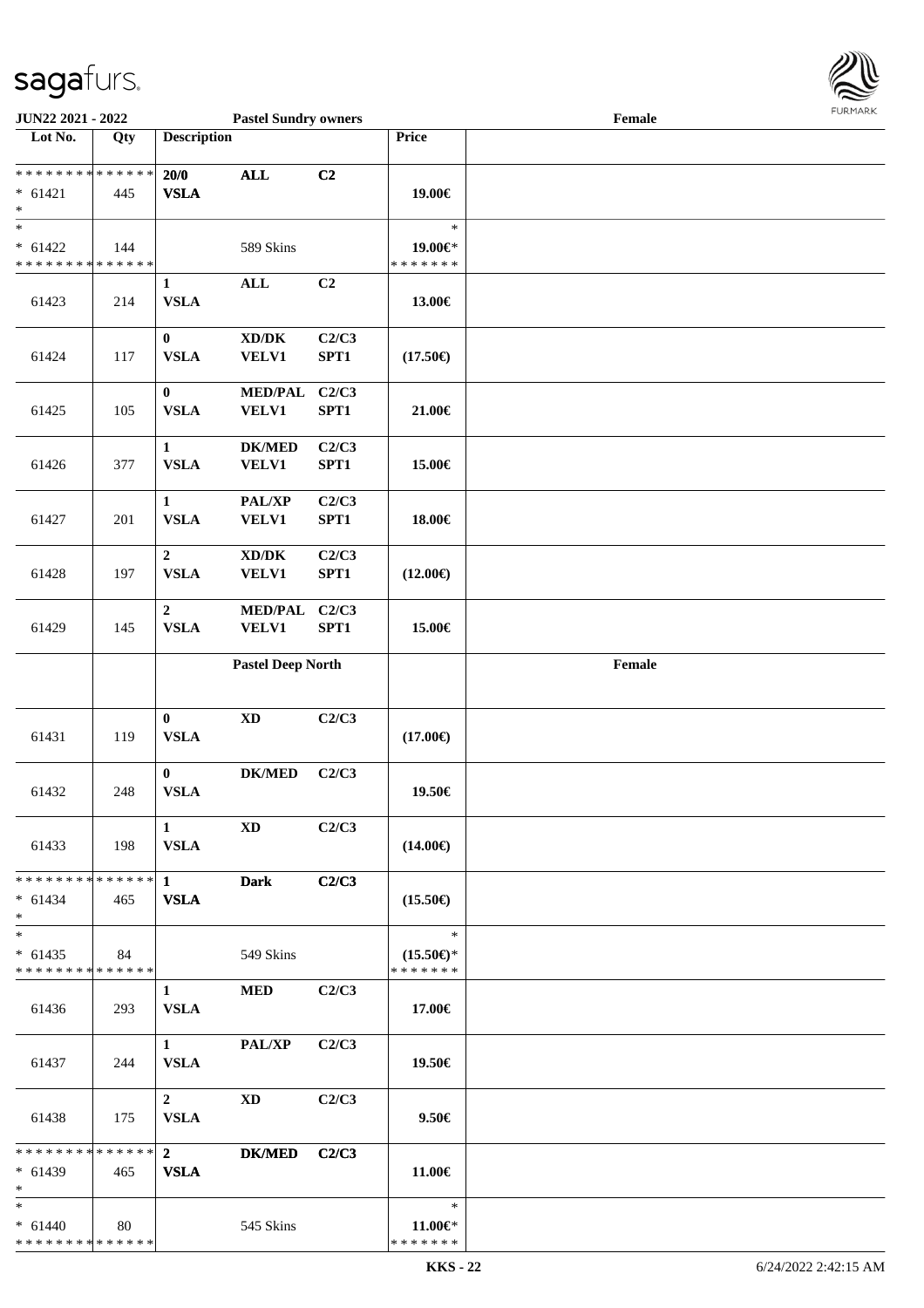**JUN22 2021 - 2022** | **Pastel Sundry owners** | **Female**

| Lot No. | Qty | Description | | | Price | |
|---|---|---|---|---|---|---|
| * * * * * * * * * * * * * * | | 20/0 | ALL | C2 | | |
| * 61421 | 445 | VSLA | | | 19.00€ | |
| * | | | | | | |
| * | | | | | * | |
| * 61422 | 144 | | 589 Skins | | 19.00€* | |
| * * * * * * * * * * * * * * | | | | | * * * * * * * | |
| | | 1 | ALL | C2 | | |
| 61423 | 214 | VSLA | | | 13.00€ | |
| | | 0 | XD/DK | C2/C3 | | |
| 61424 | 117 | VSLA | VELV1 | SPT1 | (17.50€) | |
| | | 0 | MED/PAL | C2/C3 | | |
| 61425 | 105 | VSLA | VELV1 | SPT1 | 21.00€ | |
| | | 1 | DK/MED | C2/C3 | | |
| 61426 | 377 | VSLA | VELV1 | SPT1 | 15.00€ | |
| | | 1 | PAL/XP | C2/C3 | | |
| 61427 | 201 | VSLA | VELV1 | SPT1 | 18.00€ | |
| | | 2 | XD/DK | C2/C3 | | |
| 61428 | 197 | VSLA | VELV1 | SPT1 | (12.00€) | |
| | | 2 | MED/PAL | C2/C3 | | |
| 61429 | 145 | VSLA | VELV1 | SPT1 | 15.00€ | |
| | | **Pastel Deep North** | | | | **Female** |
| | | 0 | XD | C2/C3 | | |
| 61431 | 119 | VSLA | | | (17.00€) | |
| | | 0 | DK/MED | C2/C3 | | |
| 61432 | 248 | VSLA | | | 19.50€ | |
| | | 1 | XD | C2/C3 | | |
| 61433 | 198 | VSLA | | | (14.00€) | |
| * * * * * * * * * * * * * * | | 1 | Dark | C2/C3 | | |
| * 61434 | 465 | VSLA | | | (15.50€) | |
| * | | | | | | |
| * | | | | | * | |
| * 61435 | 84 | | 549 Skins | | (15.50€)* | |
| * * * * * * * * * * * * * * | | | | | * * * * * * * | |
| | | 1 | MED | C2/C3 | | |
| 61436 | 293 | VSLA | | | 17.00€ | |
| | | 1 | PAL/XP | C2/C3 | | |
| 61437 | 244 | VSLA | | | 19.50€ | |
| | | 2 | XD | C2/C3 | | |
| 61438 | 175 | VSLA | | | 9.50€ | |
| * * * * * * * * * * * * * * | | 2 | DK/MED | C2/C3 | | |
| * 61439 | 465 | VSLA | | | 11.00€ | |
| * | | | | | | |
| * | | | | | * | |
| * 61440 | 80 | | 545 Skins | | 11.00€* | |
| * * * * * * * * * * * * * * | | | | | * * * * * * * | |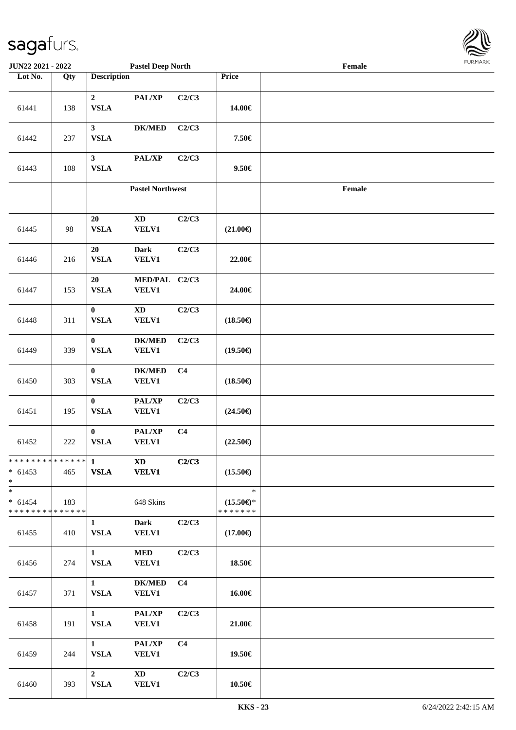| Lot No. | Qty | Description | | | Price | Female |
|---|---|---|---|---|---|---|
| | | **Pastel Deep North** | | | | |
| 61441 | 138 | **2** **VSLA** | **PAL/XP** | **C2/C3** | **14.00€** | |
| 61442 | 237 | **3** **VSLA** | **DK/MED** | **C2/C3** | **7.50€** | |
| 61443 | 108 | **3** **VSLA** | **PAL/XP** | **C2/C3** | **9.50€** | |
| | | **Pastel Northwest** | | | | **Female** |
| 61445 | 98 | **20** **VSLA** | **XD** **VELV1** | **C2/C3** | **(21.00€)** | |
| 61446 | 216 | **20** **VSLA** | **Dark** **VELV1** | **C2/C3** | **22.00€** | |
| 61447 | 153 | **20** **VSLA** | **MED/PAL** **VELV1** | **C2/C3** | **24.00€** | |
| 61448 | 311 | **0** **VSLA** | **XD** **VELV1** | **C2/C3** | **(18.50€)** | |
| 61449 | 339 | **0** **VSLA** | **DK/MED** **VELV1** | **C2/C3** | **(19.50€)** | |
| 61450 | 303 | **0** **VSLA** | **DK/MED** **VELV1** | **C4** | **(18.50€)** | |
| 61451 | 195 | **0** **VSLA** | **PAL/XP** **VELV1** | **C2/C3** | **(24.50€)** | |
| 61452 | 222 | **0** **VSLA** | **PAL/XP** **VELV1** | **C4** | **(22.50€)** | |
| * * * * * * * * * * * * * * <br>* 61453 <br>* | 465 | **1** **VSLA** | **XD** **VELV1** | **C2/C3** | **(15.50€)** | |
| * <br>* 61454 <br>* * * * * * * * * * * * * * | 183 | | 648 Skins | | * <br>**(15.50€)*** <br>* * * * * * * | |
| 61455 | 410 | **1** **VSLA** | **Dark** **VELV1** | **C2/C3** | **(17.00€)** | |
| 61456 | 274 | **1** **VSLA** | **MED** **VELV1** | **C2/C3** | **18.50€** | |
| 61457 | 371 | **1** **VSLA** | **DK/MED** **VELV1** | **C4** | **16.00€** | |
| 61458 | 191 | **1** **VSLA** | **PAL/XP** **VELV1** | **C2/C3** | **21.00€** | |
| 61459 | 244 | **1** **VSLA** | **PAL/XP** **VELV1** | **C4** | **19.50€** | |
| 61460 | 393 | **2** **VSLA** | **XD** **VELV1** | **C2/C3** | **10.50€** | |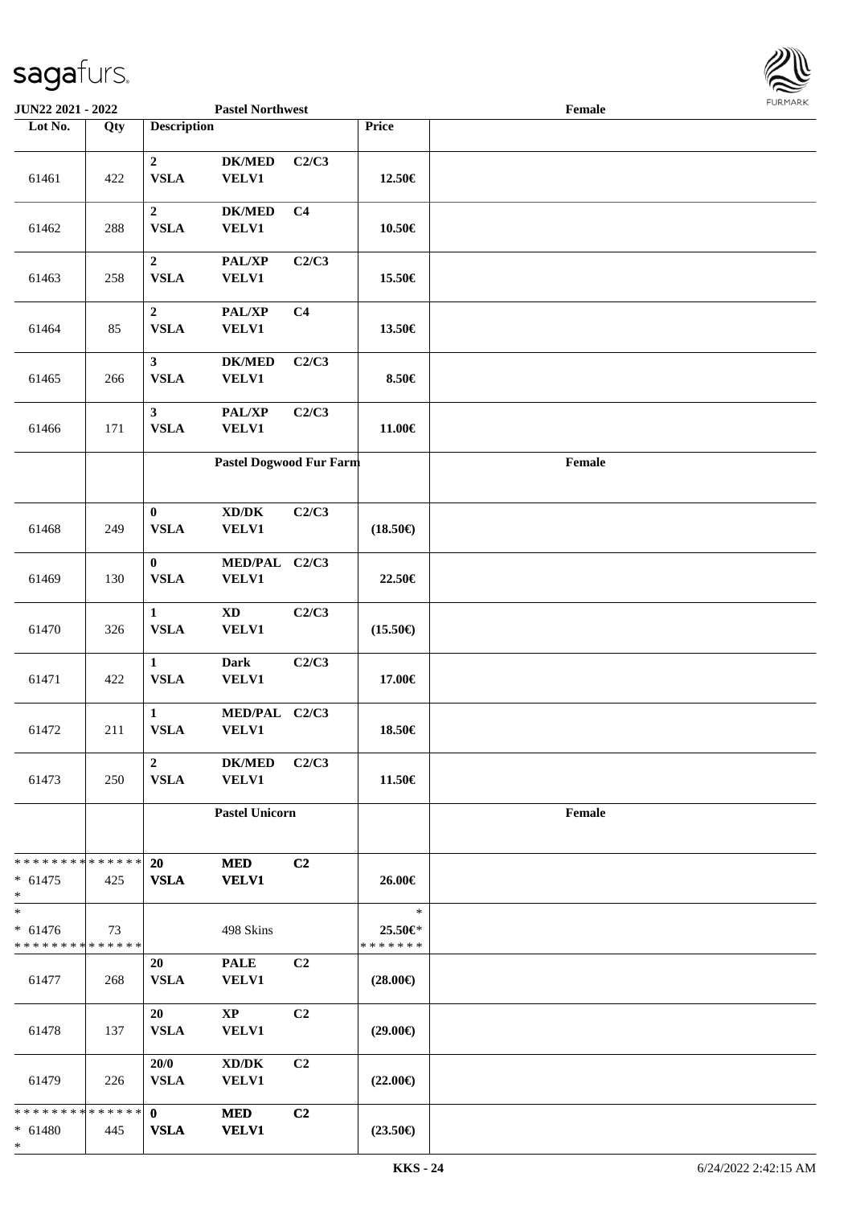| Lot No. | Qty | Description | | | Price | |
|---|---|---|---|---|---|---|
| 61461 | 422 | 2 VSLA | DK/MED VELV1 | C2/C3 | 12.50€ | |
| 61462 | 288 | 2 VSLA | DK/MED VELV1 | C4 | 10.50€ | |
| 61463 | 258 | 2 VSLA | PAL/XP VELV1 | C2/C3 | 15.50€ | |
| 61464 | 85 | 2 VSLA | PAL/XP VELV1 | C4 | 13.50€ | |
| 61465 | 266 | 3 VSLA | DK/MED VELV1 | C2/C3 | 8.50€ | |
| 61466 | 171 | 3 VSLA | PAL/XP VELV1 | C2/C3 | 11.00€ | |
| | | **Pastel Dogwood Fur Farm** | | | | **Female** |
| 61468 | 249 | 0 VSLA | XD/DK VELV1 | C2/C3 | (18.50€) | |
| 61469 | 130 | 0 VSLA | MED/PAL VELV1 | C2/C3 | 22.50€ | |
| 61470 | 326 | 1 VSLA | XD VELV1 | C2/C3 | (15.50€) | |
| 61471 | 422 | 1 VSLA | Dark VELV1 | C2/C3 | 17.00€ | |
| 61472 | 211 | 1 VSLA | MED/PAL VELV1 | C2/C3 | 18.50€ | |
| 61473 | 250 | 2 VSLA | DK/MED VELV1 | C2/C3 | 11.50€ | |
| | | **Pastel Unicorn** | | | | **Female** |
| * * * * * * * * * * * * * * * 61475 * | 425 | 20 VSLA | MED VELV1 | C2 | 26.00€ | |
| * * 61476 * * * * * * * * * * * * * * | 73 | | 498 Skins | | * 25.50€* * * * * * * * | |
| 61477 | 268 | 20 VSLA | PALE VELV1 | C2 | (28.00€) | |
| 61478 | 137 | 20 VSLA | XP VELV1 | C2 | (29.00€) | |
| 61479 | 226 | 20/0 VSLA | XD/DK VELV1 | C2 | (22.00€) | |
| * * * * * * * * * * * * * * * 61480 * | 445 | 0 VSLA | MED VELV1 | C2 | (23.50€) | |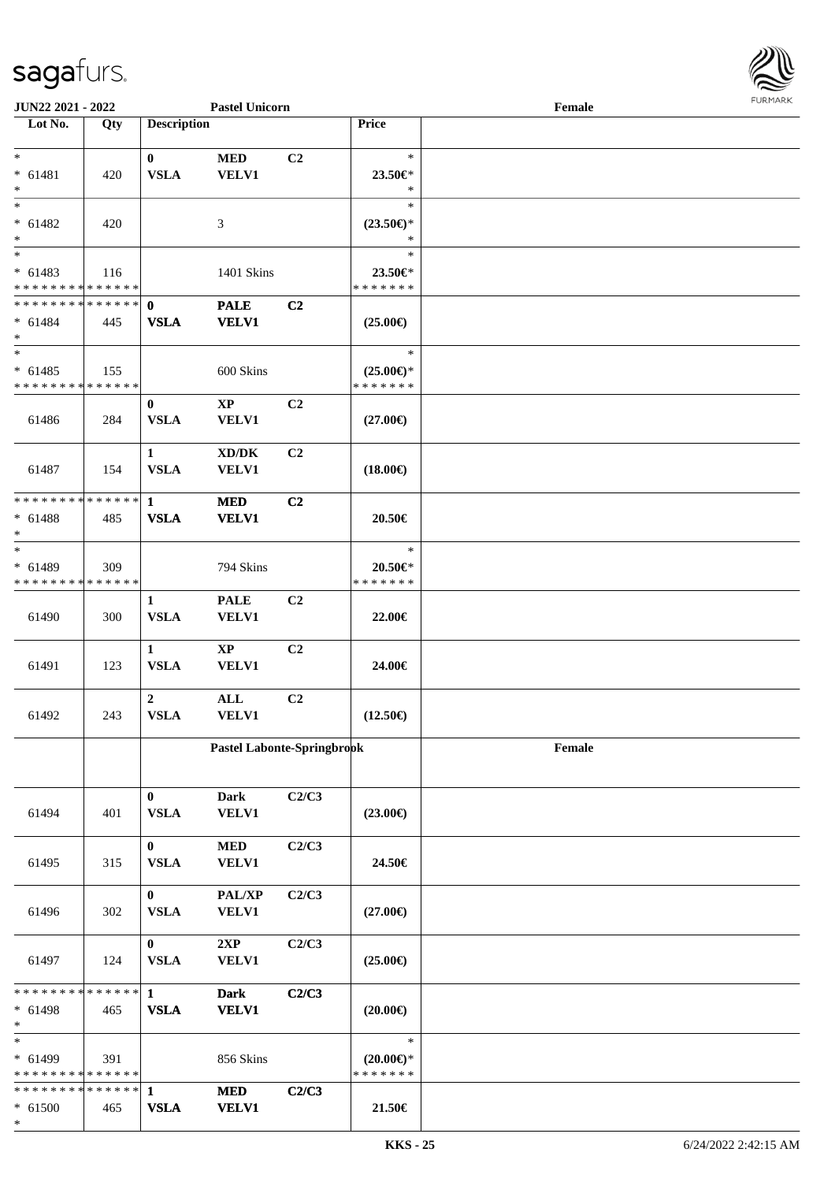| Lot No. | Qty | Description | | | Price | |
|---|---|---|---|---|---|---|
| *<br>* 61481<br>* | 420 | 0<br>VSLA | MED<br>VELV1 | C2 | *<br>23.50€*<br>* | |
| *<br>* 61482<br>* | 420 | | 3 | | *<br>(23.50€)*<br>* | |
| *<br>* 61483<br>* * * * * * * * * * * * * * | 116 | | 1401 Skins | | *<br>23.50€*<br>* * * * * * * | |
| * * * * * * * * * * * * * *<br>* 61484<br>* | 445 | 0<br>VSLA | PALE<br>VELV1 | C2 | (25.00€) | |
| *<br>* 61485<br>* * * * * * * * * * * * * * | 155 | | 600 Skins | | *<br>(25.00€)*<br>* * * * * * * | |
| 61486 | 284 | 0<br>VSLA | XP<br>VELV1 | C2 | (27.00€) | |
| 61487 | 154 | 1<br>VSLA | XD/DK<br>VELV1 | C2 | (18.00€) | |
| * * * * * * * * * * * * * *<br>* 61488<br>* | 485 | 1<br>VSLA | MED<br>VELV1 | C2 | 20.50€ | |
| *<br>* 61489<br>* * * * * * * * * * * * * * | 309 | | 794 Skins | | *<br>20.50€*<br>* * * * * * * | |
| 61490 | 300 | 1<br>VSLA | PALE<br>VELV1 | C2 | 22.00€ | |
| 61491 | 123 | 1<br>VSLA | XP<br>VELV1 | C2 | 24.00€ | |
| 61492 | 243 | 2<br>VSLA | ALL<br>VELV1 | C2 | (12.50€) | |
| | | Pastel Labonte-Springbrook | | | | Female |
| 61494 | 401 | 0<br>VSLA | Dark<br>VELV1 | C2/C3 | (23.00€) | |
| 61495 | 315 | 0<br>VSLA | MED<br>VELV1 | C2/C3 | 24.50€ | |
| 61496 | 302 | 0<br>VSLA | PAL/XP<br>VELV1 | C2/C3 | (27.00€) | |
| 61497 | 124 | 0<br>VSLA | 2XP<br>VELV1 | C2/C3 | (25.00€) | |
| * * * * * * * * * * * * * *<br>* 61498<br>* | 465 | 1<br>VSLA | Dark<br>VELV1 | C2/C3 | (20.00€) | |
| *<br>* 61499<br>* * * * * * * * * * * * * * | 391 | | 856 Skins | | *<br>(20.00€)*<br>* * * * * * * | |
| * * * * * * * * * * * * * *<br>* 61500<br>* | 465 | 1<br>VSLA | MED<br>VELV1 | C2/C3 | 21.50€ | |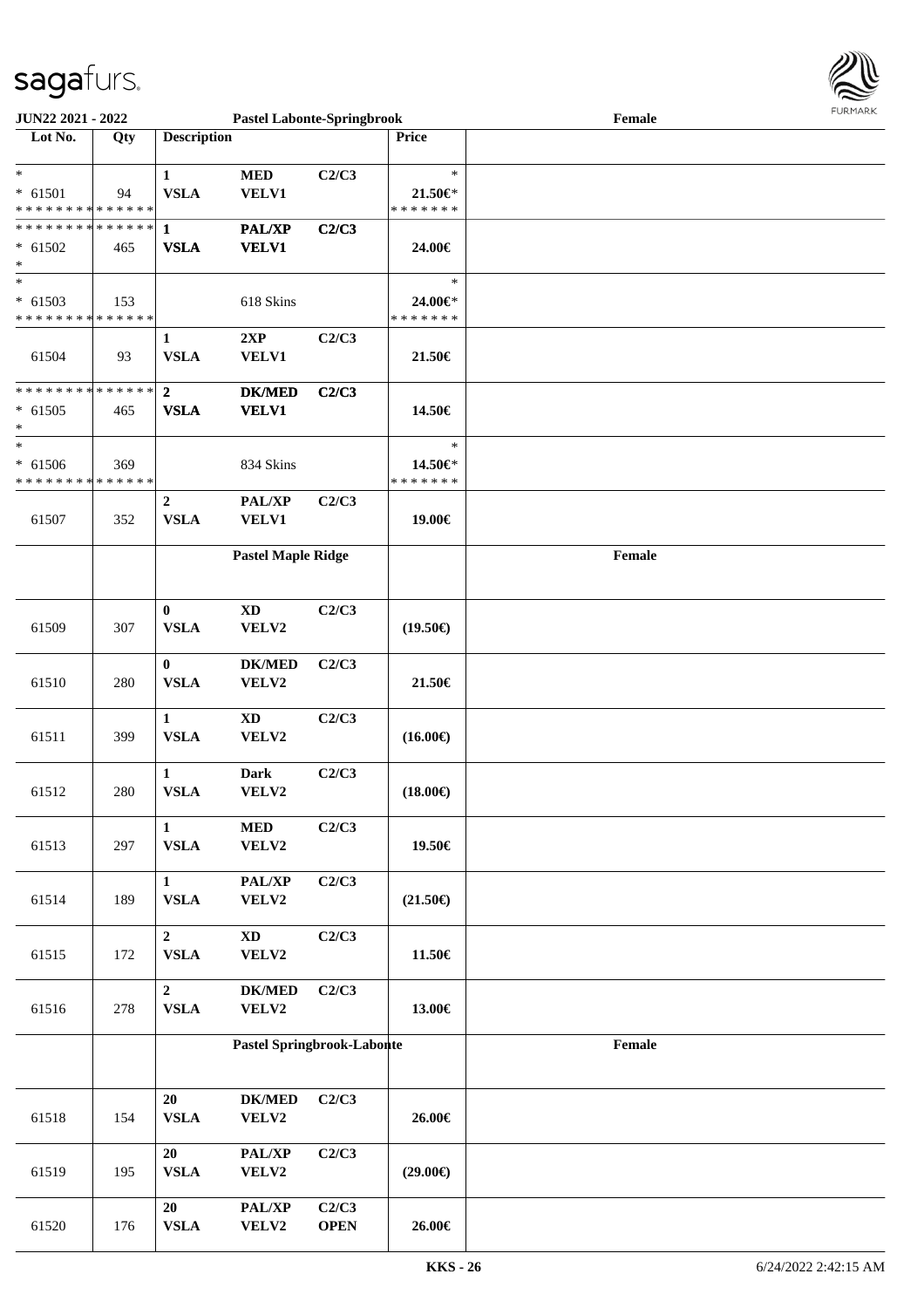| Lot No. | Qty | Description | | | Price | |
|---|---|---|---|---|---|---|
| | | | | | | Pastel Labonte-Springbrook — Female |
| * | | 1 | MED | C2/C3 | * | |
| * 61501 | 94 | VSLA | VELV1 | | 21.50€* | |
| * * * * * * * * * * * * * * | | | | | * * * * * * * | |
| * * * * * * * * * * * * * * | | 1 | PAL/XP | C2/C3 | | |
| * 61502 | 465 | VSLA | VELV1 | | 24.00€ | |
| * | | | | | | |
| * | | | | | * | |
| * 61503 | 153 | | 618 Skins | | 24.00€* | |
| * * * * * * * * * * * * * * | | | | | * * * * * * * | |
| | | 1 | 2XP | C2/C3 | | |
| 61504 | 93 | VSLA | VELV1 | | 21.50€ | |
| * * * * * * * * * * * * * * | | 2 | DK/MED | C2/C3 | | |
| * 61505 | 465 | VSLA | VELV1 | | 14.50€ | |
| * | | | | | | |
| * | | | | | * | |
| * 61506 | 369 | | 834 Skins | | 14.50€* | |
| * * * * * * * * * * * * * * | | | | | * * * * * * * | |
| | | 2 | PAL/XP | C2/C3 | | |
| 61507 | 352 | VSLA | VELV1 | | 19.00€ | |
| | | **Pastel Maple Ridge** | | | | **Female** |
| | | 0 | XD | C2/C3 | | |
| 61509 | 307 | VSLA | VELV2 | | (19.50€) | |
| | | 0 | DK/MED | C2/C3 | | |
| 61510 | 280 | VSLA | VELV2 | | 21.50€ | |
| | | 1 | XD | C2/C3 | | |
| 61511 | 399 | VSLA | VELV2 | | (16.00€) | |
| | | 1 | Dark | C2/C3 | | |
| 61512 | 280 | VSLA | VELV2 | | (18.00€) | |
| | | 1 | MED | C2/C3 | | |
| 61513 | 297 | VSLA | VELV2 | | 19.50€ | |
| | | 1 | PAL/XP | C2/C3 | | |
| 61514 | 189 | VSLA | VELV2 | | (21.50€) | |
| | | 2 | XD | C2/C3 | | |
| 61515 | 172 | VSLA | VELV2 | | 11.50€ | |
| | | 2 | DK/MED | C2/C3 | | |
| 61516 | 278 | VSLA | VELV2 | | 13.00€ | |
| | | **Pastel Springbrook-Labonte** | | | | **Female** |
| | | 20 | DK/MED | C2/C3 | | |
| 61518 | 154 | VSLA | VELV2 | | 26.00€ | |
| | | 20 | PAL/XP | C2/C3 | | |
| 61519 | 195 | VSLA | VELV2 | | (29.00€) | |
| | | 20 | PAL/XP | C2/C3 | | |
| 61520 | 176 | VSLA | VELV2 | OPEN | 26.00€ | |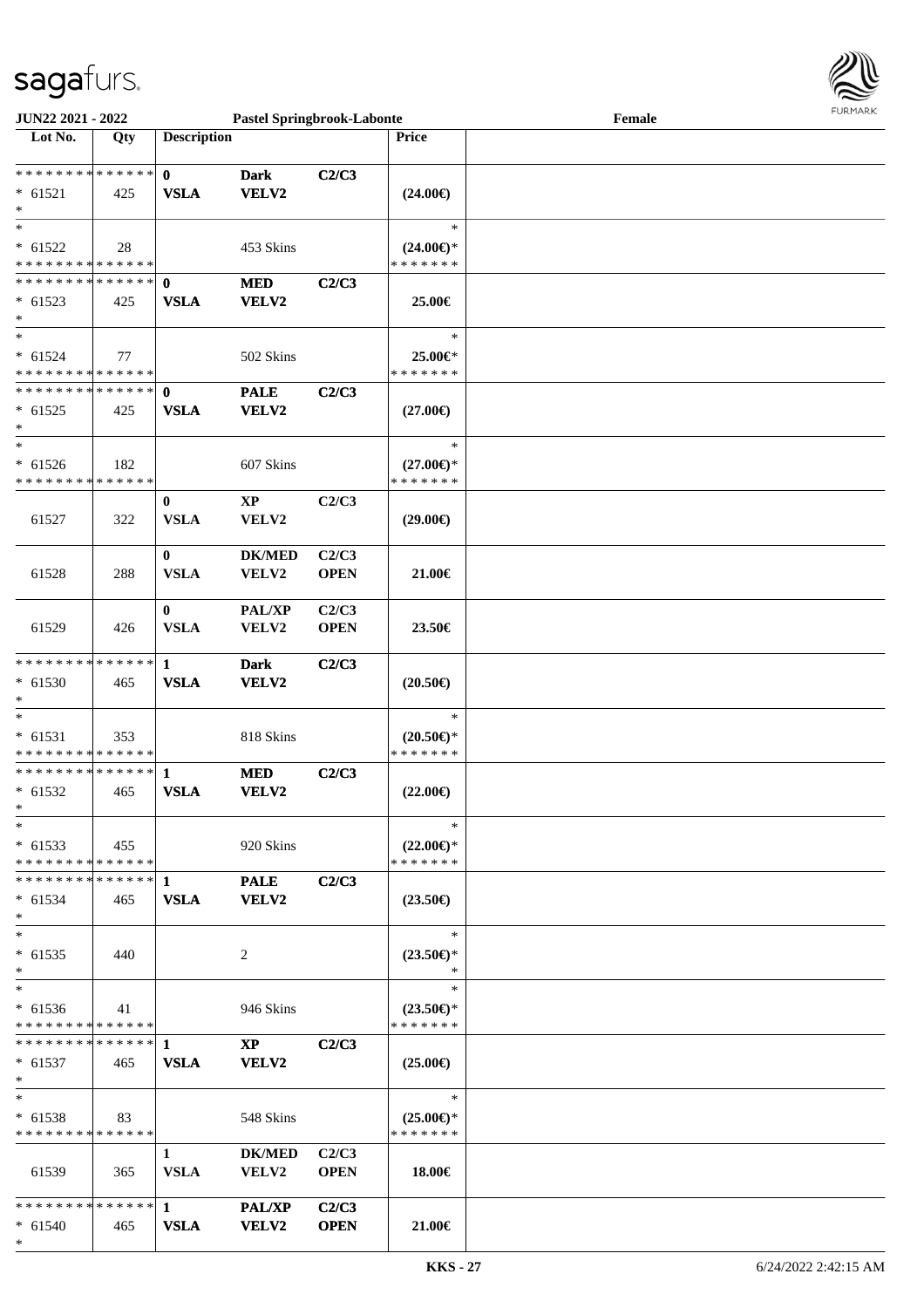| Lot No. | Qty | Description | | | Price | |
|---|---|---|---|---|---|---|
| * * * * * * * * * * * * * * | | 0 | Dark | C2/C3 | | |
| * 61521 | 425 | VSLA | VELV2 | | (24.00€) | |
| * | | | | | | |
| * | | | | | * | |
| * 61522 | 28 | | 453 Skins | | (24.00€)* | |
| * * * * * * * * * * * * * * | | | | | * * * * * * * | |
| * * * * * * * * * * * * * * | | 0 | MED | C2/C3 | | |
| * 61523 | 425 | VSLA | VELV2 | | 25.00€ | |
| * | | | | | | |
| * | | | | | * | |
| * 61524 | 77 | | 502 Skins | | 25.00€* | |
| * * * * * * * * * * * * * * | | | | | * * * * * * * | |
| * * * * * * * * * * * * * * | | 0 | PALE | C2/C3 | | |
| * 61525 | 425 | VSLA | VELV2 | | (27.00€) | |
| * | | | | | | |
| * | | | | | * | |
| * 61526 | 182 | | 607 Skins | | (27.00€)* | |
| * * * * * * * * * * * * * * | | | | | * * * * * * * | |
| | | 0 | XP | C2/C3 | | |
| 61527 | 322 | VSLA | VELV2 | | (29.00€) | |
| | | 0 | DK/MED | C2/C3 | | |
| 61528 | 288 | VSLA | VELV2 | OPEN | 21.00€ | |
| | | 0 | PAL/XP | C2/C3 | | |
| 61529 | 426 | VSLA | VELV2 | OPEN | 23.50€ | |
| * * * * * * * * * * * * * * | | 1 | Dark | C2/C3 | | |
| * 61530 | 465 | VSLA | VELV2 | | (20.50€) | |
| * | | | | | | |
| * | | | | | * | |
| * 61531 | 353 | | 818 Skins | | (20.50€)* | |
| * * * * * * * * * * * * * * | | | | | * * * * * * * | |
| * * * * * * * * * * * * * * | | 1 | MED | C2/C3 | | |
| * 61532 | 465 | VSLA | VELV2 | | (22.00€) | |
| * | | | | | | |
| * | | | | | * | |
| * 61533 | 455 | | 920 Skins | | (22.00€)* | |
| * * * * * * * * * * * * * * | | | | | * * * * * * * | |
| * * * * * * * * * * * * * * | | 1 | PALE | C2/C3 | | |
| * 61534 | 465 | VSLA | VELV2 | | (23.50€) | |
| * | | | | | | |
| * | | | | | * | |
| * 61535 | 440 | | 2 | | (23.50€)* | |
| * | | | | | * | |
| * | | | | | * | |
| * 61536 | 41 | | 946 Skins | | (23.50€)* | |
| * * * * * * * * * * * * * * | | | | | * * * * * * * | |
| * * * * * * * * * * * * * * | | 1 | XP | C2/C3 | | |
| * 61537 | 465 | VSLA | VELV2 | | (25.00€) | |
| * | | | | | | |
| * | | | | | * | |
| * 61538 | 83 | | 548 Skins | | (25.00€)* | |
| * * * * * * * * * * * * * * | | | | | * * * * * * * | |
| | | 1 | DK/MED | C2/C3 | | |
| 61539 | 365 | VSLA | VELV2 | OPEN | 18.00€ | |
| * * * * * * * * * * * * * * | | 1 | PAL/XP | C2/C3 | | |
| * 61540 | 465 | VSLA | VELV2 | OPEN | 21.00€ | |
| * | | | | | | |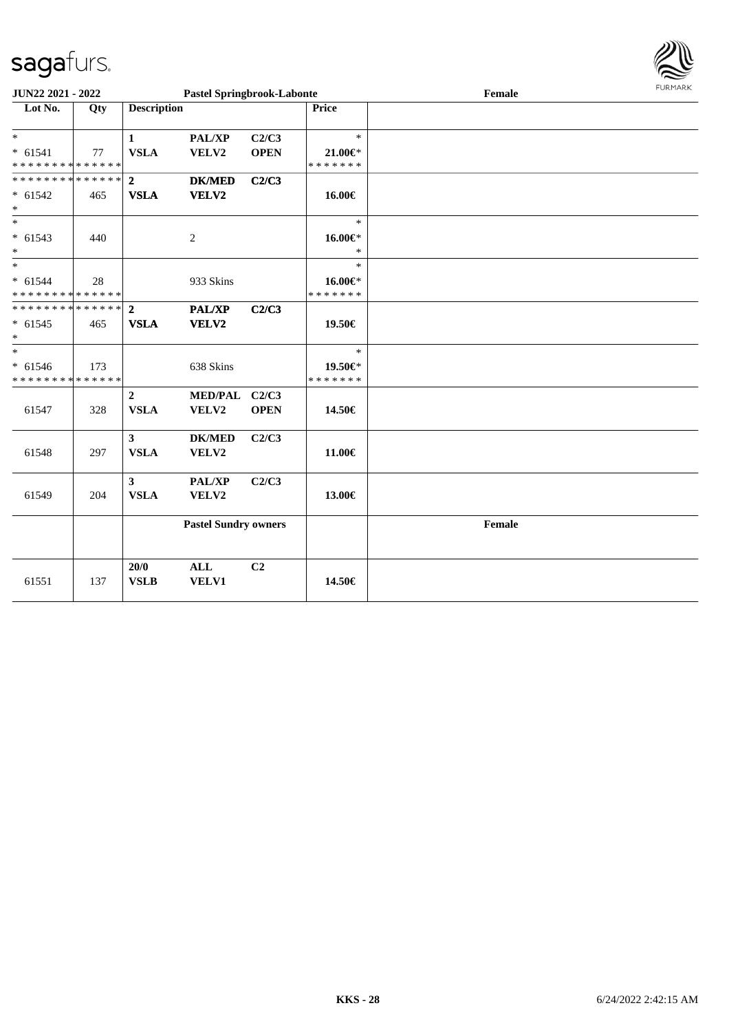| Lot No. | Qty | Description | | | Price | Pastel Springbrook-Labonte — Female |
|---|---|---|---|---|---|---|
| * | | 1 | PAL/XP | C2/C3 | * | |
| * 61541 | 77 | VSLA | VELV2 | OPEN | 21.00€* | |
| * * * * * * * * * * * * * * | | | | | * * * * * * * | |
| * * * * * * * * * * * * * * | | 2 | DK/MED | C2/C3 | | |
| * 61542 | 465 | VSLA | VELV2 | | 16.00€ | |
| * | | | | | | |
| * | | | | | * | |
| * 61543 | 440 | | 2 | | 16.00€* | |
| * | | | | | * | |
| * | | | | | * | |
| * 61544 | 28 | | 933 Skins | | 16.00€* | |
| * * * * * * * * * * * * * * | | | | | * * * * * * * | |
| * * * * * * * * * * * * * * | | 2 | PAL/XP | C2/C3 | | |
| * 61545 | 465 | VSLA | VELV2 | | 19.50€ | |
| * | | | | | | |
| * | | | | | * | |
| * 61546 | 173 | | 638 Skins | | 19.50€* | |
| * * * * * * * * * * * * * * | | | | | * * * * * * * | |
| 61547 | 328 | 2 VSLA | MED/PAL VELV2 | C2/C3 OPEN | 14.50€ | |
| 61548 | 297 | 3 VSLA | DK/MED VELV2 | C2/C3 | 11.00€ | |
| 61549 | 204 | 3 VSLA | PAL/XP VELV2 | C2/C3 | 13.00€ | |
| | | | **Pastel Sundry owners** | | | **Female** |
| 61551 | 137 | 20/0 VSLB | ALL VELV1 | C2 | 14.50€ | |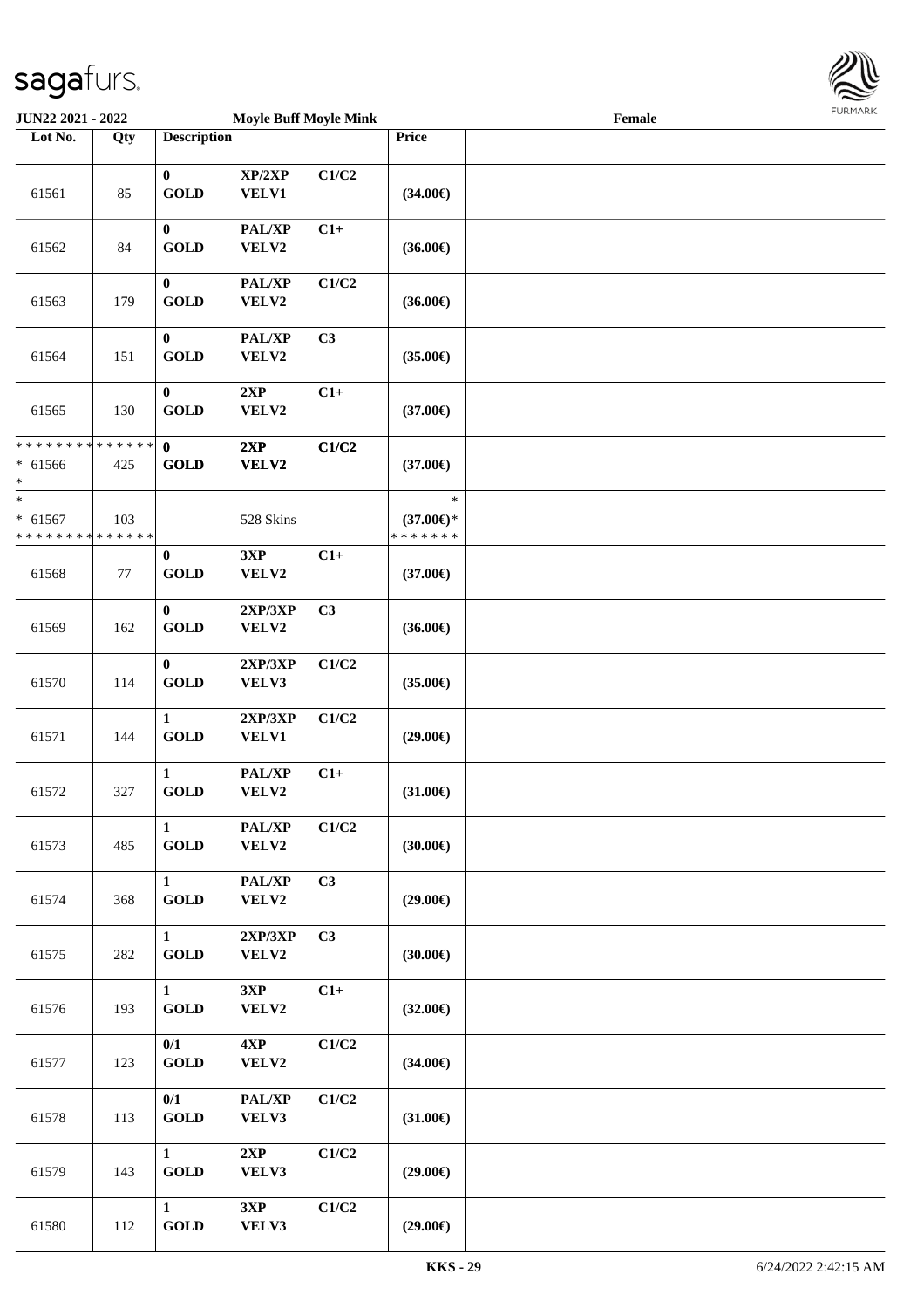JUN22 2021 - 2022 Moyle Buff Moyle Mink Female

| Lot No. | Qty | Description | | | Price | |
|---|---|---|---|---|---|---|
| 61561 | 85 | 0 GOLD | XP/2XP VELV1 | C1/C2 | (34.00€) | |
| 61562 | 84 | 0 GOLD | PAL/XP VELV2 | C1+ | (36.00€) | |
| 61563 | 179 | 0 GOLD | PAL/XP VELV2 | C1/C2 | (36.00€) | |
| 61564 | 151 | 0 GOLD | PAL/XP VELV2 | C3 | (35.00€) | |
| 61565 | 130 | 0 GOLD | 2XP VELV2 | C1+ | (37.00€) | |
| * * * * * * * * * * * * * * * 61566 * | 425 | 0 GOLD | 2XP VELV2 | C1/C2 | (37.00€) | |
| * * 61567 * * * * * * * * * * * * * * | 103 | | 528 Skins | | * (37.00€)* * * * * * * * | |
| 61568 | 77 | 0 GOLD | 3XP VELV2 | C1+ | (37.00€) | |
| 61569 | 162 | 0 GOLD | 2XP/3XP VELV2 | C3 | (36.00€) | |
| 61570 | 114 | 0 GOLD | 2XP/3XP VELV3 | C1/C2 | (35.00€) | |
| 61571 | 144 | 1 GOLD | 2XP/3XP VELV1 | C1/C2 | (29.00€) | |
| 61572 | 327 | 1 GOLD | PAL/XP VELV2 | C1+ | (31.00€) | |
| 61573 | 485 | 1 GOLD | PAL/XP VELV2 | C1/C2 | (30.00€) | |
| 61574 | 368 | 1 GOLD | PAL/XP VELV2 | C3 | (29.00€) | |
| 61575 | 282 | 1 GOLD | 2XP/3XP VELV2 | C3 | (30.00€) | |
| 61576 | 193 | 1 GOLD | 3XP VELV2 | C1+ | (32.00€) | |
| 61577 | 123 | 0/1 GOLD | 4XP VELV2 | C1/C2 | (34.00€) | |
| 61578 | 113 | 0/1 GOLD | PAL/XP VELV3 | C1/C2 | (31.00€) | |
| 61579 | 143 | 1 GOLD | 2XP VELV3 | C1/C2 | (29.00€) | |
| 61580 | 112 | 1 GOLD | 3XP VELV3 | C1/C2 | (29.00€) | |

KKS - 29 6/24/2022 2:42:15 AM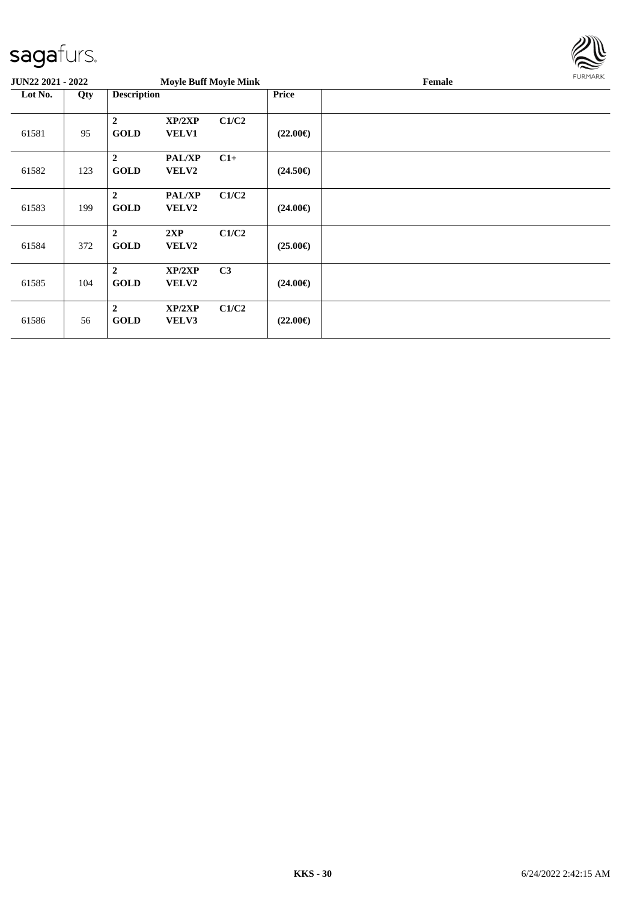sagafurs.

**JUN22 2021 - 2022** **Moyle Buff Moyle Mink** **Female**

| Lot No. | Qty | Description | | | Price | |
|---|---|---|---|---|---|---|
| 61581 | 95 | **2** **GOLD** | **XP/2XP** **VELV1** | **C1/C2** | **(22.00€)** | |
| 61582 | 123 | **2** **GOLD** | **PAL/XP** **VELV2** | **C1+** | **(24.50€)** | |
| 61583 | 199 | **2** **GOLD** | **PAL/XP** **VELV2** | **C1/C2** | **(24.00€)** | |
| 61584 | 372 | **2** **GOLD** | **2XP** **VELV2** | **C1/C2** | **(25.00€)** | |
| 61585 | 104 | **2** **GOLD** | **XP/2XP** **VELV2** | **C3** | **(24.00€)** | |
| 61586 | 56 | **2** **GOLD** | **XP/2XP** **VELV3** | **C1/C2** | **(22.00€)** | |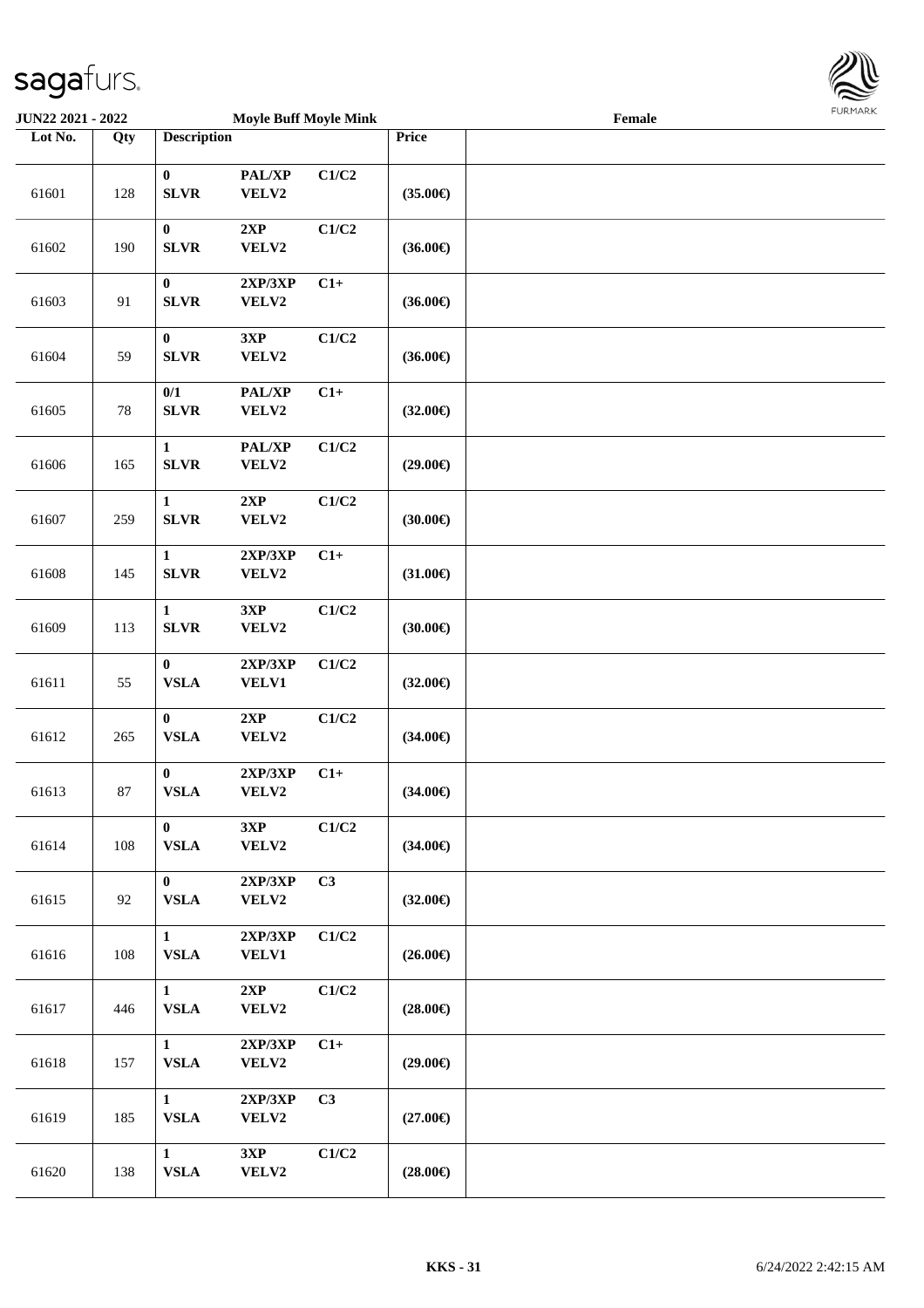**JUN22 2021 - 2022** **Moyle Buff Moyle Mink** **Female**

| Lot No. | Qty | Description | | | Price | |
|---|---|---|---|---|---|---|
| 61601 | 128 | 0 SLVR | PAL/XP VELV2 | C1/C2 | (35.00€) | |
| 61602 | 190 | 0 SLVR | 2XP VELV2 | C1/C2 | (36.00€) | |
| 61603 | 91 | 0 SLVR | 2XP/3XP VELV2 | C1+ | (36.00€) | |
| 61604 | 59 | 0 SLVR | 3XP VELV2 | C1/C2 | (36.00€) | |
| 61605 | 78 | 0/1 SLVR | PAL/XP VELV2 | C1+ | (32.00€) | |
| 61606 | 165 | 1 SLVR | PAL/XP VELV2 | C1/C2 | (29.00€) | |
| 61607 | 259 | 1 SLVR | 2XP VELV2 | C1/C2 | (30.00€) | |
| 61608 | 145 | 1 SLVR | 2XP/3XP VELV2 | C1+ | (31.00€) | |
| 61609 | 113 | 1 SLVR | 3XP VELV2 | C1/C2 | (30.00€) | |
| 61611 | 55 | 0 VSLA | 2XP/3XP VELV1 | C1/C2 | (32.00€) | |
| 61612 | 265 | 0 VSLA | 2XP VELV2 | C1/C2 | (34.00€) | |
| 61613 | 87 | 0 VSLA | 2XP/3XP VELV2 | C1+ | (34.00€) | |
| 61614 | 108 | 0 VSLA | 3XP VELV2 | C1/C2 | (34.00€) | |
| 61615 | 92 | 0 VSLA | 2XP/3XP VELV2 | C3 | (32.00€) | |
| 61616 | 108 | 1 VSLA | 2XP/3XP VELV1 | C1/C2 | (26.00€) | |
| 61617 | 446 | 1 VSLA | 2XP VELV2 | C1/C2 | (28.00€) | |
| 61618 | 157 | 1 VSLA | 2XP/3XP VELV2 | C1+ | (29.00€) | |
| 61619 | 185 | 1 VSLA | 2XP/3XP VELV2 | C3 | (27.00€) | |
| 61620 | 138 | 1 VSLA | 3XP VELV2 | C1/C2 | (28.00€) | |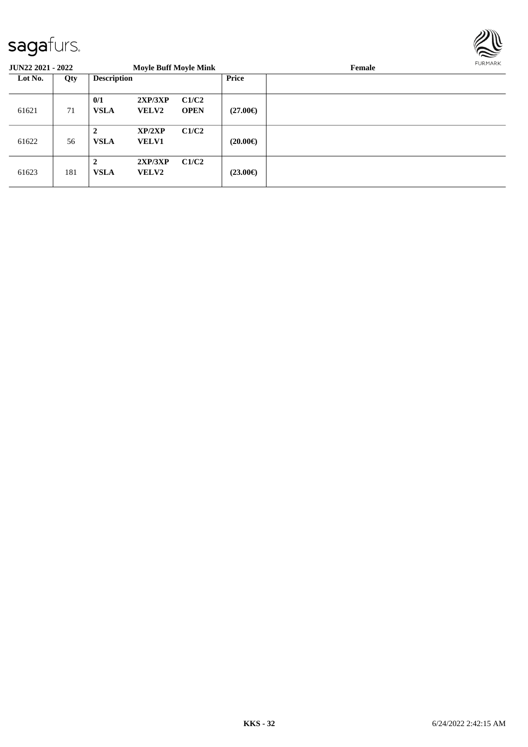**JUN22 2021 - 2022** **Moyle Buff Moyle Mink** **Female**

| Lot No. | Qty | Description | | | Price | |
|---|---|---|---|---|---|---|
| 61621 | 71 | **0/1 VSLA** | **2XP/3XP VELV2** | **C1/C2 OPEN** | **(27.00€)** | |
| 61622 | 56 | **2 VSLA** | **XP/2XP VELV1** | **C1/C2** | **(20.00€)** | |
| 61623 | 181 | **2 VSLA** | **2XP/3XP VELV2** | **C1/C2** | **(23.00€)** | |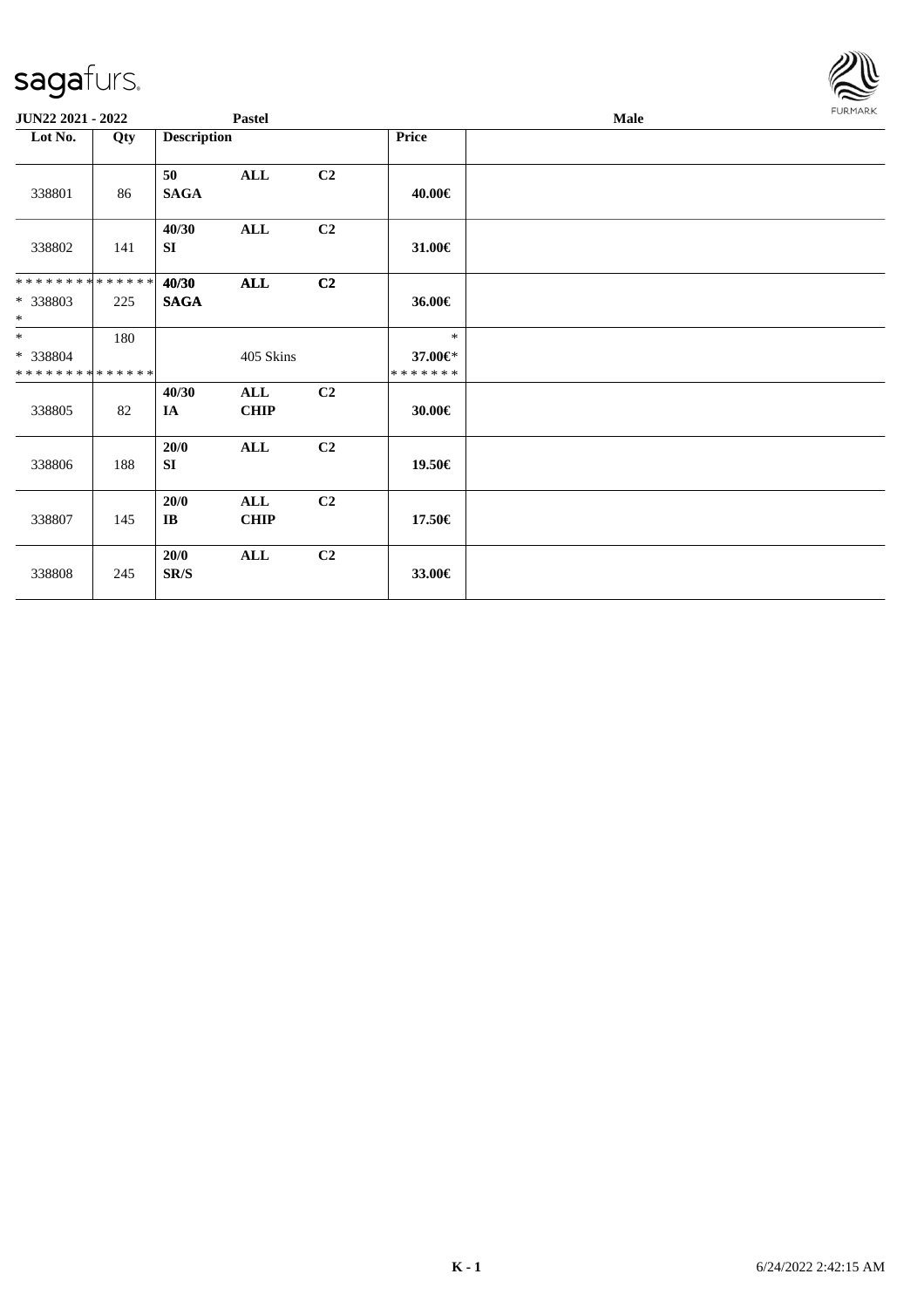**JUN22 2021 - 2022** **Pastel** **Male**

| Lot No. | Qty | Description | | | Price | |
|---|---|---|---|---|---|---|
| 338801 | 86 | **50** **SAGA** | **ALL** | **C2** | **40.00€** | |
| 338802 | 141 | **40/30** **SI** | **ALL** | **C2** | **31.00€** | |
| * * * * * * * * * * * * * * * 338803 * | 225 | **40/30** **SAGA** | **ALL** | **C2** | **36.00€** | |
| * * 338804 * * * * * * * * * * * * * * | 180 | | 405 Skins | | * **37.00€*** * * * * * * * | |
| 338805 | 82 | **40/30** **IA** | **ALL** **CHIP** | **C2** | **30.00€** | |
| 338806 | 188 | **20/0** **SI** | **ALL** | **C2** | **19.50€** | |
| 338807 | 145 | **20/0** **IB** | **ALL** **CHIP** | **C2** | **17.50€** | |
| 338808 | 245 | **20/0** **SR/S** | **ALL** | **C2** | **33.00€** | |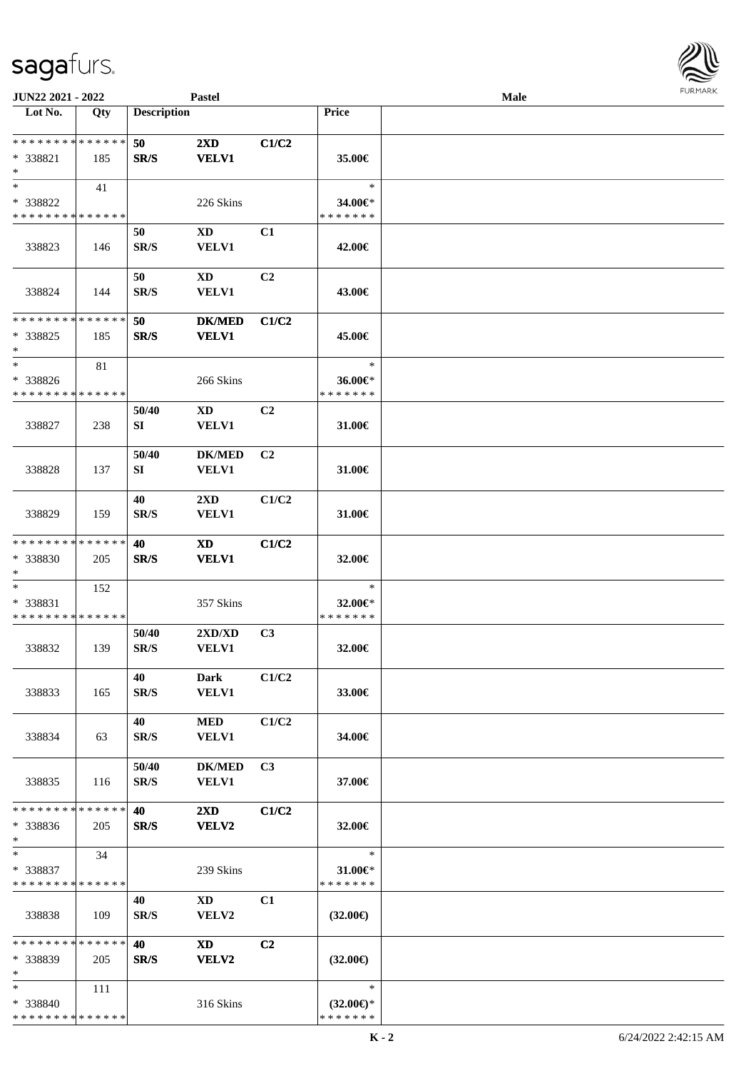JUN22 2021 - 2022 | Pastel | Male

| Lot No. | Qty | Description | | | Price | |
|---|---|---|---|---|---|---|
| * * * * * * * * * * * * * * | | 50 | 2XD | C1/C2 | | |
| * 338821 | 185 | SR/S | VELV1 | | 35.00€ | |
| * | | | | | | |
| * | 41 | | | | * | |
| * 338822 | | | 226 Skins | | 34.00€* | |
| * * * * * * * * * * * * * * | | | | | * * * * * * * | |
| | | 50 | XD | C1 | | |
| 338823 | 146 | SR/S | VELV1 | | 42.00€ | |
| | | 50 | XD | C2 | | |
| 338824 | 144 | SR/S | VELV1 | | 43.00€ | |
| * * * * * * * * * * * * * * | | 50 | DK/MED | C1/C2 | | |
| * 338825 | 185 | SR/S | VELV1 | | 45.00€ | |
| * | | | | | | |
| * | 81 | | | | * | |
| * 338826 | | | 266 Skins | | 36.00€* | |
| * * * * * * * * * * * * * * | | | | | * * * * * * * | |
| | | 50/40 | XD | C2 | | |
| 338827 | 238 | SI | VELV1 | | 31.00€ | |
| | | 50/40 | DK/MED | C2 | | |
| 338828 | 137 | SI | VELV1 | | 31.00€ | |
| | | 40 | 2XD | C1/C2 | | |
| 338829 | 159 | SR/S | VELV1 | | 31.00€ | |
| * * * * * * * * * * * * * * | | 40 | XD | C1/C2 | | |
| * 338830 | 205 | SR/S | VELV1 | | 32.00€ | |
| * | | | | | | |
| * | 152 | | | | * | |
| * 338831 | | | 357 Skins | | 32.00€* | |
| * * * * * * * * * * * * * * | | | | | * * * * * * * | |
| | | 50/40 | 2XD/XD | C3 | | |
| 338832 | 139 | SR/S | VELV1 | | 32.00€ | |
| | | 40 | Dark | C1/C2 | | |
| 338833 | 165 | SR/S | VELV1 | | 33.00€ | |
| | | 40 | MED | C1/C2 | | |
| 338834 | 63 | SR/S | VELV1 | | 34.00€ | |
| | | 50/40 | DK/MED | C3 | | |
| 338835 | 116 | SR/S | VELV1 | | 37.00€ | |
| * * * * * * * * * * * * * * | | 40 | 2XD | C1/C2 | | |
| * 338836 | 205 | SR/S | VELV2 | | 32.00€ | |
| * | | | | | | |
| * | 34 | | | | * | |
| * 338837 | | | 239 Skins | | 31.00€* | |
| * * * * * * * * * * * * * * | | | | | * * * * * * * | |
| | | 40 | XD | C1 | | |
| 338838 | 109 | SR/S | VELV2 | | (32.00€) | |
| * * * * * * * * * * * * * * | | 40 | XD | C2 | | |
| * 338839 | 205 | SR/S | VELV2 | | (32.00€) | |
| * | | | | | | |
| * | 111 | | | | * | |
| * 338840 | | | 316 Skins | | (32.00€)* | |
| * * * * * * * * * * * * * * | | | | | * * * * * * * | |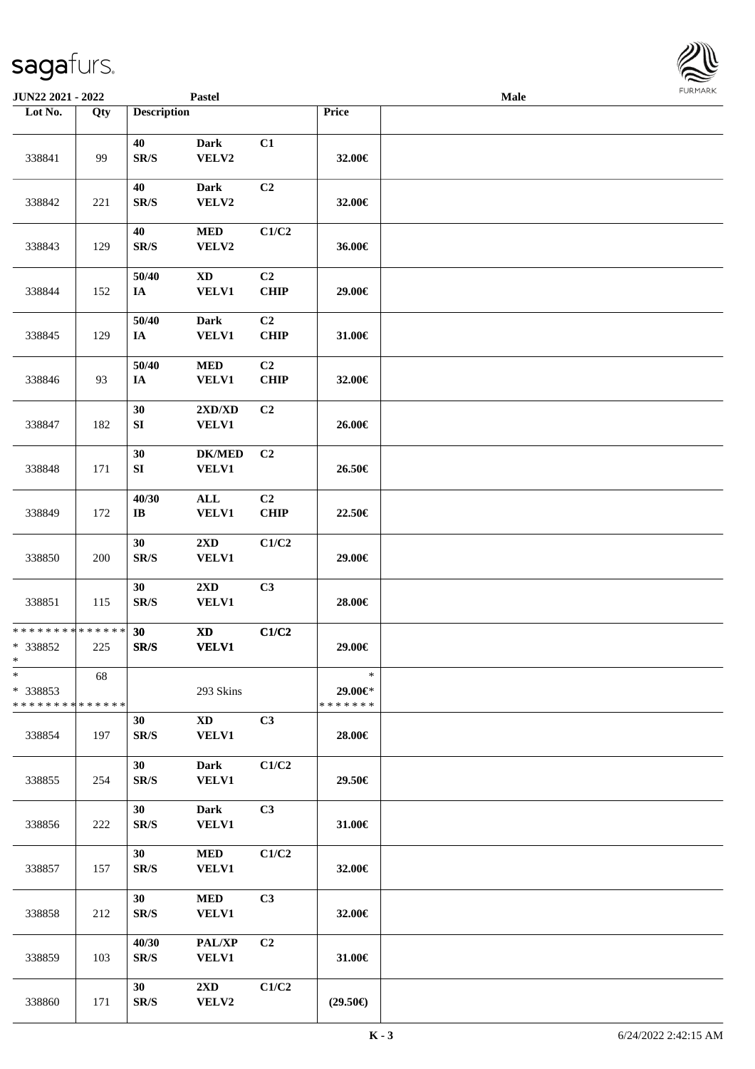**JUN22 2021 - 2022** **Pastel** **Male**

| Lot No. | Qty | Description | | | Price | |
|---|---|---|---|---|---|---|
| 338841 | 99 | 40 SR/S | Dark VELV2 | C1 | 32.00€ | |
| 338842 | 221 | 40 SR/S | Dark VELV2 | C2 | 32.00€ | |
| 338843 | 129 | 40 SR/S | MED VELV2 | C1/C2 | 36.00€ | |
| 338844 | 152 | 50/40 IA | XD VELV1 | C2 CHIP | 29.00€ | |
| 338845 | 129 | 50/40 IA | Dark VELV1 | C2 CHIP | 31.00€ | |
| 338846 | 93 | 50/40 IA | MED VELV1 | C2 CHIP | 32.00€ | |
| 338847 | 182 | 30 SI | 2XD/XD VELV1 | C2 | 26.00€ | |
| 338848 | 171 | 30 SI | DK/MED VELV1 | C2 | 26.50€ | |
| 338849 | 172 | 40/30 IB | ALL VELV1 | C2 CHIP | 22.50€ | |
| 338850 | 200 | 30 SR/S | 2XD VELV1 | C1/C2 | 29.00€ | |
| 338851 | 115 | 30 SR/S | 2XD VELV1 | C3 | 28.00€ | |
| * * * * * * * * * * * * * * * 338852 * | 225 | 30 SR/S | XD VELV1 | C1/C2 | 29.00€ | |
| * * 338853 * * * * * * * * * * * * * * | 68 | | 293 Skins | | * 29.00€* * * * * * * * | |
| 338854 | 197 | 30 SR/S | XD VELV1 | C3 | 28.00€ | |
| 338855 | 254 | 30 SR/S | Dark VELV1 | C1/C2 | 29.50€ | |
| 338856 | 222 | 30 SR/S | Dark VELV1 | C3 | 31.00€ | |
| 338857 | 157 | 30 SR/S | MED VELV1 | C1/C2 | 32.00€ | |
| 338858 | 212 | 30 SR/S | MED VELV1 | C3 | 32.00€ | |
| 338859 | 103 | 40/30 SR/S | PAL/XP VELV1 | C2 | 31.00€ | |
| 338860 | 171 | 30 SR/S | 2XD VELV2 | C1/C2 | (29.50€) | |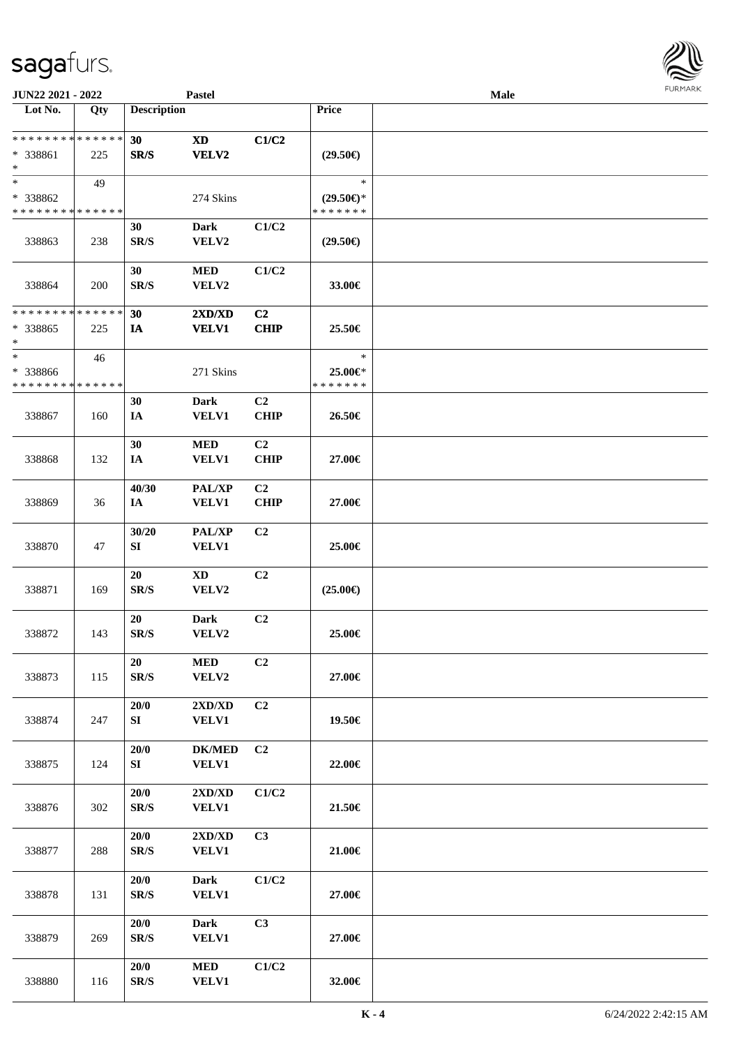| Lot No. | Qty | Description | | | Price |
|---|---|---|---|---|---|
| * * * * * * * * * * * * * * <br>* 338861<br>* | 225 | 30<br>SR/S | XD<br>VELV2 | C1/C2 | (29.50€) |
| * <br>* 338862<br>* * * * * * * * * * * * * * | 49 | | 274 Skins | | *<br>(29.50€)*<br>* * * * * * * |
| 338863 | 238 | 30<br>SR/S | Dark<br>VELV2 | C1/C2 | (29.50€) |
| 338864 | 200 | 30<br>SR/S | MED<br>VELV2 | C1/C2 | 33.00€ |
| * * * * * * * * * * * * * * <br>* 338865<br>* | 225 | 30<br>IA | 2XD/XD<br>VELV1 | C2<br>CHIP | 25.50€ |
| * <br>* 338866<br>* * * * * * * * * * * * * * | 46 | | 271 Skins | | *<br>25.00€*<br>* * * * * * * |
| 338867 | 160 | 30<br>IA | Dark<br>VELV1 | C2<br>CHIP | 26.50€ |
| 338868 | 132 | 30<br>IA | MED<br>VELV1 | C2<br>CHIP | 27.00€ |
| 338869 | 36 | 40/30<br>IA | PAL/XP<br>VELV1 | C2<br>CHIP | 27.00€ |
| 338870 | 47 | 30/20<br>SI | PAL/XP<br>VELV1 | C2 | 25.00€ |
| 338871 | 169 | 20<br>SR/S | XD<br>VELV2 | C2 | (25.00€) |
| 338872 | 143 | 20<br>SR/S | Dark<br>VELV2 | C2 | 25.00€ |
| 338873 | 115 | 20<br>SR/S | MED<br>VELV2 | C2 | 27.00€ |
| 338874 | 247 | 20/0<br>SI | 2XD/XD<br>VELV1 | C2 | 19.50€ |
| 338875 | 124 | 20/0<br>SI | DK/MED<br>VELV1 | C2 | 22.00€ |
| 338876 | 302 | 20/0<br>SR/S | 2XD/XD<br>VELV1 | C1/C2 | 21.50€ |
| 338877 | 288 | 20/0<br>SR/S | 2XD/XD<br>VELV1 | C3 | 21.00€ |
| 338878 | 131 | 20/0<br>SR/S | Dark<br>VELV1 | C1/C2 | 27.00€ |
| 338879 | 269 | 20/0<br>SR/S | Dark<br>VELV1 | C3 | 27.00€ |
| 338880 | 116 | 20/0<br>SR/S | MED<br>VELV1 | C1/C2 | 32.00€ |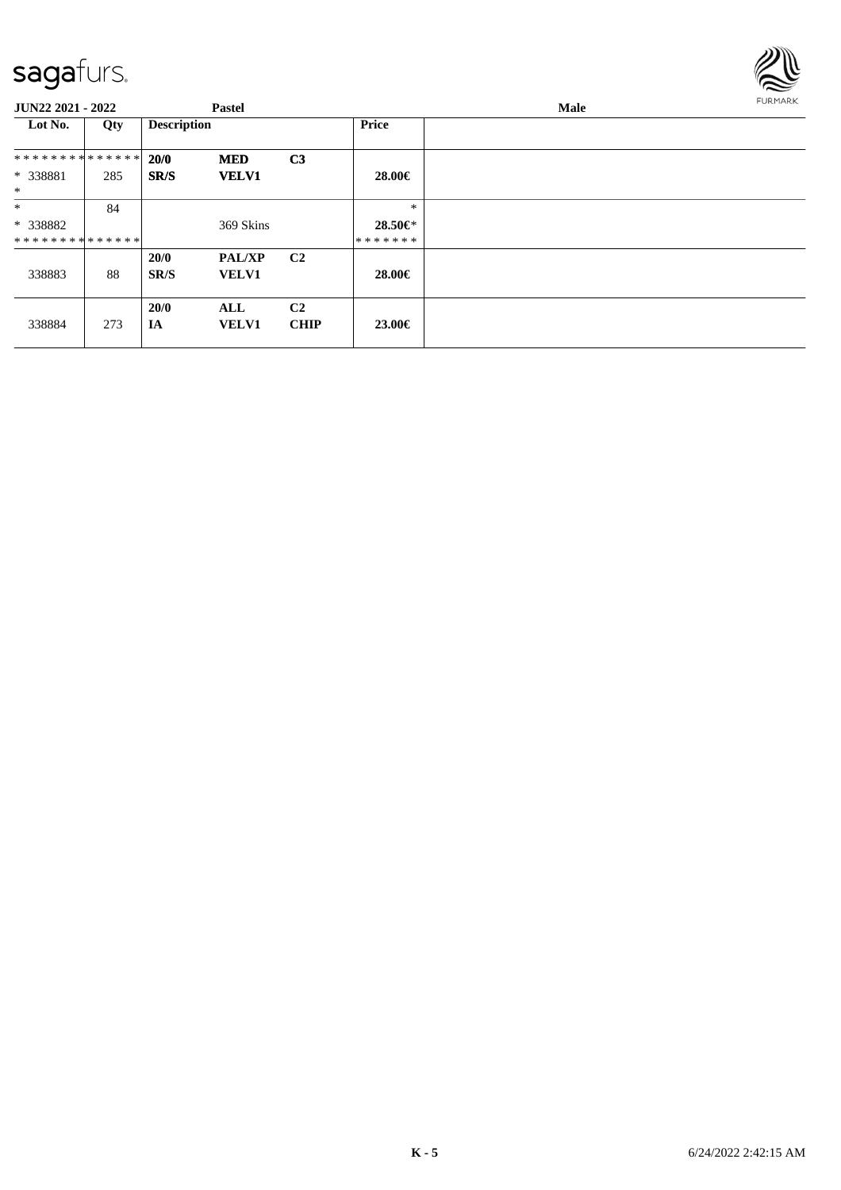# sagafurs.

**JUN22 2021 - 2022** **Pastel** **Male**

| Lot No. | Qty | Description | | | Price | |
|---|---|---|---|---|---|---|
| ************** | | **20/0** | **MED** | **C3** | | |
| * 338881 | 285 | **SR/S** | **VELV1** | | **28.00€** | |
| * | | | | | | |
| * | 84 | | | | * | |
| * 338882 | | | 369 Skins | | **28.50€*** | |
| ************** | | | | | ******* | |
| | | **20/0** | **PAL/XP** | **C2** | | |
| 338883 | 88 | **SR/S** | **VELV1** | | **28.00€** | |
| | | **20/0** | **ALL** | **C2** | | |
| 338884 | 273 | **IA** | **VELV1** | **CHIP** | **23.00€** | |

**K - 5** 6/24/2022 2:42:15 AM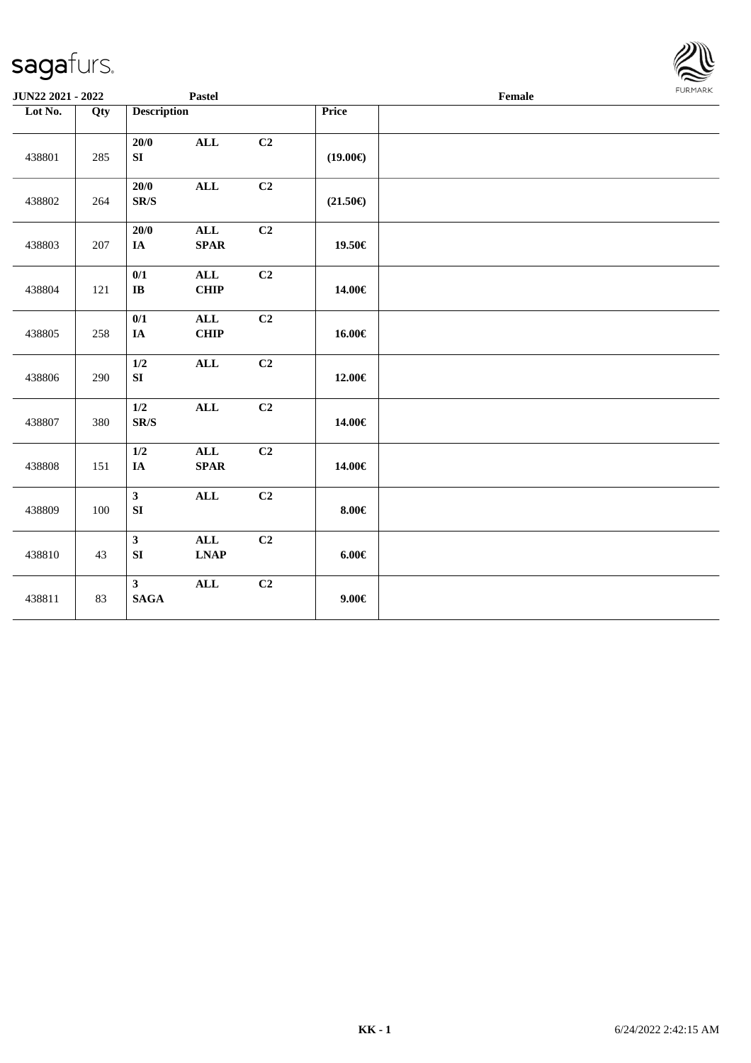**JUN22 2021 - 2022** | **Pastel** | **Female**

| Lot No. | Qty | Description | | | Price | |
|---|---|---|---|---|---|---|
| 438801 | 285 | 20/0 SI | ALL | C2 | (19.00€) | |
| 438802 | 264 | 20/0 SR/S | ALL | C2 | (21.50€) | |
| 438803 | 207 | 20/0 IA | ALL SPAR | C2 | 19.50€ | |
| 438804 | 121 | 0/1 IB | ALL CHIP | C2 | 14.00€ | |
| 438805 | 258 | 0/1 IA | ALL CHIP | C2 | 16.00€ | |
| 438806 | 290 | 1/2 SI | ALL | C2 | 12.00€ | |
| 438807 | 380 | 1/2 SR/S | ALL | C2 | 14.00€ | |
| 438808 | 151 | 1/2 IA | ALL SPAR | C2 | 14.00€ | |
| 438809 | 100 | 3 SI | ALL | C2 | 8.00€ | |
| 438810 | 43 | 3 SI | ALL LNAP | C2 | 6.00€ | |
| 438811 | 83 | 3 SAGA | ALL | C2 | 9.00€ | |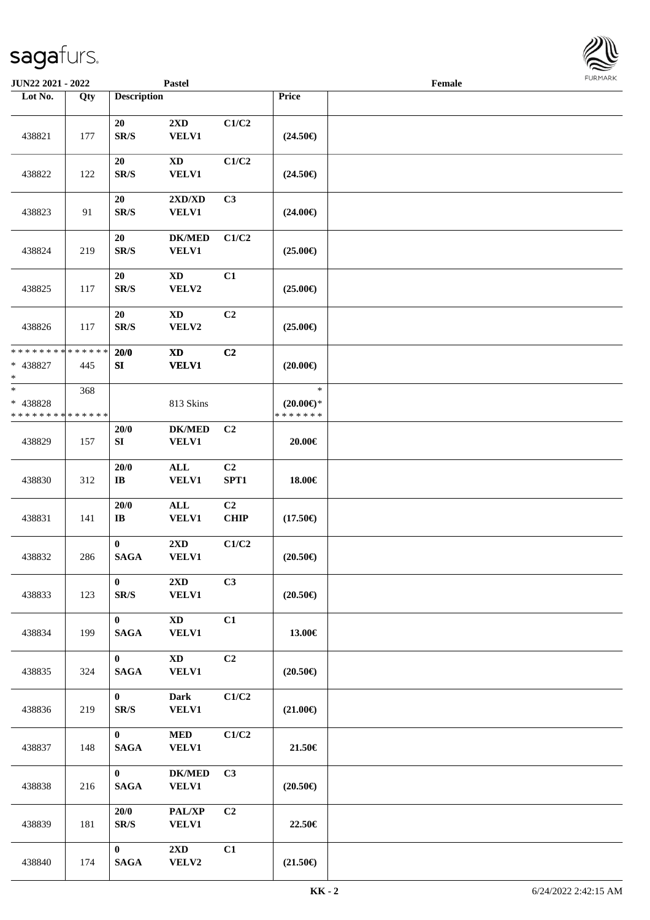JUN22 2021 - 2022 | Pastel | Female

| Lot No. | Qty | Description | | | Price | |
|---|---|---|---|---|---|---|
| 438821 | 177 | 20 SR/S | 2XD VELV1 | C1/C2 | (24.50€) | |
| 438822 | 122 | 20 SR/S | XD VELV1 | C1/C2 | (24.50€) | |
| 438823 | 91 | 20 SR/S | 2XD/XD VELV1 | C3 | (24.00€) | |
| 438824 | 219 | 20 SR/S | DK/MED VELV1 | C1/C2 | (25.00€) | |
| 438825 | 117 | 20 SR/S | XD VELV2 | C1 | (25.00€) | |
| 438826 | 117 | 20 SR/S | XD VELV2 | C2 | (25.00€) | |
| * * * * * * * * * * * * * * * 438827 * | 445 | 20/0 SI | XD VELV1 | C2 | (20.00€) | |
| * * 438828 * * * * * * * * * * * * * * | 368 | | 813 Skins | | * (20.00€)* * * * * * * * | |
| 438829 | 157 | 20/0 SI | DK/MED VELV1 | C2 | 20.00€ | |
| 438830 | 312 | 20/0 IB | ALL VELV1 | C2 SPT1 | 18.00€ | |
| 438831 | 141 | 20/0 IB | ALL VELV1 | C2 CHIP | (17.50€) | |
| 438832 | 286 | 0 SAGA | 2XD VELV1 | C1/C2 | (20.50€) | |
| 438833 | 123 | 0 SR/S | 2XD VELV1 | C3 | (20.50€) | |
| 438834 | 199 | 0 SAGA | XD VELV1 | C1 | 13.00€ | |
| 438835 | 324 | 0 SAGA | XD VELV1 | C2 | (20.50€) | |
| 438836 | 219 | 0 SR/S | Dark VELV1 | C1/C2 | (21.00€) | |
| 438837 | 148 | 0 SAGA | MED VELV1 | C1/C2 | 21.50€ | |
| 438838 | 216 | 0 SAGA | DK/MED VELV1 | C3 | (20.50€) | |
| 438839 | 181 | 20/0 SR/S | PAL/XP VELV1 | C2 | 22.50€ | |
| 438840 | 174 | 0 SAGA | 2XD VELV2 | C1 | (21.50€) | |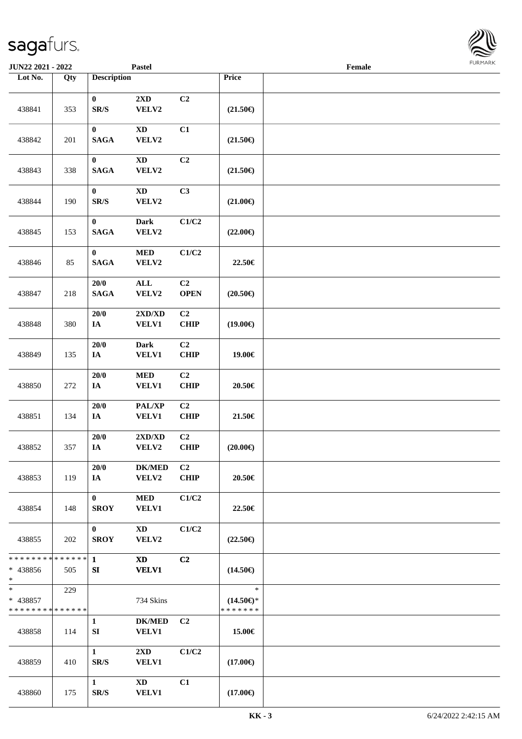JUN22 2021 - 2022 | Pastel | Female

| Lot No. | Qty | Description | | | Price | |
|---|---|---|---|---|---|---|
| 438841 | 353 | 0 SR/S | 2XD VELV2 | C2 | (21.50€) | |
| 438842 | 201 | 0 SAGA | XD VELV2 | C1 | (21.50€) | |
| 438843 | 338 | 0 SAGA | XD VELV2 | C2 | (21.50€) | |
| 438844 | 190 | 0 SR/S | XD VELV2 | C3 | (21.00€) | |
| 438845 | 153 | 0 SAGA | Dark VELV2 | C1/C2 | (22.00€) | |
| 438846 | 85 | 0 SAGA | MED VELV2 | C1/C2 | 22.50€ | |
| 438847 | 218 | 20/0 SAGA | ALL VELV2 | C2 OPEN | (20.50€) | |
| 438848 | 380 | 20/0 IA | 2XD/XD VELV1 | C2 CHIP | (19.00€) | |
| 438849 | 135 | 20/0 IA | Dark VELV1 | C2 CHIP | 19.00€ | |
| 438850 | 272 | 20/0 IA | MED VELV1 | C2 CHIP | 20.50€ | |
| 438851 | 134 | 20/0 IA | PAL/XP VELV1 | C2 CHIP | 21.50€ | |
| 438852 | 357 | 20/0 IA | 2XD/XD VELV2 | C2 CHIP | (20.00€) | |
| 438853 | 119 | 20/0 IA | DK/MED VELV2 | C2 CHIP | 20.50€ | |
| 438854 | 148 | 0 SROY | MED VELV1 | C1/C2 | 22.50€ | |
| 438855 | 202 | 0 SROY | XD VELV2 | C1/C2 | (22.50€) | |
| * * * * * * * * * * * * * * * 438856 * | 505 | 1 SI | XD VELV1 | C2 | (14.50€) | |
| * * 438857 * * * * * * * * * * * * * * | 229 | | 734 Skins | | * (14.50€)* * * * * * * * | |
| 438858 | 114 | 1 SI | DK/MED VELV1 | C2 | 15.00€ | |
| 438859 | 410 | 1 SR/S | 2XD VELV1 | C1/C2 | (17.00€) | |
| 438860 | 175 | 1 SR/S | XD VELV1 | C1 | (17.00€) | |

KK - 3 | 6/24/2022 2:42:15 AM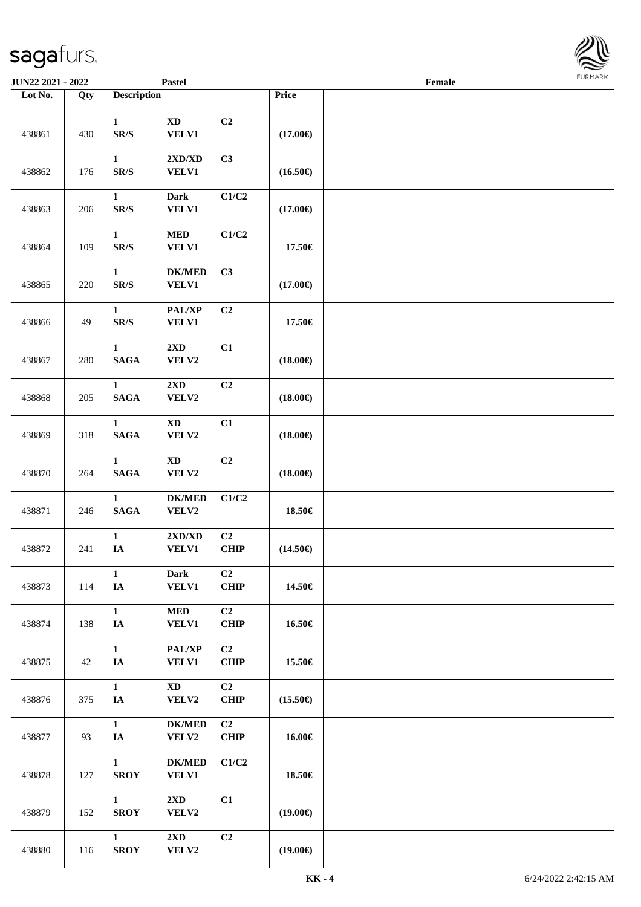| Lot No. | Qty | Description | | | Price | |
|---|---|---|---|---|---|---|
| 438861 | 430 | 1 SR/S | XD VELV1 | C2 | (17.00€) | |
| 438862 | 176 | 1 SR/S | 2XD/XD VELV1 | C3 | (16.50€) | |
| 438863 | 206 | 1 SR/S | Dark VELV1 | C1/C2 | (17.00€) | |
| 438864 | 109 | 1 SR/S | MED VELV1 | C1/C2 | 17.50€ | |
| 438865 | 220 | 1 SR/S | DK/MED VELV1 | C3 | (17.00€) | |
| 438866 | 49 | 1 SR/S | PAL/XP VELV1 | C2 | 17.50€ | |
| 438867 | 280 | 1 SAGA | 2XD VELV2 | C1 | (18.00€) | |
| 438868 | 205 | 1 SAGA | 2XD VELV2 | C2 | (18.00€) | |
| 438869 | 318 | 1 SAGA | XD VELV2 | C1 | (18.00€) | |
| 438870 | 264 | 1 SAGA | XD VELV2 | C2 | (18.00€) | |
| 438871 | 246 | 1 SAGA | DK/MED VELV2 | C1/C2 | 18.50€ | |
| 438872 | 241 | 1 IA | 2XD/XD VELV1 | C2 CHIP | (14.50€) | |
| 438873 | 114 | 1 IA | Dark VELV1 | C2 CHIP | 14.50€ | |
| 438874 | 138 | 1 IA | MED VELV1 | C2 CHIP | 16.50€ | |
| 438875 | 42 | 1 IA | PAL/XP VELV1 | C2 CHIP | 15.50€ | |
| 438876 | 375 | 1 IA | XD VELV2 | C2 CHIP | (15.50€) | |
| 438877 | 93 | 1 IA | DK/MED VELV2 | C2 CHIP | 16.00€ | |
| 438878 | 127 | 1 SROY | DK/MED VELV1 | C1/C2 | 18.50€ | |
| 438879 | 152 | 1 SROY | 2XD VELV2 | C1 | (19.00€) | |
| 438880 | 116 | 1 SROY | 2XD VELV2 | C2 | (19.00€) | |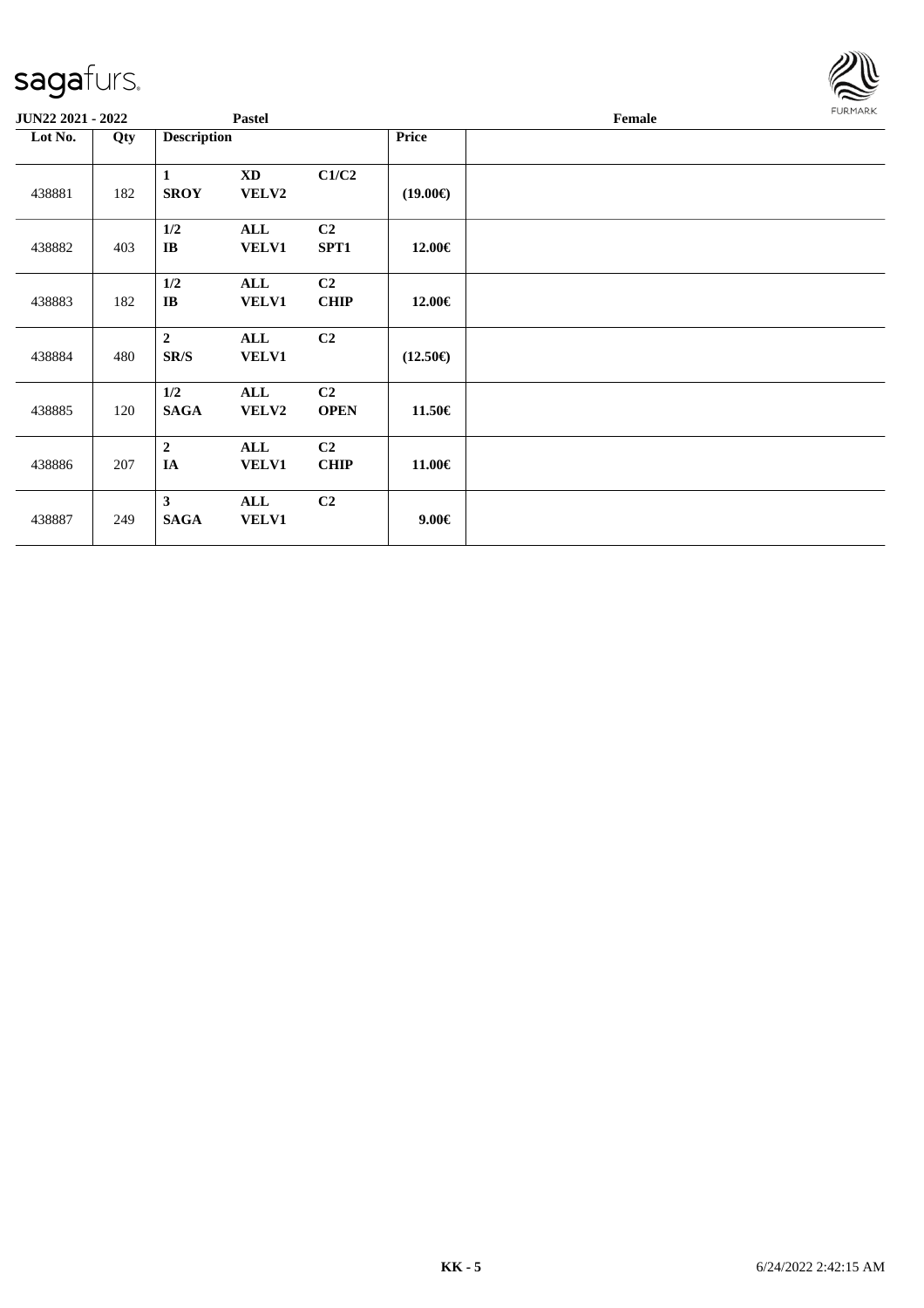| Lot No. | Qty | Description | | | Price | |
|---|---|---|---|---|---|---|
| 438881 | 182 | 1 SROY | XD VELV2 | C1/C2 | (19.00€) | |
| 438882 | 403 | 1/2 IB | ALL VELV1 | C2 SPT1 | 12.00€ | |
| 438883 | 182 | 1/2 IB | ALL VELV1 | C2 CHIP | 12.00€ | |
| 438884 | 480 | 2 SR/S | ALL VELV1 | C2 | (12.50€) | |
| 438885 | 120 | 1/2 SAGA | ALL VELV2 | C2 OPEN | 11.50€ | |
| 438886 | 207 | 2 IA | ALL VELV1 | C2 CHIP | 11.00€ | |
| 438887 | 249 | 3 SAGA | ALL VELV1 | C2 | 9.00€ | |